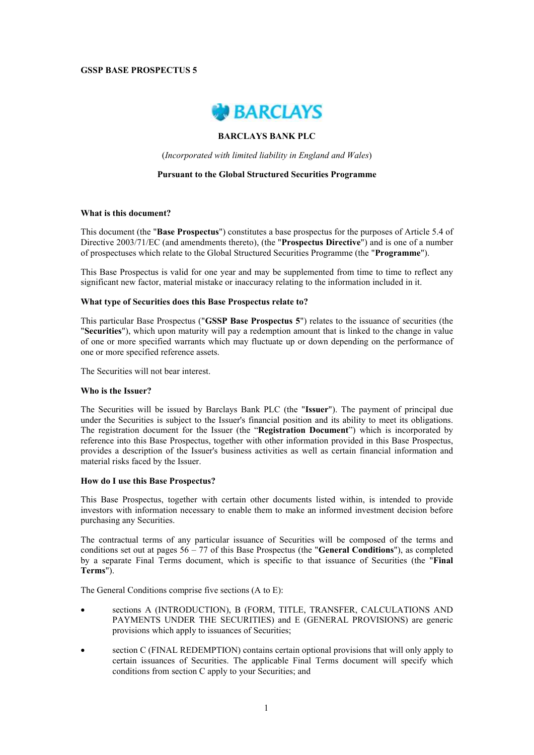**GSSP BASE PROSPECTUS 5**

**BARCLAYS**

**BARCLAYS BANK PLC**

(*Incorporated with limited liability in England and Wales*)

**Pursuant to the Global Structured Securities Programme**

**What is this document?**

This document (the "**Base Prospectus**") constitutes a base prospectus for the purposes of Article 5.4 of Directive 2003/71/EC (and amendments thereto), (the "**Prospectus Directive**") and is one of a number of prospectuses which relate to the Global Structured Securities Programme (the "**Programme**").

This Base Prospectus is valid for one year and may be supplemented from time to time to reflect any significant new factor, material mistake or inaccuracy relating to the information included in it.

**What type of Securities does this Base Prospectus relate to?**

This particular Base Prospectus ("**GSSP Base Prospectus 5**") relates to the issuance of securities (the "**Securities**"), which upon maturity will pay a redemption amount that is linked to the change in value of one or more specified warrants which may fluctuate up or down depending on the performance of one or more specified reference assets.

The Securities will not bear interest.

**Who is the Issuer?**

The Securities will be issued by Barclays Bank PLC (the "**Issuer**"). The payment of principal due under the Securities is subject to the Issuer's financial position and its ability to meet its obligations. The registration document for the Issuer (the "**Registration Document**") which is incorporated by reference into this Base Prospectus, together with other information provided in this Base Prospectus, provides a description of the Issuer's business activities as well as certain financial information and material risks faced by the Issuer.

**How do I use this Base Prospectus?**

This Base Prospectus, together with certain other documents listed within, is intended to provide investors with information necessary to enable them to make an informed investment decision before purchasing any Securities.

The contractual terms of any particular issuance of Securities will be composed of the terms and conditions set out at pages 56 – 77 of this Base Prospectus (the "**General Conditions**"), as completed by a separate Final Terms document, which is specific to that issuance of Securities (the "**Final Terms**").

The General Conditions comprise five sections (A to E):

- sections A (INTRODUCTION), B (FORM, TITLE, TRANSFER, CALCULATIONS AND PAYMENTS UNDER THE SECURITIES) and E (GENERAL PROVISIONS) are generic provisions which apply to issuances of Securities;
- section C (FINAL REDEMPTION) contains certain optional provisions that will only apply to certain issuances of Securities. The applicable Final Terms document will specify which conditions from section C apply to your Securities; and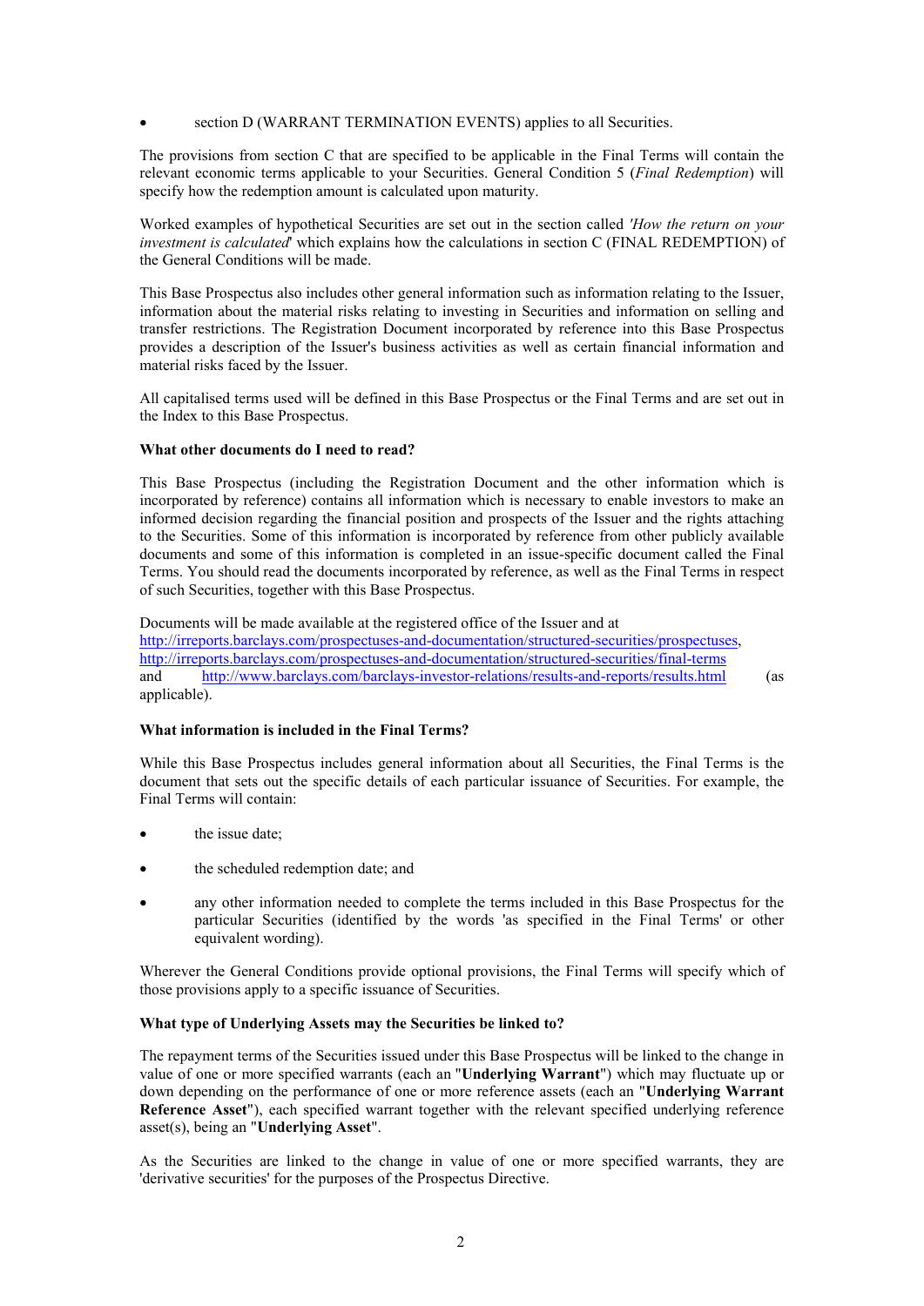- section D (WARRANT TERMINATION EVENTS) applies to all Securities.

The provisions from section C that are specified to be applicable in the Final Terms will contain the relevant economic terms applicable to your Securities. General Condition 5 (*Final Redemption*) will specify how the redemption amount is calculated upon maturity.

Worked examples of hypothetical Securities are set out in the section called *'How the return on your investment is calculated*' which explains how the calculations in section C (FINAL REDEMPTION) of the General Conditions will be made.

This Base Prospectus also includes other general information such as information relating to the Issuer, information about the material risks relating to investing in Securities and information on selling and transfer restrictions. The Registration Document incorporated by reference into this Base Prospectus provides a description of the Issuer's business activities as well as certain financial information and material risks faced by the Issuer.

All capitalised terms used will be defined in this Base Prospectus or the Final Terms and are set out in the Index to this Base Prospectus.

**What other documents do I need to read?**

This Base Prospectus (including the Registration Document and the other information which is incorporated by reference) contains all information which is necessary to enable investors to make an informed decision regarding the financial position and prospects of the Issuer and the rights attaching to the Securities. Some of this information is incorporated by reference from other publicly available documents and some of this information is completed in an issue-specific document called the Final Terms. You should read the documents incorporated by reference, as well as the Final Terms in respect of such Securities, together with this Base Prospectus.

Documents will be made available at the registered office of the Issuer and at http://irreports.barclays.com/prospectuses-and-documentation/structured-securities/prospectuses, http://irreports.barclays.com/prospectuses-and-documentation/structured-securities/final-terms and http://www.barclays.com/barclays-investor-relations/results-and-reports/results.html (as applicable).

**What information is included in the Final Terms?**

While this Base Prospectus includes general information about all Securities, the Final Terms is the document that sets out the specific details of each particular issuance of Securities. For example, the Final Terms will contain:

- the issue date;
- the scheduled redemption date; and
- any other information needed to complete the terms included in this Base Prospectus for the particular Securities (identified by the words 'as specified in the Final Terms' or other equivalent wording).

Wherever the General Conditions provide optional provisions, the Final Terms will specify which of those provisions apply to a specific issuance of Securities.

**What type of Underlying Assets may the Securities be linked to?**

The repayment terms of the Securities issued under this Base Prospectus will be linked to the change in value of one or more specified warrants (each an "**Underlying Warrant**") which may fluctuate up or down depending on the performance of one or more reference assets (each an "**Underlying Warrant Reference Asset**"), each specified warrant together with the relevant specified underlying reference asset(s), being an "**Underlying Asset**".

As the Securities are linked to the change in value of one or more specified warrants, they are 'derivative securities' for the purposes of the Prospectus Directive.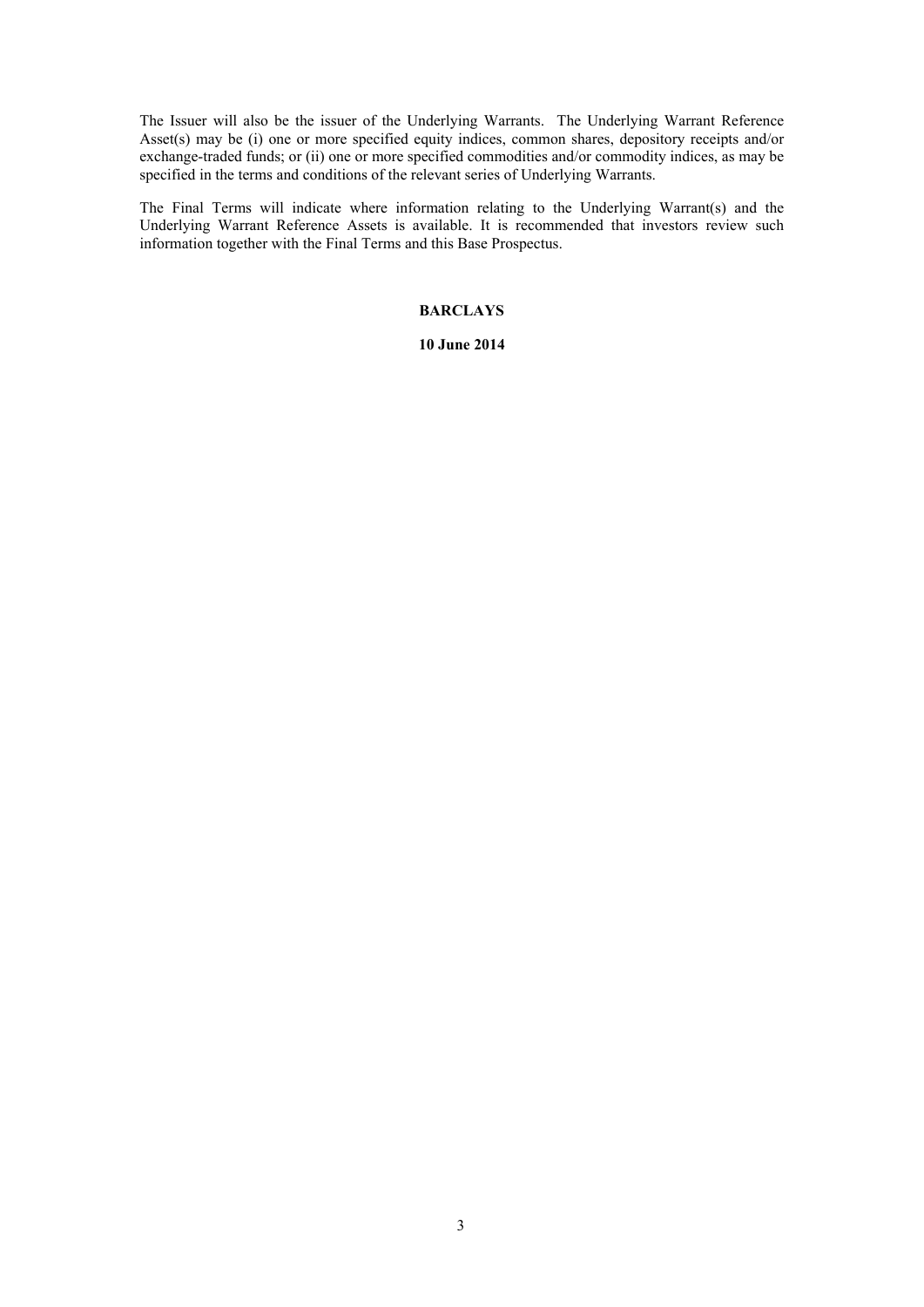The Issuer will also be the issuer of the Underlying Warrants. The Underlying Warrant Reference Asset(s) may be (i) one or more specified equity indices, common shares, depository receipts and/or exchange-traded funds; or (ii) one or more specified commodities and/or commodity indices, as may be specified in the terms and conditions of the relevant series of Underlying Warrants.

The Final Terms will indicate where information relating to the Underlying Warrant(s) and the Underlying Warrant Reference Assets is available. It is recommended that investors review such information together with the Final Terms and this Base Prospectus.

**BARCLAYS**

**10 June 2014**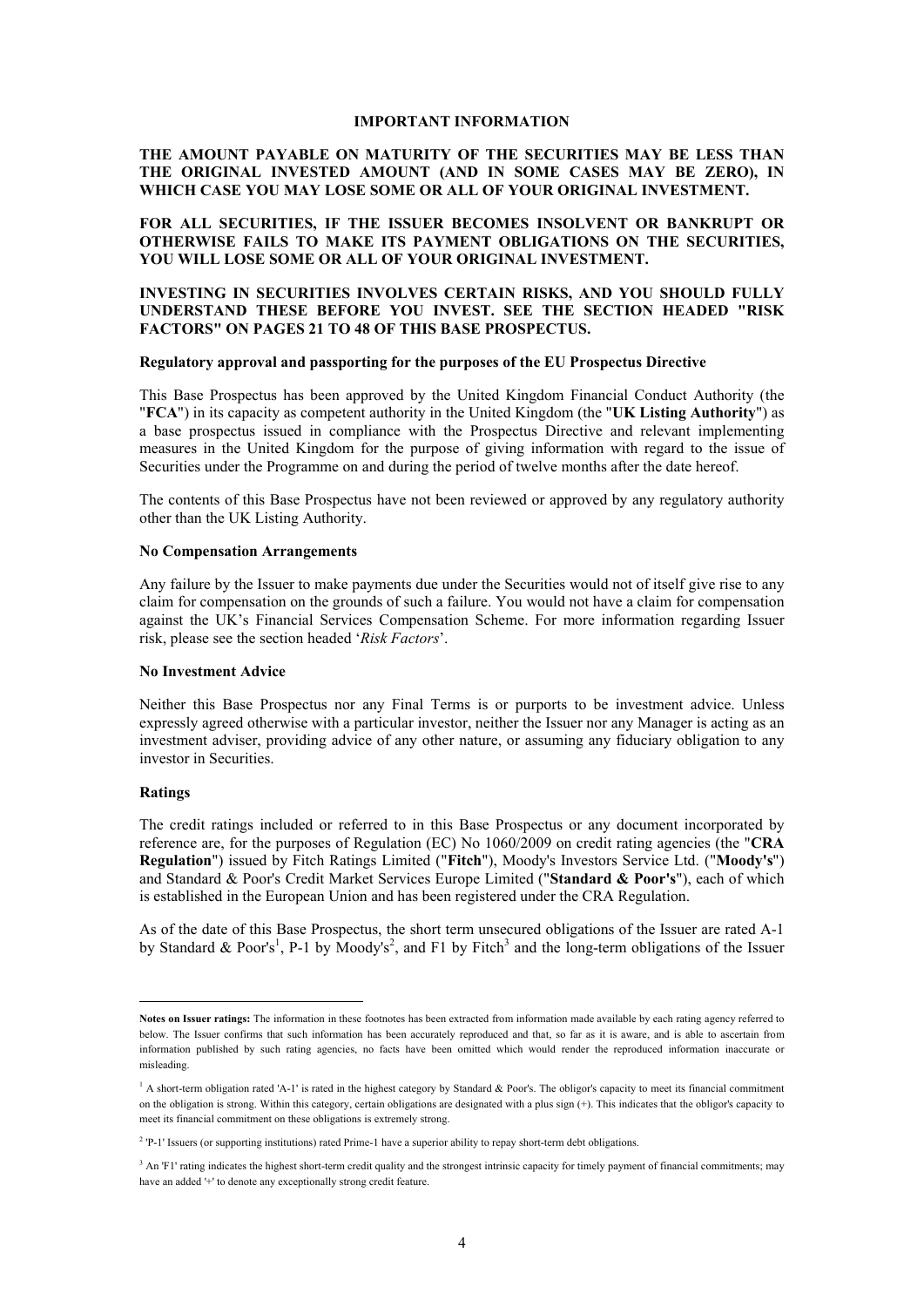## IMPORTANT INFORMATION

**THE AMOUNT PAYABLE ON MATURITY OF THE SECURITIES MAY BE LESS THAN THE ORIGINAL INVESTED AMOUNT (AND IN SOME CASES MAY BE ZERO), IN WHICH CASE YOU MAY LOSE SOME OR ALL OF YOUR ORIGINAL INVESTMENT.**

**FOR ALL SECURITIES, IF THE ISSUER BECOMES INSOLVENT OR BANKRUPT OR OTHERWISE FAILS TO MAKE ITS PAYMENT OBLIGATIONS ON THE SECURITIES, YOU WILL LOSE SOME OR ALL OF YOUR ORIGINAL INVESTMENT.**

**INVESTING IN SECURITIES INVOLVES CERTAIN RISKS, AND YOU SHOULD FULLY UNDERSTAND THESE BEFORE YOU INVEST. SEE THE SECTION HEADED "RISK FACTORS" ON PAGES 21 TO 48 OF THIS BASE PROSPECTUS.**

### Regulatory approval and passporting for the purposes of the EU Prospectus Directive

This Base Prospectus has been approved by the United Kingdom Financial Conduct Authority (the "**FCA**") in its capacity as competent authority in the United Kingdom (the "**UK Listing Authority**") as a base prospectus issued in compliance with the Prospectus Directive and relevant implementing measures in the United Kingdom for the purpose of giving information with regard to the issue of Securities under the Programme on and during the period of twelve months after the date hereof.

The contents of this Base Prospectus have not been reviewed or approved by any regulatory authority other than the UK Listing Authority.

### No Compensation Arrangements

Any failure by the Issuer to make payments due under the Securities would not of itself give rise to any claim for compensation on the grounds of such a failure. You would not have a claim for compensation against the UK's Financial Services Compensation Scheme. For more information regarding Issuer risk, please see the section headed '*Risk Factors*'.

### No Investment Advice

Neither this Base Prospectus nor any Final Terms is or purports to be investment advice. Unless expressly agreed otherwise with a particular investor, neither the Issuer nor any Manager is acting as an investment adviser, providing advice of any other nature, or assuming any fiduciary obligation to any investor in Securities.

### Ratings

The credit ratings included or referred to in this Base Prospectus or any document incorporated by reference are, for the purposes of Regulation (EC) No 1060/2009 on credit rating agencies (the "**CRA Regulation**") issued by Fitch Ratings Limited ("**Fitch**"), Moody's Investors Service Ltd. ("**Moody's**") and Standard & Poor's Credit Market Services Europe Limited ("**Standard & Poor's**"), each of which is established in the European Union and has been registered under the CRA Regulation.

As of the date of this Base Prospectus, the short term unsecured obligations of the Issuer are rated A-1 by Standard & Poor's[1], P-1 by Moody's[2], and F1 by Fitch[3] and the long-term obligations of the Issuer

---

**Notes on Issuer ratings:** The information in these footnotes has been extracted from information made available by each rating agency referred to below. The Issuer confirms that such information has been accurately reproduced and that, so far as it is aware, and is able to ascertain from information published by such rating agencies, no facts have been omitted which would render the reproduced information inaccurate or misleading.

[1] A short-term obligation rated 'A-1' is rated in the highest category by Standard & Poor's. The obligor's capacity to meet its financial commitment on the obligation is strong. Within this category, certain obligations are designated with a plus sign (+). This indicates that the obligor's capacity to meet its financial commitment on these obligations is extremely strong.

[2] 'P-1' Issuers (or supporting institutions) rated Prime-1 have a superior ability to repay short-term debt obligations.

[3] An 'F1' rating indicates the highest short-term credit quality and the strongest intrinsic capacity for timely payment of financial commitments; may have an added '+' to denote any exceptionally strong credit feature.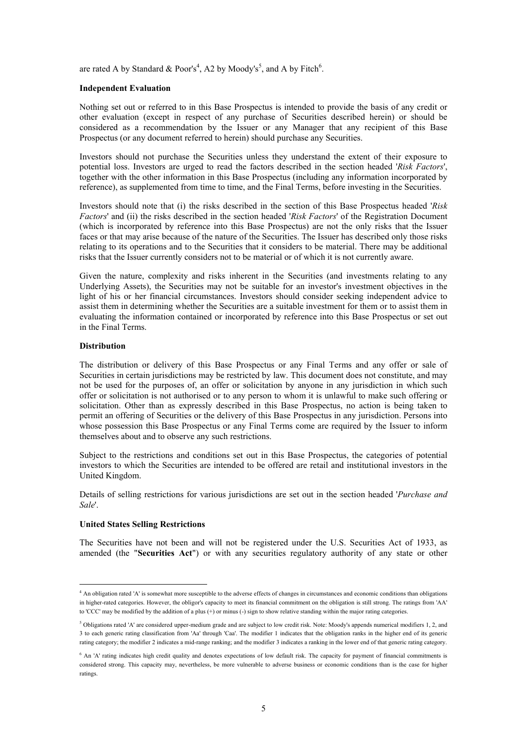are rated A by Standard & Poor's[4], A2 by Moody's[5], and A by Fitch[6].

**Independent Evaluation**

Nothing set out or referred to in this Base Prospectus is intended to provide the basis of any credit or other evaluation (except in respect of any purchase of Securities described herein) or should be considered as a recommendation by the Issuer or any Manager that any recipient of this Base Prospectus (or any document referred to herein) should purchase any Securities.

Investors should not purchase the Securities unless they understand the extent of their exposure to potential loss. Investors are urged to read the factors described in the section headed '*Risk Factors*', together with the other information in this Base Prospectus (including any information incorporated by reference), as supplemented from time to time, and the Final Terms, before investing in the Securities.

Investors should note that (i) the risks described in the section of this Base Prospectus headed '*Risk Factors*' and (ii) the risks described in the section headed '*Risk Factors*' of the Registration Document (which is incorporated by reference into this Base Prospectus) are not the only risks that the Issuer faces or that may arise because of the nature of the Securities. The Issuer has described only those risks relating to its operations and to the Securities that it considers to be material. There may be additional risks that the Issuer currently considers not to be material or of which it is not currently aware.

Given the nature, complexity and risks inherent in the Securities (and investments relating to any Underlying Assets), the Securities may not be suitable for an investor's investment objectives in the light of his or her financial circumstances. Investors should consider seeking independent advice to assist them in determining whether the Securities are a suitable investment for them or to assist them in evaluating the information contained or incorporated by reference into this Base Prospectus or set out in the Final Terms.

**Distribution**

The distribution or delivery of this Base Prospectus or any Final Terms and any offer or sale of Securities in certain jurisdictions may be restricted by law. This document does not constitute, and may not be used for the purposes of, an offer or solicitation by anyone in any jurisdiction in which such offer or solicitation is not authorised or to any person to whom it is unlawful to make such offering or solicitation. Other than as expressly described in this Base Prospectus, no action is being taken to permit an offering of Securities or the delivery of this Base Prospectus in any jurisdiction. Persons into whose possession this Base Prospectus or any Final Terms come are required by the Issuer to inform themselves about and to observe any such restrictions.

Subject to the restrictions and conditions set out in this Base Prospectus, the categories of potential investors to which the Securities are intended to be offered are retail and institutional investors in the United Kingdom.

Details of selling restrictions for various jurisdictions are set out in the section headed '*Purchase and Sale*'.

**United States Selling Restrictions**

The Securities have not been and will not be registered under the U.S. Securities Act of 1933, as amended (the "**Securities Act**") or with any securities regulatory authority of any state or other

---

[4] An obligation rated 'A' is somewhat more susceptible to the adverse effects of changes in circumstances and economic conditions than obligations in higher-rated categories. However, the obligor's capacity to meet its financial commitment on the obligation is still strong. The ratings from 'AA' to 'CCC' may be modified by the addition of a plus (+) or minus (-) sign to show relative standing within the major rating categories.

[5] Obligations rated 'A' are considered upper-medium grade and are subject to low credit risk. Note: Moody's appends numerical modifiers 1, 2, and 3 to each generic rating classification from 'Aa' through 'Caa'. The modifier 1 indicates that the obligation ranks in the higher end of its generic rating category; the modifier 2 indicates a mid-range ranking; and the modifier 3 indicates a ranking in the lower end of that generic rating category.

[6] An 'A' rating indicates high credit quality and denotes expectations of low default risk. The capacity for payment of financial commitments is considered strong. This capacity may, nevertheless, be more vulnerable to adverse business or economic conditions than is the case for higher ratings.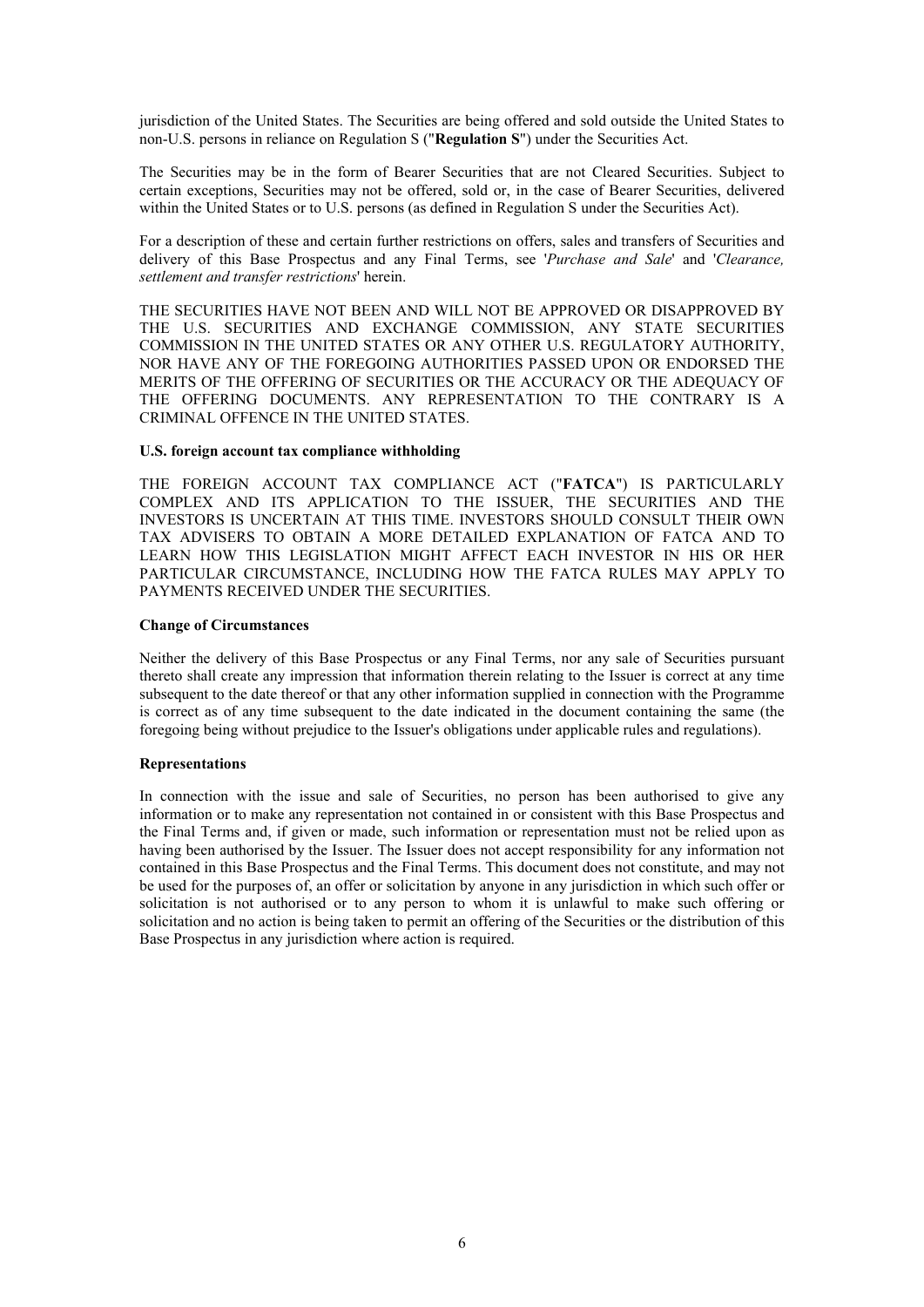jurisdiction of the United States. The Securities are being offered and sold outside the United States to non-U.S. persons in reliance on Regulation S ("**Regulation S**") under the Securities Act.

The Securities may be in the form of Bearer Securities that are not Cleared Securities. Subject to certain exceptions, Securities may not be offered, sold or, in the case of Bearer Securities, delivered within the United States or to U.S. persons (as defined in Regulation S under the Securities Act).

For a description of these and certain further restrictions on offers, sales and transfers of Securities and delivery of this Base Prospectus and any Final Terms, see '*Purchase and Sale*' and '*Clearance, settlement and transfer restrictions*' herein.

THE SECURITIES HAVE NOT BEEN AND WILL NOT BE APPROVED OR DISAPPROVED BY THE U.S. SECURITIES AND EXCHANGE COMMISSION, ANY STATE SECURITIES COMMISSION IN THE UNITED STATES OR ANY OTHER U.S. REGULATORY AUTHORITY, NOR HAVE ANY OF THE FOREGOING AUTHORITIES PASSED UPON OR ENDORSED THE MERITS OF THE OFFERING OF SECURITIES OR THE ACCURACY OR THE ADEQUACY OF THE OFFERING DOCUMENTS. ANY REPRESENTATION TO THE CONTRARY IS A CRIMINAL OFFENCE IN THE UNITED STATES.

**U.S. foreign account tax compliance withholding**

THE FOREIGN ACCOUNT TAX COMPLIANCE ACT ("**FATCA**") IS PARTICULARLY COMPLEX AND ITS APPLICATION TO THE ISSUER, THE SECURITIES AND THE INVESTORS IS UNCERTAIN AT THIS TIME. INVESTORS SHOULD CONSULT THEIR OWN TAX ADVISERS TO OBTAIN A MORE DETAILED EXPLANATION OF FATCA AND TO LEARN HOW THIS LEGISLATION MIGHT AFFECT EACH INVESTOR IN HIS OR HER PARTICULAR CIRCUMSTANCE, INCLUDING HOW THE FATCA RULES MAY APPLY TO PAYMENTS RECEIVED UNDER THE SECURITIES.

**Change of Circumstances**

Neither the delivery of this Base Prospectus or any Final Terms, nor any sale of Securities pursuant thereto shall create any impression that information therein relating to the Issuer is correct at any time subsequent to the date thereof or that any other information supplied in connection with the Programme is correct as of any time subsequent to the date indicated in the document containing the same (the foregoing being without prejudice to the Issuer's obligations under applicable rules and regulations).

**Representations**

In connection with the issue and sale of Securities, no person has been authorised to give any information or to make any representation not contained in or consistent with this Base Prospectus and the Final Terms and, if given or made, such information or representation must not be relied upon as having been authorised by the Issuer. The Issuer does not accept responsibility for any information not contained in this Base Prospectus and the Final Terms. This document does not constitute, and may not be used for the purposes of, an offer or solicitation by anyone in any jurisdiction in which such offer or solicitation is not authorised or to any person to whom it is unlawful to make such offering or solicitation and no action is being taken to permit an offering of the Securities or the distribution of this Base Prospectus in any jurisdiction where action is required.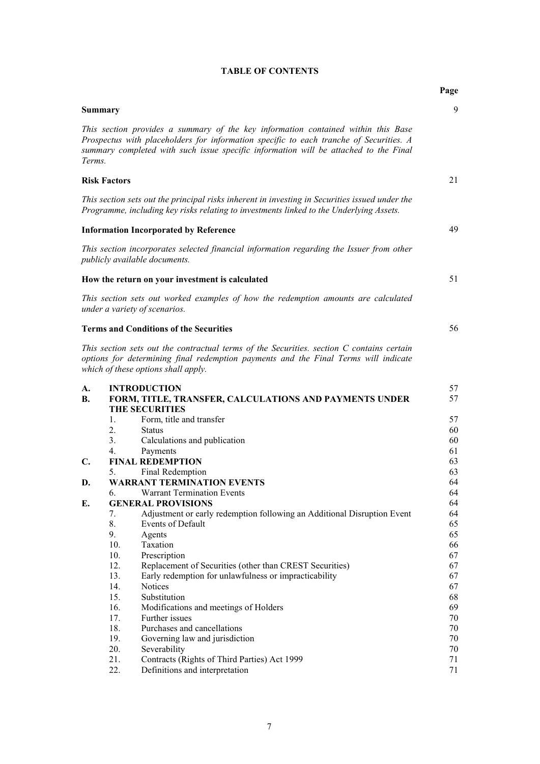# TABLE OF CONTENTS

| | | Page |
|---|---|---|
| **Summary** | | 9 |
| *This section provides a summary of the key information contained within this Base Prospectus with placeholders for information specific to each tranche of Securities. A summary completed with such issue specific information will be attached to the Final Terms.* | | |
| **Risk Factors** | | 21 |
| *This section sets out the principal risks inherent in investing in Securities issued under the Programme, including key risks relating to investments linked to the Underlying Assets.* | | |
| **Information Incorporated by Reference** | | 49 |
| *This section incorporates selected financial information regarding the Issuer from other publicly available documents.* | | |
| **How the return on your investment is calculated** | | 51 |
| *This section sets out worked examples of how the redemption amounts are calculated under a variety of scenarios.* | | |
| **Terms and Conditions of the Securities** | | 56 |
| *This section sets out the contractual terms of the Securities. section C contains certain options for determining final redemption payments and the Final Terms will indicate which of these options shall apply.* | | |

| | | | Page |
|---|---|---|---|
| **A.** | **INTRODUCTION** | | 57 |
| **B.** | **FORM, TITLE, TRANSFER, CALCULATIONS AND PAYMENTS UNDER THE SECURITIES** | | 57 |
| | 1. | Form, title and transfer | 57 |
| | 2. | Status | 60 |
| | 3. | Calculations and publication | 60 |
| | 4. | Payments | 61 |
| **C.** | **FINAL REDEMPTION** | | 63 |
| | 5. | Final Redemption | 63 |
| **D.** | **WARRANT TERMINATION EVENTS** | | 64 |
| | 6. | Warrant Termination Events | 64 |
| **E.** | **GENERAL PROVISIONS** | | 64 |
| | 7. | Adjustment or early redemption following an Additional Disruption Event | 64 |
| | 8. | Events of Default | 65 |
| | 9. | Agents | 65 |
| | 10. | Taxation | 66 |
| | 10. | Prescription | 67 |
| | 12. | Replacement of Securities (other than CREST Securities) | 67 |
| | 13. | Early redemption for unlawfulness or impracticability | 67 |
| | 14. | Notices | 67 |
| | 15. | Substitution | 68 |
| | 16. | Modifications and meetings of Holders | 69 |
| | 17. | Further issues | 70 |
| | 18. | Purchases and cancellations | 70 |
| | 19. | Governing law and jurisdiction | 70 |
| | 20. | Severability | 70 |
| | 21. | Contracts (Rights of Third Parties) Act 1999 | 71 |
| | 22. | Definitions and interpretation | 71 |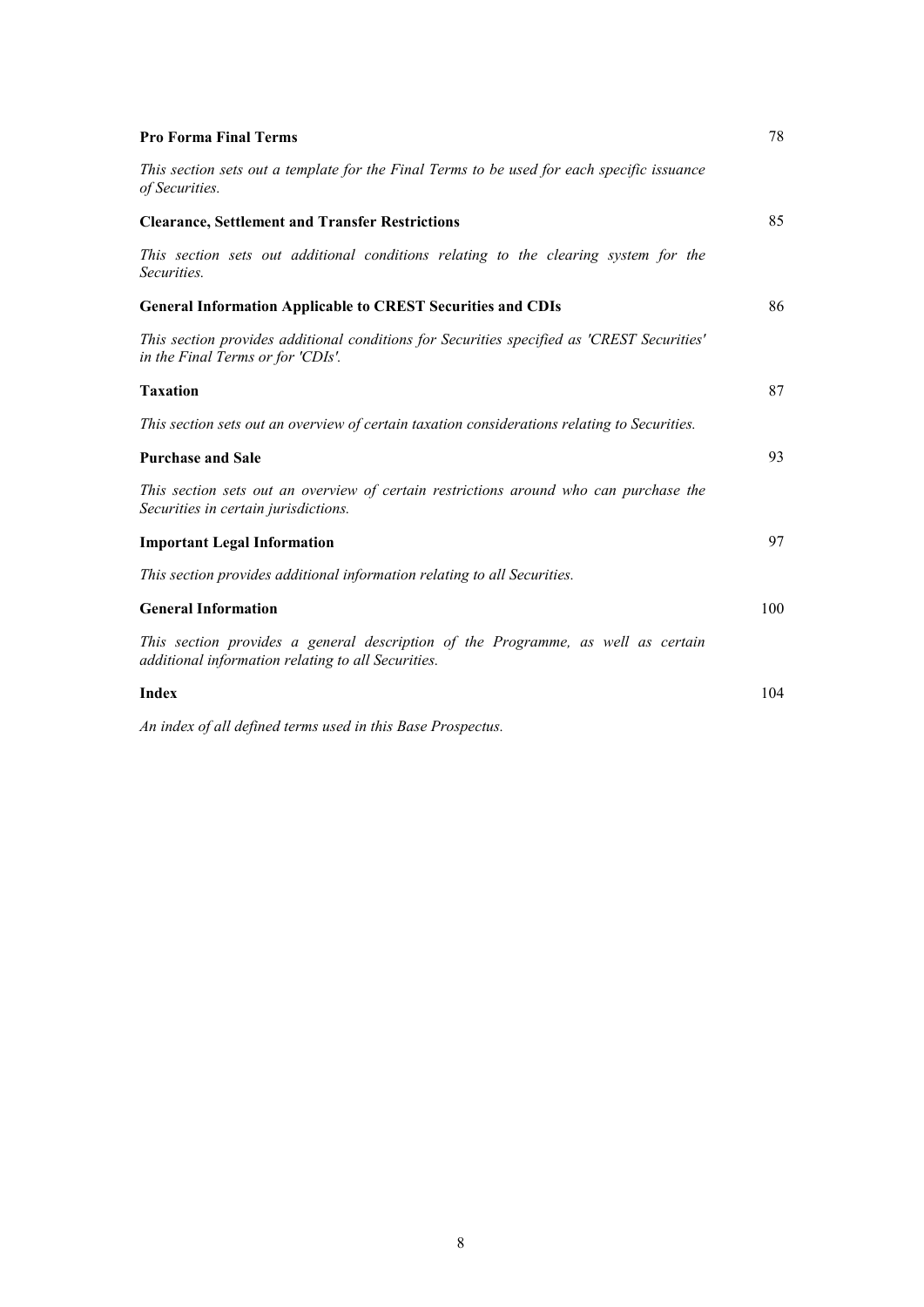| | |
|---|---|
| **Pro Forma Final Terms** | 78 |
| *This section sets out a template for the Final Terms to be used for each specific issuance of Securities.* | |
| **Clearance, Settlement and Transfer Restrictions** | 85 |
| *This section sets out additional conditions relating to the clearing system for the Securities.* | |
| **General Information Applicable to CREST Securities and CDIs** | 86 |
| *This section provides additional conditions for Securities specified as 'CREST Securities' in the Final Terms or for 'CDIs'.* | |
| **Taxation** | 87 |
| *This section sets out an overview of certain taxation considerations relating to Securities.* | |
| **Purchase and Sale** | 93 |
| *This section sets out an overview of certain restrictions around who can purchase the Securities in certain jurisdictions.* | |
| **Important Legal Information** | 97 |
| *This section provides additional information relating to all Securities.* | |
| **General Information** | 100 |
| *This section provides a general description of the Programme, as well as certain additional information relating to all Securities.* | |
| **Index** | 104 |
| *An index of all defined terms used in this Base Prospectus.* | |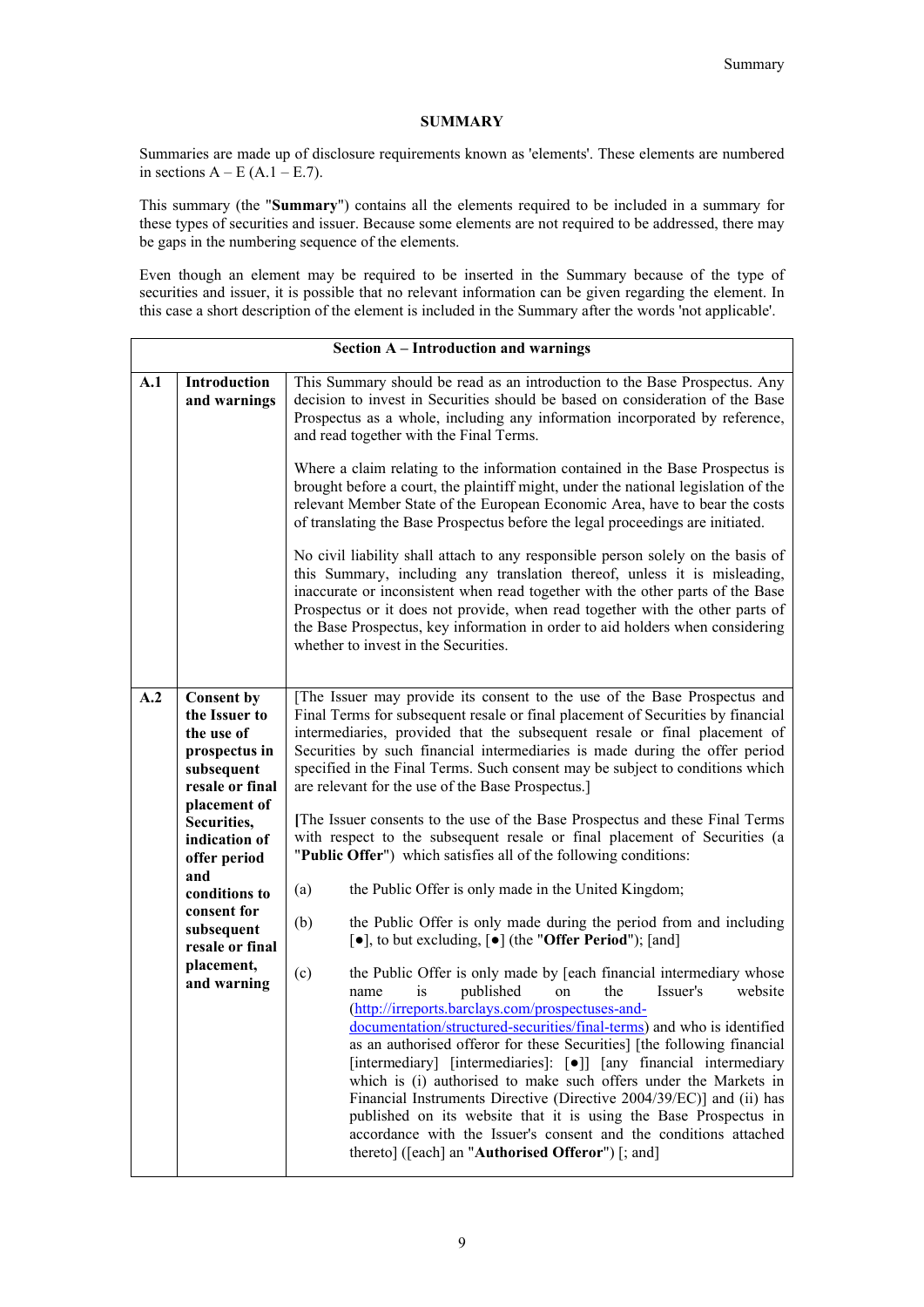## SUMMARY

Summaries are made up of disclosure requirements known as 'elements'. These elements are numbered in sections A – E (A.1 – E.7).

This summary (the "**Summary**") contains all the elements required to be included in a summary for these types of securities and issuer. Because some elements are not required to be addressed, there may be gaps in the numbering sequence of the elements.

Even though an element may be required to be inserted in the Summary because of the type of securities and issuer, it is possible that no relevant information can be given regarding the element. In this case a short description of the element is included in the Summary after the words 'not applicable'.

| **Section A – Introduction and warnings** | | |
|---|---|---|
| **A.1** | **Introduction and warnings** | This Summary should be read as an introduction to the Base Prospectus. Any decision to invest in Securities should be based on consideration of the Base Prospectus as a whole, including any information incorporated by reference, and read together with the Final Terms.<br><br>Where a claim relating to the information contained in the Base Prospectus is brought before a court, the plaintiff might, under the national legislation of the relevant Member State of the European Economic Area, have to bear the costs of translating the Base Prospectus before the legal proceedings are initiated.<br><br>No civil liability shall attach to any responsible person solely on the basis of this Summary, including any translation thereof, unless it is misleading, inaccurate or inconsistent when read together with the other parts of the Base Prospectus or it does not provide, when read together with the other parts of the Base Prospectus, key information in order to aid holders when considering whether to invest in the Securities. |
| **A.2** | **Consent by the Issuer to the use of prospectus in subsequent resale or final placement of Securities, indication of offer period and conditions to consent for subsequent resale or final placement, and warning** | [The Issuer may provide its consent to the use of the Base Prospectus and Final Terms for subsequent resale or final placement of Securities by financial intermediaries, provided that the subsequent resale or final placement of Securities by such financial intermediaries is made during the offer period specified in the Final Terms. Such consent may be subject to conditions which are relevant for the use of the Base Prospectus.]<br><br>[The Issuer consents to the use of the Base Prospectus and these Final Terms with respect to the subsequent resale or final placement of Securities (a "**Public Offer**") which satisfies all of the following conditions:<br><br>(a) the Public Offer is only made in the United Kingdom;<br><br>(b) the Public Offer is only made during the period from and including [●], to but excluding, [●] (the "**Offer Period**"); [and]<br><br>(c) the Public Offer is only made by [each financial intermediary whose name is published on the Issuer's website (http://irreports.barclays.com/prospectuses-and-documentation/structured-securities/final-terms) and who is identified as an authorised offeror for these Securities] [the following financial [intermediary] [intermediaries]: [●]] [any financial intermediary which is (i) authorised to make such offers under the Markets in Financial Instruments Directive (Directive 2004/39/EC)] and (ii) has published on its website that it is using the Base Prospectus in accordance with the Issuer's consent and the conditions attached thereto] ([each] an "**Authorised Offeror**") [; and] |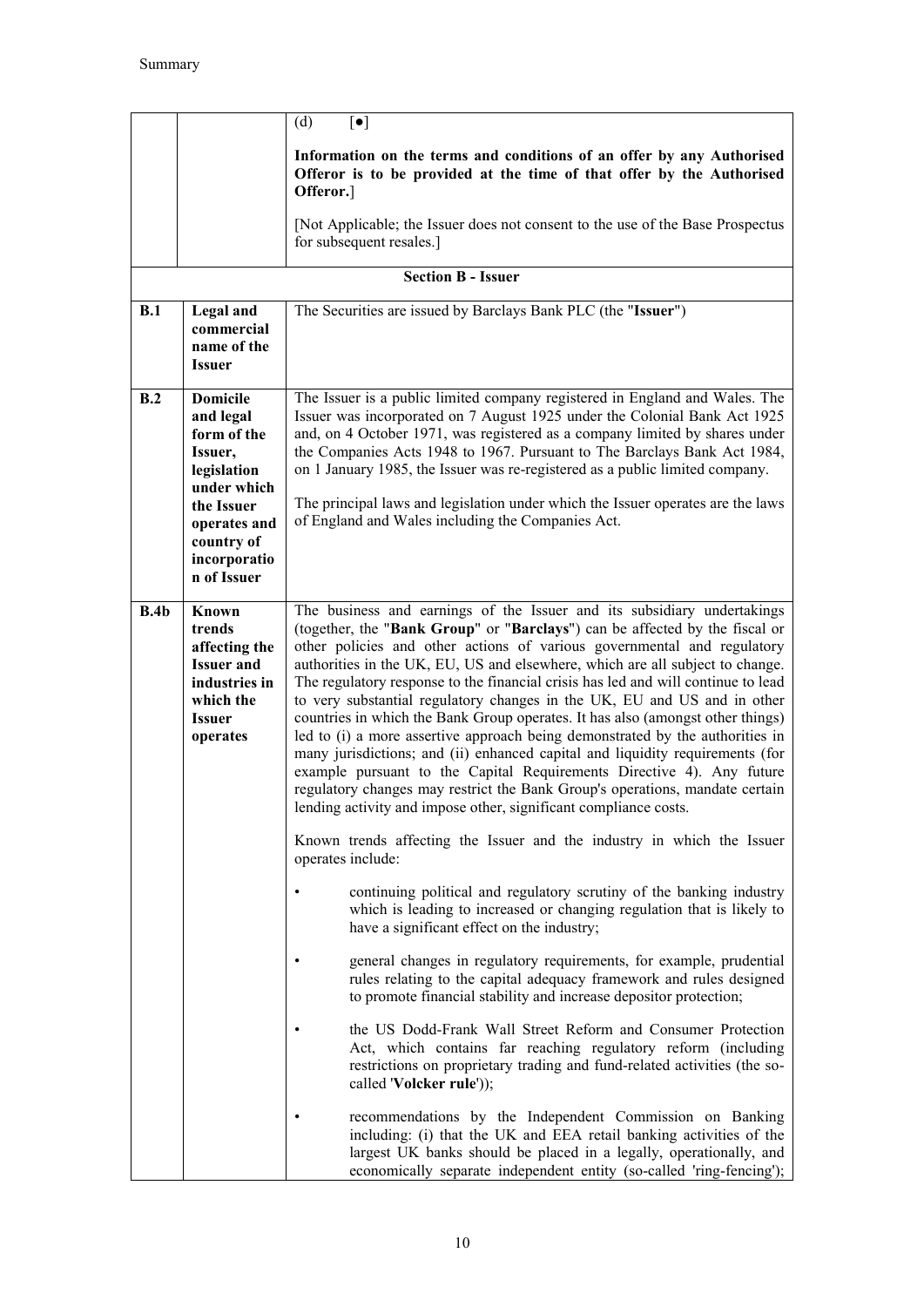| | | |
|---|---|---|
| | | (d) [●]<br><br>**Information on the terms and conditions of an offer by any Authorised Offeror is to be provided at the time of that offer by the Authorised Offeror.**]<br><br>[Not Applicable; the Issuer does not consent to the use of the Base Prospectus for subsequent resales.] |
| **Section B - Issuer** | | |
| **B.1** | **Legal and commercial name of the Issuer** | The Securities are issued by Barclays Bank PLC (the "**Issuer**") |
| **B.2** | **Domicile and legal form of the Issuer, legislation under which the Issuer operates and country of incorporation of Issuer** | The Issuer is a public limited company registered in England and Wales. The Issuer was incorporated on 7 August 1925 under the Colonial Bank Act 1925 and, on 4 October 1971, was registered as a company limited by shares under the Companies Acts 1948 to 1967. Pursuant to The Barclays Bank Act 1984, on 1 January 1985, the Issuer was re-registered as a public limited company.<br><br>The principal laws and legislation under which the Issuer operates are the laws of England and Wales including the Companies Act. |
| **B.4b** | **Known trends affecting the Issuer and industries in which the Issuer operates** | The business and earnings of the Issuer and its subsidiary undertakings (together, the "**Bank Group**" or "**Barclays**") can be affected by the fiscal or other policies and other actions of various governmental and regulatory authorities in the UK, EU, US and elsewhere, which are all subject to change. The regulatory response to the financial crisis has led and will continue to lead to very substantial regulatory changes in the UK, EU and US and in other countries in which the Bank Group operates. It has also (amongst other things) led to (i) a more assertive approach being demonstrated by the authorities in many jurisdictions; and (ii) enhanced capital and liquidity requirements (for example pursuant to the Capital Requirements Directive 4). Any future regulatory changes may restrict the Bank Group's operations, mandate certain lending activity and impose other, significant compliance costs.<br><br>Known trends affecting the Issuer and the industry in which the Issuer operates include:<br><br>• continuing political and regulatory scrutiny of the banking industry which is leading to increased or changing regulation that is likely to have a significant effect on the industry;<br><br>• general changes in regulatory requirements, for example, prudential rules relating to the capital adequacy framework and rules designed to promote financial stability and increase depositor protection;<br><br>• the US Dodd-Frank Wall Street Reform and Consumer Protection Act, which contains far reaching regulatory reform (including restrictions on proprietary trading and fund-related activities (the so-called '**Volcker rule**'));<br><br>• recommendations by the Independent Commission on Banking including: (i) that the UK and EEA retail banking activities of the largest UK banks should be placed in a legally, operationally, and economically separate independent entity (so-called 'ring-fencing'); |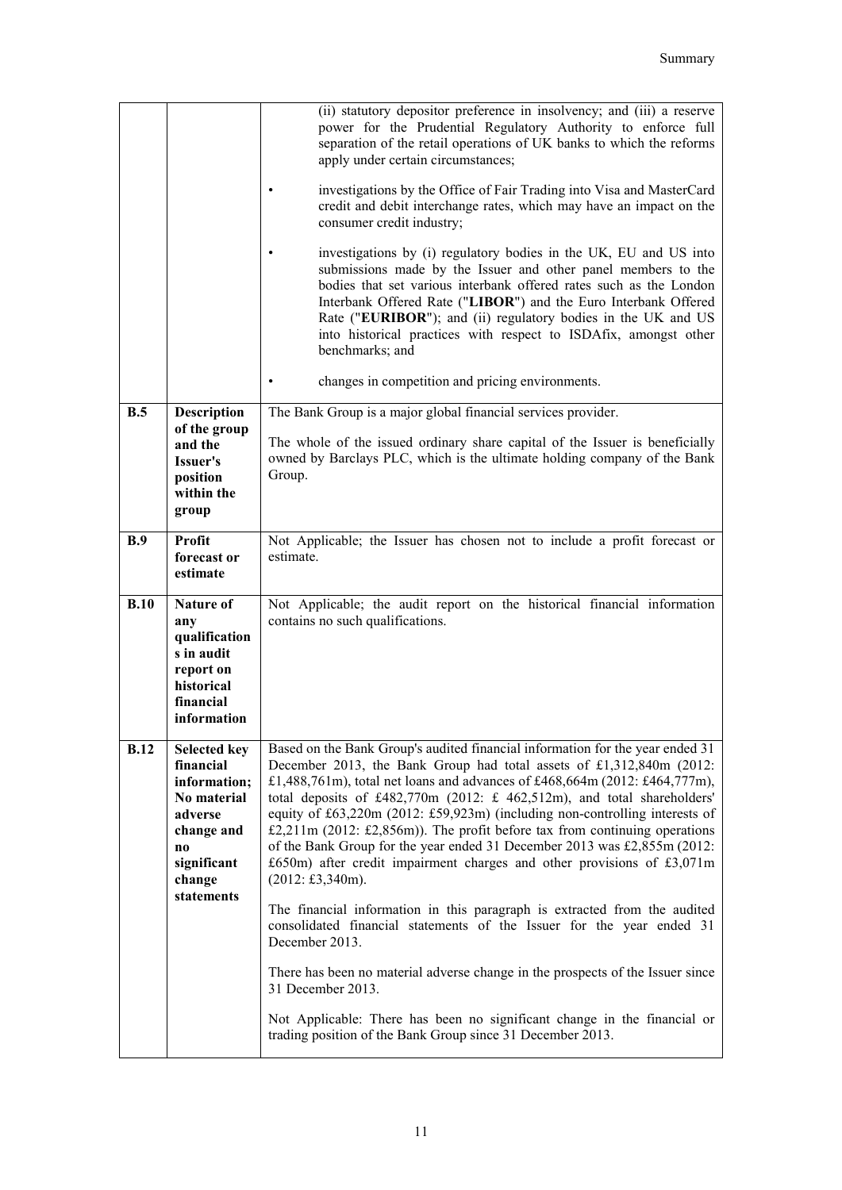| | | |
|---|---|---|
| | | (ii) statutory depositor preference in insolvency; and (iii) a reserve power for the Prudential Regulatory Authority to enforce full separation of the retail operations of UK banks to which the reforms apply under certain circumstances;<br><br>• investigations by the Office of Fair Trading into Visa and MasterCard credit and debit interchange rates, which may have an impact on the consumer credit industry;<br><br>• investigations by (i) regulatory bodies in the UK, EU and US into submissions made by the Issuer and other panel members to the bodies that set various interbank offered rates such as the London Interbank Offered Rate ("**LIBOR**") and the Euro Interbank Offered Rate ("**EURIBOR**"); and (ii) regulatory bodies in the UK and US into historical practices with respect to ISDAfix, amongst other benchmarks; and<br><br>• changes in competition and pricing environments. |
| **B.5** | **Description of the group and the Issuer's position within the group** | The Bank Group is a major global financial services provider.<br><br>The whole of the issued ordinary share capital of the Issuer is beneficially owned by Barclays PLC, which is the ultimate holding company of the Bank Group. |
| **B.9** | **Profit forecast or estimate** | Not Applicable; the Issuer has chosen not to include a profit forecast or estimate. |
| **B.10** | **Nature of any qualifications in audit report on historical financial information** | Not Applicable; the audit report on the historical financial information contains no such qualifications. |
| **B.12** | **Selected key financial information; No material adverse change and no significant change statements** | Based on the Bank Group's audited financial information for the year ended 31 December 2013, the Bank Group had total assets of £1,312,840m (2012: £1,488,761m), total net loans and advances of £468,664m (2012: £464,777m), total deposits of £482,770m (2012: £ 462,512m), and total shareholders' equity of £63,220m (2012: £59,923m) (including non-controlling interests of £2,211m (2012: £2,856m)). The profit before tax from continuing operations of the Bank Group for the year ended 31 December 2013 was £2,855m (2012: £650m) after credit impairment charges and other provisions of £3,071m (2012: £3,340m).<br><br>The financial information in this paragraph is extracted from the audited consolidated financial statements of the Issuer for the year ended 31 December 2013.<br><br>There has been no material adverse change in the prospects of the Issuer since 31 December 2013.<br><br>Not Applicable: There has been no significant change in the financial or trading position of the Bank Group since 31 December 2013. |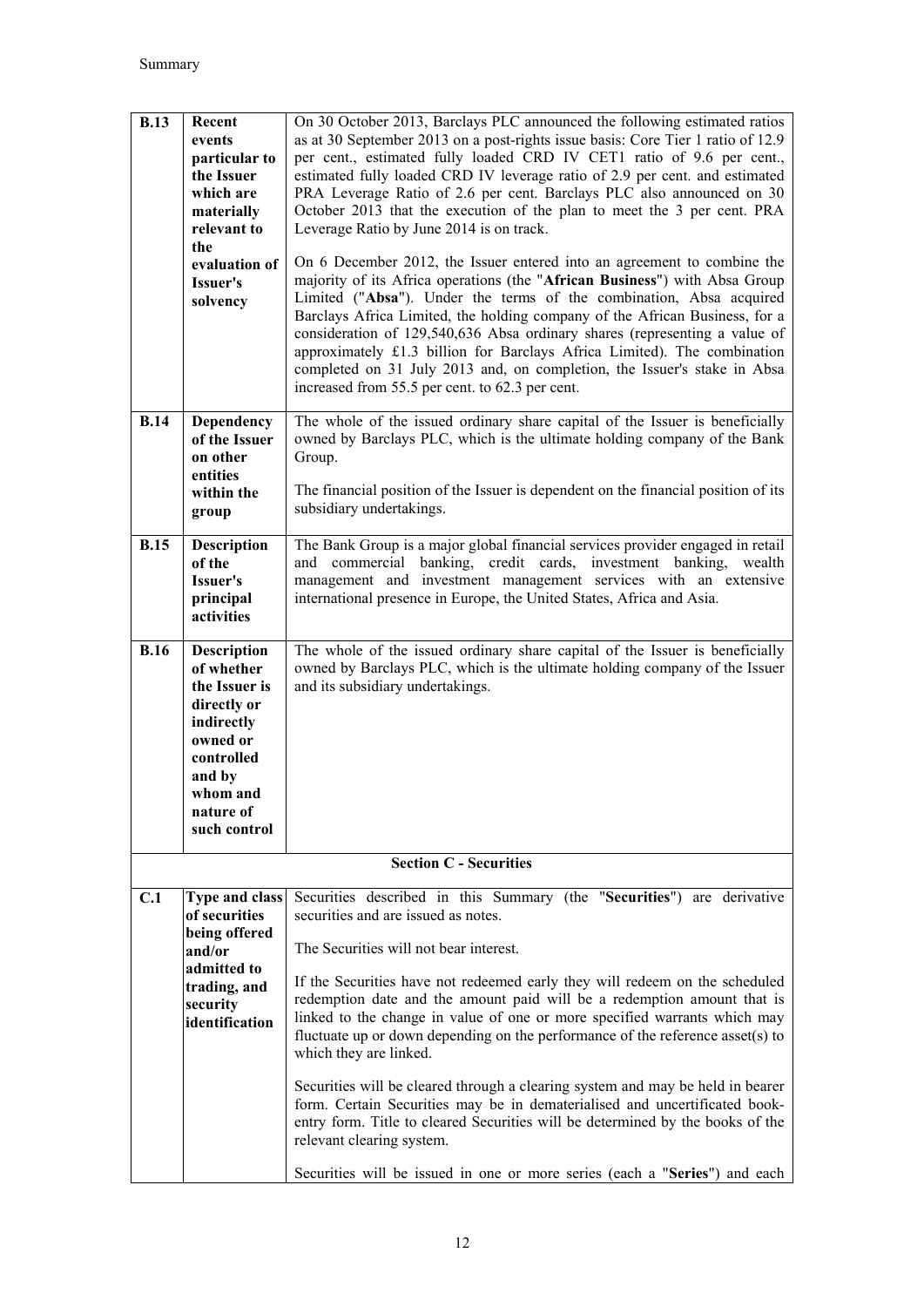| | | |
|---|---|---|
| **B.13** | **Recent events particular to the Issuer which are materially relevant to the evaluation of Issuer's solvency** | On 30 October 2013, Barclays PLC announced the following estimated ratios as at 30 September 2013 on a post-rights issue basis: Core Tier 1 ratio of 12.9 per cent., estimated fully loaded CRD IV CET1 ratio of 9.6 per cent., estimated fully loaded CRD IV leverage ratio of 2.9 per cent. and estimated PRA Leverage Ratio of 2.6 per cent. Barclays PLC also announced on 30 October 2013 that the execution of the plan to meet the 3 per cent. PRA Leverage Ratio by June 2014 is on track.<br><br>On 6 December 2012, the Issuer entered into an agreement to combine the majority of its Africa operations (the "**African Business**") with Absa Group Limited ("**Absa**"). Under the terms of the combination, Absa acquired Barclays Africa Limited, the holding company of the African Business, for a consideration of 129,540,636 Absa ordinary shares (representing a value of approximately £1.3 billion for Barclays Africa Limited). The combination completed on 31 July 2013 and, on completion, the Issuer's stake in Absa increased from 55.5 per cent. to 62.3 per cent. |
| **B.14** | **Dependency of the Issuer on other entities within the group** | The whole of the issued ordinary share capital of the Issuer is beneficially owned by Barclays PLC, which is the ultimate holding company of the Bank Group.<br><br>The financial position of the Issuer is dependent on the financial position of its subsidiary undertakings. |
| **B.15** | **Description of the Issuer's principal activities** | The Bank Group is a major global financial services provider engaged in retail and commercial banking, credit cards, investment banking, wealth management and investment management services with an extensive international presence in Europe, the United States, Africa and Asia. |
| **B.16** | **Description of whether the Issuer is directly or indirectly owned or controlled and by whom and nature of such control** | The whole of the issued ordinary share capital of the Issuer is beneficially owned by Barclays PLC, which is the ultimate holding company of the Issuer and its subsidiary undertakings. |
| | | **Section C - Securities** |
| **C.1** | **Type and class of securities being offered and/or admitted to trading, and security identification** | Securities described in this Summary (the "**Securities**") are derivative securities and are issued as notes.<br><br>The Securities will not bear interest.<br><br>If the Securities have not redeemed early they will redeem on the scheduled redemption date and the amount paid will be a redemption amount that is linked to the change in value of one or more specified warrants which may fluctuate up or down depending on the performance of the reference asset(s) to which they are linked.<br><br>Securities will be cleared through a clearing system and may be held in bearer form. Certain Securities may be in dematerialised and uncertificated book-entry form. Title to cleared Securities will be determined by the books of the relevant clearing system.<br><br>Securities will be issued in one or more series (each a "**Series**") and each |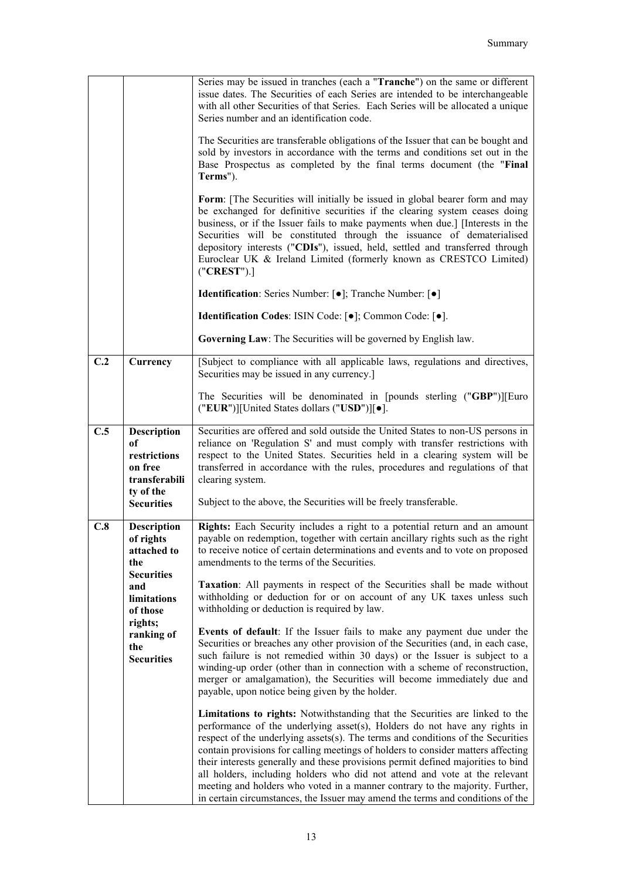| | | |
|---|---|---|
| | | Series may be issued in tranches (each a "**Tranche**") on the same or different issue dates. The Securities of each Series are intended to be interchangeable with all other Securities of that Series. Each Series will be allocated a unique Series number and an identification code.<br><br>The Securities are transferable obligations of the Issuer that can be bought and sold by investors in accordance with the terms and conditions set out in the Base Prospectus as completed by the final terms document (the "**Final Terms**").<br><br>**Form**: [The Securities will initially be issued in global bearer form and may be exchanged for definitive securities if the clearing system ceases doing business, or if the Issuer fails to make payments when due.] [Interests in the Securities will be constituted through the issuance of dematerialised depository interests ("**CDIs**"), issued, held, settled and transferred through Euroclear UK & Ireland Limited (formerly known as CRESTCO Limited) ("**CREST**").]<br><br>**Identification**: Series Number: [●]; Tranche Number: [●]<br><br>**Identification Codes**: ISIN Code: [●]; Common Code: [●].<br><br>**Governing Law**: The Securities will be governed by English law. |
| **C.2** | **Currency** | [Subject to compliance with all applicable laws, regulations and directives, Securities may be issued in any currency.]<br><br>The Securities will be denominated in [pounds sterling ("**GBP**")][Euro ("**EUR**")][United States dollars ("**USD**")][●]. |
| **C.5** | **Description of restrictions on free transferability of the Securities** | Securities are offered and sold outside the United States to non-US persons in reliance on 'Regulation S' and must comply with transfer restrictions with respect to the United States. Securities held in a clearing system will be transferred in accordance with the rules, procedures and regulations of that clearing system.<br><br>Subject to the above, the Securities will be freely transferable. |
| **C.8** | **Description of rights attached to the Securities and limitations of those rights; ranking of the Securities** | **Rights:** Each Security includes a right to a potential return and an amount payable on redemption, together with certain ancillary rights such as the right to receive notice of certain determinations and events and to vote on proposed amendments to the terms of the Securities.<br><br>**Taxation**: All payments in respect of the Securities shall be made without withholding or deduction for or on account of any UK taxes unless such withholding or deduction is required by law.<br><br>**Events of default**: If the Issuer fails to make any payment due under the Securities or breaches any other provision of the Securities (and, in each case, such failure is not remedied within 30 days) or the Issuer is subject to a winding-up order (other than in connection with a scheme of reconstruction, merger or amalgamation), the Securities will become immediately due and payable, upon notice being given by the holder.<br><br>**Limitations to rights:** Notwithstanding that the Securities are linked to the performance of the underlying asset(s), Holders do not have any rights in respect of the underlying assets(s). The terms and conditions of the Securities contain provisions for calling meetings of holders to consider matters affecting their interests generally and these provisions permit defined majorities to bind all holders, including holders who did not attend and vote at the relevant meeting and holders who voted in a manner contrary to the majority. Further, in certain circumstances, the Issuer may amend the terms and conditions of the |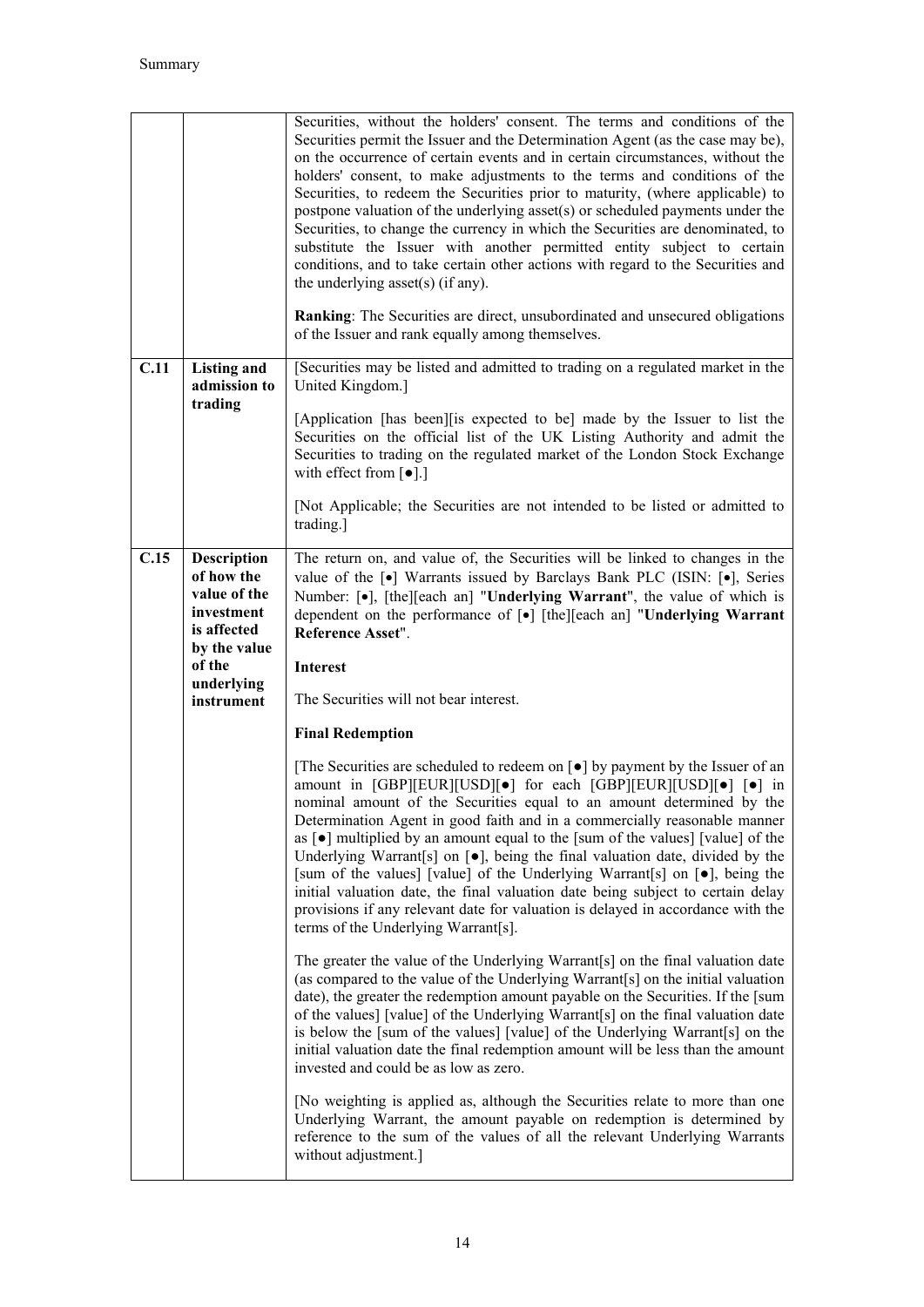| | | |
|---|---|---|
| | | Securities, without the holders' consent. The terms and conditions of the Securities permit the Issuer and the Determination Agent (as the case may be), on the occurrence of certain events and in certain circumstances, without the holders' consent, to make adjustments to the terms and conditions of the Securities, to redeem the Securities prior to maturity, (where applicable) to postpone valuation of the underlying asset(s) or scheduled payments under the Securities, to change the currency in which the Securities are denominated, to substitute the Issuer with another permitted entity subject to certain conditions, and to take certain other actions with regard to the Securities and the underlying asset(s) (if any).<br><br>**Ranking**: The Securities are direct, unsubordinated and unsecured obligations of the Issuer and rank equally among themselves. |
| **C.11** | **Listing and admission to trading** | [Securities may be listed and admitted to trading on a regulated market in the United Kingdom.]<br><br>[Application [has been][is expected to be] made by the Issuer to list the Securities on the official list of the UK Listing Authority and admit the Securities to trading on the regulated market of the London Stock Exchange with effect from [●].]<br><br>[Not Applicable; the Securities are not intended to be listed or admitted to trading.] |
| **C.15** | **Description of how the value of the investment is affected by the value of the underlying instrument** | The return on, and value of, the Securities will be linked to changes in the value of the [•] Warrants issued by Barclays Bank PLC (ISIN: [•], Series Number: [•], [the][each an] "**Underlying Warrant**", the value of which is dependent on the performance of [•] [the][each an] "**Underlying Warrant Reference Asset**".<br><br>**Interest**<br><br>The Securities will not bear interest.<br><br>**Final Redemption**<br><br>[The Securities are scheduled to redeem on [●] by payment by the Issuer of an amount in [GBP][EUR][USD][●] for each [GBP][EUR][USD][●] [●] in nominal amount of the Securities equal to an amount determined by the Determination Agent in good faith and in a commercially reasonable manner as [●] multiplied by an amount equal to the [sum of the values] [value] of the Underlying Warrant[s] on [●], being the final valuation date, divided by the [sum of the values] [value] of the Underlying Warrant[s] on [●], being the initial valuation date, the final valuation date being subject to certain delay provisions if any relevant date for valuation is delayed in accordance with the terms of the Underlying Warrant[s].<br><br>The greater the value of the Underlying Warrant[s] on the final valuation date (as compared to the value of the Underlying Warrant[s] on the initial valuation date), the greater the redemption amount payable on the Securities. If the [sum of the values] [value] of the Underlying Warrant[s] on the final valuation date is below the [sum of the values] [value] of the Underlying Warrant[s] on the initial valuation date the final redemption amount will be less than the amount invested and could be as low as zero.<br><br>[No weighting is applied as, although the Securities relate to more than one Underlying Warrant, the amount payable on redemption is determined by reference to the sum of the values of all the relevant Underlying Warrants without adjustment.] |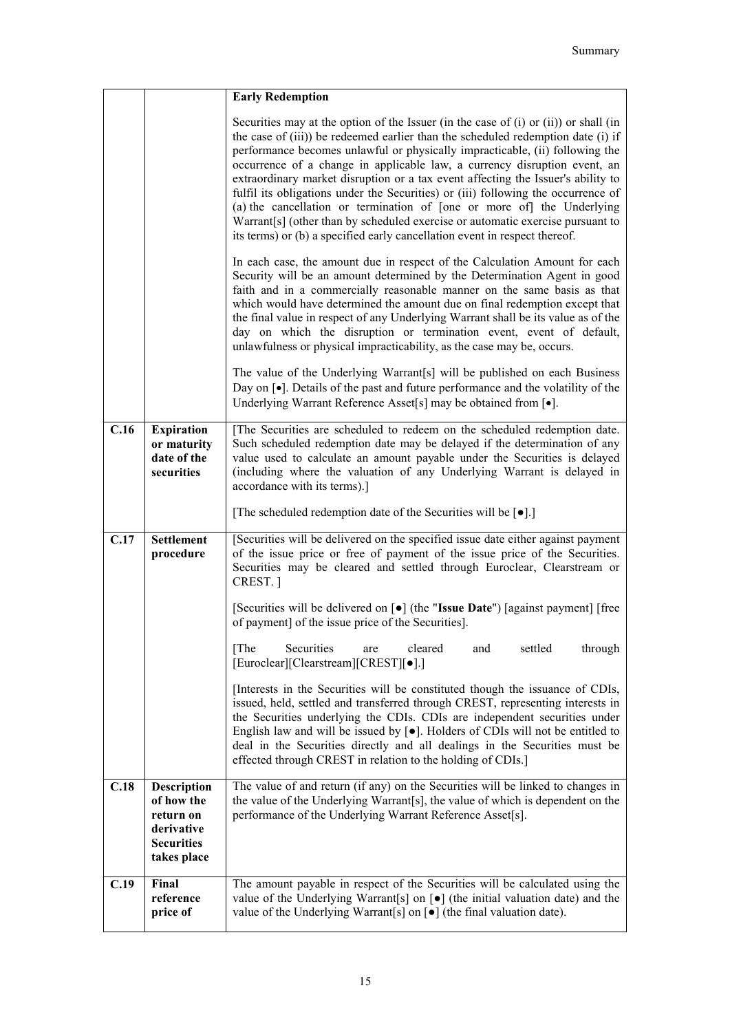| | | |
|---|---|---|
| | | **Early Redemption**<br><br>Securities may at the option of the Issuer (in the case of (i) or (ii)) or shall (in the case of (iii)) be redeemed earlier than the scheduled redemption date (i) if performance becomes unlawful or physically impracticable, (ii) following the occurrence of a change in applicable law, a currency disruption event, an extraordinary market disruption or a tax event affecting the Issuer's ability to fulfil its obligations under the Securities) or (iii) following the occurrence of (a) the cancellation or termination of [one or more of] the Underlying Warrant[s] (other than by scheduled exercise or automatic exercise pursuant to its terms) or (b) a specified early cancellation event in respect thereof.<br><br>In each case, the amount due in respect of the Calculation Amount for each Security will be an amount determined by the Determination Agent in good faith and in a commercially reasonable manner on the same basis as that which would have determined the amount due on final redemption except that the final value in respect of any Underlying Warrant shall be its value as of the day on which the disruption or termination event, event of default, unlawfulness or physical impracticability, as the case may be, occurs.<br><br>The value of the Underlying Warrant[s] will be published on each Business Day on [•]. Details of the past and future performance and the volatility of the Underlying Warrant Reference Asset[s] may be obtained from [•]. |
| **C.16** | **Expiration or maturity date of the securities** | [The Securities are scheduled to redeem on the scheduled redemption date. Such scheduled redemption date may be delayed if the determination of any value used to calculate an amount payable under the Securities is delayed (including where the valuation of any Underlying Warrant is delayed in accordance with its terms).]<br><br>[The scheduled redemption date of the Securities will be [•].] |
| **C.17** | **Settlement procedure** | [Securities will be delivered on the specified issue date either against payment of the issue price or free of payment of the issue price of the Securities. Securities may be cleared and settled through Euroclear, Clearstream or CREST. ]<br><br>[Securities will be delivered on [•] (the "**Issue Date**") [against payment] [free of payment] of the issue price of the Securities].<br><br>[The Securities are cleared and settled through [Euroclear][Clearstream][CREST][•].]<br><br>[Interests in the Securities will be constituted though the issuance of CDIs, issued, held, settled and transferred through CREST, representing interests in the Securities underlying the CDIs. CDIs are independent securities under English law and will be issued by [•]. Holders of CDIs will not be entitled to deal in the Securities directly and all dealings in the Securities must be effected through CREST in relation to the holding of CDIs.] |
| **C.18** | **Description of how the return on derivative Securities takes place** | The value of and return (if any) on the Securities will be linked to changes in the value of the Underlying Warrant[s], the value of which is dependent on the performance of the Underlying Warrant Reference Asset[s]. |
| **C.19** | **Final reference price of** | The amount payable in respect of the Securities will be calculated using the value of the Underlying Warrant[s] on [•] (the initial valuation date) and the value of the Underlying Warrant[s] on [•] (the final valuation date). |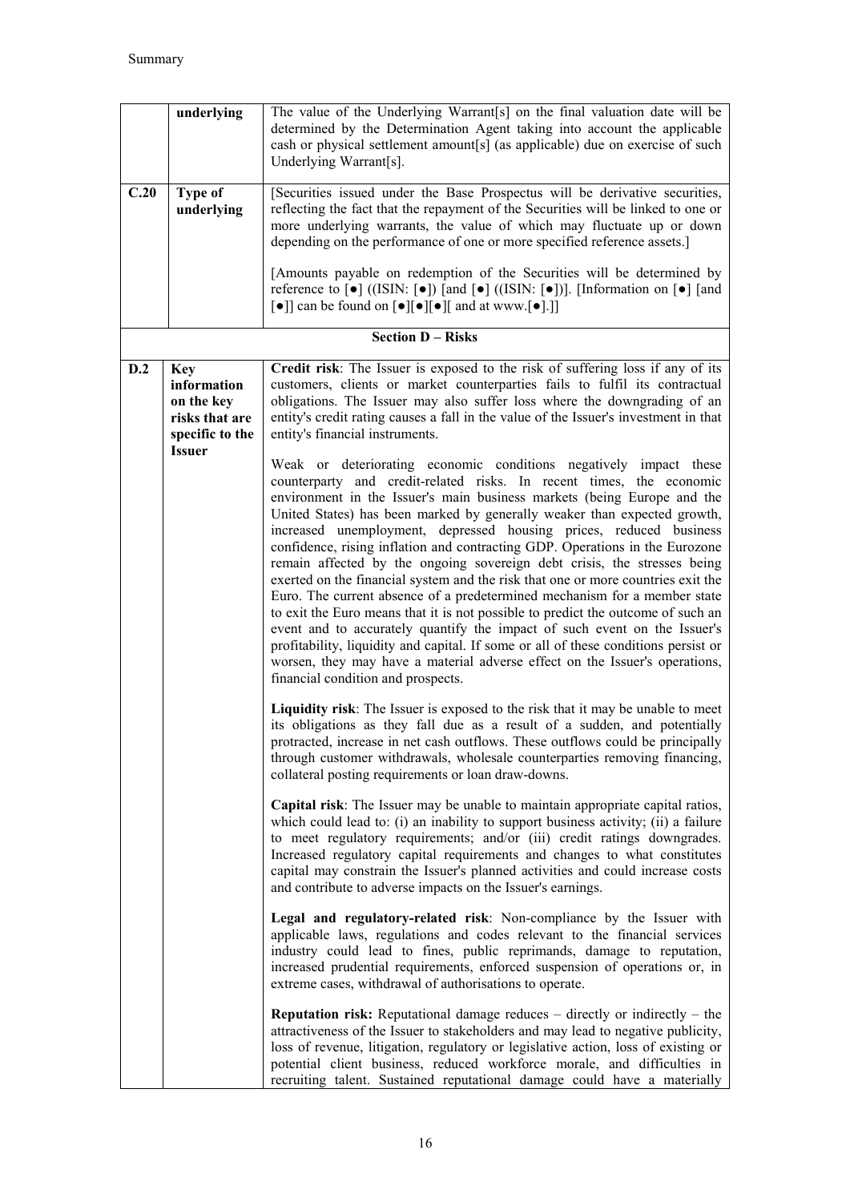| | | |
|---|---|---|
| | **underlying** | The value of the Underlying Warrant[s] on the final valuation date will be determined by the Determination Agent taking into account the applicable cash or physical settlement amount[s] (as applicable) due on exercise of such Underlying Warrant[s]. |
| **C.20** | **Type of underlying** | [Securities issued under the Base Prospectus will be derivative securities, reflecting the fact that the repayment of the Securities will be linked to one or more underlying warrants, the value of which may fluctuate up or down depending on the performance of one or more specified reference assets.]<br><br>[Amounts payable on redemption of the Securities will be determined by reference to [●] ((ISIN: [●]) [and [●] ((ISIN: [●])]. [Information on [●] [and [●]] can be found on [●][●][●][ and at www.[●].]] |
| **Section D – Risks** | | |
| **D.2** | **Key information on the key risks that are specific to the Issuer** | **Credit risk**: The Issuer is exposed to the risk of suffering loss if any of its customers, clients or market counterparties fails to fulfil its contractual obligations. The Issuer may also suffer loss where the downgrading of an entity's credit rating causes a fall in the value of the Issuer's investment in that entity's financial instruments.<br><br>Weak or deteriorating economic conditions negatively impact these counterparty and credit-related risks. In recent times, the economic environment in the Issuer's main business markets (being Europe and the United States) has been marked by generally weaker than expected growth, increased unemployment, depressed housing prices, reduced business confidence, rising inflation and contracting GDP. Operations in the Eurozone remain affected by the ongoing sovereign debt crisis, the stresses being exerted on the financial system and the risk that one or more countries exit the Euro. The current absence of a predetermined mechanism for a member state to exit the Euro means that it is not possible to predict the outcome of such an event and to accurately quantify the impact of such event on the Issuer's profitability, liquidity and capital. If some or all of these conditions persist or worsen, they may have a material adverse effect on the Issuer's operations, financial condition and prospects.<br><br>**Liquidity risk**: The Issuer is exposed to the risk that it may be unable to meet its obligations as they fall due as a result of a sudden, and potentially protracted, increase in net cash outflows. These outflows could be principally through customer withdrawals, wholesale counterparties removing financing, collateral posting requirements or loan draw-downs.<br><br>**Capital risk**: The Issuer may be unable to maintain appropriate capital ratios, which could lead to: (i) an inability to support business activity; (ii) a failure to meet regulatory requirements; and/or (iii) credit ratings downgrades. Increased regulatory capital requirements and changes to what constitutes capital may constrain the Issuer's planned activities and could increase costs and contribute to adverse impacts on the Issuer's earnings.<br><br>**Legal and regulatory-related risk**: Non-compliance by the Issuer with applicable laws, regulations and codes relevant to the financial services industry could lead to fines, public reprimands, damage to reputation, increased prudential requirements, enforced suspension of operations or, in extreme cases, withdrawal of authorisations to operate.<br><br>**Reputation risk:** Reputational damage reduces – directly or indirectly – the attractiveness of the Issuer to stakeholders and may lead to negative publicity, loss of revenue, litigation, regulatory or legislative action, loss of existing or potential client business, reduced workforce morale, and difficulties in recruiting talent. Sustained reputational damage could have a materially |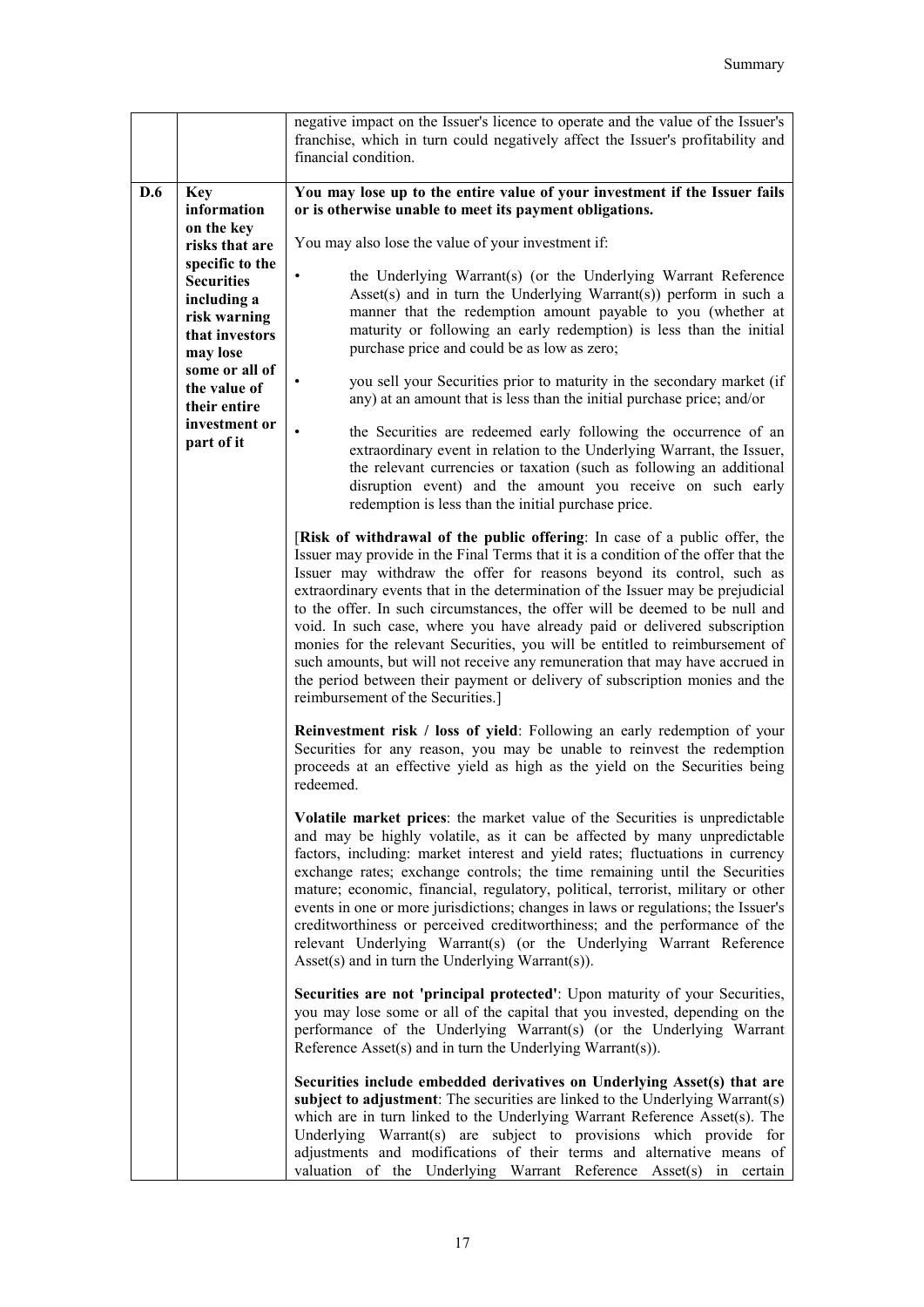| | | |
|---|---|---|
| | | negative impact on the Issuer's licence to operate and the value of the Issuer's franchise, which in turn could negatively affect the Issuer's profitability and financial condition. |
| **D.6** | **Key information on the key risks that are specific to the Securities including a risk warning that investors may lose some or all of the value of their entire investment or part of it** | **You may lose up to the entire value of your investment if the Issuer fails or is otherwise unable to meet its payment obligations.**<br><br>You may also lose the value of your investment if:<br><br>• the Underlying Warrant(s) (or the Underlying Warrant Reference Asset(s) and in turn the Underlying Warrant(s)) perform in such a manner that the redemption amount payable to you (whether at maturity or following an early redemption) is less than the initial purchase price and could be as low as zero;<br><br>• you sell your Securities prior to maturity in the secondary market (if any) at an amount that is less than the initial purchase price; and/or<br><br>• the Securities are redeemed early following the occurrence of an extraordinary event in relation to the Underlying Warrant, the Issuer, the relevant currencies or taxation (such as following an additional disruption event) and the amount you receive on such early redemption is less than the initial purchase price.<br><br>[**Risk of withdrawal of the public offering**: In case of a public offer, the Issuer may provide in the Final Terms that it is a condition of the offer that the Issuer may withdraw the offer for reasons beyond its control, such as extraordinary events that in the determination of the Issuer may be prejudicial to the offer. In such circumstances, the offer will be deemed to be null and void. In such case, where you have already paid or delivered subscription monies for the relevant Securities, you will be entitled to reimbursement of such amounts, but will not receive any remuneration that may have accrued in the period between their payment or delivery of subscription monies and the reimbursement of the Securities.]<br><br>**Reinvestment risk / loss of yield**: Following an early redemption of your Securities for any reason, you may be unable to reinvest the redemption proceeds at an effective yield as high as the yield on the Securities being redeemed.<br><br>**Volatile market prices**: the market value of the Securities is unpredictable and may be highly volatile, as it can be affected by many unpredictable factors, including: market interest and yield rates; fluctuations in currency exchange rates; exchange controls; the time remaining until the Securities mature; economic, financial, regulatory, political, terrorist, military or other events in one or more jurisdictions; changes in laws or regulations; the Issuer's creditworthiness or perceived creditworthiness; and the performance of the relevant Underlying Warrant(s) (or the Underlying Warrant Reference Asset(s) and in turn the Underlying Warrant(s)).<br><br>**Securities are not 'principal protected'**: Upon maturity of your Securities, you may lose some or all of the capital that you invested, depending on the performance of the Underlying Warrant(s) (or the Underlying Warrant Reference Asset(s) and in turn the Underlying Warrant(s)).<br><br>**Securities include embedded derivatives on Underlying Asset(s) that are subject to adjustment**: The securities are linked to the Underlying Warrant(s) which are in turn linked to the Underlying Warrant Reference Asset(s). The Underlying Warrant(s) are subject to provisions which provide for adjustments and modifications of their terms and alternative means of valuation of the Underlying Warrant Reference Asset(s) in certain |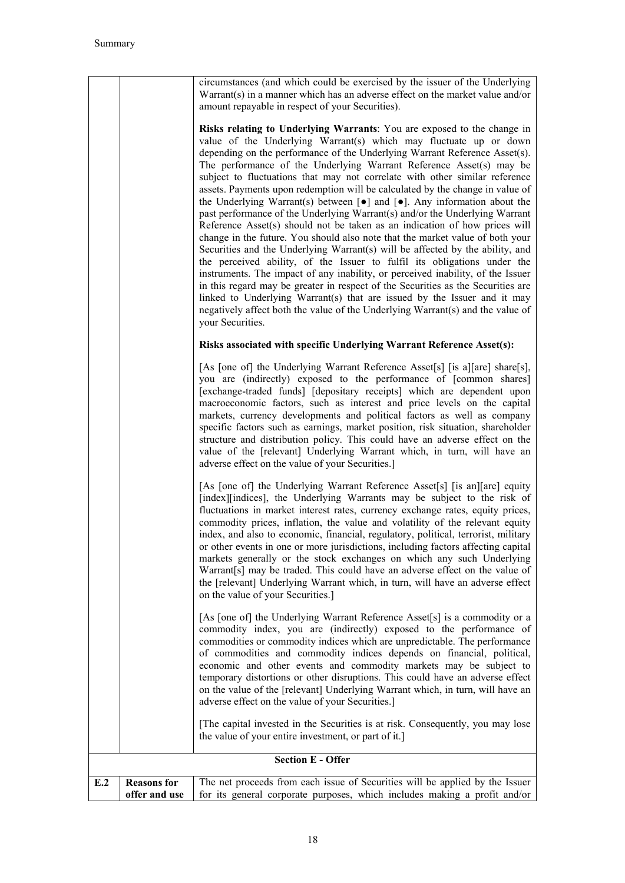| | | |
|---|---|---|
| | | circumstances (and which could be exercised by the issuer of the Underlying Warrant(s) in a manner which has an adverse effect on the market value and/or amount repayable in respect of your Securities).<br><br>**Risks relating to Underlying Warrants**: You are exposed to the change in value of the Underlying Warrant(s) which may fluctuate up or down depending on the performance of the Underlying Warrant Reference Asset(s). The performance of the Underlying Warrant Reference Asset(s) may be subject to fluctuations that may not correlate with other similar reference assets. Payments upon redemption will be calculated by the change in value of the Underlying Warrant(s) between [●] and [●]. Any information about the past performance of the Underlying Warrant(s) and/or the Underlying Warrant Reference Asset(s) should not be taken as an indication of how prices will change in the future. You should also note that the market value of both your Securities and the Underlying Warrant(s) will be affected by the ability, and the perceived ability, of the Issuer to fulfil its obligations under the instruments. The impact of any inability, or perceived inability, of the Issuer in this regard may be greater in respect of the Securities as the Securities are linked to Underlying Warrant(s) that are issued by the Issuer and it may negatively affect both the value of the Underlying Warrant(s) and the value of your Securities.<br><br>**Risks associated with specific Underlying Warrant Reference Asset(s):**<br><br>[As [one of] the Underlying Warrant Reference Asset[s] [is a][are] share[s], you are (indirectly) exposed to the performance of [common shares] [exchange-traded funds] [depositary receipts] which are dependent upon macroeconomic factors, such as interest and price levels on the capital markets, currency developments and political factors as well as company specific factors such as earnings, market position, risk situation, shareholder structure and distribution policy. This could have an adverse effect on the value of the [relevant] Underlying Warrant which, in turn, will have an adverse effect on the value of your Securities.]<br><br>[As [one of] the Underlying Warrant Reference Asset[s] [is an][are] equity [index][indices], the Underlying Warrants may be subject to the risk of fluctuations in market interest rates, currency exchange rates, equity prices, commodity prices, inflation, the value and volatility of the relevant equity index, and also to economic, financial, regulatory, political, terrorist, military or other events in one or more jurisdictions, including factors affecting capital markets generally or the stock exchanges on which any such Underlying Warrant[s] may be traded. This could have an adverse effect on the value of the [relevant] Underlying Warrant which, in turn, will have an adverse effect on the value of your Securities.]<br><br>[As [one of] the Underlying Warrant Reference Asset[s] is a commodity or a commodity index, you are (indirectly) exposed to the performance of commodities or commodity indices which are unpredictable. The performance of commodities and commodity indices depends on financial, political, economic and other events and commodity markets may be subject to temporary distortions or other disruptions. This could have an adverse effect on the value of the [relevant] Underlying Warrant which, in turn, will have an adverse effect on the value of your Securities.]<br><br>[The capital invested in the Securities is at risk. Consequently, you may lose the value of your entire investment, or part of it.] |
| | | **Section E - Offer** |
| **E.2** | **Reasons for offer and use** | The net proceeds from each issue of Securities will be applied by the Issuer for its general corporate purposes, which includes making a profit and/or |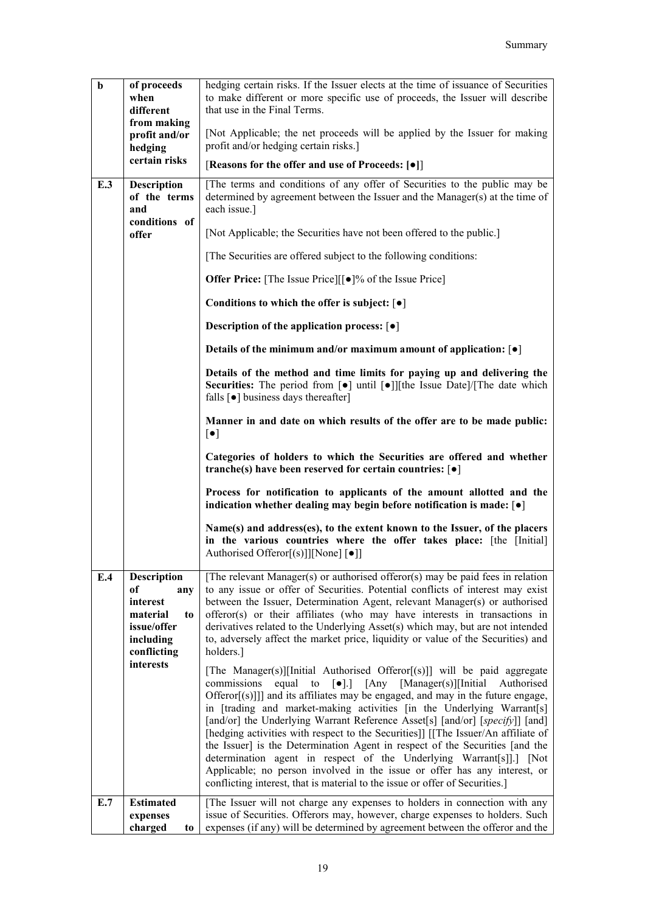| | | |
|---|---|---|
| **b** | **of proceeds when different from making profit and/or hedging certain risks** | hedging certain risks. If the Issuer elects at the time of issuance of Securities to make different or more specific use of proceeds, the Issuer will describe that use in the Final Terms.<br><br>[Not Applicable; the net proceeds will be applied by the Issuer for making profit and/or hedging certain risks.]<br><br>[**Reasons for the offer and use of Proceeds: [●]**] |
| **E.3** | **Description of the terms and conditions of offer** | [The terms and conditions of any offer of Securities to the public may be determined by agreement between the Issuer and the Manager(s) at the time of each issue.]<br><br>[Not Applicable; the Securities have not been offered to the public.]<br><br>[The Securities are offered subject to the following conditions:<br><br>**Offer Price:** [The Issue Price][[●]% of the Issue Price]<br><br>**Conditions to which the offer is subject:** [●]<br><br>**Description of the application process:** [●]<br><br>**Details of the minimum and/or maximum amount of application:** [●]<br><br>**Details of the method and time limits for paying up and delivering the Securities:** The period from [●] until [●]][the Issue Date]/[The date which falls [●] business days thereafter]<br><br>**Manner in and date on which results of the offer are to be made public:** [●]<br><br>**Categories of holders to which the Securities are offered and whether tranche(s) have been reserved for certain countries:** [●]<br><br>**Process for notification to applicants of the amount allotted and the indication whether dealing may begin before notification is made:** [●]<br><br>**Name(s) and address(es), to the extent known to the Issuer, of the placers in the various countries where the offer takes place:** [the [Initial] Authorised Offeror[(s)]][None] [●]] |
| **E.4** | **Description of any interest material to issue/offer including conflicting interests** | [The relevant Manager(s) or authorised offeror(s) may be paid fees in relation to any issue or offer of Securities. Potential conflicts of interest may exist between the Issuer, Determination Agent, relevant Manager(s) or authorised offeror(s) or their affiliates (who may have interests in transactions in derivatives related to the Underlying Asset(s) which may, but are not intended to, adversely affect the market price, liquidity or value of the Securities) and holders.]<br><br>[The Manager(s)][Initial Authorised Offeror[(s)]] will be paid aggregate commissions equal to [●].] [Any [Manager(s)][Initial Authorised Offeror[(s)]]] and its affiliates may be engaged, and may in the future engage, in [trading and market-making activities [in the Underlying Warrant[s] [and/or] the Underlying Warrant Reference Asset[s] [and/or] [*specify*]] [and] [hedging activities with respect to the Securities]] [[The Issuer/An affiliate of the Issuer] is the Determination Agent in respect of the Securities [and the determination agent in respect of the Underlying Warrant[s]].] [Not Applicable; no person involved in the issue or offer has any interest, or conflicting interest, that is material to the issue or offer of Securities.] |
| **E.7** | **Estimated expenses charged to** | [The Issuer will not charge any expenses to holders in connection with any issue of Securities. Offerors may, however, charge expenses to holders. Such expenses (if any) will be determined by agreement between the offeror and the |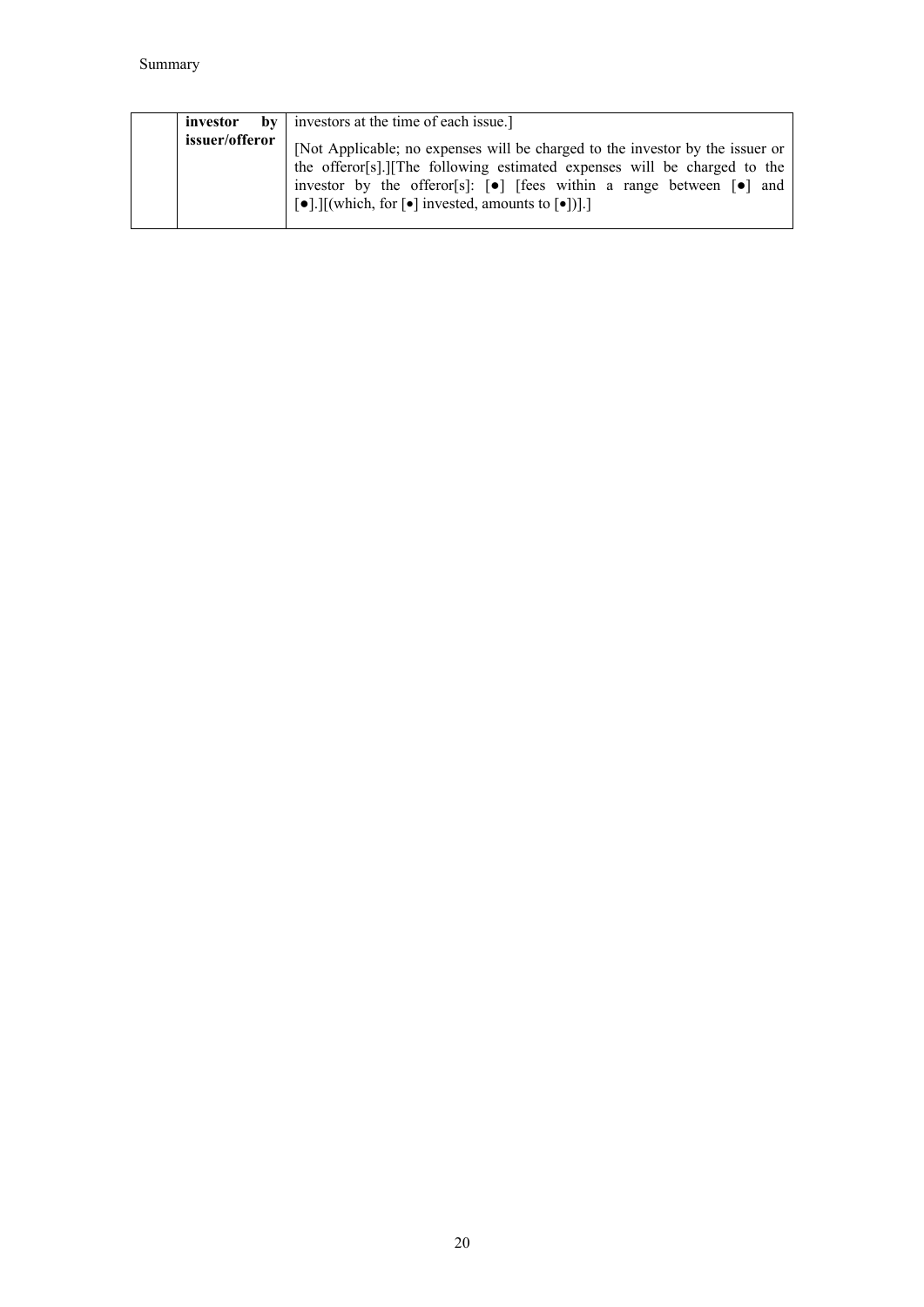|  | **investor by issuer/offeror** | investors at the time of each issue.]<br><br>[Not Applicable; no expenses will be charged to the investor by the issuer or the offeror[s].][The following estimated expenses will be charged to the investor by the offeror[s]: [●] [fees within a range between [●] and [●].][(which, for [•] invested, amounts to [•])].] |
|---|---|---|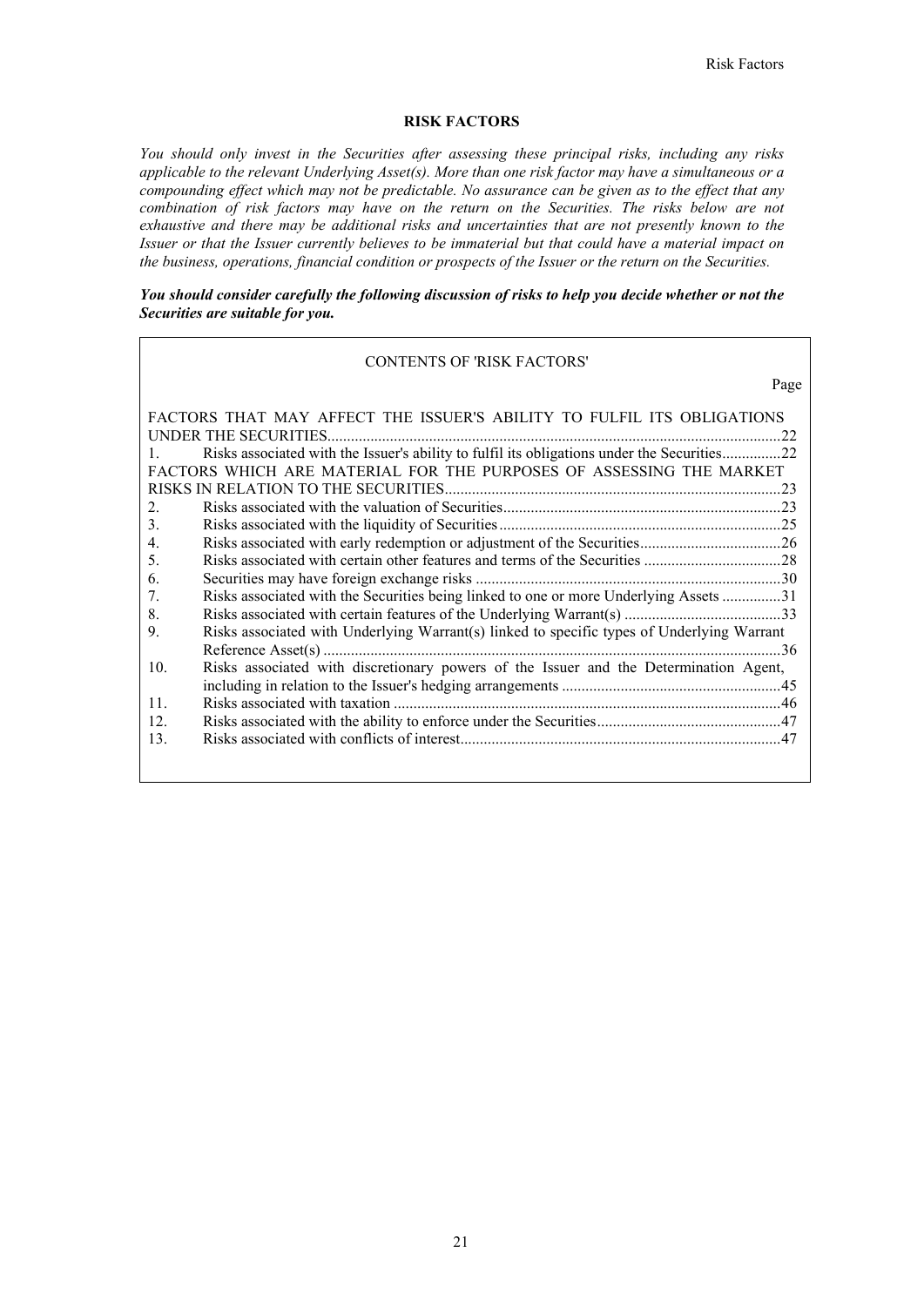# RISK FACTORS

*You should only invest in the Securities after assessing these principal risks, including any risks applicable to the relevant Underlying Asset(s). More than one risk factor may have a simultaneous or a compounding effect which may not be predictable. No assurance can be given as to the effect that any combination of risk factors may have on the return on the Securities. The risks below are not exhaustive and there may be additional risks and uncertainties that are not presently known to the Issuer or that the Issuer currently believes to be immaterial but that could have a material impact on the business, operations, financial condition or prospects of the Issuer or the return on the Securities.*

***You should consider carefully the following discussion of risks to help you decide whether or not the Securities are suitable for you.***

CONTENTS OF 'RISK FACTORS'

| | | Page |
|---|---|---|
| FACTORS THAT MAY AFFECT THE ISSUER'S ABILITY TO FULFIL ITS OBLIGATIONS UNDER THE SECURITIES | | 22 |
| 1. | Risks associated with the Issuer's ability to fulfil its obligations under the Securities | 22 |
| FACTORS WHICH ARE MATERIAL FOR THE PURPOSES OF ASSESSING THE MARKET RISKS IN RELATION TO THE SECURITIES | | 23 |
| 2. | Risks associated with the valuation of Securities | 23 |
| 3. | Risks associated with the liquidity of Securities | 25 |
| 4. | Risks associated with early redemption or adjustment of the Securities | 26 |
| 5. | Risks associated with certain other features and terms of the Securities | 28 |
| 6. | Securities may have foreign exchange risks | 30 |
| 7. | Risks associated with the Securities being linked to one or more Underlying Assets | 31 |
| 8. | Risks associated with certain features of the Underlying Warrant(s) | 33 |
| 9. | Risks associated with Underlying Warrant(s) linked to specific types of Underlying Warrant Reference Asset(s) | 36 |
| 10. | Risks associated with discretionary powers of the Issuer and the Determination Agent, including in relation to the Issuer's hedging arrangements | 45 |
| 11. | Risks associated with taxation | 46 |
| 12. | Risks associated with the ability to enforce under the Securities | 47 |
| 13. | Risks associated with conflicts of interest | 47 |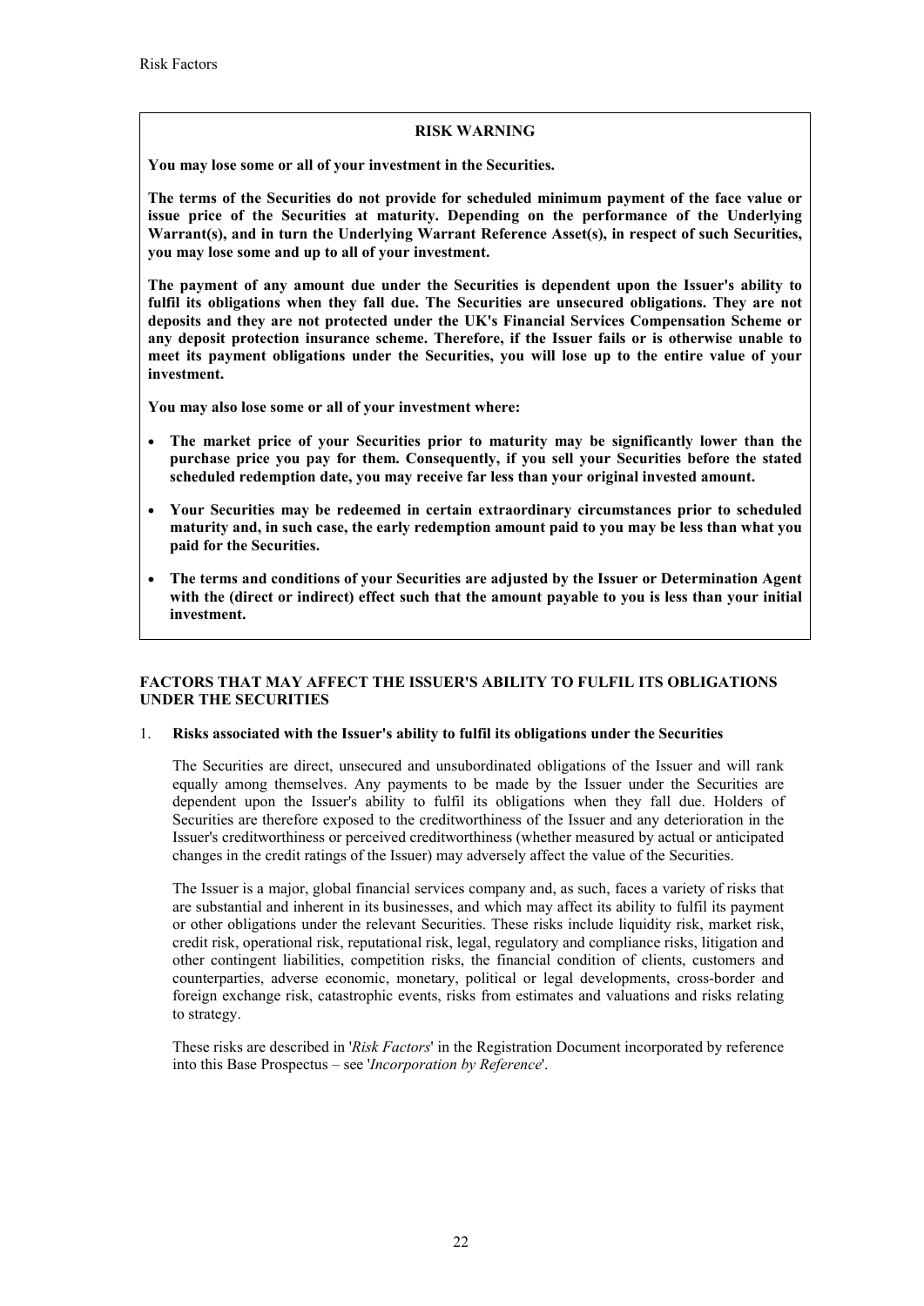**RISK WARNING**

**You may lose some or all of your investment in the Securities.**

**The terms of the Securities do not provide for scheduled minimum payment of the face value or issue price of the Securities at maturity. Depending on the performance of the Underlying Warrant(s), and in turn the Underlying Warrant Reference Asset(s), in respect of such Securities, you may lose some and up to all of your investment.**

**The payment of any amount due under the Securities is dependent upon the Issuer's ability to fulfil its obligations when they fall due. The Securities are unsecured obligations. They are not deposits and they are not protected under the UK's Financial Services Compensation Scheme or any deposit protection insurance scheme. Therefore, if the Issuer fails or is otherwise unable to meet its payment obligations under the Securities, you will lose up to the entire value of your investment.**

**You may also lose some or all of your investment where:**

- **The market price of your Securities prior to maturity may be significantly lower than the purchase price you pay for them. Consequently, if you sell your Securities before the stated scheduled redemption date, you may receive far less than your original invested amount.**
- **Your Securities may be redeemed in certain extraordinary circumstances prior to scheduled maturity and, in such case, the early redemption amount paid to you may be less than what you paid for the Securities.**
- **The terms and conditions of your Securities are adjusted by the Issuer or Determination Agent with the (direct or indirect) effect such that the amount payable to you is less than your initial investment.**

## FACTORS THAT MAY AFFECT THE ISSUER'S ABILITY TO FULFIL ITS OBLIGATIONS UNDER THE SECURITIES

### 1. Risks associated with the Issuer's ability to fulfil its obligations under the Securities

The Securities are direct, unsecured and unsubordinated obligations of the Issuer and will rank equally among themselves. Any payments to be made by the Issuer under the Securities are dependent upon the Issuer's ability to fulfil its obligations when they fall due. Holders of Securities are therefore exposed to the creditworthiness of the Issuer and any deterioration in the Issuer's creditworthiness or perceived creditworthiness (whether measured by actual or anticipated changes in the credit ratings of the Issuer) may adversely affect the value of the Securities.

The Issuer is a major, global financial services company and, as such, faces a variety of risks that are substantial and inherent in its businesses, and which may affect its ability to fulfil its payment or other obligations under the relevant Securities. These risks include liquidity risk, market risk, credit risk, operational risk, reputational risk, legal, regulatory and compliance risks, litigation and other contingent liabilities, competition risks, the financial condition of clients, customers and counterparties, adverse economic, monetary, political or legal developments, cross-border and foreign exchange risk, catastrophic events, risks from estimates and valuations and risks relating to strategy.

These risks are described in '*Risk Factors*' in the Registration Document incorporated by reference into this Base Prospectus – see '*Incorporation by Reference*'.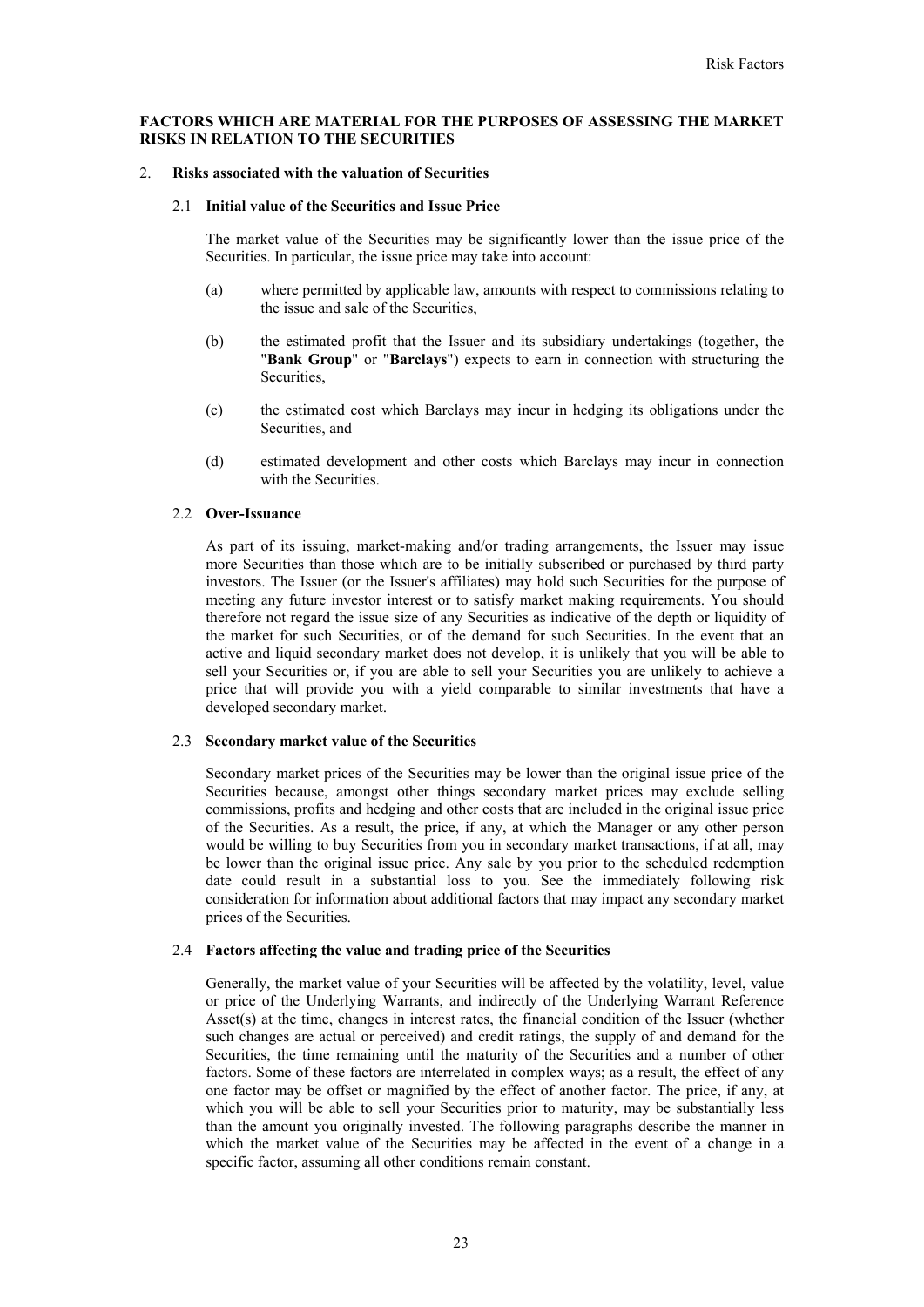**FACTORS WHICH ARE MATERIAL FOR THE PURPOSES OF ASSESSING THE MARKET RISKS IN RELATION TO THE SECURITIES**

2. **Risks associated with the valuation of Securities**

2.1 **Initial value of the Securities and Issue Price**

The market value of the Securities may be significantly lower than the issue price of the Securities. In particular, the issue price may take into account:

(a) where permitted by applicable law, amounts with respect to commissions relating to the issue and sale of the Securities,

(b) the estimated profit that the Issuer and its subsidiary undertakings (together, the "**Bank Group**" or "**Barclays**") expects to earn in connection with structuring the Securities,

(c) the estimated cost which Barclays may incur in hedging its obligations under the Securities, and

(d) estimated development and other costs which Barclays may incur in connection with the Securities.

2.2 **Over-Issuance**

As part of its issuing, market-making and/or trading arrangements, the Issuer may issue more Securities than those which are to be initially subscribed or purchased by third party investors. The Issuer (or the Issuer's affiliates) may hold such Securities for the purpose of meeting any future investor interest or to satisfy market making requirements. You should therefore not regard the issue size of any Securities as indicative of the depth or liquidity of the market for such Securities, or of the demand for such Securities. In the event that an active and liquid secondary market does not develop, it is unlikely that you will be able to sell your Securities or, if you are able to sell your Securities you are unlikely to achieve a price that will provide you with a yield comparable to similar investments that have a developed secondary market.

2.3 **Secondary market value of the Securities**

Secondary market prices of the Securities may be lower than the original issue price of the Securities because, amongst other things secondary market prices may exclude selling commissions, profits and hedging and other costs that are included in the original issue price of the Securities. As a result, the price, if any, at which the Manager or any other person would be willing to buy Securities from you in secondary market transactions, if at all, may be lower than the original issue price. Any sale by you prior to the scheduled redemption date could result in a substantial loss to you. See the immediately following risk consideration for information about additional factors that may impact any secondary market prices of the Securities.

2.4 **Factors affecting the value and trading price of the Securities**

Generally, the market value of your Securities will be affected by the volatility, level, value or price of the Underlying Warrants, and indirectly of the Underlying Warrant Reference Asset(s) at the time, changes in interest rates, the financial condition of the Issuer (whether such changes are actual or perceived) and credit ratings, the supply of and demand for the Securities, the time remaining until the maturity of the Securities and a number of other factors. Some of these factors are interrelated in complex ways; as a result, the effect of any one factor may be offset or magnified by the effect of another factor. The price, if any, at which you will be able to sell your Securities prior to maturity, may be substantially less than the amount you originally invested. The following paragraphs describe the manner in which the market value of the Securities may be affected in the event of a change in a specific factor, assuming all other conditions remain constant.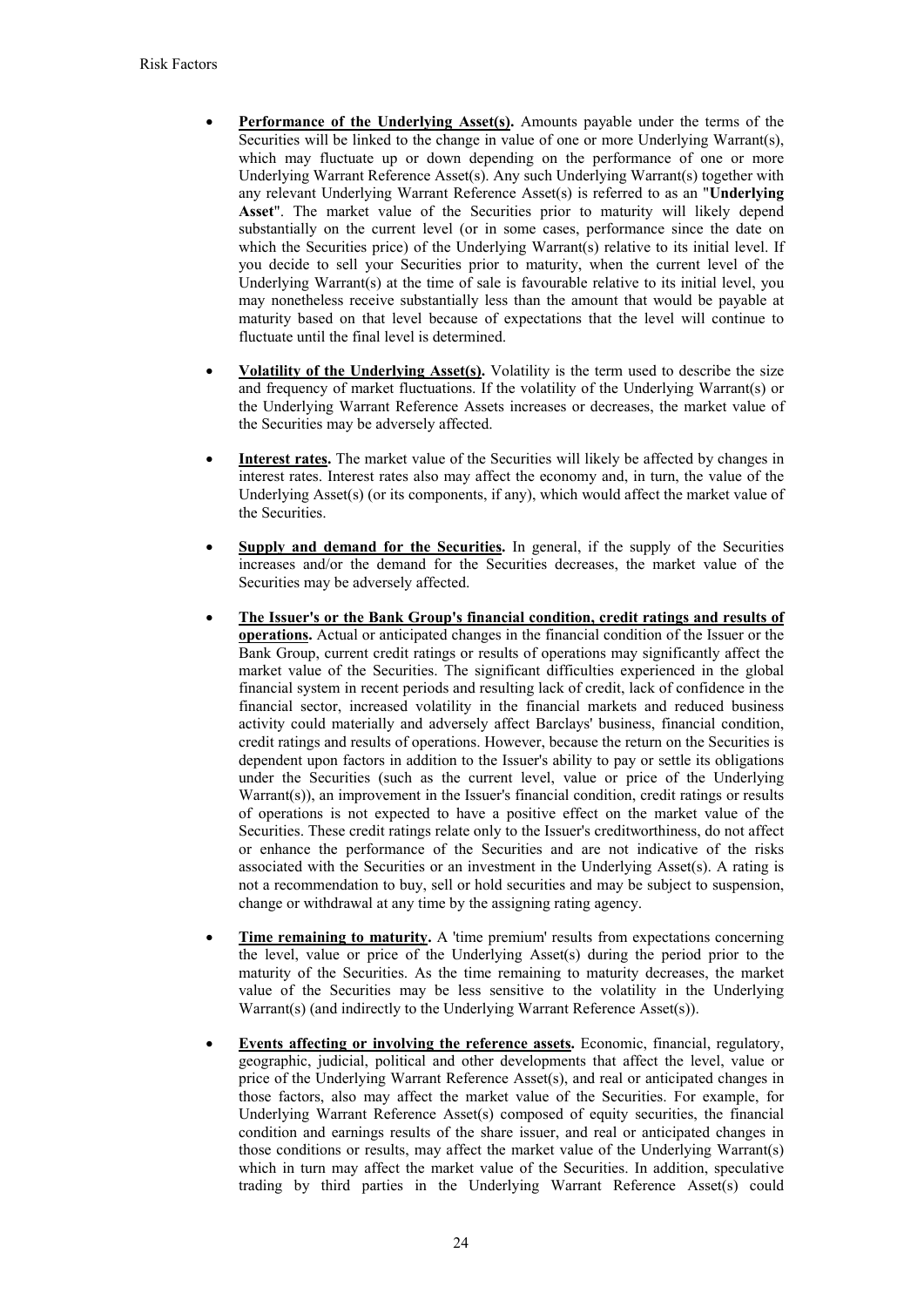- **Performance of the Underlying Asset(s).** Amounts payable under the terms of the Securities will be linked to the change in value of one or more Underlying Warrant(s), which may fluctuate up or down depending on the performance of one or more Underlying Warrant Reference Asset(s). Any such Underlying Warrant(s) together with any relevant Underlying Warrant Reference Asset(s) is referred to as an "**Underlying Asset**". The market value of the Securities prior to maturity will likely depend substantially on the current level (or in some cases, performance since the date on which the Securities price) of the Underlying Warrant(s) relative to its initial level. If you decide to sell your Securities prior to maturity, when the current level of the Underlying Warrant(s) at the time of sale is favourable relative to its initial level, you may nonetheless receive substantially less than the amount that would be payable at maturity based on that level because of expectations that the level will continue to fluctuate until the final level is determined.

- **Volatility of the Underlying Asset(s).** Volatility is the term used to describe the size and frequency of market fluctuations. If the volatility of the Underlying Warrant(s) or the Underlying Warrant Reference Assets increases or decreases, the market value of the Securities may be adversely affected.

- **Interest rates.** The market value of the Securities will likely be affected by changes in interest rates. Interest rates also may affect the economy and, in turn, the value of the Underlying Asset(s) (or its components, if any), which would affect the market value of the Securities.

- **Supply and demand for the Securities.** In general, if the supply of the Securities increases and/or the demand for the Securities decreases, the market value of the Securities may be adversely affected.

- **The Issuer's or the Bank Group's financial condition, credit ratings and results of operations.** Actual or anticipated changes in the financial condition of the Issuer or the Bank Group, current credit ratings or results of operations may significantly affect the market value of the Securities. The significant difficulties experienced in the global financial system in recent periods and resulting lack of credit, lack of confidence in the financial sector, increased volatility in the financial markets and reduced business activity could materially and adversely affect Barclays' business, financial condition, credit ratings and results of operations. However, because the return on the Securities is dependent upon factors in addition to the Issuer's ability to pay or settle its obligations under the Securities (such as the current level, value or price of the Underlying Warrant(s)), an improvement in the Issuer's financial condition, credit ratings or results of operations is not expected to have a positive effect on the market value of the Securities. These credit ratings relate only to the Issuer's creditworthiness, do not affect or enhance the performance of the Securities and are not indicative of the risks associated with the Securities or an investment in the Underlying Asset(s). A rating is not a recommendation to buy, sell or hold securities and may be subject to suspension, change or withdrawal at any time by the assigning rating agency.

- **Time remaining to maturity.** A 'time premium' results from expectations concerning the level, value or price of the Underlying Asset(s) during the period prior to the maturity of the Securities. As the time remaining to maturity decreases, the market value of the Securities may be less sensitive to the volatility in the Underlying Warrant(s) (and indirectly to the Underlying Warrant Reference Asset(s)).

- **Events affecting or involving the reference assets.** Economic, financial, regulatory, geographic, judicial, political and other developments that affect the level, value or price of the Underlying Warrant Reference Asset(s), and real or anticipated changes in those factors, also may affect the market value of the Securities. For example, for Underlying Warrant Reference Asset(s) composed of equity securities, the financial condition and earnings results of the share issuer, and real or anticipated changes in those conditions or results, may affect the market value of the Underlying Warrant(s) which in turn may affect the market value of the Securities. In addition, speculative trading by third parties in the Underlying Warrant Reference Asset(s) could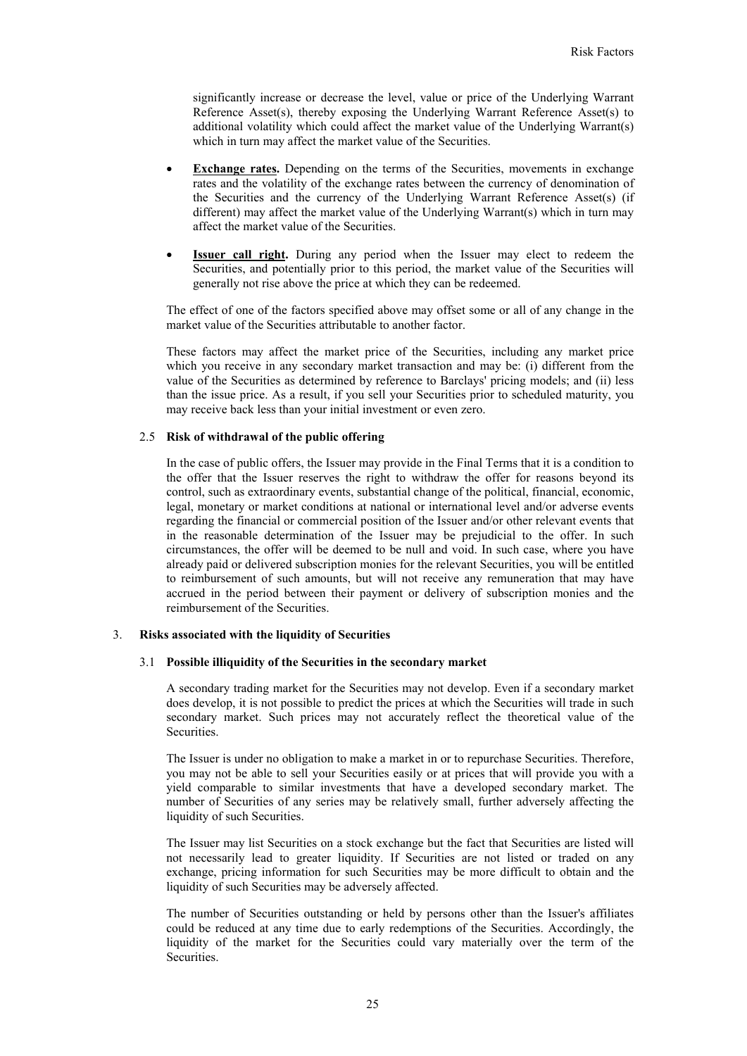significantly increase or decrease the level, value or price of the Underlying Warrant Reference Asset(s), thereby exposing the Underlying Warrant Reference Asset(s) to additional volatility which could affect the market value of the Underlying Warrant(s) which in turn may affect the market value of the Securities.

- **Exchange rates.** Depending on the terms of the Securities, movements in exchange rates and the volatility of the exchange rates between the currency of denomination of the Securities and the currency of the Underlying Warrant Reference Asset(s) (if different) may affect the market value of the Underlying Warrant(s) which in turn may affect the market value of the Securities.
- **Issuer call right.** During any period when the Issuer may elect to redeem the Securities, and potentially prior to this period, the market value of the Securities will generally not rise above the price at which they can be redeemed.

The effect of one of the factors specified above may offset some or all of any change in the market value of the Securities attributable to another factor.

These factors may affect the market price of the Securities, including any market price which you receive in any secondary market transaction and may be: (i) different from the value of the Securities as determined by reference to Barclays' pricing models; and (ii) less than the issue price. As a result, if you sell your Securities prior to scheduled maturity, you may receive back less than your initial investment or even zero.

### 2.5 Risk of withdrawal of the public offering

In the case of public offers, the Issuer may provide in the Final Terms that it is a condition to the offer that the Issuer reserves the right to withdraw the offer for reasons beyond its control, such as extraordinary events, substantial change of the political, financial, economic, legal, monetary or market conditions at national or international level and/or adverse events regarding the financial or commercial position of the Issuer and/or other relevant events that in the reasonable determination of the Issuer may be prejudicial to the offer. In such circumstances, the offer will be deemed to be null and void. In such case, where you have already paid or delivered subscription monies for the relevant Securities, you will be entitled to reimbursement of such amounts, but will not receive any remuneration that may have accrued in the period between their payment or delivery of subscription monies and the reimbursement of the Securities.

## 3. Risks associated with the liquidity of Securities

### 3.1 Possible illiquidity of the Securities in the secondary market

A secondary trading market for the Securities may not develop. Even if a secondary market does develop, it is not possible to predict the prices at which the Securities will trade in such secondary market. Such prices may not accurately reflect the theoretical value of the Securities.

The Issuer is under no obligation to make a market in or to repurchase Securities. Therefore, you may not be able to sell your Securities easily or at prices that will provide you with a yield comparable to similar investments that have a developed secondary market. The number of Securities of any series may be relatively small, further adversely affecting the liquidity of such Securities.

The Issuer may list Securities on a stock exchange but the fact that Securities are listed will not necessarily lead to greater liquidity. If Securities are not listed or traded on any exchange, pricing information for such Securities may be more difficult to obtain and the liquidity of such Securities may be adversely affected.

The number of Securities outstanding or held by persons other than the Issuer's affiliates could be reduced at any time due to early redemptions of the Securities. Accordingly, the liquidity of the market for the Securities could vary materially over the term of the Securities.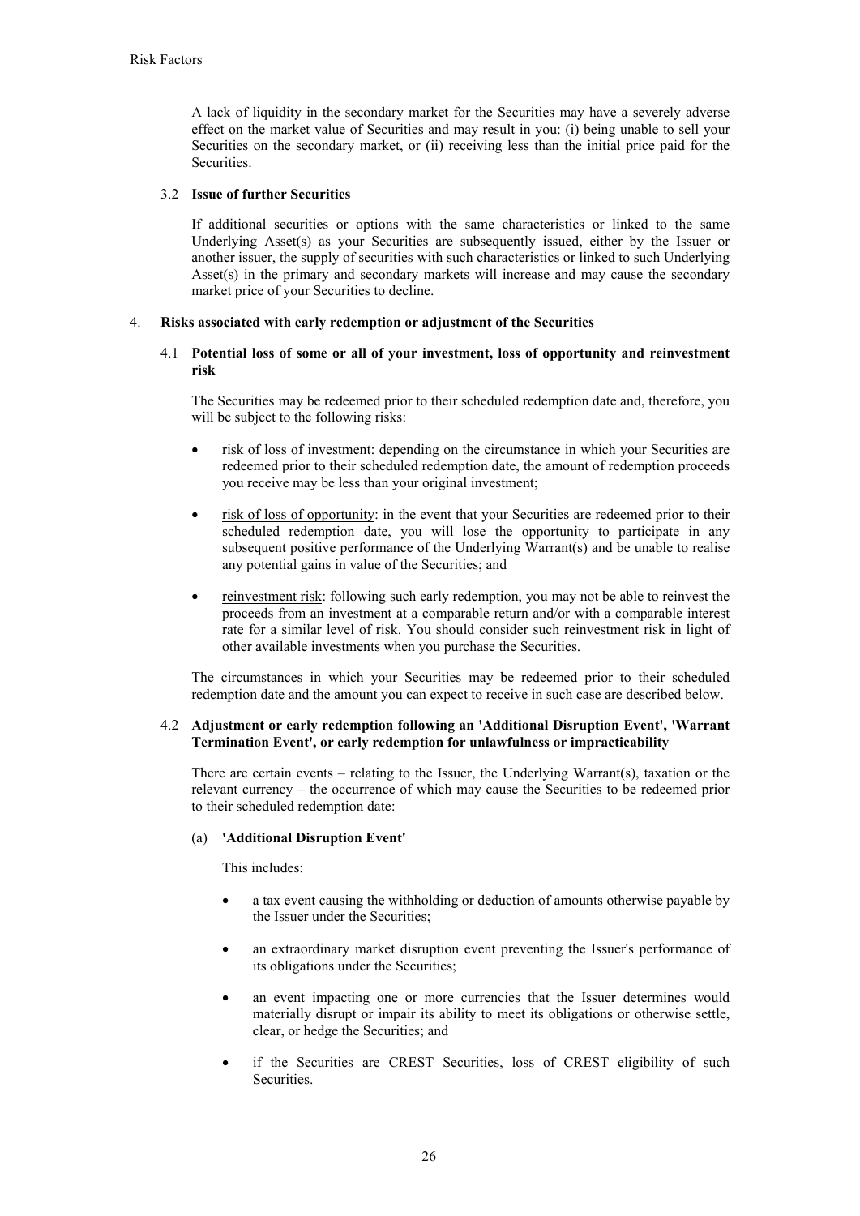A lack of liquidity in the secondary market for the Securities may have a severely adverse effect on the market value of Securities and may result in you: (i) being unable to sell your Securities on the secondary market, or (ii) receiving less than the initial price paid for the Securities.

### 3.2 Issue of further Securities

If additional securities or options with the same characteristics or linked to the same Underlying Asset(s) as your Securities are subsequently issued, either by the Issuer or another issuer, the supply of securities with such characteristics or linked to such Underlying Asset(s) in the primary and secondary markets will increase and may cause the secondary market price of your Securities to decline.

## 4. Risks associated with early redemption or adjustment of the Securities

### 4.1 Potential loss of some or all of your investment, loss of opportunity and reinvestment risk

The Securities may be redeemed prior to their scheduled redemption date and, therefore, you will be subject to the following risks:

- risk of loss of investment: depending on the circumstance in which your Securities are redeemed prior to their scheduled redemption date, the amount of redemption proceeds you receive may be less than your original investment;
- risk of loss of opportunity: in the event that your Securities are redeemed prior to their scheduled redemption date, you will lose the opportunity to participate in any subsequent positive performance of the Underlying Warrant(s) and be unable to realise any potential gains in value of the Securities; and
- reinvestment risk: following such early redemption, you may not be able to reinvest the proceeds from an investment at a comparable return and/or with a comparable interest rate for a similar level of risk. You should consider such reinvestment risk in light of other available investments when you purchase the Securities.

The circumstances in which your Securities may be redeemed prior to their scheduled redemption date and the amount you can expect to receive in such case are described below.

### 4.2 Adjustment or early redemption following an 'Additional Disruption Event', 'Warrant Termination Event', or early redemption for unlawfulness or impracticability

There are certain events – relating to the Issuer, the Underlying Warrant(s), taxation or the relevant currency – the occurrence of which may cause the Securities to be redeemed prior to their scheduled redemption date:

#### (a) 'Additional Disruption Event'

This includes:

- a tax event causing the withholding or deduction of amounts otherwise payable by the Issuer under the Securities;
- an extraordinary market disruption event preventing the Issuer's performance of its obligations under the Securities;
- an event impacting one or more currencies that the Issuer determines would materially disrupt or impair its ability to meet its obligations or otherwise settle, clear, or hedge the Securities; and
- if the Securities are CREST Securities, loss of CREST eligibility of such Securities.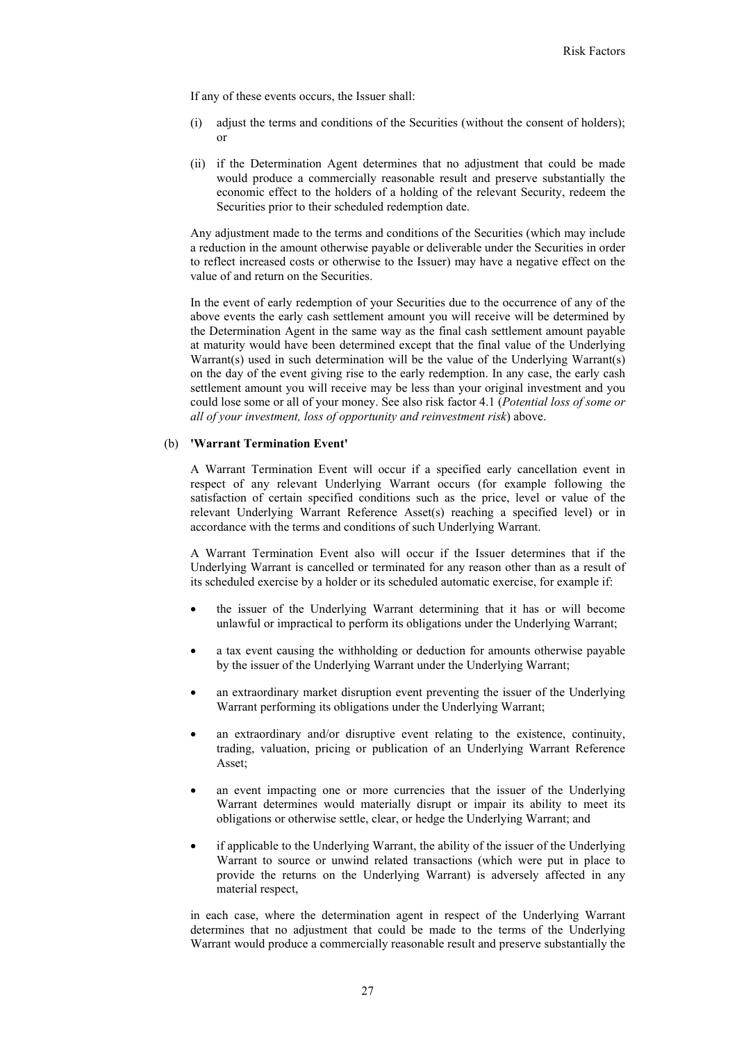If any of these events occurs, the Issuer shall:

(i) adjust the terms and conditions of the Securities (without the consent of holders); or

(ii) if the Determination Agent determines that no adjustment that could be made would produce a commercially reasonable result and preserve substantially the economic effect to the holders of a holding of the relevant Security, redeem the Securities prior to their scheduled redemption date.

Any adjustment made to the terms and conditions of the Securities (which may include a reduction in the amount otherwise payable or deliverable under the Securities in order to reflect increased costs or otherwise to the Issuer) may have a negative effect on the value of and return on the Securities.

In the event of early redemption of your Securities due to the occurrence of any of the above events the early cash settlement amount you will receive will be determined by the Determination Agent in the same way as the final cash settlement amount payable at maturity would have been determined except that the final value of the Underlying Warrant(s) used in such determination will be the value of the Underlying Warrant(s) on the day of the event giving rise to the early redemption. In any case, the early cash settlement amount you will receive may be less than your original investment and you could lose some or all of your money. See also risk factor 4.1 (*Potential loss of some or all of your investment, loss of opportunity and reinvestment risk*) above.

(b) **'Warrant Termination Event'**

A Warrant Termination Event will occur if a specified early cancellation event in respect of any relevant Underlying Warrant occurs (for example following the satisfaction of certain specified conditions such as the price, level or value of the relevant Underlying Warrant Reference Asset(s) reaching a specified level) or in accordance with the terms and conditions of such Underlying Warrant.

A Warrant Termination Event also will occur if the Issuer determines that if the Underlying Warrant is cancelled or terminated for any reason other than as a result of its scheduled exercise by a holder or its scheduled automatic exercise, for example if:

- the issuer of the Underlying Warrant determining that it has or will become unlawful or impractical to perform its obligations under the Underlying Warrant;
- a tax event causing the withholding or deduction for amounts otherwise payable by the issuer of the Underlying Warrant under the Underlying Warrant;
- an extraordinary market disruption event preventing the issuer of the Underlying Warrant performing its obligations under the Underlying Warrant;
- an extraordinary and/or disruptive event relating to the existence, continuity, trading, valuation, pricing or publication of an Underlying Warrant Reference Asset;
- an event impacting one or more currencies that the issuer of the Underlying Warrant determines would materially disrupt or impair its ability to meet its obligations or otherwise settle, clear, or hedge the Underlying Warrant; and
- if applicable to the Underlying Warrant, the ability of the issuer of the Underlying Warrant to source or unwind related transactions (which were put in place to provide the returns on the Underlying Warrant) is adversely affected in any material respect,

in each case, where the determination agent in respect of the Underlying Warrant determines that no adjustment that could be made to the terms of the Underlying Warrant would produce a commercially reasonable result and preserve substantially the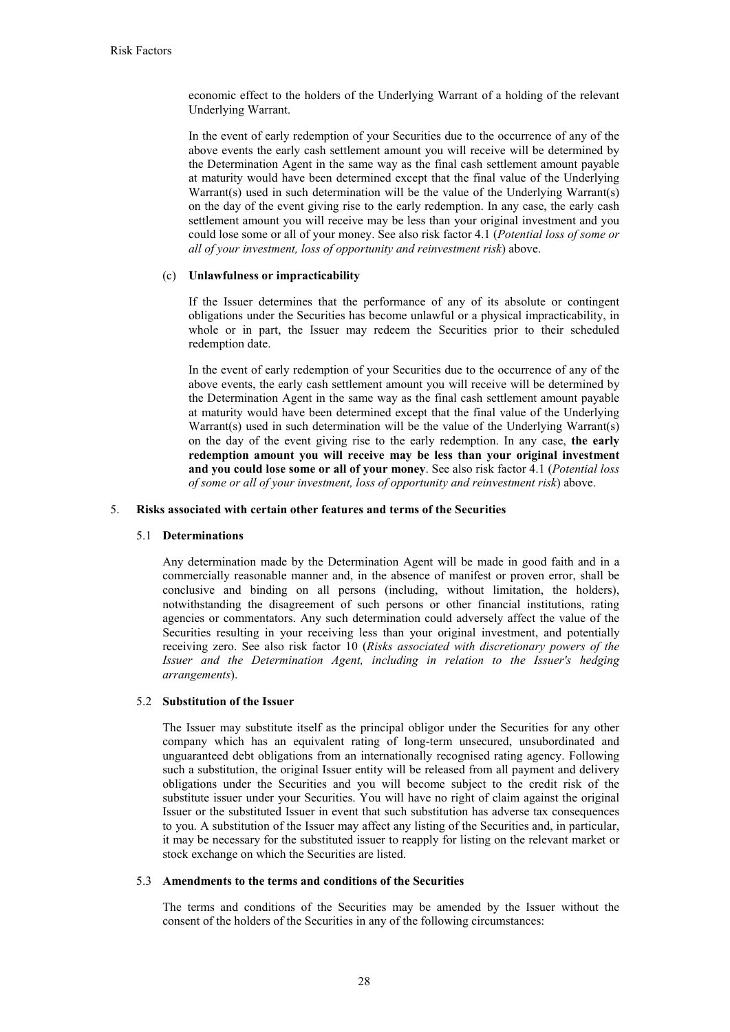economic effect to the holders of the Underlying Warrant of a holding of the relevant Underlying Warrant.

In the event of early redemption of your Securities due to the occurrence of any of the above events the early cash settlement amount you will receive will be determined by the Determination Agent in the same way as the final cash settlement amount payable at maturity would have been determined except that the final value of the Underlying Warrant(s) used in such determination will be the value of the Underlying Warrant(s) on the day of the event giving rise to the early redemption. In any case, the early cash settlement amount you will receive may be less than your original investment and you could lose some or all of your money. See also risk factor 4.1 (*Potential loss of some or all of your investment, loss of opportunity and reinvestment risk*) above.

(c) **Unlawfulness or impracticability**

If the Issuer determines that the performance of any of its absolute or contingent obligations under the Securities has become unlawful or a physical impracticability, in whole or in part, the Issuer may redeem the Securities prior to their scheduled redemption date.

In the event of early redemption of your Securities due to the occurrence of any of the above events, the early cash settlement amount you will receive will be determined by the Determination Agent in the same way as the final cash settlement amount payable at maturity would have been determined except that the final value of the Underlying Warrant(s) used in such determination will be the value of the Underlying Warrant(s) on the day of the event giving rise to the early redemption. In any case, **the early redemption amount you will receive may be less than your original investment and you could lose some or all of your money**. See also risk factor 4.1 (*Potential loss of some or all of your investment, loss of opportunity and reinvestment risk*) above.

## 5. Risks associated with certain other features and terms of the Securities

### 5.1 Determinations

Any determination made by the Determination Agent will be made in good faith and in a commercially reasonable manner and, in the absence of manifest or proven error, shall be conclusive and binding on all persons (including, without limitation, the holders), notwithstanding the disagreement of such persons or other financial institutions, rating agencies or commentators. Any such determination could adversely affect the value of the Securities resulting in your receiving less than your original investment, and potentially receiving zero. See also risk factor 10 (*Risks associated with discretionary powers of the Issuer and the Determination Agent, including in relation to the Issuer's hedging arrangements*).

### 5.2 Substitution of the Issuer

The Issuer may substitute itself as the principal obligor under the Securities for any other company which has an equivalent rating of long-term unsecured, unsubordinated and unguaranteed debt obligations from an internationally recognised rating agency. Following such a substitution, the original Issuer entity will be released from all payment and delivery obligations under the Securities and you will become subject to the credit risk of the substitute issuer under your Securities. You will have no right of claim against the original Issuer or the substituted Issuer in event that such substitution has adverse tax consequences to you. A substitution of the Issuer may affect any listing of the Securities and, in particular, it may be necessary for the substituted issuer to reapply for listing on the relevant market or stock exchange on which the Securities are listed.

### 5.3 Amendments to the terms and conditions of the Securities

The terms and conditions of the Securities may be amended by the Issuer without the consent of the holders of the Securities in any of the following circumstances: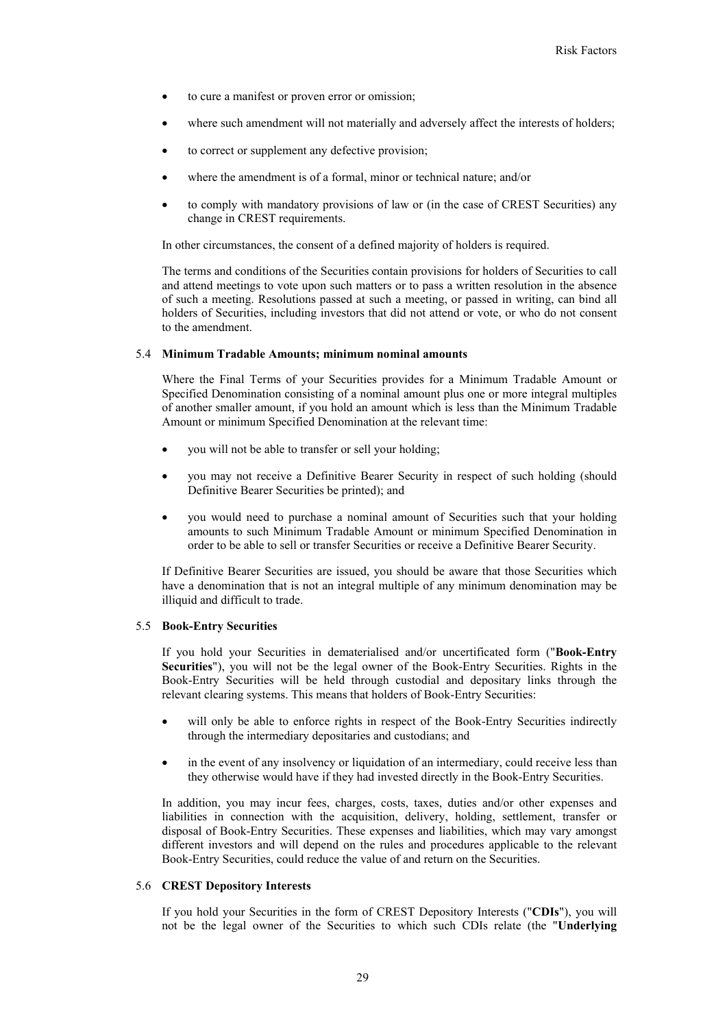- to cure a manifest or proven error or omission;
- where such amendment will not materially and adversely affect the interests of holders;
- to correct or supplement any defective provision;
- where the amendment is of a formal, minor or technical nature; and/or
- to comply with mandatory provisions of law or (in the case of CREST Securities) any change in CREST requirements.

In other circumstances, the consent of a defined majority of holders is required.

The terms and conditions of the Securities contain provisions for holders of Securities to call and attend meetings to vote upon such matters or to pass a written resolution in the absence of such a meeting. Resolutions passed at such a meeting, or passed in writing, can bind all holders of Securities, including investors that did not attend or vote, or who do not consent to the amendment.

### 5.4 Minimum Tradable Amounts; minimum nominal amounts

Where the Final Terms of your Securities provides for a Minimum Tradable Amount or Specified Denomination consisting of a nominal amount plus one or more integral multiples of another smaller amount, if you hold an amount which is less than the Minimum Tradable Amount or minimum Specified Denomination at the relevant time:

- you will not be able to transfer or sell your holding;
- you may not receive a Definitive Bearer Security in respect of such holding (should Definitive Bearer Securities be printed); and
- you would need to purchase a nominal amount of Securities such that your holding amounts to such Minimum Tradable Amount or minimum Specified Denomination in order to be able to sell or transfer Securities or receive a Definitive Bearer Security.

If Definitive Bearer Securities are issued, you should be aware that those Securities which have a denomination that is not an integral multiple of any minimum denomination may be illiquid and difficult to trade.

### 5.5 Book-Entry Securities

If you hold your Securities in dematerialised and/or uncertificated form ("**Book-Entry Securities**"), you will not be the legal owner of the Book-Entry Securities. Rights in the Book-Entry Securities will be held through custodial and depositary links through the relevant clearing systems. This means that holders of Book-Entry Securities:

- will only be able to enforce rights in respect of the Book-Entry Securities indirectly through the intermediary depositaries and custodians; and
- in the event of any insolvency or liquidation of an intermediary, could receive less than they otherwise would have if they had invested directly in the Book-Entry Securities.

In addition, you may incur fees, charges, costs, taxes, duties and/or other expenses and liabilities in connection with the acquisition, delivery, holding, settlement, transfer or disposal of Book-Entry Securities. These expenses and liabilities, which may vary amongst different investors and will depend on the rules and procedures applicable to the relevant Book-Entry Securities, could reduce the value of and return on the Securities.

### 5.6 CREST Depository Interests

If you hold your Securities in the form of CREST Depository Interests ("**CDIs**"), you will not be the legal owner of the Securities to which such CDIs relate (the "**Underlying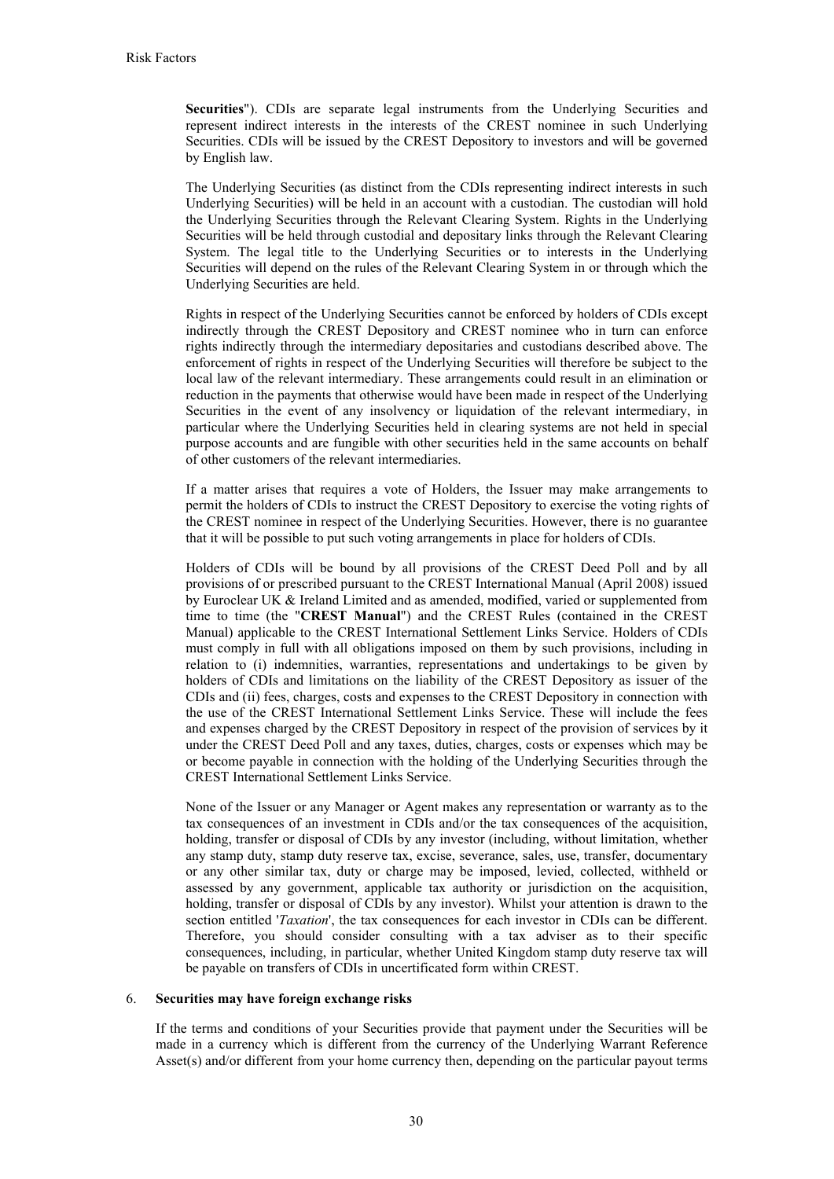**Securities**"). CDIs are separate legal instruments from the Underlying Securities and represent indirect interests in the interests of the CREST nominee in such Underlying Securities. CDIs will be issued by the CREST Depository to investors and will be governed by English law.

The Underlying Securities (as distinct from the CDIs representing indirect interests in such Underlying Securities) will be held in an account with a custodian. The custodian will hold the Underlying Securities through the Relevant Clearing System. Rights in the Underlying Securities will be held through custodial and depositary links through the Relevant Clearing System. The legal title to the Underlying Securities or to interests in the Underlying Securities will depend on the rules of the Relevant Clearing System in or through which the Underlying Securities are held.

Rights in respect of the Underlying Securities cannot be enforced by holders of CDIs except indirectly through the CREST Depository and CREST nominee who in turn can enforce rights indirectly through the intermediary depositaries and custodians described above. The enforcement of rights in respect of the Underlying Securities will therefore be subject to the local law of the relevant intermediary. These arrangements could result in an elimination or reduction in the payments that otherwise would have been made in respect of the Underlying Securities in the event of any insolvency or liquidation of the relevant intermediary, in particular where the Underlying Securities held in clearing systems are not held in special purpose accounts and are fungible with other securities held in the same accounts on behalf of other customers of the relevant intermediaries.

If a matter arises that requires a vote of Holders, the Issuer may make arrangements to permit the holders of CDIs to instruct the CREST Depository to exercise the voting rights of the CREST nominee in respect of the Underlying Securities. However, there is no guarantee that it will be possible to put such voting arrangements in place for holders of CDIs.

Holders of CDIs will be bound by all provisions of the CREST Deed Poll and by all provisions of or prescribed pursuant to the CREST International Manual (April 2008) issued by Euroclear UK & Ireland Limited and as amended, modified, varied or supplemented from time to time (the "**CREST Manual**") and the CREST Rules (contained in the CREST Manual) applicable to the CREST International Settlement Links Service. Holders of CDIs must comply in full with all obligations imposed on them by such provisions, including in relation to (i) indemnities, warranties, representations and undertakings to be given by holders of CDIs and limitations on the liability of the CREST Depository as issuer of the CDIs and (ii) fees, charges, costs and expenses to the CREST Depository in connection with the use of the CREST International Settlement Links Service. These will include the fees and expenses charged by the CREST Depository in respect of the provision of services by it under the CREST Deed Poll and any taxes, duties, charges, costs or expenses which may be or become payable in connection with the holding of the Underlying Securities through the CREST International Settlement Links Service.

None of the Issuer or any Manager or Agent makes any representation or warranty as to the tax consequences of an investment in CDIs and/or the tax consequences of the acquisition, holding, transfer or disposal of CDIs by any investor (including, without limitation, whether any stamp duty, stamp duty reserve tax, excise, severance, sales, use, transfer, documentary or any other similar tax, duty or charge may be imposed, levied, collected, withheld or assessed by any government, applicable tax authority or jurisdiction on the acquisition, holding, transfer or disposal of CDIs by any investor). Whilst your attention is drawn to the section entitled '*Taxation*', the tax consequences for each investor in CDIs can be different. Therefore, you should consider consulting with a tax adviser as to their specific consequences, including, in particular, whether United Kingdom stamp duty reserve tax will be payable on transfers of CDIs in uncertificated form within CREST.

6. **Securities may have foreign exchange risks**

If the terms and conditions of your Securities provide that payment under the Securities will be made in a currency which is different from the currency of the Underlying Warrant Reference Asset(s) and/or different from your home currency then, depending on the particular payout terms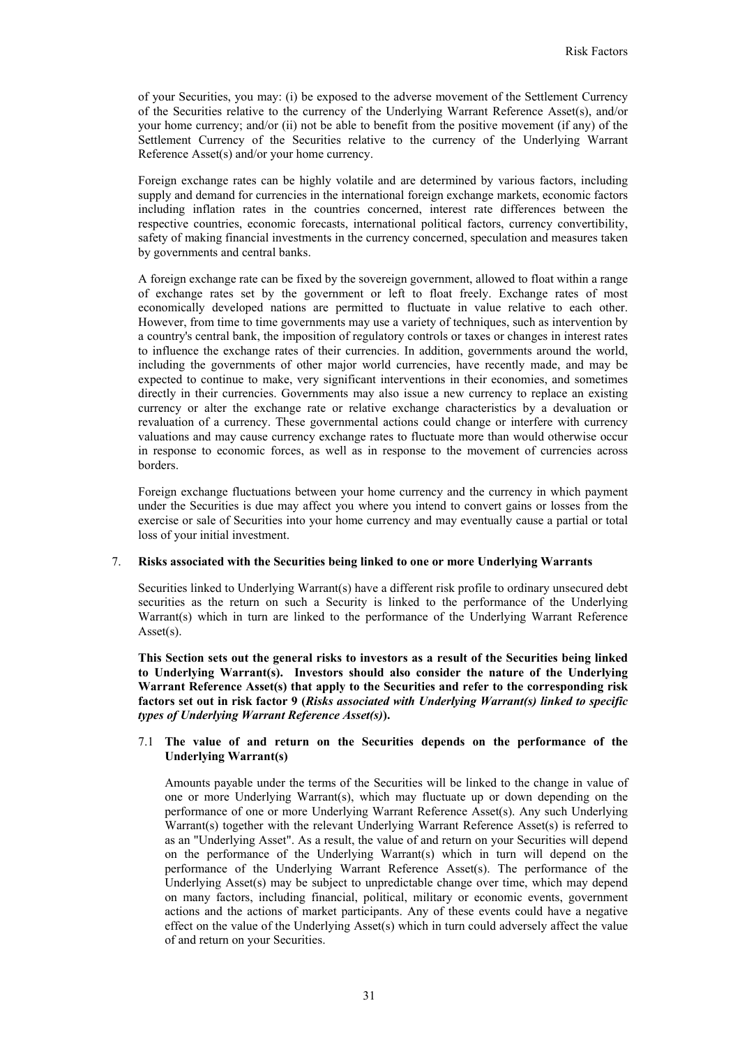of your Securities, you may: (i) be exposed to the adverse movement of the Settlement Currency of the Securities relative to the currency of the Underlying Warrant Reference Asset(s), and/or your home currency; and/or (ii) not be able to benefit from the positive movement (if any) of the Settlement Currency of the Securities relative to the currency of the Underlying Warrant Reference Asset(s) and/or your home currency.

Foreign exchange rates can be highly volatile and are determined by various factors, including supply and demand for currencies in the international foreign exchange markets, economic factors including inflation rates in the countries concerned, interest rate differences between the respective countries, economic forecasts, international political factors, currency convertibility, safety of making financial investments in the currency concerned, speculation and measures taken by governments and central banks.

A foreign exchange rate can be fixed by the sovereign government, allowed to float within a range of exchange rates set by the government or left to float freely. Exchange rates of most economically developed nations are permitted to fluctuate in value relative to each other. However, from time to time governments may use a variety of techniques, such as intervention by a country's central bank, the imposition of regulatory controls or taxes or changes in interest rates to influence the exchange rates of their currencies. In addition, governments around the world, including the governments of other major world currencies, have recently made, and may be expected to continue to make, very significant interventions in their economies, and sometimes directly in their currencies. Governments may also issue a new currency to replace an existing currency or alter the exchange rate or relative exchange characteristics by a devaluation or revaluation of a currency. These governmental actions could change or interfere with currency valuations and may cause currency exchange rates to fluctuate more than would otherwise occur in response to economic forces, as well as in response to the movement of currencies across borders.

Foreign exchange fluctuations between your home currency and the currency in which payment under the Securities is due may affect you where you intend to convert gains or losses from the exercise or sale of Securities into your home currency and may eventually cause a partial or total loss of your initial investment.

## 7. Risks associated with the Securities being linked to one or more Underlying Warrants

Securities linked to Underlying Warrant(s) have a different risk profile to ordinary unsecured debt securities as the return on such a Security is linked to the performance of the Underlying Warrant(s) which in turn are linked to the performance of the Underlying Warrant Reference Asset(s).

**This Section sets out the general risks to investors as a result of the Securities being linked to Underlying Warrant(s). Investors should also consider the nature of the Underlying Warrant Reference Asset(s) that apply to the Securities and refer to the corresponding risk factors set out in risk factor 9 (*Risks associated with Underlying Warrant(s) linked to specific types of Underlying Warrant Reference Asset(s)*).**

### 7.1 The value of and return on the Securities depends on the performance of the Underlying Warrant(s)

Amounts payable under the terms of the Securities will be linked to the change in value of one or more Underlying Warrant(s), which may fluctuate up or down depending on the performance of one or more Underlying Warrant Reference Asset(s). Any such Underlying Warrant(s) together with the relevant Underlying Warrant Reference Asset(s) is referred to as an "Underlying Asset". As a result, the value of and return on your Securities will depend on the performance of the Underlying Warrant(s) which in turn will depend on the performance of the Underlying Warrant Reference Asset(s). The performance of the Underlying Asset(s) may be subject to unpredictable change over time, which may depend on many factors, including financial, political, military or economic events, government actions and the actions of market participants. Any of these events could have a negative effect on the value of the Underlying Asset(s) which in turn could adversely affect the value of and return on your Securities.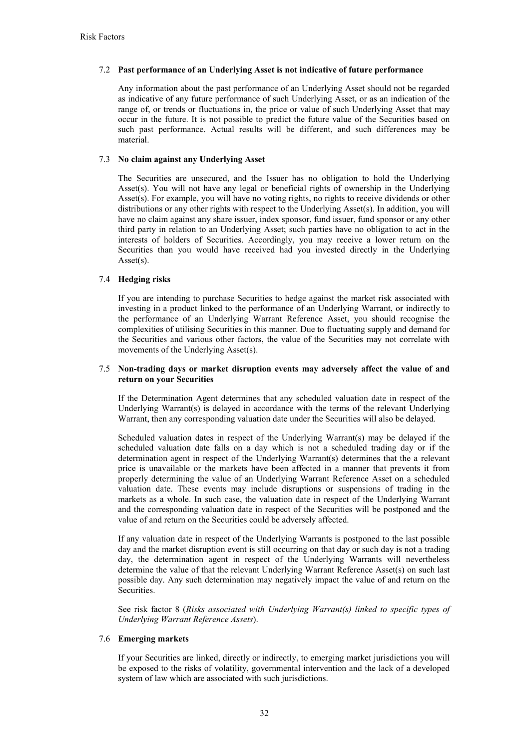### 7.2 **Past performance of an Underlying Asset is not indicative of future performance**

Any information about the past performance of an Underlying Asset should not be regarded as indicative of any future performance of such Underlying Asset, or as an indication of the range of, or trends or fluctuations in, the price or value of such Underlying Asset that may occur in the future. It is not possible to predict the future value of the Securities based on such past performance. Actual results will be different, and such differences may be material.

### 7.3 **No claim against any Underlying Asset**

The Securities are unsecured, and the Issuer has no obligation to hold the Underlying Asset(s). You will not have any legal or beneficial rights of ownership in the Underlying Asset(s). For example, you will have no voting rights, no rights to receive dividends or other distributions or any other rights with respect to the Underlying Asset(s). In addition, you will have no claim against any share issuer, index sponsor, fund issuer, fund sponsor or any other third party in relation to an Underlying Asset; such parties have no obligation to act in the interests of holders of Securities. Accordingly, you may receive a lower return on the Securities than you would have received had you invested directly in the Underlying Asset(s).

### 7.4 **Hedging risks**

If you are intending to purchase Securities to hedge against the market risk associated with investing in a product linked to the performance of an Underlying Warrant, or indirectly to the performance of an Underlying Warrant Reference Asset, you should recognise the complexities of utilising Securities in this manner. Due to fluctuating supply and demand for the Securities and various other factors, the value of the Securities may not correlate with movements of the Underlying Asset(s).

### 7.5 **Non-trading days or market disruption events may adversely affect the value of and return on your Securities**

If the Determination Agent determines that any scheduled valuation date in respect of the Underlying Warrant(s) is delayed in accordance with the terms of the relevant Underlying Warrant, then any corresponding valuation date under the Securities will also be delayed.

Scheduled valuation dates in respect of the Underlying Warrant(s) may be delayed if the scheduled valuation date falls on a day which is not a scheduled trading day or if the determination agent in respect of the Underlying Warrant(s) determines that the a relevant price is unavailable or the markets have been affected in a manner that prevents it from properly determining the value of an Underlying Warrant Reference Asset on a scheduled valuation date. These events may include disruptions or suspensions of trading in the markets as a whole. In such case, the valuation date in respect of the Underlying Warrant and the corresponding valuation date in respect of the Securities will be postponed and the value of and return on the Securities could be adversely affected.

If any valuation date in respect of the Underlying Warrants is postponed to the last possible day and the market disruption event is still occurring on that day or such day is not a trading day, the determination agent in respect of the Underlying Warrants will nevertheless determine the value of that the relevant Underlying Warrant Reference Asset(s) on such last possible day. Any such determination may negatively impact the value of and return on the Securities.

See risk factor 8 (*Risks associated with Underlying Warrant(s) linked to specific types of Underlying Warrant Reference Assets*).

### 7.6 **Emerging markets**

If your Securities are linked, directly or indirectly, to emerging market jurisdictions you will be exposed to the risks of volatility, governmental intervention and the lack of a developed system of law which are associated with such jurisdictions.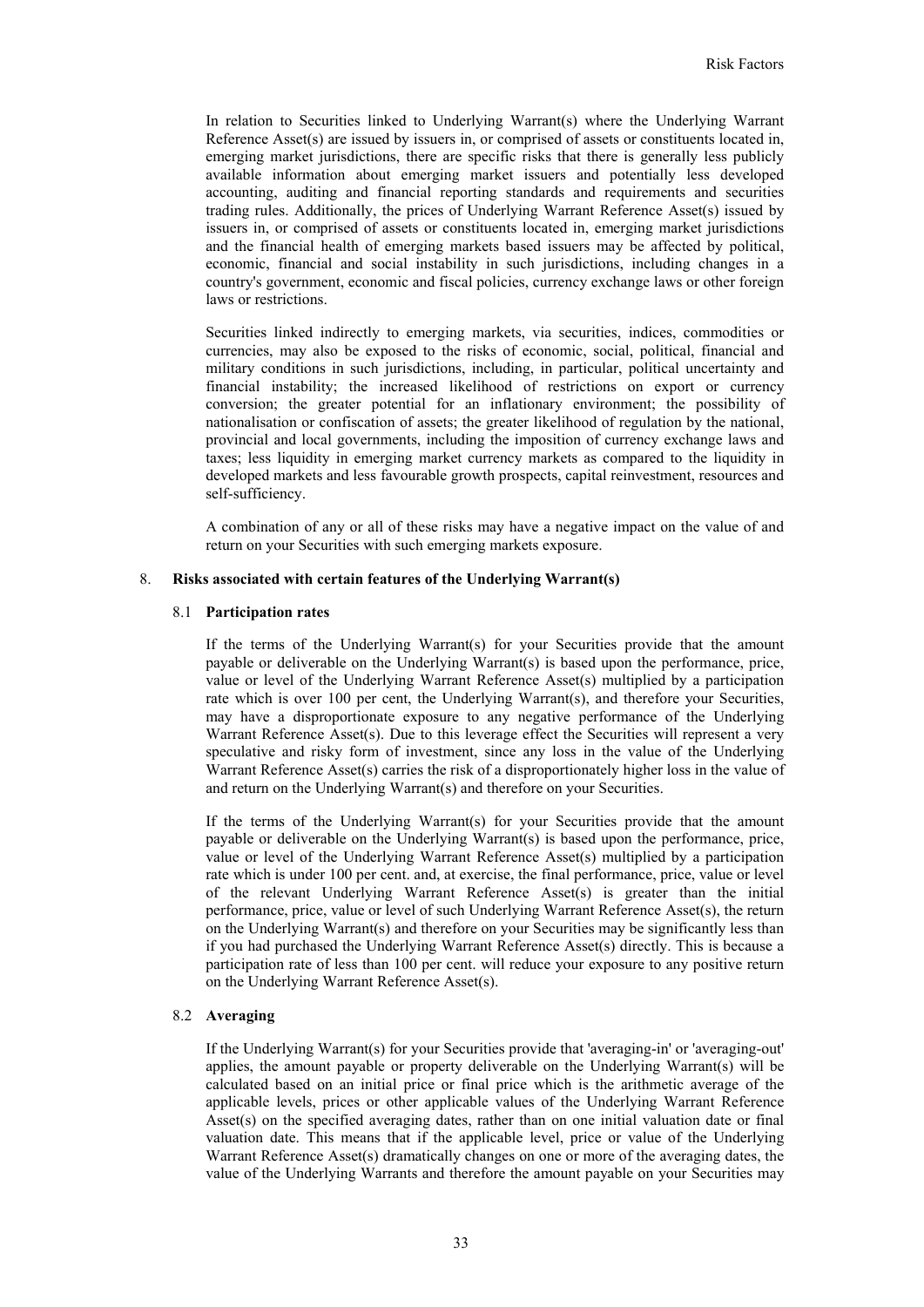In relation to Securities linked to Underlying Warrant(s) where the Underlying Warrant Reference Asset(s) are issued by issuers in, or comprised of assets or constituents located in, emerging market jurisdictions, there are specific risks that there is generally less publicly available information about emerging market issuers and potentially less developed accounting, auditing and financial reporting standards and requirements and securities trading rules. Additionally, the prices of Underlying Warrant Reference Asset(s) issued by issuers in, or comprised of assets or constituents located in, emerging market jurisdictions and the financial health of emerging markets based issuers may be affected by political, economic, financial and social instability in such jurisdictions, including changes in a country's government, economic and fiscal policies, currency exchange laws or other foreign laws or restrictions.

Securities linked indirectly to emerging markets, via securities, indices, commodities or currencies, may also be exposed to the risks of economic, social, political, financial and military conditions in such jurisdictions, including, in particular, political uncertainty and financial instability; the increased likelihood of restrictions on export or currency conversion; the greater potential for an inflationary environment; the possibility of nationalisation or confiscation of assets; the greater likelihood of regulation by the national, provincial and local governments, including the imposition of currency exchange laws and taxes; less liquidity in emerging market currency markets as compared to the liquidity in developed markets and less favourable growth prospects, capital reinvestment, resources and self-sufficiency.

A combination of any or all of these risks may have a negative impact on the value of and return on your Securities with such emerging markets exposure.

## 8. Risks associated with certain features of the Underlying Warrant(s)

### 8.1 Participation rates

If the terms of the Underlying Warrant(s) for your Securities provide that the amount payable or deliverable on the Underlying Warrant(s) is based upon the performance, price, value or level of the Underlying Warrant Reference Asset(s) multiplied by a participation rate which is over 100 per cent, the Underlying Warrant(s), and therefore your Securities, may have a disproportionate exposure to any negative performance of the Underlying Warrant Reference Asset(s). Due to this leverage effect the Securities will represent a very speculative and risky form of investment, since any loss in the value of the Underlying Warrant Reference Asset(s) carries the risk of a disproportionately higher loss in the value of and return on the Underlying Warrant(s) and therefore on your Securities.

If the terms of the Underlying Warrant(s) for your Securities provide that the amount payable or deliverable on the Underlying Warrant(s) is based upon the performance, price, value or level of the Underlying Warrant Reference Asset(s) multiplied by a participation rate which is under 100 per cent. and, at exercise, the final performance, price, value or level of the relevant Underlying Warrant Reference Asset(s) is greater than the initial performance, price, value or level of such Underlying Warrant Reference Asset(s), the return on the Underlying Warrant(s) and therefore on your Securities may be significantly less than if you had purchased the Underlying Warrant Reference Asset(s) directly. This is because a participation rate of less than 100 per cent. will reduce your exposure to any positive return on the Underlying Warrant Reference Asset(s).

### 8.2 Averaging

If the Underlying Warrant(s) for your Securities provide that 'averaging-in' or 'averaging-out' applies, the amount payable or property deliverable on the Underlying Warrant(s) will be calculated based on an initial price or final price which is the arithmetic average of the applicable levels, prices or other applicable values of the Underlying Warrant Reference Asset(s) on the specified averaging dates, rather than on one initial valuation date or final valuation date. This means that if the applicable level, price or value of the Underlying Warrant Reference Asset(s) dramatically changes on one or more of the averaging dates, the value of the Underlying Warrants and therefore the amount payable on your Securities may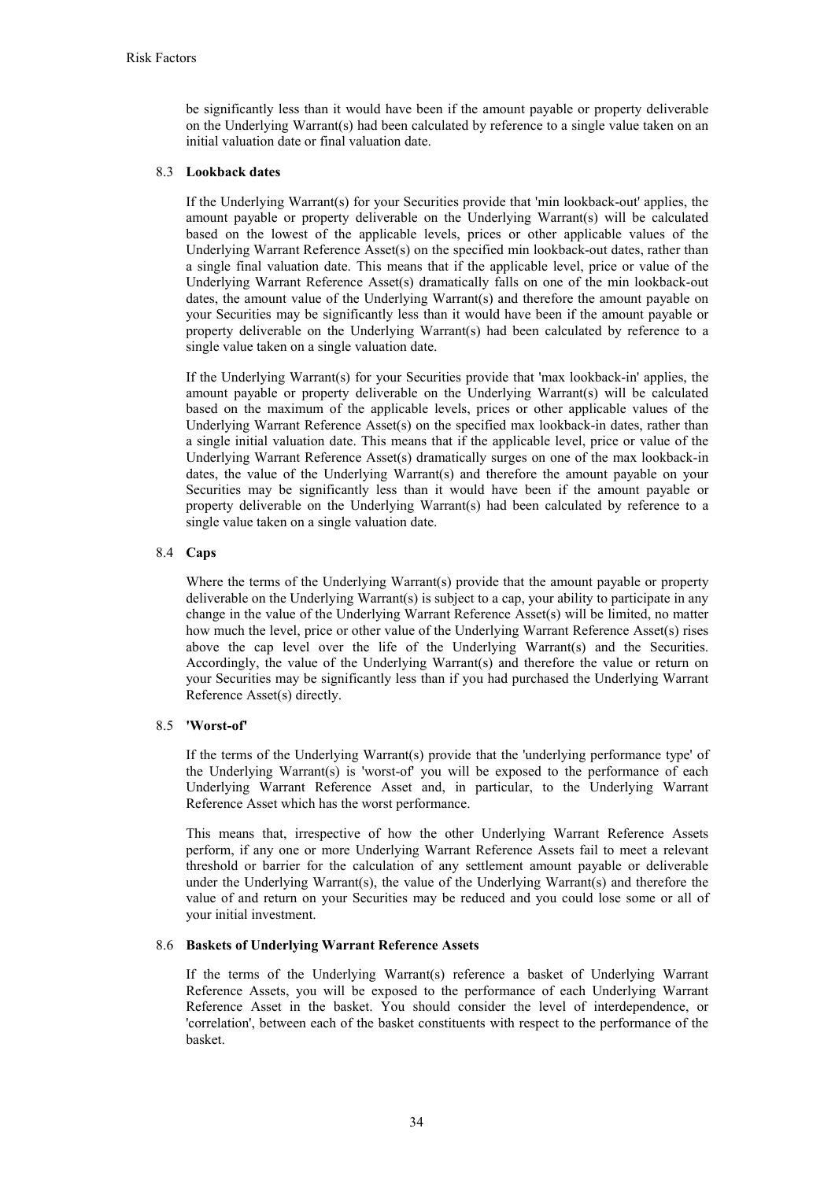be significantly less than it would have been if the amount payable or property deliverable on the Underlying Warrant(s) had been calculated by reference to a single value taken on an initial valuation date or final valuation date.

### 8.3 Lookback dates

If the Underlying Warrant(s) for your Securities provide that 'min lookback-out' applies, the amount payable or property deliverable on the Underlying Warrant(s) will be calculated based on the lowest of the applicable levels, prices or other applicable values of the Underlying Warrant Reference Asset(s) on the specified min lookback-out dates, rather than a single final valuation date. This means that if the applicable level, price or value of the Underlying Warrant Reference Asset(s) dramatically falls on one of the min lookback-out dates, the amount value of the Underlying Warrant(s) and therefore the amount payable on your Securities may be significantly less than it would have been if the amount payable or property deliverable on the Underlying Warrant(s) had been calculated by reference to a single value taken on a single valuation date.

If the Underlying Warrant(s) for your Securities provide that 'max lookback-in' applies, the amount payable or property deliverable on the Underlying Warrant(s) will be calculated based on the maximum of the applicable levels, prices or other applicable values of the Underlying Warrant Reference Asset(s) on the specified max lookback-in dates, rather than a single initial valuation date. This means that if the applicable level, price or value of the Underlying Warrant Reference Asset(s) dramatically surges on one of the max lookback-in dates, the value of the Underlying Warrant(s) and therefore the amount payable on your Securities may be significantly less than it would have been if the amount payable or property deliverable on the Underlying Warrant(s) had been calculated by reference to a single value taken on a single valuation date.

### 8.4 Caps

Where the terms of the Underlying Warrant(s) provide that the amount payable or property deliverable on the Underlying Warrant(s) is subject to a cap, your ability to participate in any change in the value of the Underlying Warrant Reference Asset(s) will be limited, no matter how much the level, price or other value of the Underlying Warrant Reference Asset(s) rises above the cap level over the life of the Underlying Warrant(s) and the Securities. Accordingly, the value of the Underlying Warrant(s) and therefore the value or return on your Securities may be significantly less than if you had purchased the Underlying Warrant Reference Asset(s) directly.

### 8.5 'Worst-of'

If the terms of the Underlying Warrant(s) provide that the 'underlying performance type' of the Underlying Warrant(s) is 'worst-of' you will be exposed to the performance of each Underlying Warrant Reference Asset and, in particular, to the Underlying Warrant Reference Asset which has the worst performance.

This means that, irrespective of how the other Underlying Warrant Reference Assets perform, if any one or more Underlying Warrant Reference Assets fail to meet a relevant threshold or barrier for the calculation of any settlement amount payable or deliverable under the Underlying Warrant(s), the value of the Underlying Warrant(s) and therefore the value of and return on your Securities may be reduced and you could lose some or all of your initial investment.

### 8.6 Baskets of Underlying Warrant Reference Assets

If the terms of the Underlying Warrant(s) reference a basket of Underlying Warrant Reference Assets, you will be exposed to the performance of each Underlying Warrant Reference Asset in the basket. You should consider the level of interdependence, or 'correlation', between each of the basket constituents with respect to the performance of the basket.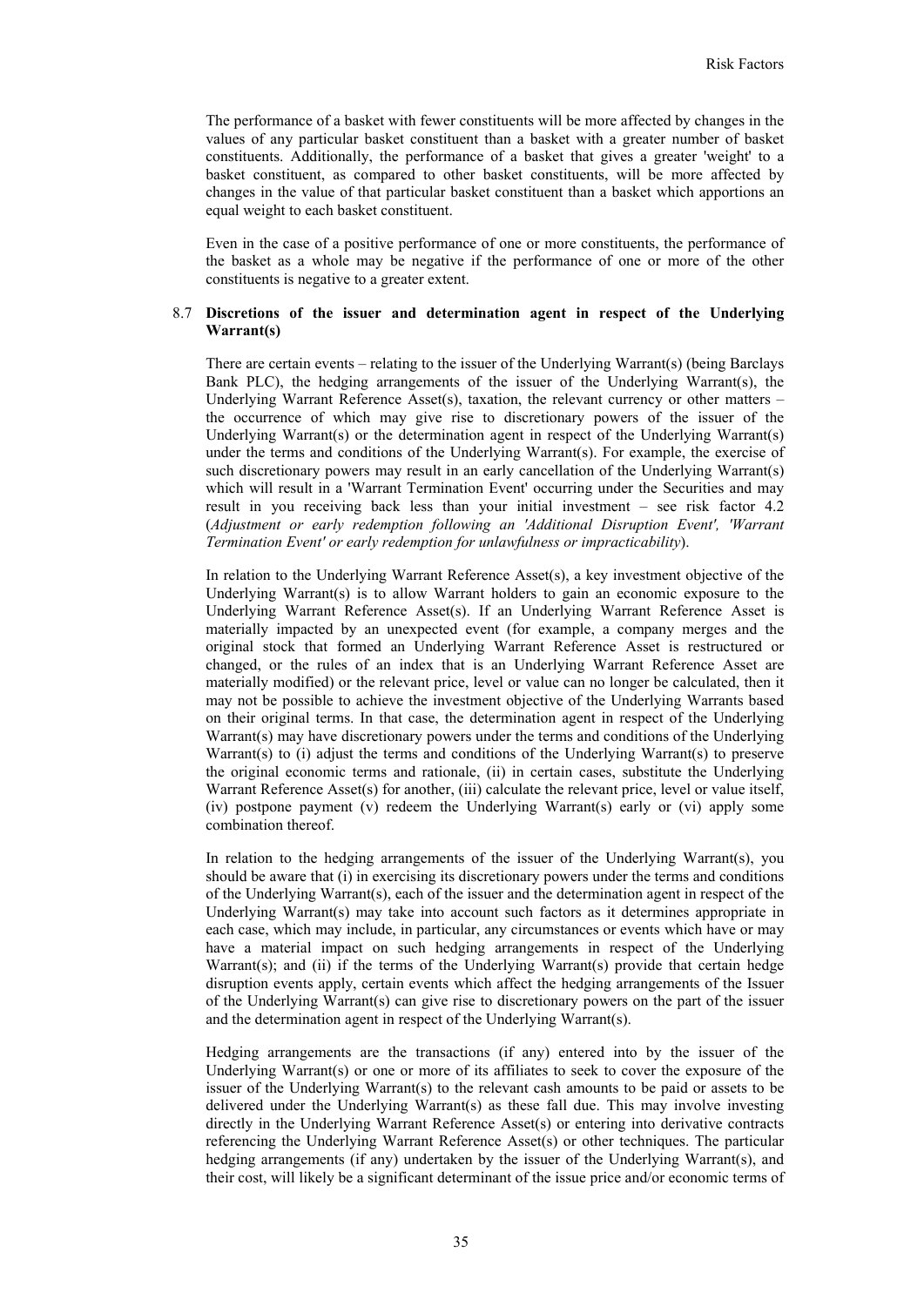The performance of a basket with fewer constituents will be more affected by changes in the values of any particular basket constituent than a basket with a greater number of basket constituents. Additionally, the performance of a basket that gives a greater 'weight' to a basket constituent, as compared to other basket constituents, will be more affected by changes in the value of that particular basket constituent than a basket which apportions an equal weight to each basket constituent.

Even in the case of a positive performance of one or more constituents, the performance of the basket as a whole may be negative if the performance of one or more of the other constituents is negative to a greater extent.

### 8.7 Discretions of the issuer and determination agent in respect of the Underlying Warrant(s)

There are certain events – relating to the issuer of the Underlying Warrant(s) (being Barclays Bank PLC), the hedging arrangements of the issuer of the Underlying Warrant(s), the Underlying Warrant Reference Asset(s), taxation, the relevant currency or other matters – the occurrence of which may give rise to discretionary powers of the issuer of the Underlying Warrant(s) or the determination agent in respect of the Underlying Warrant(s) under the terms and conditions of the Underlying Warrant(s). For example, the exercise of such discretionary powers may result in an early cancellation of the Underlying Warrant(s) which will result in a 'Warrant Termination Event' occurring under the Securities and may result in you receiving back less than your initial investment – see risk factor 4.2 (*Adjustment or early redemption following an 'Additional Disruption Event', 'Warrant Termination Event' or early redemption for unlawfulness or impracticability*).

In relation to the Underlying Warrant Reference Asset(s), a key investment objective of the Underlying Warrant(s) is to allow Warrant holders to gain an economic exposure to the Underlying Warrant Reference Asset(s). If an Underlying Warrant Reference Asset is materially impacted by an unexpected event (for example, a company merges and the original stock that formed an Underlying Warrant Reference Asset is restructured or changed, or the rules of an index that is an Underlying Warrant Reference Asset are materially modified) or the relevant price, level or value can no longer be calculated, then it may not be possible to achieve the investment objective of the Underlying Warrants based on their original terms. In that case, the determination agent in respect of the Underlying Warrant(s) may have discretionary powers under the terms and conditions of the Underlying Warrant(s) to (i) adjust the terms and conditions of the Underlying Warrant(s) to preserve the original economic terms and rationale, (ii) in certain cases, substitute the Underlying Warrant Reference Asset(s) for another, (iii) calculate the relevant price, level or value itself, (iv) postpone payment (v) redeem the Underlying Warrant(s) early or (vi) apply some combination thereof.

In relation to the hedging arrangements of the issuer of the Underlying Warrant(s), you should be aware that (i) in exercising its discretionary powers under the terms and conditions of the Underlying Warrant(s), each of the issuer and the determination agent in respect of the Underlying Warrant(s) may take into account such factors as it determines appropriate in each case, which may include, in particular, any circumstances or events which have or may have a material impact on such hedging arrangements in respect of the Underlying Warrant(s); and (ii) if the terms of the Underlying Warrant(s) provide that certain hedge disruption events apply, certain events which affect the hedging arrangements of the Issuer of the Underlying Warrant(s) can give rise to discretionary powers on the part of the issuer and the determination agent in respect of the Underlying Warrant(s).

Hedging arrangements are the transactions (if any) entered into by the issuer of the Underlying Warrant(s) or one or more of its affiliates to seek to cover the exposure of the issuer of the Underlying Warrant(s) to the relevant cash amounts to be paid or assets to be delivered under the Underlying Warrant(s) as these fall due. This may involve investing directly in the Underlying Warrant Reference Asset(s) or entering into derivative contracts referencing the Underlying Warrant Reference Asset(s) or other techniques. The particular hedging arrangements (if any) undertaken by the issuer of the Underlying Warrant(s), and their cost, will likely be a significant determinant of the issue price and/or economic terms of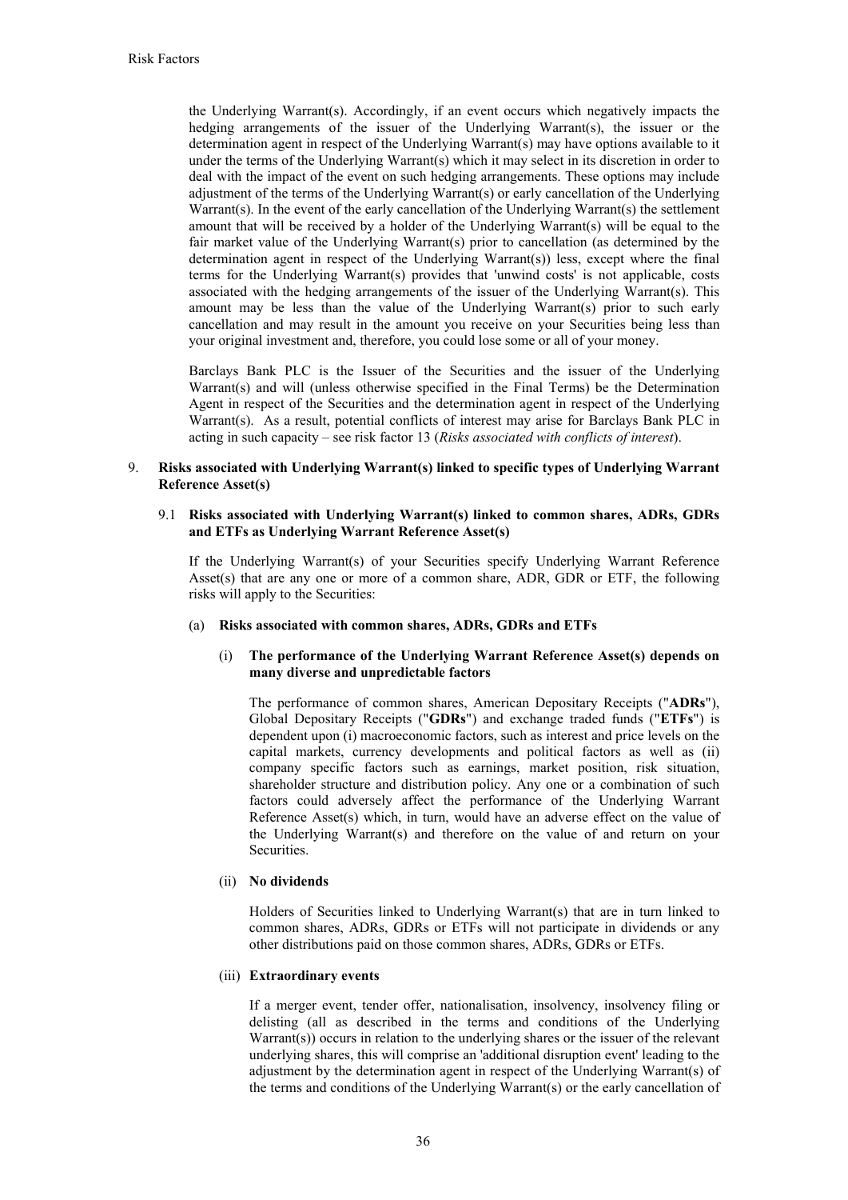the Underlying Warrant(s). Accordingly, if an event occurs which negatively impacts the hedging arrangements of the issuer of the Underlying Warrant(s), the issuer or the determination agent in respect of the Underlying Warrant(s) may have options available to it under the terms of the Underlying Warrant(s) which it may select in its discretion in order to deal with the impact of the event on such hedging arrangements. These options may include adjustment of the terms of the Underlying Warrant(s) or early cancellation of the Underlying Warrant(s). In the event of the early cancellation of the Underlying Warrant(s) the settlement amount that will be received by a holder of the Underlying Warrant(s) will be equal to the fair market value of the Underlying Warrant(s) prior to cancellation (as determined by the determination agent in respect of the Underlying Warrant(s)) less, except where the final terms for the Underlying Warrant(s) provides that 'unwind costs' is not applicable, costs associated with the hedging arrangements of the issuer of the Underlying Warrant(s). This amount may be less than the value of the Underlying Warrant(s) prior to such early cancellation and may result in the amount you receive on your Securities being less than your original investment and, therefore, you could lose some or all of your money.

Barclays Bank PLC is the Issuer of the Securities and the issuer of the Underlying Warrant(s) and will (unless otherwise specified in the Final Terms) be the Determination Agent in respect of the Securities and the determination agent in respect of the Underlying Warrant(s). As a result, potential conflicts of interest may arise for Barclays Bank PLC in acting in such capacity – see risk factor 13 (*Risks associated with conflicts of interest*).

## 9. Risks associated with Underlying Warrant(s) linked to specific types of Underlying Warrant Reference Asset(s)

### 9.1 Risks associated with Underlying Warrant(s) linked to common shares, ADRs, GDRs and ETFs as Underlying Warrant Reference Asset(s)

If the Underlying Warrant(s) of your Securities specify Underlying Warrant Reference Asset(s) that are any one or more of a common share, ADR, GDR or ETF, the following risks will apply to the Securities:

#### (a) Risks associated with common shares, ADRs, GDRs and ETFs

##### (i) The performance of the Underlying Warrant Reference Asset(s) depends on many diverse and unpredictable factors

The performance of common shares, American Depositary Receipts ("**ADRs**"), Global Depositary Receipts ("**GDRs**") and exchange traded funds ("**ETFs**") is dependent upon (i) macroeconomic factors, such as interest and price levels on the capital markets, currency developments and political factors as well as (ii) company specific factors such as earnings, market position, risk situation, shareholder structure and distribution policy. Any one or a combination of such factors could adversely affect the performance of the Underlying Warrant Reference Asset(s) which, in turn, would have an adverse effect on the value of the Underlying Warrant(s) and therefore on the value of and return on your Securities.

##### (ii) No dividends

Holders of Securities linked to Underlying Warrant(s) that are in turn linked to common shares, ADRs, GDRs or ETFs will not participate in dividends or any other distributions paid on those common shares, ADRs, GDRs or ETFs.

##### (iii) Extraordinary events

If a merger event, tender offer, nationalisation, insolvency, insolvency filing or delisting (all as described in the terms and conditions of the Underlying Warrant(s)) occurs in relation to the underlying shares or the issuer of the relevant underlying shares, this will comprise an 'additional disruption event' leading to the adjustment by the determination agent in respect of the Underlying Warrant(s) of the terms and conditions of the Underlying Warrant(s) or the early cancellation of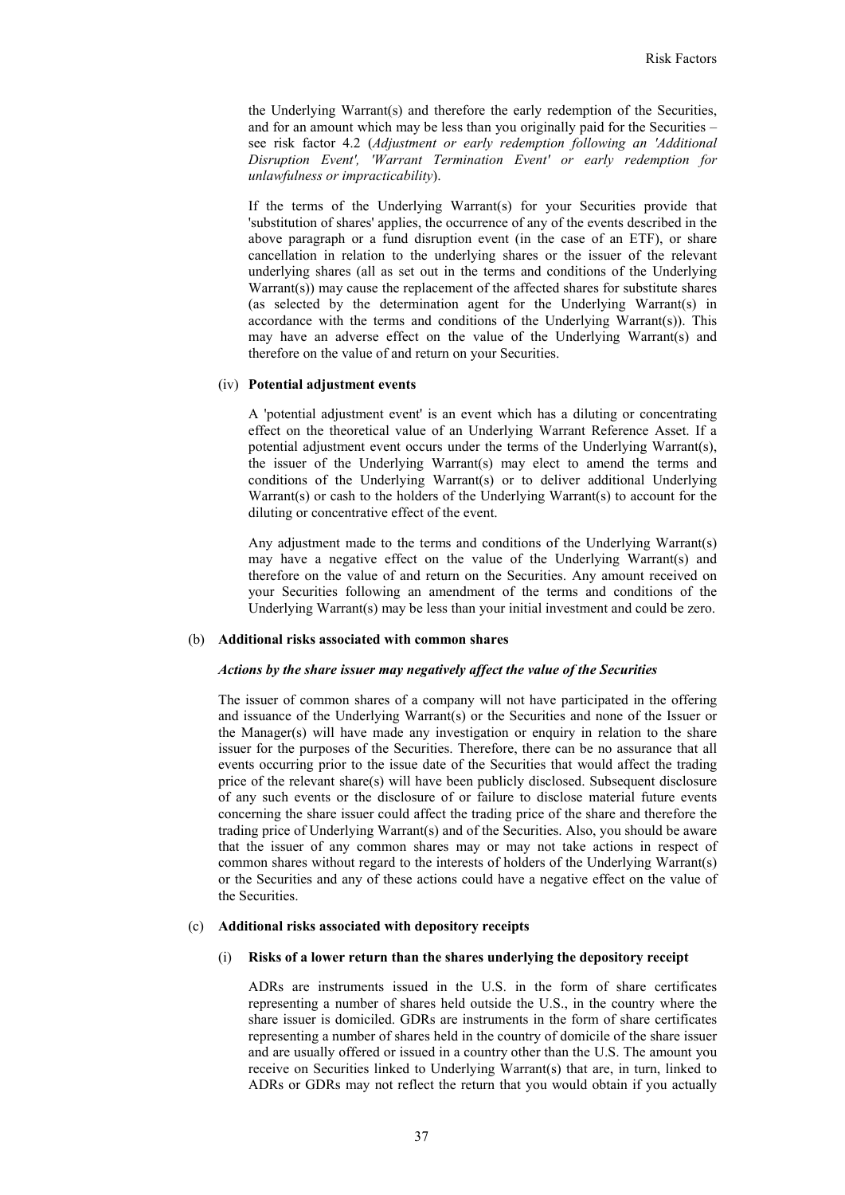the Underlying Warrant(s) and therefore the early redemption of the Securities, and for an amount which may be less than you originally paid for the Securities – see risk factor 4.2 (*Adjustment or early redemption following an 'Additional Disruption Event', 'Warrant Termination Event' or early redemption for unlawfulness or impracticability*).

If the terms of the Underlying Warrant(s) for your Securities provide that 'substitution of shares' applies, the occurrence of any of the events described in the above paragraph or a fund disruption event (in the case of an ETF), or share cancellation in relation to the underlying shares or the issuer of the relevant underlying shares (all as set out in the terms and conditions of the Underlying Warrant(s)) may cause the replacement of the affected shares for substitute shares (as selected by the determination agent for the Underlying Warrant(s) in accordance with the terms and conditions of the Underlying Warrant(s)). This may have an adverse effect on the value of the Underlying Warrant(s) and therefore on the value of and return on your Securities.

(iv) **Potential adjustment events**

A 'potential adjustment event' is an event which has a diluting or concentrating effect on the theoretical value of an Underlying Warrant Reference Asset. If a potential adjustment event occurs under the terms of the Underlying Warrant(s), the issuer of the Underlying Warrant(s) may elect to amend the terms and conditions of the Underlying Warrant(s) or to deliver additional Underlying Warrant(s) or cash to the holders of the Underlying Warrant(s) to account for the diluting or concentrative effect of the event.

Any adjustment made to the terms and conditions of the Underlying Warrant(s) may have a negative effect on the value of the Underlying Warrant(s) and therefore on the value of and return on the Securities. Any amount received on your Securities following an amendment of the terms and conditions of the Underlying Warrant(s) may be less than your initial investment and could be zero.

(b) **Additional risks associated with common shares**

***Actions by the share issuer may negatively affect the value of the Securities***

The issuer of common shares of a company will not have participated in the offering and issuance of the Underlying Warrant(s) or the Securities and none of the Issuer or the Manager(s) will have made any investigation or enquiry in relation to the share issuer for the purposes of the Securities. Therefore, there can be no assurance that all events occurring prior to the issue date of the Securities that would affect the trading price of the relevant share(s) will have been publicly disclosed. Subsequent disclosure of any such events or the disclosure of or failure to disclose material future events concerning the share issuer could affect the trading price of the share and therefore the trading price of Underlying Warrant(s) and of the Securities. Also, you should be aware that the issuer of any common shares may or may not take actions in respect of common shares without regard to the interests of holders of the Underlying Warrant(s) or the Securities and any of these actions could have a negative effect on the value of the Securities.

(c) **Additional risks associated with depository receipts**

(i) **Risks of a lower return than the shares underlying the depository receipt**

ADRs are instruments issued in the U.S. in the form of share certificates representing a number of shares held outside the U.S., in the country where the share issuer is domiciled. GDRs are instruments in the form of share certificates representing a number of shares held in the country of domicile of the share issuer and are usually offered or issued in a country other than the U.S. The amount you receive on Securities linked to Underlying Warrant(s) that are, in turn, linked to ADRs or GDRs may not reflect the return that you would obtain if you actually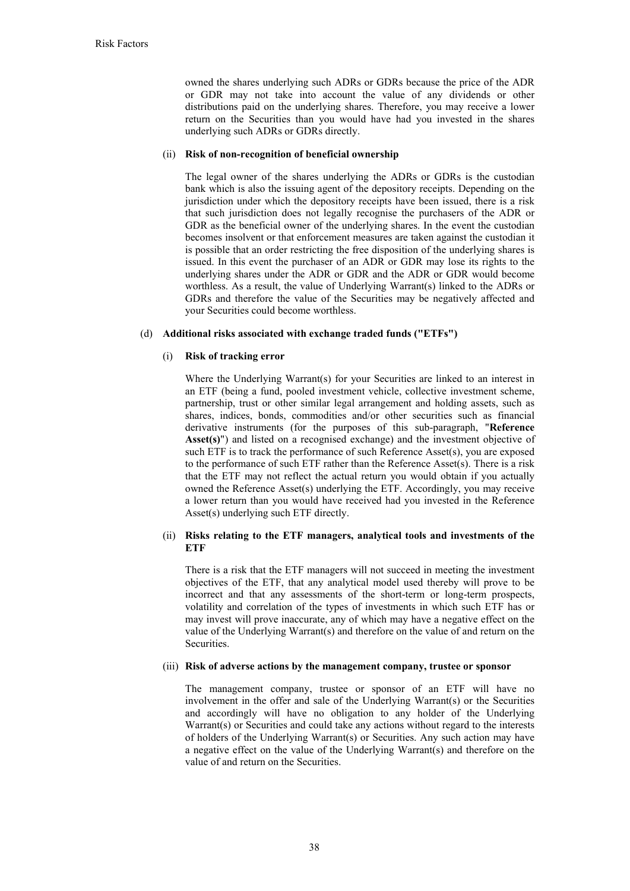owned the shares underlying such ADRs or GDRs because the price of the ADR or GDR may not take into account the value of any dividends or other distributions paid on the underlying shares. Therefore, you may receive a lower return on the Securities than you would have had you invested in the shares underlying such ADRs or GDRs directly.

(ii) **Risk of non-recognition of beneficial ownership**

The legal owner of the shares underlying the ADRs or GDRs is the custodian bank which is also the issuing agent of the depository receipts. Depending on the jurisdiction under which the depository receipts have been issued, there is a risk that such jurisdiction does not legally recognise the purchasers of the ADR or GDR as the beneficial owner of the underlying shares. In the event the custodian becomes insolvent or that enforcement measures are taken against the custodian it is possible that an order restricting the free disposition of the underlying shares is issued. In this event the purchaser of an ADR or GDR may lose its rights to the underlying shares under the ADR or GDR and the ADR or GDR would become worthless. As a result, the value of Underlying Warrant(s) linked to the ADRs or GDRs and therefore the value of the Securities may be negatively affected and your Securities could become worthless.

(d) **Additional risks associated with exchange traded funds ("ETFs")**

(i) **Risk of tracking error**

Where the Underlying Warrant(s) for your Securities are linked to an interest in an ETF (being a fund, pooled investment vehicle, collective investment scheme, partnership, trust or other similar legal arrangement and holding assets, such as shares, indices, bonds, commodities and/or other securities such as financial derivative instruments (for the purposes of this sub-paragraph, "**Reference Asset(s)**") and listed on a recognised exchange) and the investment objective of such ETF is to track the performance of such Reference Asset(s), you are exposed to the performance of such ETF rather than the Reference Asset(s). There is a risk that the ETF may not reflect the actual return you would obtain if you actually owned the Reference Asset(s) underlying the ETF. Accordingly, you may receive a lower return than you would have received had you invested in the Reference Asset(s) underlying such ETF directly.

(ii) **Risks relating to the ETF managers, analytical tools and investments of the ETF**

There is a risk that the ETF managers will not succeed in meeting the investment objectives of the ETF, that any analytical model used thereby will prove to be incorrect and that any assessments of the short-term or long-term prospects, volatility and correlation of the types of investments in which such ETF has or may invest will prove inaccurate, any of which may have a negative effect on the value of the Underlying Warrant(s) and therefore on the value of and return on the Securities.

(iii) **Risk of adverse actions by the management company, trustee or sponsor**

The management company, trustee or sponsor of an ETF will have no involvement in the offer and sale of the Underlying Warrant(s) or the Securities and accordingly will have no obligation to any holder of the Underlying Warrant(s) or Securities and could take any actions without regard to the interests of holders of the Underlying Warrant(s) or Securities. Any such action may have a negative effect on the value of the Underlying Warrant(s) and therefore on the value of and return on the Securities.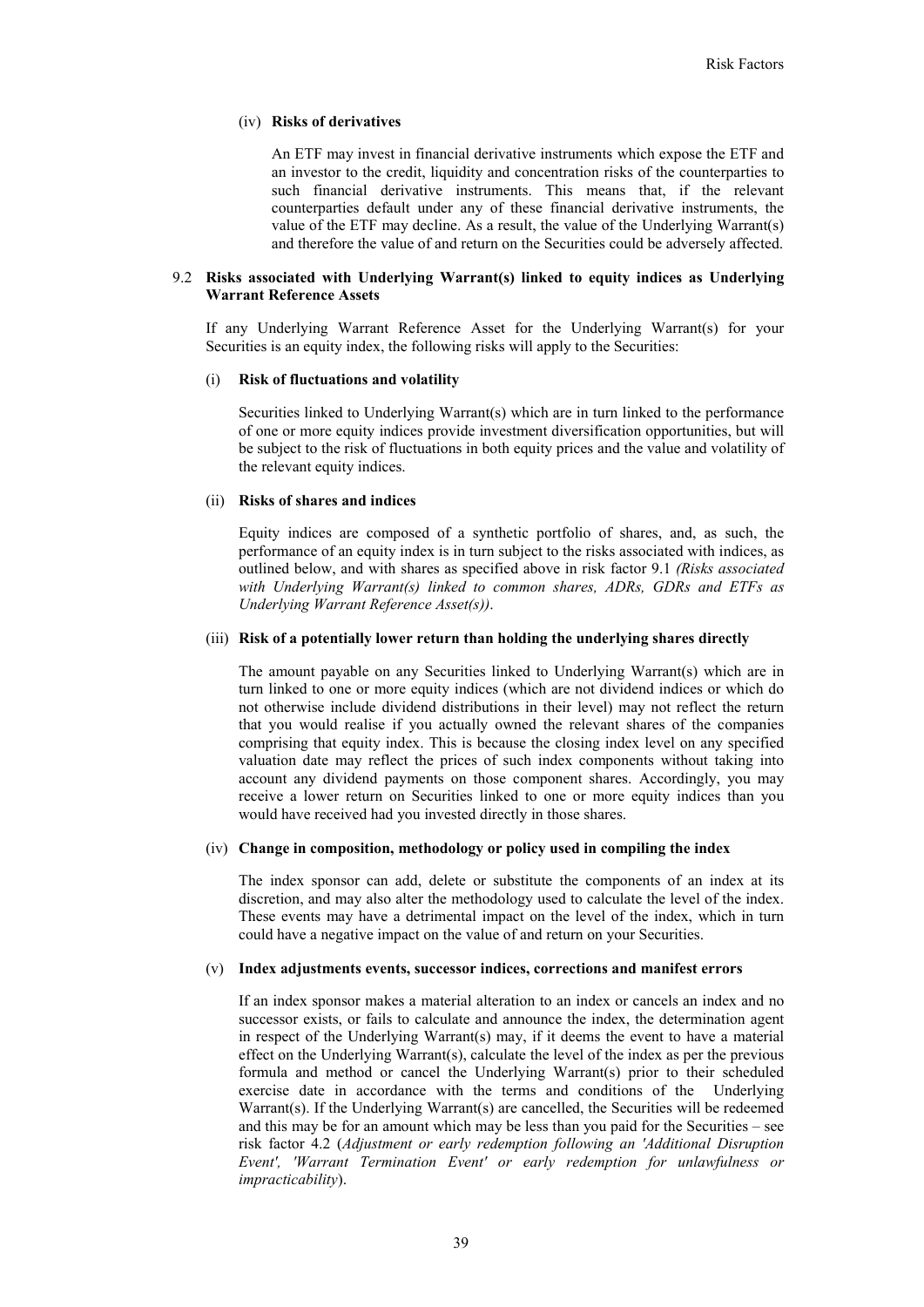(iv) **Risks of derivatives**

An ETF may invest in financial derivative instruments which expose the ETF and an investor to the credit, liquidity and concentration risks of the counterparties to such financial derivative instruments. This means that, if the relevant counterparties default under any of these financial derivative instruments, the value of the ETF may decline. As a result, the value of the Underlying Warrant(s) and therefore the value of and return on the Securities could be adversely affected.

### 9.2 Risks associated with Underlying Warrant(s) linked to equity indices as Underlying Warrant Reference Assets

If any Underlying Warrant Reference Asset for the Underlying Warrant(s) for your Securities is an equity index, the following risks will apply to the Securities:

(i) **Risk of fluctuations and volatility**

Securities linked to Underlying Warrant(s) which are in turn linked to the performance of one or more equity indices provide investment diversification opportunities, but will be subject to the risk of fluctuations in both equity prices and the value and volatility of the relevant equity indices.

(ii) **Risks of shares and indices**

Equity indices are composed of a synthetic portfolio of shares, and, as such, the performance of an equity index is in turn subject to the risks associated with indices, as outlined below, and with shares as specified above in risk factor 9.1 *(Risks associated with Underlying Warrant(s) linked to common shares, ADRs, GDRs and ETFs as Underlying Warrant Reference Asset(s))*.

(iii) **Risk of a potentially lower return than holding the underlying shares directly**

The amount payable on any Securities linked to Underlying Warrant(s) which are in turn linked to one or more equity indices (which are not dividend indices or which do not otherwise include dividend distributions in their level) may not reflect the return that you would realise if you actually owned the relevant shares of the companies comprising that equity index. This is because the closing index level on any specified valuation date may reflect the prices of such index components without taking into account any dividend payments on those component shares. Accordingly, you may receive a lower return on Securities linked to one or more equity indices than you would have received had you invested directly in those shares.

(iv) **Change in composition, methodology or policy used in compiling the index**

The index sponsor can add, delete or substitute the components of an index at its discretion, and may also alter the methodology used to calculate the level of the index. These events may have a detrimental impact on the level of the index, which in turn could have a negative impact on the value of and return on your Securities.

(v) **Index adjustments events, successor indices, corrections and manifest errors**

If an index sponsor makes a material alteration to an index or cancels an index and no successor exists, or fails to calculate and announce the index, the determination agent in respect of the Underlying Warrant(s) may, if it deems the event to have a material effect on the Underlying Warrant(s), calculate the level of the index as per the previous formula and method or cancel the Underlying Warrant(s) prior to their scheduled exercise date in accordance with the terms and conditions of the Underlying Warrant(s). If the Underlying Warrant(s) are cancelled, the Securities will be redeemed and this may be for an amount which may be less than you paid for the Securities – see risk factor 4.2 (*Adjustment or early redemption following an 'Additional Disruption Event', 'Warrant Termination Event' or early redemption for unlawfulness or impracticability*).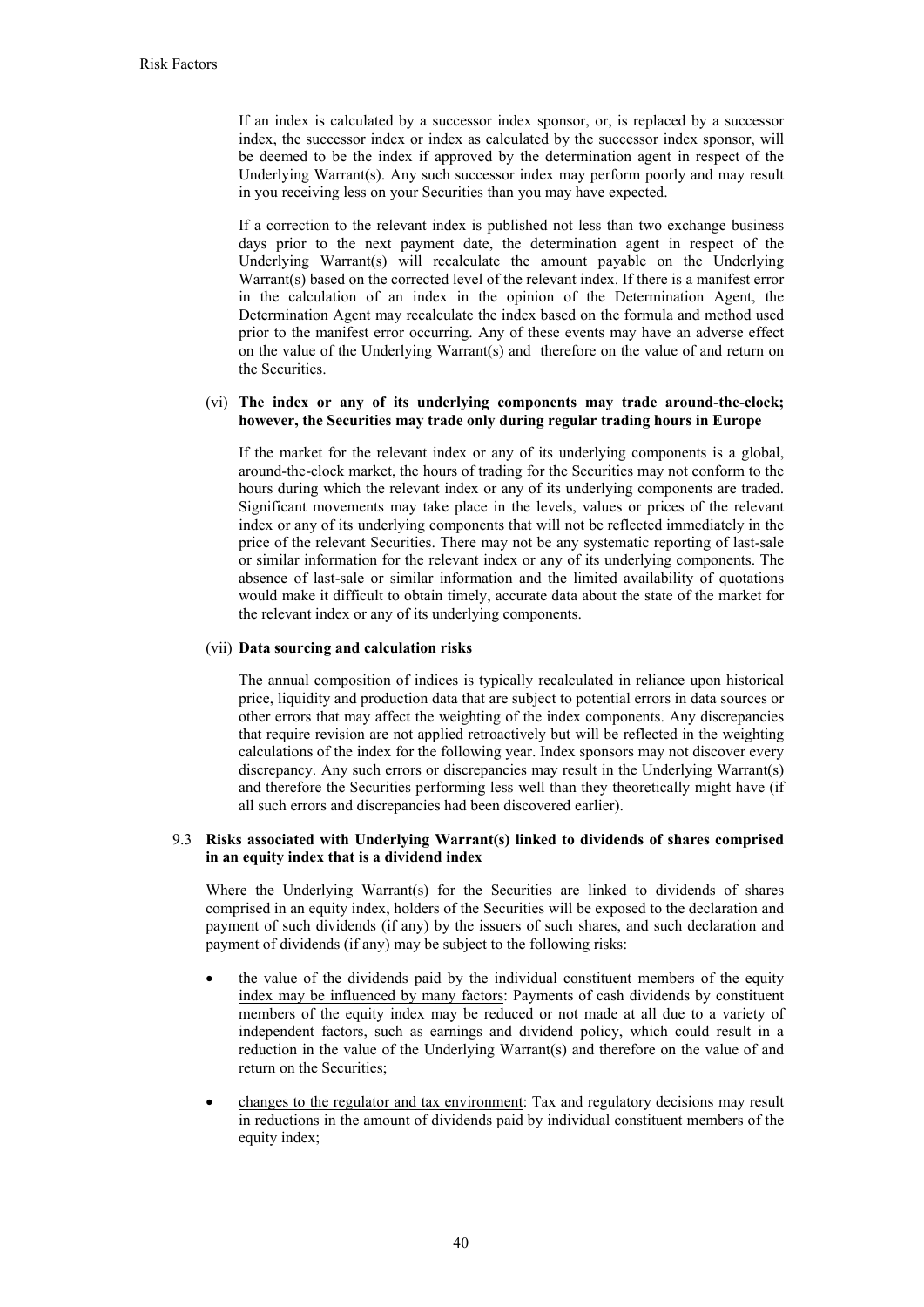If an index is calculated by a successor index sponsor, or, is replaced by a successor index, the successor index or index as calculated by the successor index sponsor, will be deemed to be the index if approved by the determination agent in respect of the Underlying Warrant(s). Any such successor index may perform poorly and may result in you receiving less on your Securities than you may have expected.

If a correction to the relevant index is published not less than two exchange business days prior to the next payment date, the determination agent in respect of the Underlying Warrant(s) will recalculate the amount payable on the Underlying Warrant(s) based on the corrected level of the relevant index. If there is a manifest error in the calculation of an index in the opinion of the Determination Agent, the Determination Agent may recalculate the index based on the formula and method used prior to the manifest error occurring. Any of these events may have an adverse effect on the value of the Underlying Warrant(s) and therefore on the value of and return on the Securities.

(vi) **The index or any of its underlying components may trade around-the-clock; however, the Securities may trade only during regular trading hours in Europe**

If the market for the relevant index or any of its underlying components is a global, around-the-clock market, the hours of trading for the Securities may not conform to the hours during which the relevant index or any of its underlying components are traded. Significant movements may take place in the levels, values or prices of the relevant index or any of its underlying components that will not be reflected immediately in the price of the relevant Securities. There may not be any systematic reporting of last-sale or similar information for the relevant index or any of its underlying components. The absence of last-sale or similar information and the limited availability of quotations would make it difficult to obtain timely, accurate data about the state of the market for the relevant index or any of its underlying components.

(vii) **Data sourcing and calculation risks**

The annual composition of indices is typically recalculated in reliance upon historical price, liquidity and production data that are subject to potential errors in data sources or other errors that may affect the weighting of the index components. Any discrepancies that require revision are not applied retroactively but will be reflected in the weighting calculations of the index for the following year. Index sponsors may not discover every discrepancy. Any such errors or discrepancies may result in the Underlying Warrant(s) and therefore the Securities performing less well than they theoretically might have (if all such errors and discrepancies had been discovered earlier).

### 9.3 Risks associated with Underlying Warrant(s) linked to dividends of shares comprised in an equity index that is a dividend index

Where the Underlying Warrant(s) for the Securities are linked to dividends of shares comprised in an equity index, holders of the Securities will be exposed to the declaration and payment of such dividends (if any) by the issuers of such shares, and such declaration and payment of dividends (if any) may be subject to the following risks:

- the value of the dividends paid by the individual constituent members of the equity index may be influenced by many factors: Payments of cash dividends by constituent members of the equity index may be reduced or not made at all due to a variety of independent factors, such as earnings and dividend policy, which could result in a reduction in the value of the Underlying Warrant(s) and therefore on the value of and return on the Securities;
- changes to the regulator and tax environment: Tax and regulatory decisions may result in reductions in the amount of dividends paid by individual constituent members of the equity index;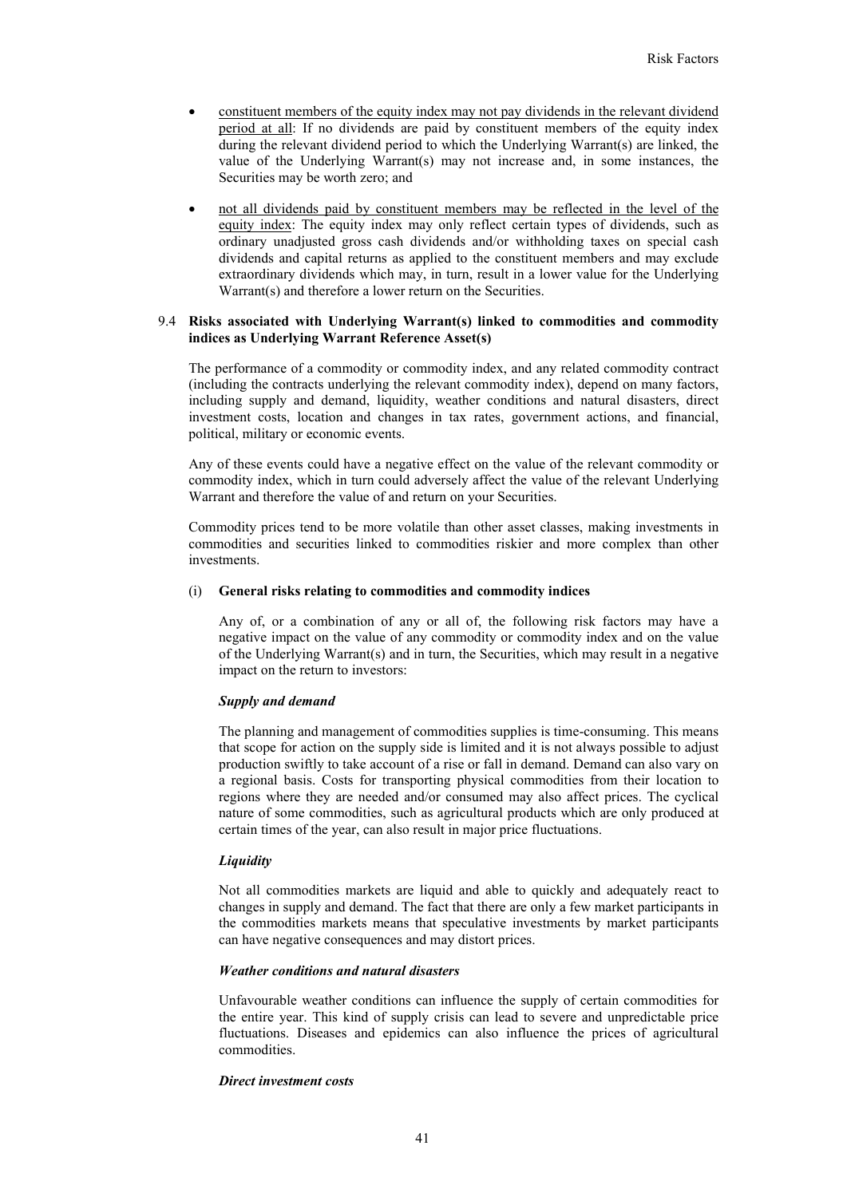- constituent members of the equity index may not pay dividends in the relevant dividend period at all: If no dividends are paid by constituent members of the equity index during the relevant dividend period to which the Underlying Warrant(s) are linked, the value of the Underlying Warrant(s) may not increase and, in some instances, the Securities may be worth zero; and

- not all dividends paid by constituent members may be reflected in the level of the equity index: The equity index may only reflect certain types of dividends, such as ordinary unadjusted gross cash dividends and/or withholding taxes on special cash dividends and capital returns as applied to the constituent members and may exclude extraordinary dividends which may, in turn, result in a lower value for the Underlying Warrant(s) and therefore a lower return on the Securities.

### 9.4 Risks associated with Underlying Warrant(s) linked to commodities and commodity indices as Underlying Warrant Reference Asset(s)

The performance of a commodity or commodity index, and any related commodity contract (including the contracts underlying the relevant commodity index), depend on many factors, including supply and demand, liquidity, weather conditions and natural disasters, direct investment costs, location and changes in tax rates, government actions, and financial, political, military or economic events.

Any of these events could have a negative effect on the value of the relevant commodity or commodity index, which in turn could adversely affect the value of the relevant Underlying Warrant and therefore the value of and return on your Securities.

Commodity prices tend to be more volatile than other asset classes, making investments in commodities and securities linked to commodities riskier and more complex than other investments.

#### (i) General risks relating to commodities and commodity indices

Any of, or a combination of any or all of, the following risk factors may have a negative impact on the value of any commodity or commodity index and on the value of the Underlying Warrant(s) and in turn, the Securities, which may result in a negative impact on the return to investors:

***Supply and demand***

The planning and management of commodities supplies is time-consuming. This means that scope for action on the supply side is limited and it is not always possible to adjust production swiftly to take account of a rise or fall in demand. Demand can also vary on a regional basis. Costs for transporting physical commodities from their location to regions where they are needed and/or consumed may also affect prices. The cyclical nature of some commodities, such as agricultural products which are only produced at certain times of the year, can also result in major price fluctuations.

***Liquidity***

Not all commodities markets are liquid and able to quickly and adequately react to changes in supply and demand. The fact that there are only a few market participants in the commodities markets means that speculative investments by market participants can have negative consequences and may distort prices.

***Weather conditions and natural disasters***

Unfavourable weather conditions can influence the supply of certain commodities for the entire year. This kind of supply crisis can lead to severe and unpredictable price fluctuations. Diseases and epidemics can also influence the prices of agricultural commodities.

***Direct investment costs***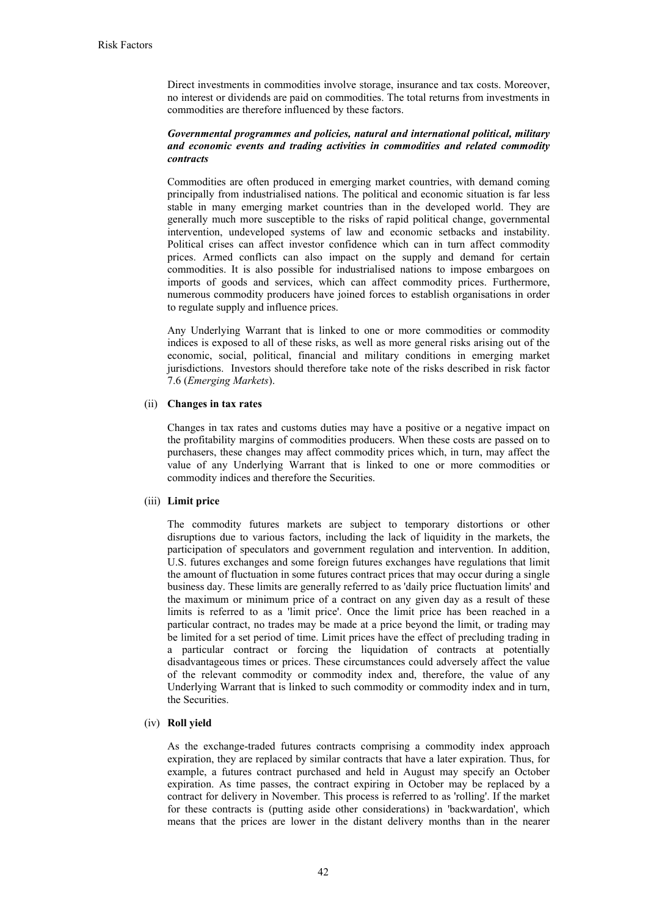Direct investments in commodities involve storage, insurance and tax costs. Moreover, no interest or dividends are paid on commodities. The total returns from investments in commodities are therefore influenced by these factors.

***Governmental programmes and policies, natural and international political, military and economic events and trading activities in commodities and related commodity contracts***

Commodities are often produced in emerging market countries, with demand coming principally from industrialised nations. The political and economic situation is far less stable in many emerging market countries than in the developed world. They are generally much more susceptible to the risks of rapid political change, governmental intervention, undeveloped systems of law and economic setbacks and instability. Political crises can affect investor confidence which can in turn affect commodity prices. Armed conflicts can also impact on the supply and demand for certain commodities. It is also possible for industrialised nations to impose embargoes on imports of goods and services, which can affect commodity prices. Furthermore, numerous commodity producers have joined forces to establish organisations in order to regulate supply and influence prices.

Any Underlying Warrant that is linked to one or more commodities or commodity indices is exposed to all of these risks, as well as more general risks arising out of the economic, social, political, financial and military conditions in emerging market jurisdictions. Investors should therefore take note of the risks described in risk factor 7.6 (*Emerging Markets*).

(ii) **Changes in tax rates**

Changes in tax rates and customs duties may have a positive or a negative impact on the profitability margins of commodities producers. When these costs are passed on to purchasers, these changes may affect commodity prices which, in turn, may affect the value of any Underlying Warrant that is linked to one or more commodities or commodity indices and therefore the Securities.

(iii) **Limit price**

The commodity futures markets are subject to temporary distortions or other disruptions due to various factors, including the lack of liquidity in the markets, the participation of speculators and government regulation and intervention. In addition, U.S. futures exchanges and some foreign futures exchanges have regulations that limit the amount of fluctuation in some futures contract prices that may occur during a single business day. These limits are generally referred to as 'daily price fluctuation limits' and the maximum or minimum price of a contract on any given day as a result of these limits is referred to as a 'limit price'. Once the limit price has been reached in a particular contract, no trades may be made at a price beyond the limit, or trading may be limited for a set period of time. Limit prices have the effect of precluding trading in a particular contract or forcing the liquidation of contracts at potentially disadvantageous times or prices. These circumstances could adversely affect the value of the relevant commodity or commodity index and, therefore, the value of any Underlying Warrant that is linked to such commodity or commodity index and in turn, the Securities.

(iv) **Roll yield**

As the exchange-traded futures contracts comprising a commodity index approach expiration, they are replaced by similar contracts that have a later expiration. Thus, for example, a futures contract purchased and held in August may specify an October expiration. As time passes, the contract expiring in October may be replaced by a contract for delivery in November. This process is referred to as 'rolling'. If the market for these contracts is (putting aside other considerations) in 'backwardation', which means that the prices are lower in the distant delivery months than in the nearer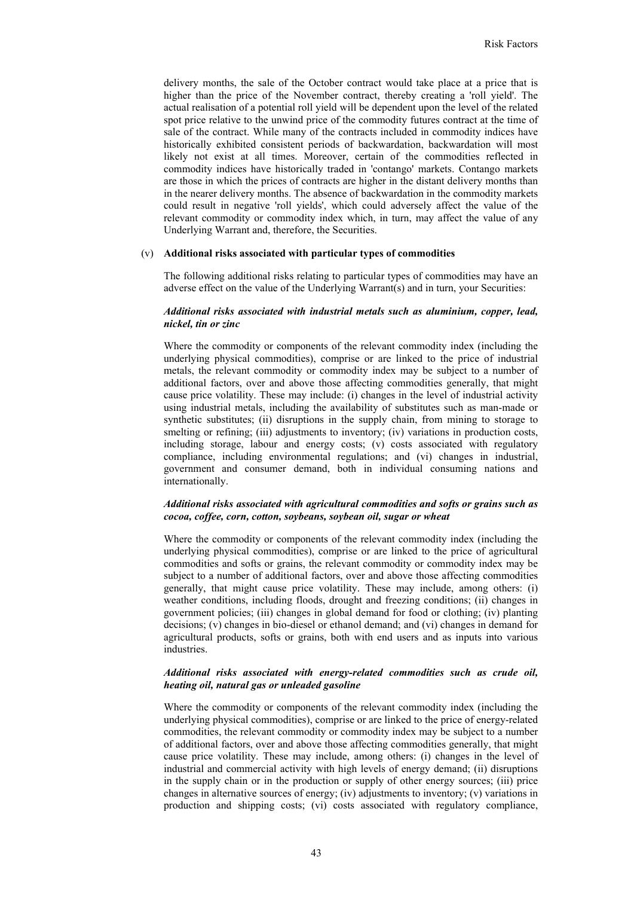delivery months, the sale of the October contract would take place at a price that is higher than the price of the November contract, thereby creating a 'roll yield'. The actual realisation of a potential roll yield will be dependent upon the level of the related spot price relative to the unwind price of the commodity futures contract at the time of sale of the contract. While many of the contracts included in commodity indices have historically exhibited consistent periods of backwardation, backwardation will most likely not exist at all times. Moreover, certain of the commodities reflected in commodity indices have historically traded in 'contango' markets. Contango markets are those in which the prices of contracts are higher in the distant delivery months than in the nearer delivery months. The absence of backwardation in the commodity markets could result in negative 'roll yields', which could adversely affect the value of the relevant commodity or commodity index which, in turn, may affect the value of any Underlying Warrant and, therefore, the Securities.

(v) **Additional risks associated with particular types of commodities**

The following additional risks relating to particular types of commodities may have an adverse effect on the value of the Underlying Warrant(s) and in turn, your Securities:

***Additional risks associated with industrial metals such as aluminium, copper, lead, nickel, tin or zinc***

Where the commodity or components of the relevant commodity index (including the underlying physical commodities), comprise or are linked to the price of industrial metals, the relevant commodity or commodity index may be subject to a number of additional factors, over and above those affecting commodities generally, that might cause price volatility. These may include: (i) changes in the level of industrial activity using industrial metals, including the availability of substitutes such as man-made or synthetic substitutes; (ii) disruptions in the supply chain, from mining to storage to smelting or refining; (iii) adjustments to inventory; (iv) variations in production costs, including storage, labour and energy costs; (v) costs associated with regulatory compliance, including environmental regulations; and (vi) changes in industrial, government and consumer demand, both in individual consuming nations and internationally.

***Additional risks associated with agricultural commodities and softs or grains such as cocoa, coffee, corn, cotton, soybeans, soybean oil, sugar or wheat***

Where the commodity or components of the relevant commodity index (including the underlying physical commodities), comprise or are linked to the price of agricultural commodities and softs or grains, the relevant commodity or commodity index may be subject to a number of additional factors, over and above those affecting commodities generally, that might cause price volatility. These may include, among others: (i) weather conditions, including floods, drought and freezing conditions; (ii) changes in government policies; (iii) changes in global demand for food or clothing; (iv) planting decisions; (v) changes in bio-diesel or ethanol demand; and (vi) changes in demand for agricultural products, softs or grains, both with end users and as inputs into various industries.

***Additional risks associated with energy-related commodities such as crude oil, heating oil, natural gas or unleaded gasoline***

Where the commodity or components of the relevant commodity index (including the underlying physical commodities), comprise or are linked to the price of energy-related commodities, the relevant commodity or commodity index may be subject to a number of additional factors, over and above those affecting commodities generally, that might cause price volatility. These may include, among others: (i) changes in the level of industrial and commercial activity with high levels of energy demand; (ii) disruptions in the supply chain or in the production or supply of other energy sources; (iii) price changes in alternative sources of energy; (iv) adjustments to inventory; (v) variations in production and shipping costs; (vi) costs associated with regulatory compliance,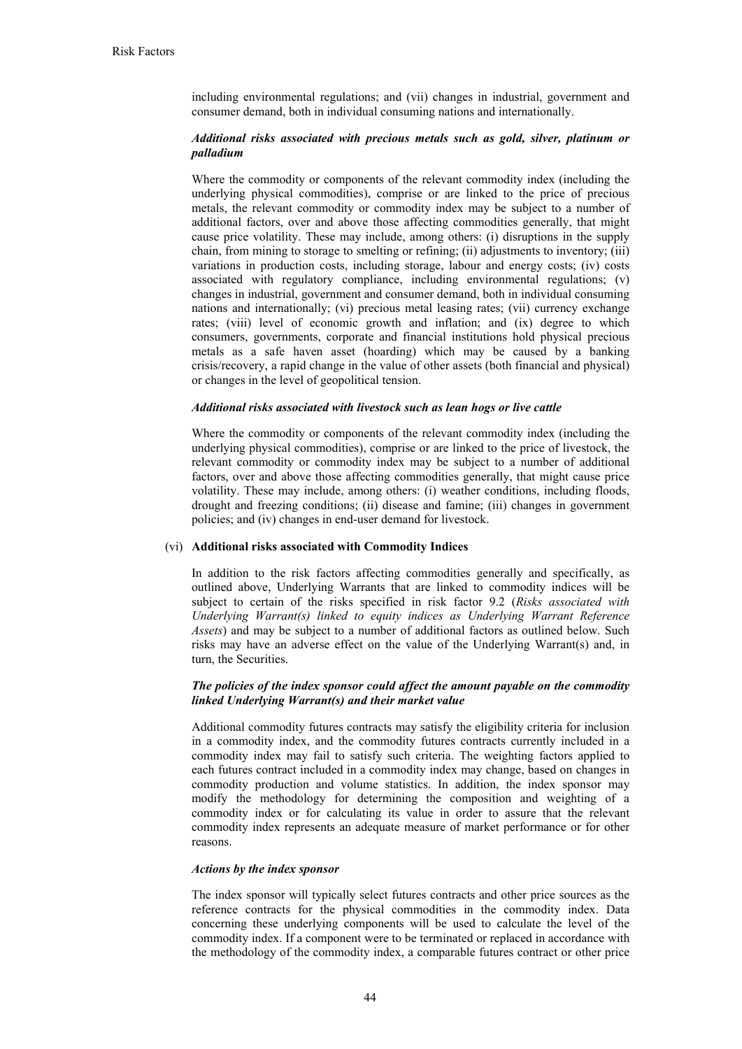including environmental regulations; and (vii) changes in industrial, government and consumer demand, both in individual consuming nations and internationally.

***Additional risks associated with precious metals such as gold, silver, platinum or palladium***

Where the commodity or components of the relevant commodity index (including the underlying physical commodities), comprise or are linked to the price of precious metals, the relevant commodity or commodity index may be subject to a number of additional factors, over and above those affecting commodities generally, that might cause price volatility. These may include, among others: (i) disruptions in the supply chain, from mining to storage to smelting or refining; (ii) adjustments to inventory; (iii) variations in production costs, including storage, labour and energy costs; (iv) costs associated with regulatory compliance, including environmental regulations; (v) changes in industrial, government and consumer demand, both in individual consuming nations and internationally; (vi) precious metal leasing rates; (vii) currency exchange rates; (viii) level of economic growth and inflation; and (ix) degree to which consumers, governments, corporate and financial institutions hold physical precious metals as a safe haven asset (hoarding) which may be caused by a banking crisis/recovery, a rapid change in the value of other assets (both financial and physical) or changes in the level of geopolitical tension.

***Additional risks associated with livestock such as lean hogs or live cattle***

Where the commodity or components of the relevant commodity index (including the underlying physical commodities), comprise or are linked to the price of livestock, the relevant commodity or commodity index may be subject to a number of additional factors, over and above those affecting commodities generally, that might cause price volatility. These may include, among others: (i) weather conditions, including floods, drought and freezing conditions; (ii) disease and famine; (iii) changes in government policies; and (iv) changes in end-user demand for livestock.

(vi) **Additional risks associated with Commodity Indices**

In addition to the risk factors affecting commodities generally and specifically, as outlined above, Underlying Warrants that are linked to commodity indices will be subject to certain of the risks specified in risk factor 9.2 (*Risks associated with Underlying Warrant(s) linked to equity indices as Underlying Warrant Reference Assets*) and may be subject to a number of additional factors as outlined below. Such risks may have an adverse effect on the value of the Underlying Warrant(s) and, in turn, the Securities.

***The policies of the index sponsor could affect the amount payable on the commodity linked Underlying Warrant(s) and their market value***

Additional commodity futures contracts may satisfy the eligibility criteria for inclusion in a commodity index, and the commodity futures contracts currently included in a commodity index may fail to satisfy such criteria. The weighting factors applied to each futures contract included in a commodity index may change, based on changes in commodity production and volume statistics. In addition, the index sponsor may modify the methodology for determining the composition and weighting of a commodity index or for calculating its value in order to assure that the relevant commodity index represents an adequate measure of market performance or for other reasons.

***Actions by the index sponsor***

The index sponsor will typically select futures contracts and other price sources as the reference contracts for the physical commodities in the commodity index. Data concerning these underlying components will be used to calculate the level of the commodity index. If a component were to be terminated or replaced in accordance with the methodology of the commodity index, a comparable futures contract or other price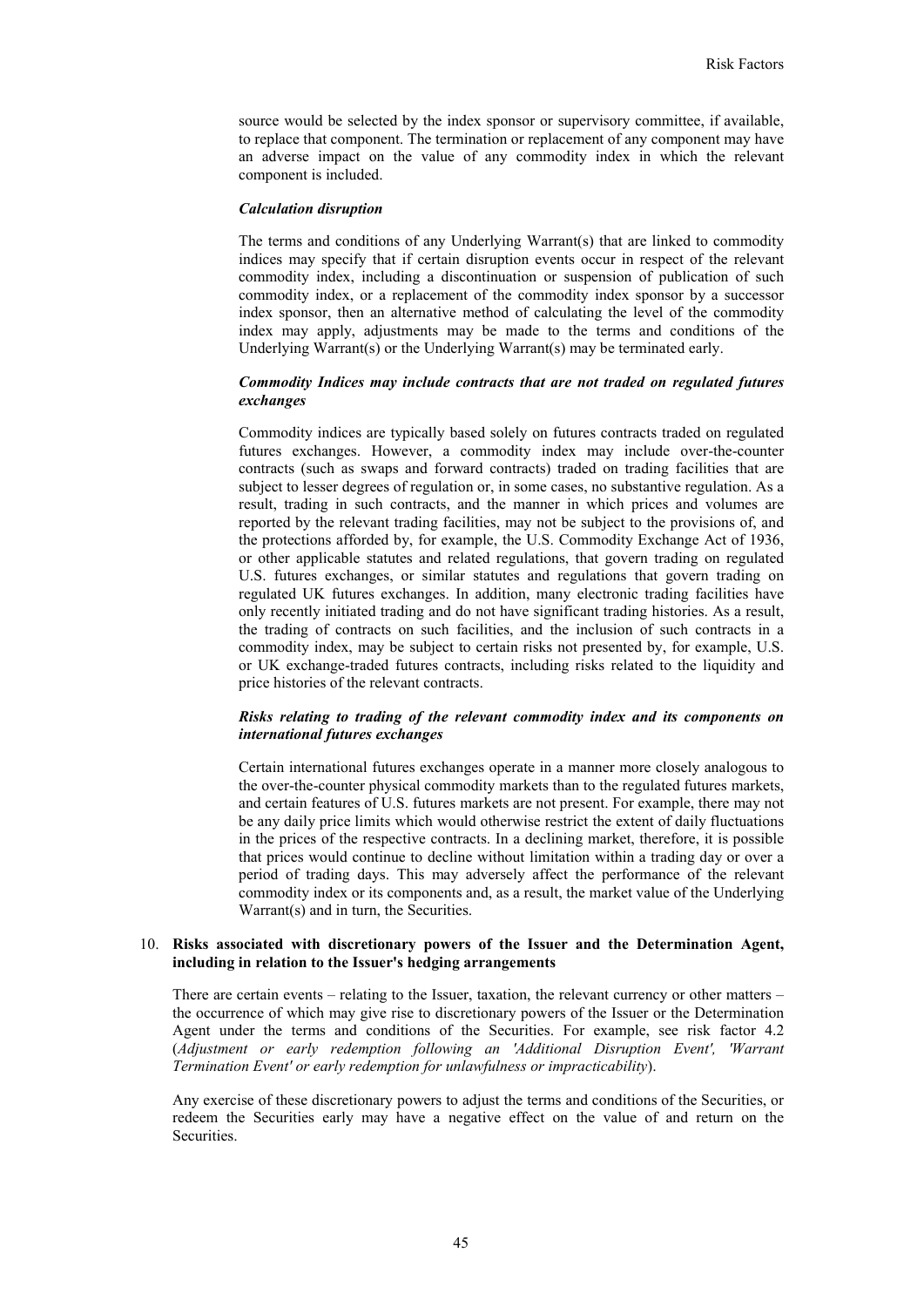source would be selected by the index sponsor or supervisory committee, if available, to replace that component. The termination or replacement of any component may have an adverse impact on the value of any commodity index in which the relevant component is included.

***Calculation disruption***

The terms and conditions of any Underlying Warrant(s) that are linked to commodity indices may specify that if certain disruption events occur in respect of the relevant commodity index, including a discontinuation or suspension of publication of such commodity index, or a replacement of the commodity index sponsor by a successor index sponsor, then an alternative method of calculating the level of the commodity index may apply, adjustments may be made to the terms and conditions of the Underlying Warrant(s) or the Underlying Warrant(s) may be terminated early.

***Commodity Indices may include contracts that are not traded on regulated futures exchanges***

Commodity indices are typically based solely on futures contracts traded on regulated futures exchanges. However, a commodity index may include over-the-counter contracts (such as swaps and forward contracts) traded on trading facilities that are subject to lesser degrees of regulation or, in some cases, no substantive regulation. As a result, trading in such contracts, and the manner in which prices and volumes are reported by the relevant trading facilities, may not be subject to the provisions of, and the protections afforded by, for example, the U.S. Commodity Exchange Act of 1936, or other applicable statutes and related regulations, that govern trading on regulated U.S. futures exchanges, or similar statutes and regulations that govern trading on regulated UK futures exchanges. In addition, many electronic trading facilities have only recently initiated trading and do not have significant trading histories. As a result, the trading of contracts on such facilities, and the inclusion of such contracts in a commodity index, may be subject to certain risks not presented by, for example, U.S. or UK exchange-traded futures contracts, including risks related to the liquidity and price histories of the relevant contracts.

***Risks relating to trading of the relevant commodity index and its components on international futures exchanges***

Certain international futures exchanges operate in a manner more closely analogous to the over-the-counter physical commodity markets than to the regulated futures markets, and certain features of U.S. futures markets are not present. For example, there may not be any daily price limits which would otherwise restrict the extent of daily fluctuations in the prices of the respective contracts. In a declining market, therefore, it is possible that prices would continue to decline without limitation within a trading day or over a period of trading days. This may adversely affect the performance of the relevant commodity index or its components and, as a result, the market value of the Underlying Warrant(s) and in turn, the Securities.

10. **Risks associated with discretionary powers of the Issuer and the Determination Agent, including in relation to the Issuer's hedging arrangements**

There are certain events – relating to the Issuer, taxation, the relevant currency or other matters – the occurrence of which may give rise to discretionary powers of the Issuer or the Determination Agent under the terms and conditions of the Securities. For example, see risk factor 4.2 (*Adjustment or early redemption following an 'Additional Disruption Event', 'Warrant Termination Event' or early redemption for unlawfulness or impracticability*).

Any exercise of these discretionary powers to adjust the terms and conditions of the Securities, or redeem the Securities early may have a negative effect on the value of and return on the Securities.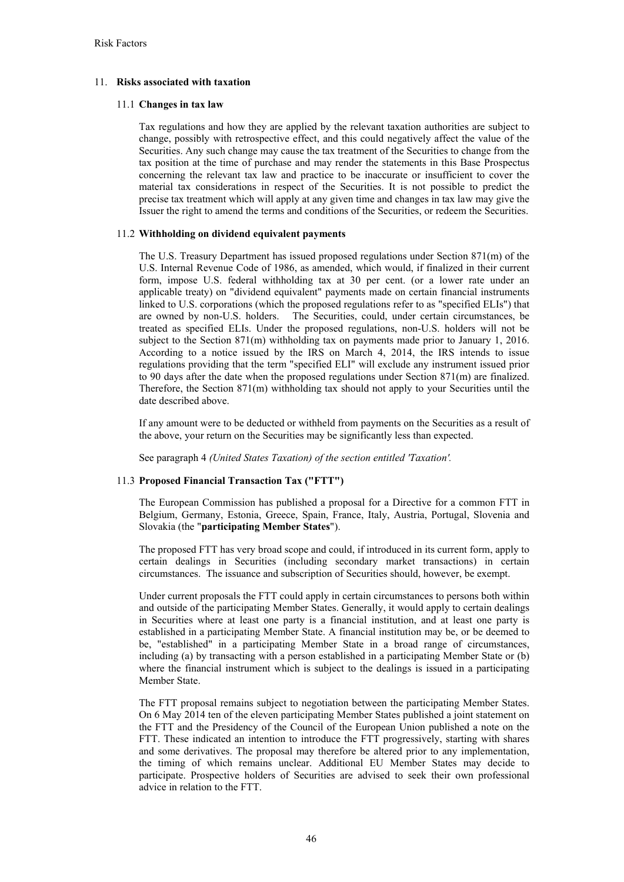## 11. Risks associated with taxation

### 11.1 Changes in tax law

Tax regulations and how they are applied by the relevant taxation authorities are subject to change, possibly with retrospective effect, and this could negatively affect the value of the Securities. Any such change may cause the tax treatment of the Securities to change from the tax position at the time of purchase and may render the statements in this Base Prospectus concerning the relevant tax law and practice to be inaccurate or insufficient to cover the material tax considerations in respect of the Securities. It is not possible to predict the precise tax treatment which will apply at any given time and changes in tax law may give the Issuer the right to amend the terms and conditions of the Securities, or redeem the Securities.

### 11.2 Withholding on dividend equivalent payments

The U.S. Treasury Department has issued proposed regulations under Section 871(m) of the U.S. Internal Revenue Code of 1986, as amended, which would, if finalized in their current form, impose U.S. federal withholding tax at 30 per cent. (or a lower rate under an applicable treaty) on "dividend equivalent" payments made on certain financial instruments linked to U.S. corporations (which the proposed regulations refer to as "specified ELIs") that are owned by non-U.S. holders. The Securities, could, under certain circumstances, be treated as specified ELIs. Under the proposed regulations, non-U.S. holders will not be subject to the Section 871(m) withholding tax on payments made prior to January 1, 2016. According to a notice issued by the IRS on March 4, 2014, the IRS intends to issue regulations providing that the term "specified ELI" will exclude any instrument issued prior to 90 days after the date when the proposed regulations under Section 871(m) are finalized. Therefore, the Section 871(m) withholding tax should not apply to your Securities until the date described above.

If any amount were to be deducted or withheld from payments on the Securities as a result of the above, your return on the Securities may be significantly less than expected.

See paragraph 4 *(United States Taxation) of the section entitled 'Taxation'.*

### 11.3 Proposed Financial Transaction Tax ("FTT")

The European Commission has published a proposal for a Directive for a common FTT in Belgium, Germany, Estonia, Greece, Spain, France, Italy, Austria, Portugal, Slovenia and Slovakia (the "**participating Member States**").

The proposed FTT has very broad scope and could, if introduced in its current form, apply to certain dealings in Securities (including secondary market transactions) in certain circumstances. The issuance and subscription of Securities should, however, be exempt.

Under current proposals the FTT could apply in certain circumstances to persons both within and outside of the participating Member States. Generally, it would apply to certain dealings in Securities where at least one party is a financial institution, and at least one party is established in a participating Member State. A financial institution may be, or be deemed to be, "established" in a participating Member State in a broad range of circumstances, including (a) by transacting with a person established in a participating Member State or (b) where the financial instrument which is subject to the dealings is issued in a participating Member State.

The FTT proposal remains subject to negotiation between the participating Member States. On 6 May 2014 ten of the eleven participating Member States published a joint statement on the FTT and the Presidency of the Council of the European Union published a note on the FTT. These indicated an intention to introduce the FTT progressively, starting with shares and some derivatives. The proposal may therefore be altered prior to any implementation, the timing of which remains unclear. Additional EU Member States may decide to participate. Prospective holders of Securities are advised to seek their own professional advice in relation to the FTT.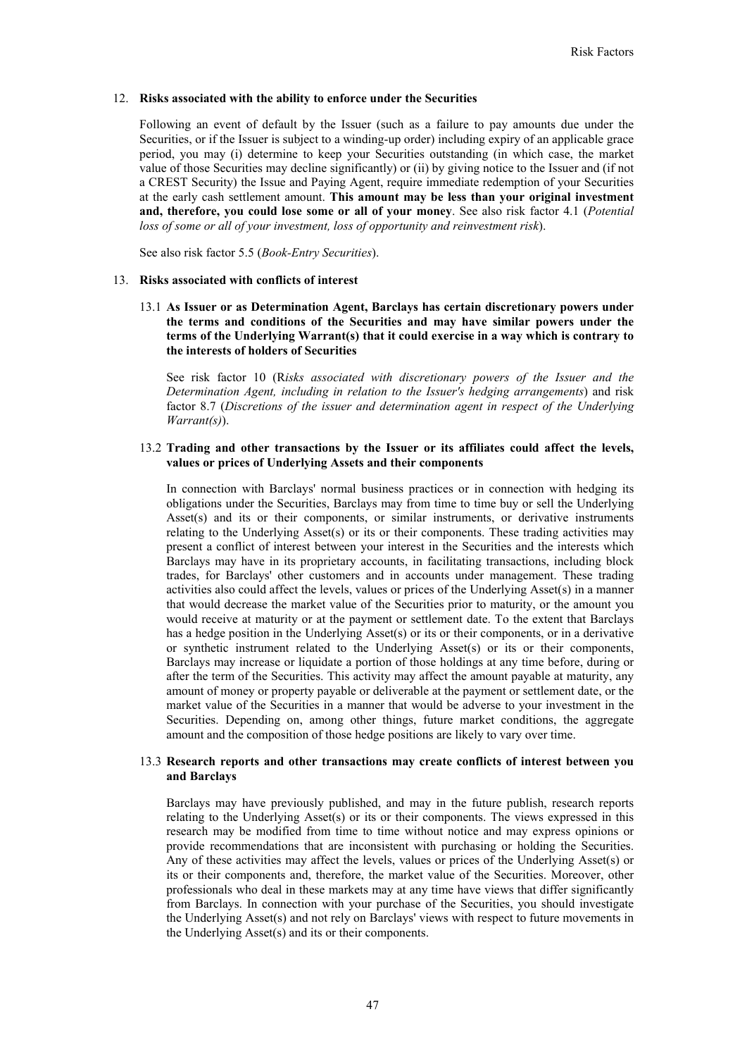## 12. Risks associated with the ability to enforce under the Securities

Following an event of default by the Issuer (such as a failure to pay amounts due under the Securities, or if the Issuer is subject to a winding-up order) including expiry of an applicable grace period, you may (i) determine to keep your Securities outstanding (in which case, the market value of those Securities may decline significantly) or (ii) by giving notice to the Issuer and (if not a CREST Security) the Issue and Paying Agent, require immediate redemption of your Securities at the early cash settlement amount. **This amount may be less than your original investment and, therefore, you could lose some or all of your money**. See also risk factor 4.1 (*Potential loss of some or all of your investment, loss of opportunity and reinvestment risk*).

See also risk factor 5.5 (*Book-Entry Securities*).

## 13. Risks associated with conflicts of interest

### 13.1 As Issuer or as Determination Agent, Barclays has certain discretionary powers under the terms and conditions of the Securities and may have similar powers under the terms of the Underlying Warrant(s) that it could exercise in a way which is contrary to the interests of holders of Securities

See risk factor 10 (R*isks associated with discretionary powers of the Issuer and the Determination Agent, including in relation to the Issuer's hedging arrangements*) and risk factor 8.7 (*Discretions of the issuer and determination agent in respect of the Underlying Warrant(s)*).

### 13.2 Trading and other transactions by the Issuer or its affiliates could affect the levels, values or prices of Underlying Assets and their components

In connection with Barclays' normal business practices or in connection with hedging its obligations under the Securities, Barclays may from time to time buy or sell the Underlying Asset(s) and its or their components, or similar instruments, or derivative instruments relating to the Underlying Asset(s) or its or their components. These trading activities may present a conflict of interest between your interest in the Securities and the interests which Barclays may have in its proprietary accounts, in facilitating transactions, including block trades, for Barclays' other customers and in accounts under management. These trading activities also could affect the levels, values or prices of the Underlying Asset(s) in a manner that would decrease the market value of the Securities prior to maturity, or the amount you would receive at maturity or at the payment or settlement date. To the extent that Barclays has a hedge position in the Underlying Asset(s) or its or their components, or in a derivative or synthetic instrument related to the Underlying Asset(s) or its or their components, Barclays may increase or liquidate a portion of those holdings at any time before, during or after the term of the Securities. This activity may affect the amount payable at maturity, any amount of money or property payable or deliverable at the payment or settlement date, or the market value of the Securities in a manner that would be adverse to your investment in the Securities. Depending on, among other things, future market conditions, the aggregate amount and the composition of those hedge positions are likely to vary over time.

### 13.3 Research reports and other transactions may create conflicts of interest between you and Barclays

Barclays may have previously published, and may in the future publish, research reports relating to the Underlying Asset(s) or its or their components. The views expressed in this research may be modified from time to time without notice and may express opinions or provide recommendations that are inconsistent with purchasing or holding the Securities. Any of these activities may affect the levels, values or prices of the Underlying Asset(s) or its or their components and, therefore, the market value of the Securities. Moreover, other professionals who deal in these markets may at any time have views that differ significantly from Barclays. In connection with your purchase of the Securities, you should investigate the Underlying Asset(s) and not rely on Barclays' views with respect to future movements in the Underlying Asset(s) and its or their components.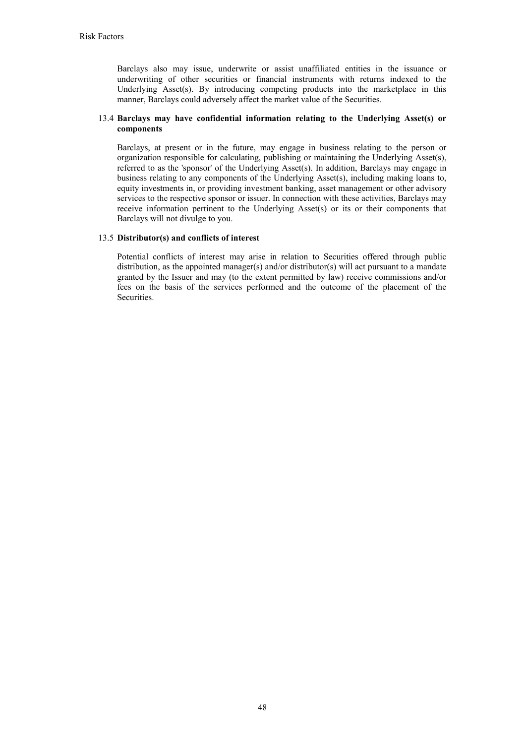Barclays also may issue, underwrite or assist unaffiliated entities in the issuance or underwriting of other securities or financial instruments with returns indexed to the Underlying Asset(s). By introducing competing products into the marketplace in this manner, Barclays could adversely affect the market value of the Securities.

### 13.4 Barclays may have confidential information relating to the Underlying Asset(s) or components

Barclays, at present or in the future, may engage in business relating to the person or organization responsible for calculating, publishing or maintaining the Underlying Asset(s), referred to as the 'sponsor' of the Underlying Asset(s). In addition, Barclays may engage in business relating to any components of the Underlying Asset(s), including making loans to, equity investments in, or providing investment banking, asset management or other advisory services to the respective sponsor or issuer. In connection with these activities, Barclays may receive information pertinent to the Underlying Asset(s) or its or their components that Barclays will not divulge to you.

### 13.5 Distributor(s) and conflicts of interest

Potential conflicts of interest may arise in relation to Securities offered through public distribution, as the appointed manager(s) and/or distributor(s) will act pursuant to a mandate granted by the Issuer and may (to the extent permitted by law) receive commissions and/or fees on the basis of the services performed and the outcome of the placement of the Securities.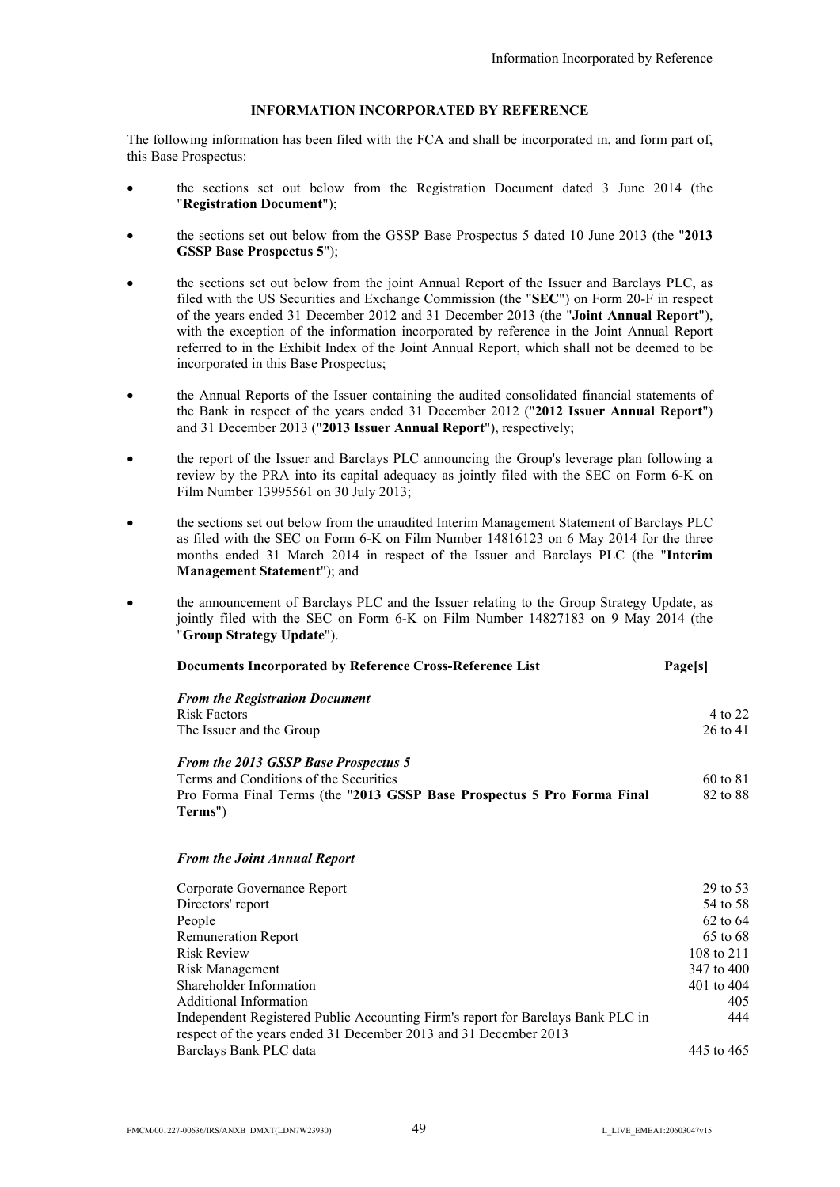## INFORMATION INCORPORATED BY REFERENCE

The following information has been filed with the FCA and shall be incorporated in, and form part of, this Base Prospectus:

- the sections set out below from the Registration Document dated 3 June 2014 (the "**Registration Document**");
- the sections set out below from the GSSP Base Prospectus 5 dated 10 June 2013 (the "**2013 GSSP Base Prospectus 5**");
- the sections set out below from the joint Annual Report of the Issuer and Barclays PLC, as filed with the US Securities and Exchange Commission (the "**SEC**") on Form 20-F in respect of the years ended 31 December 2012 and 31 December 2013 (the "**Joint Annual Report**"), with the exception of the information incorporated by reference in the Joint Annual Report referred to in the Exhibit Index of the Joint Annual Report, which shall not be deemed to be incorporated in this Base Prospectus;
- the Annual Reports of the Issuer containing the audited consolidated financial statements of the Bank in respect of the years ended 31 December 2012 ("**2012 Issuer Annual Report**") and 31 December 2013 ("**2013 Issuer Annual Report**"), respectively;
- the report of the Issuer and Barclays PLC announcing the Group's leverage plan following a review by the PRA into its capital adequacy as jointly filed with the SEC on Form 6-K on Film Number 13995561 on 30 July 2013;
- the sections set out below from the unaudited Interim Management Statement of Barclays PLC as filed with the SEC on Form 6-K on Film Number 14816123 on 6 May 2014 for the three months ended 31 March 2014 in respect of the Issuer and Barclays PLC (the "**Interim Management Statement**"); and
- the announcement of Barclays PLC and the Issuer relating to the Group Strategy Update, as jointly filed with the SEC on Form 6-K on Film Number 14827183 on 9 May 2014 (the "**Group Strategy Update**").

| **Documents Incorporated by Reference Cross-Reference List** | **Page[s]** |
|---|---|
| ***From the Registration Document*** | |
| Risk Factors | 4 to 22 |
| The Issuer and the Group | 26 to 41 |
| ***From the 2013 GSSP Base Prospectus 5*** | |
| Terms and Conditions of the Securities | 60 to 81 |
| Pro Forma Final Terms (the "**2013 GSSP Base Prospectus 5 Pro Forma Final Terms**") | 82 to 88 |
| ***From the Joint Annual Report*** | |
| Corporate Governance Report | 29 to 53 |
| Directors' report | 54 to 58 |
| People | 62 to 64 |
| Remuneration Report | 65 to 68 |
| Risk Review | 108 to 211 |
| Risk Management | 347 to 400 |
| Shareholder Information | 401 to 404 |
| Additional Information | 405 |
| Independent Registered Public Accounting Firm's report for Barclays Bank PLC in respect of the years ended 31 December 2013 and 31 December 2013 | 444 |
| Barclays Bank PLC data | 445 to 465 |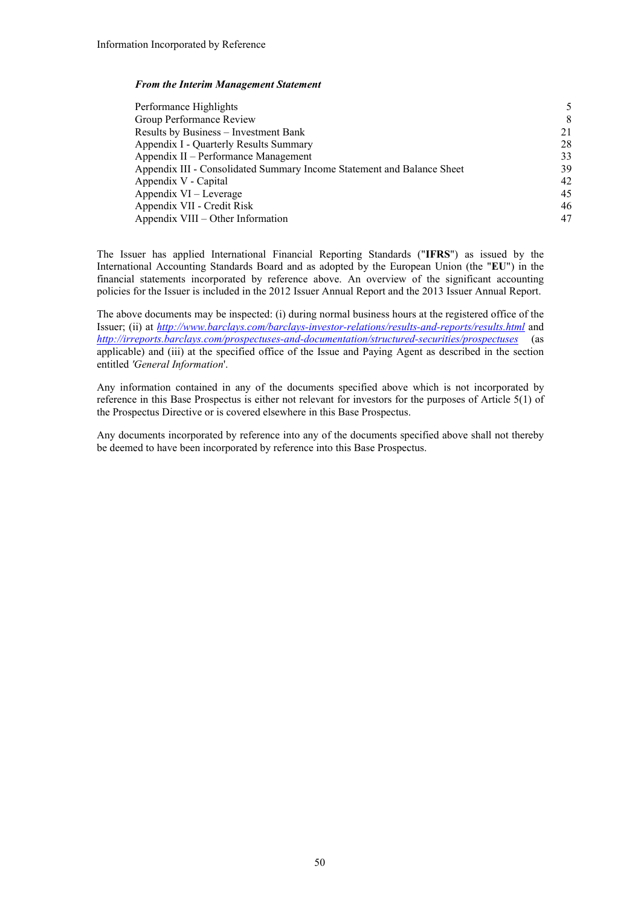***From the Interim Management Statement***

| | |
|---|---|
| Performance Highlights | 5 |
| Group Performance Review | 8 |
| Results by Business – Investment Bank | 21 |
| Appendix I - Quarterly Results Summary | 28 |
| Appendix II – Performance Management | 33 |
| Appendix III - Consolidated Summary Income Statement and Balance Sheet | 39 |
| Appendix V - Capital | 42 |
| Appendix VI – Leverage | 45 |
| Appendix VII - Credit Risk | 46 |
| Appendix VIII – Other Information | 47 |

The Issuer has applied International Financial Reporting Standards ("**IFRS**") as issued by the International Accounting Standards Board and as adopted by the European Union (the "**EU**") in the financial statements incorporated by reference above. An overview of the significant accounting policies for the Issuer is included in the 2012 Issuer Annual Report and the 2013 Issuer Annual Report.

The above documents may be inspected: (i) during normal business hours at the registered office of the Issuer; (ii) at *http://www.barclays.com/barclays-investor-relations/results-and-reports/results.html* and *http://irreports.barclays.com/prospectuses-and-documentation/structured-securities/prospectuses* (as applicable) and (iii) at the specified office of the Issue and Paying Agent as described in the section entitled *'General Information*'.

Any information contained in any of the documents specified above which is not incorporated by reference in this Base Prospectus is either not relevant for investors for the purposes of Article 5(1) of the Prospectus Directive or is covered elsewhere in this Base Prospectus.

Any documents incorporated by reference into any of the documents specified above shall not thereby be deemed to have been incorporated by reference into this Base Prospectus.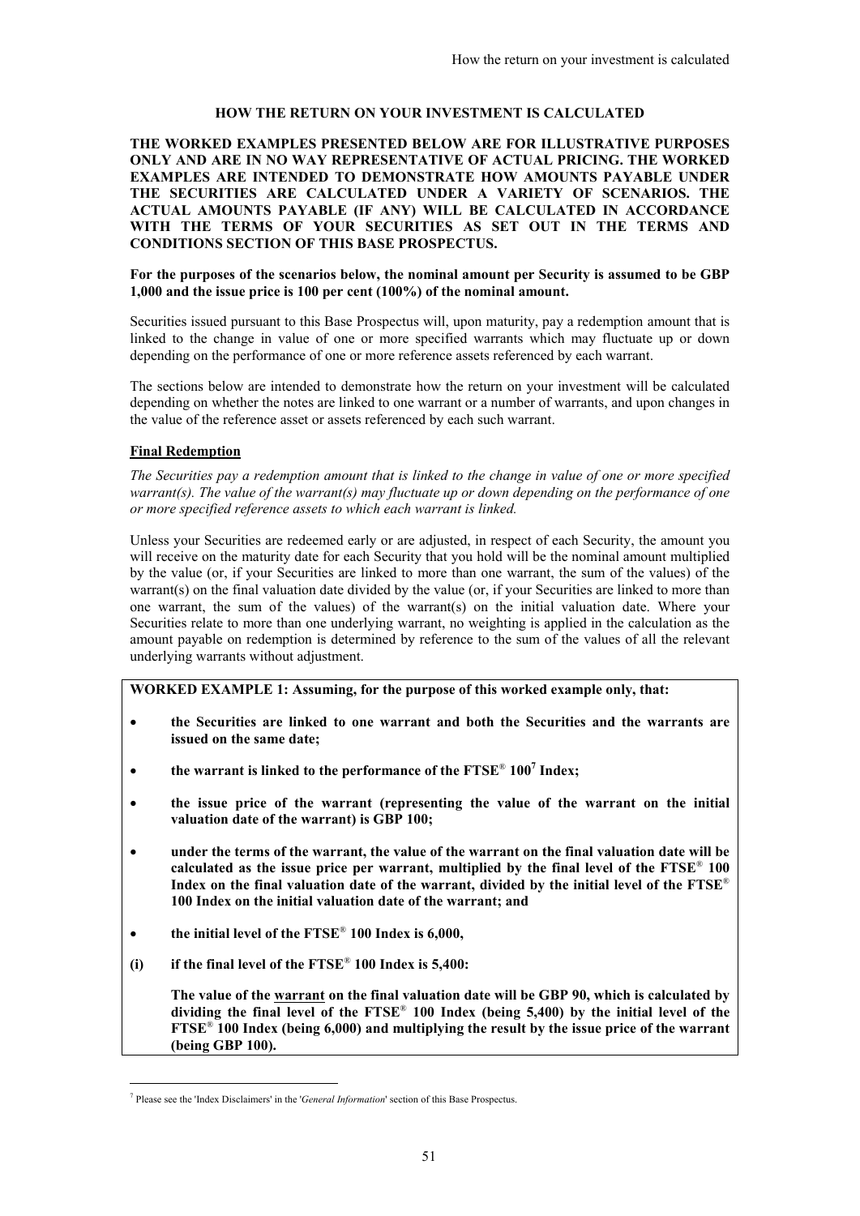# HOW THE RETURN ON YOUR INVESTMENT IS CALCULATED

**THE WORKED EXAMPLES PRESENTED BELOW ARE FOR ILLUSTRATIVE PURPOSES ONLY AND ARE IN NO WAY REPRESENTATIVE OF ACTUAL PRICING. THE WORKED EXAMPLES ARE INTENDED TO DEMONSTRATE HOW AMOUNTS PAYABLE UNDER THE SECURITIES ARE CALCULATED UNDER A VARIETY OF SCENARIOS. THE ACTUAL AMOUNTS PAYABLE (IF ANY) WILL BE CALCULATED IN ACCORDANCE WITH THE TERMS OF YOUR SECURITIES AS SET OUT IN THE TERMS AND CONDITIONS SECTION OF THIS BASE PROSPECTUS.**

**For the purposes of the scenarios below, the nominal amount per Security is assumed to be GBP 1,000 and the issue price is 100 per cent (100%) of the nominal amount.**

Securities issued pursuant to this Base Prospectus will, upon maturity, pay a redemption amount that is linked to the change in value of one or more specified warrants which may fluctuate up or down depending on the performance of one or more reference assets referenced by each warrant.

The sections below are intended to demonstrate how the return on your investment will be calculated depending on whether the notes are linked to one warrant or a number of warrants, and upon changes in the value of the reference asset or assets referenced by each such warrant.

## Final Redemption

*The Securities pay a redemption amount that is linked to the change in value of one or more specified warrant(s). The value of the warrant(s) may fluctuate up or down depending on the performance of one or more specified reference assets to which each warrant is linked.*

Unless your Securities are redeemed early or are adjusted, in respect of each Security, the amount you will receive on the maturity date for each Security that you hold will be the nominal amount multiplied by the value (or, if your Securities are linked to more than one warrant, the sum of the values) of the warrant(s) on the final valuation date divided by the value (or, if your Securities are linked to more than one warrant, the sum of the values) of the warrant(s) on the initial valuation date. Where your Securities relate to more than one underlying warrant, no weighting is applied in the calculation as the amount payable on redemption is determined by reference to the sum of the values of all the relevant underlying warrants without adjustment.

**WORKED EXAMPLE 1: Assuming, for the purpose of this worked example only, that:**

- **the Securities are linked to one warrant and both the Securities and the warrants are issued on the same date;**
- **the warrant is linked to the performance of the FTSE® 100[7] Index;**
- **the issue price of the warrant (representing the value of the warrant on the initial valuation date of the warrant) is GBP 100;**
- **under the terms of the warrant, the value of the warrant on the final valuation date will be calculated as the issue price per warrant, multiplied by the final level of the FTSE® 100 Index on the final valuation date of the warrant, divided by the initial level of the FTSE® 100 Index on the initial valuation date of the warrant; and**
- **the initial level of the FTSE® 100 Index is 6,000,**

**(i) if the final level of the FTSE® 100 Index is 5,400:**

**The value of the <u>warrant</u> on the final valuation date will be GBP 90, which is calculated by dividing the final level of the FTSE® 100 Index (being 5,400) by the initial level of the FTSE® 100 Index (being 6,000) and multiplying the result by the issue price of the warrant (being GBP 100).**

[7] Please see the 'Index Disclaimers' in the '*General Information*' section of this Base Prospectus.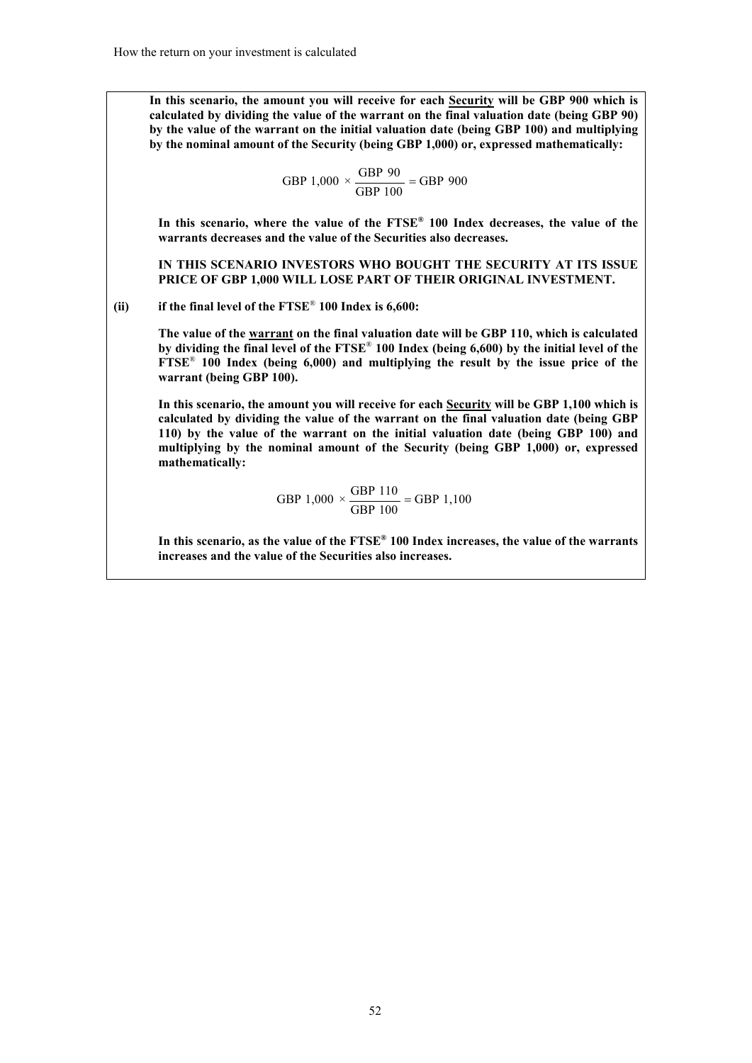**In this scenario, the amount you will receive for each <u>Security</u> will be GBP 900 which is calculated by dividing the value of the warrant on the final valuation date (being GBP 90) by the value of the warrant on the initial valuation date (being GBP 100) and multiplying by the nominal amount of the Security (being GBP 1,000) or, expressed mathematically:**

$$\text{GBP } 1{,}000 \times \frac{\text{GBP } 90}{\text{GBP } 100} = \text{GBP } 900$$

**In this scenario, where the value of the FTSE® 100 Index decreases, the value of the warrants decreases and the value of the Securities also decreases.**

**IN THIS SCENARIO INVESTORS WHO BOUGHT THE SECURITY AT ITS ISSUE PRICE OF GBP 1,000 WILL LOSE PART OF THEIR ORIGINAL INVESTMENT.**

**(ii) if the final level of the FTSE® 100 Index is 6,600:**

**The value of the <u>warrant</u> on the final valuation date will be GBP 110, which is calculated by dividing the final level of the FTSE® 100 Index (being 6,600) by the initial level of the FTSE® 100 Index (being 6,000) and multiplying the result by the issue price of the warrant (being GBP 100).**

**In this scenario, the amount you will receive for each <u>Security</u> will be GBP 1,100 which is calculated by dividing the value of the warrant on the final valuation date (being GBP 110) by the value of the warrant on the initial valuation date (being GBP 100) and multiplying by the nominal amount of the Security (being GBP 1,000) or, expressed mathematically:**

$$\text{GBP } 1{,}000 \times \frac{\text{GBP } 110}{\text{GBP } 100} = \text{GBP } 1{,}100$$

**In this scenario, as the value of the FTSE® 100 Index increases, the value of the warrants increases and the value of the Securities also increases.**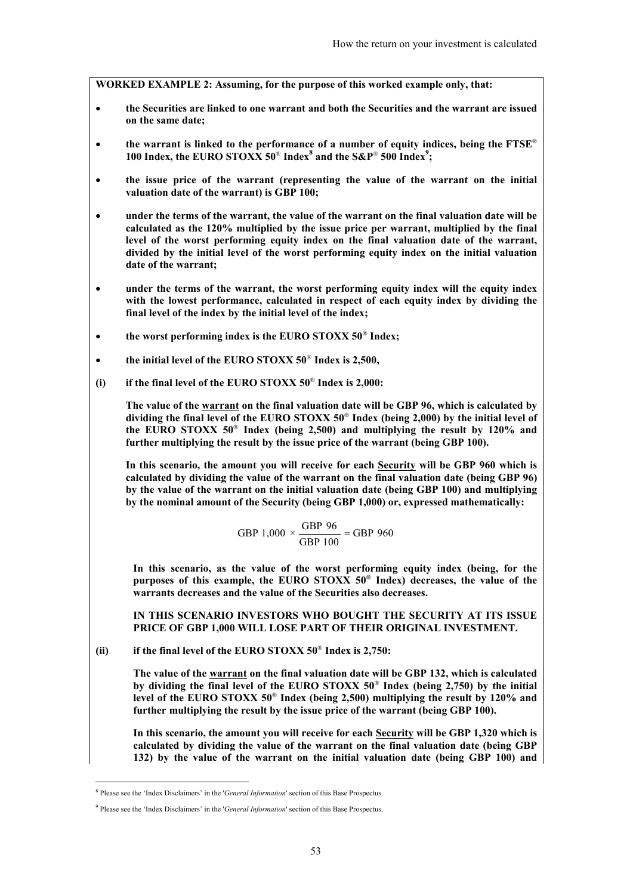**WORKED EXAMPLE 2: Assuming, for the purpose of this worked example only, that:**

- **the Securities are linked to one warrant and both the Securities and the warrant are issued on the same date;**
- **the warrant is linked to the performance of a number of equity indices, being the FTSE® 100 Index, the EURO STOXX 50® Index[8] and the S&P® 500 Index[9];**
- **the issue price of the warrant (representing the value of the warrant on the initial valuation date of the warrant) is GBP 100;**
- **under the terms of the warrant, the value of the warrant on the final valuation date will be calculated as the 120% multiplied by the issue price per warrant, multiplied by the final level of the worst performing equity index on the final valuation date of the warrant, divided by the initial level of the worst performing equity index on the initial valuation date of the warrant;**
- **under the terms of the warrant, the worst performing equity index will the equity index with the lowest performance, calculated in respect of each equity index by dividing the final level of the index by the initial level of the index;**
- **the worst performing index is the EURO STOXX 50® Index;**
- **the initial level of the EURO STOXX 50® Index is 2,500,**

**(i) if the final level of the EURO STOXX 50® Index is 2,000:**

**The value of the <u>warrant</u> on the final valuation date will be GBP 96, which is calculated by dividing the final level of the EURO STOXX 50® Index (being 2,000) by the initial level of the EURO STOXX 50® Index (being 2,500) and multiplying the result by 120% and further multiplying the result by the issue price of the warrant (being GBP 100).**

**In this scenario, the amount you will receive for each <u>Security</u> will be GBP 960 which is calculated by dividing the value of the warrant on the final valuation date (being GBP 96) by the value of the warrant on the initial valuation date (being GBP 100) and multiplying by the nominal amount of the Security (being GBP 1,000) or, expressed mathematically:**

$$\text{GBP } 1{,}000 \times \frac{\text{GBP } 96}{\text{GBP } 100} = \text{GBP } 960$$

**In this scenario, as the value of the worst performing equity index (being, for the purposes of this example, the EURO STOXX 50® Index) decreases, the value of the warrants decreases and the value of the Securities also decreases.**

**IN THIS SCENARIO INVESTORS WHO BOUGHT THE SECURITY AT ITS ISSUE PRICE OF GBP 1,000 WILL LOSE PART OF THEIR ORIGINAL INVESTMENT.**

**(ii) if the final level of the EURO STOXX 50® Index is 2,750:**

**The value of the <u>warrant</u> on the final valuation date will be GBP 132, which is calculated by dividing the final level of the EURO STOXX 50® Index (being 2,750) by the initial level of the EURO STOXX 50® Index (being 2,500) multiplying the result by 120% and further multiplying the result by the issue price of the warrant (being GBP 100).**

**In this scenario, the amount you will receive for each <u>Security</u> will be GBP 1,320 which is calculated by dividing the value of the warrant on the final valuation date (being GBP 132) by the value of the warrant on the initial valuation date (being GBP 100) and**

---

[8] Please see the 'Index Disclaimers' in the '*General Information*' section of this Base Prospectus.

[9] Please see the 'Index Disclaimers' in the '*General Information*' section of this Base Prospectus.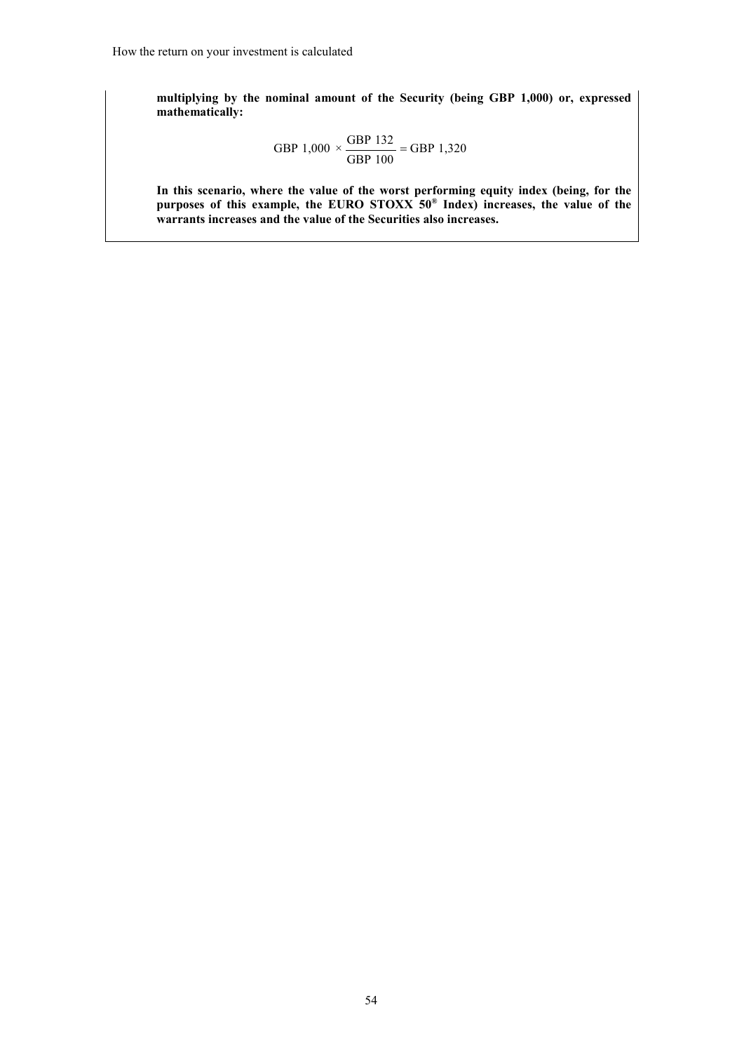**multiplying by the nominal amount of the Security (being GBP 1,000) or, expressed mathematically:**

$$\text{GBP } 1{,}000 \times \frac{\text{GBP } 132}{\text{GBP } 100} = \text{GBP } 1{,}320$$

**In this scenario, where the value of the worst performing equity index (being, for the purposes of this example, the EURO STOXX 50® Index) increases, the value of the warrants increases and the value of the Securities also increases.**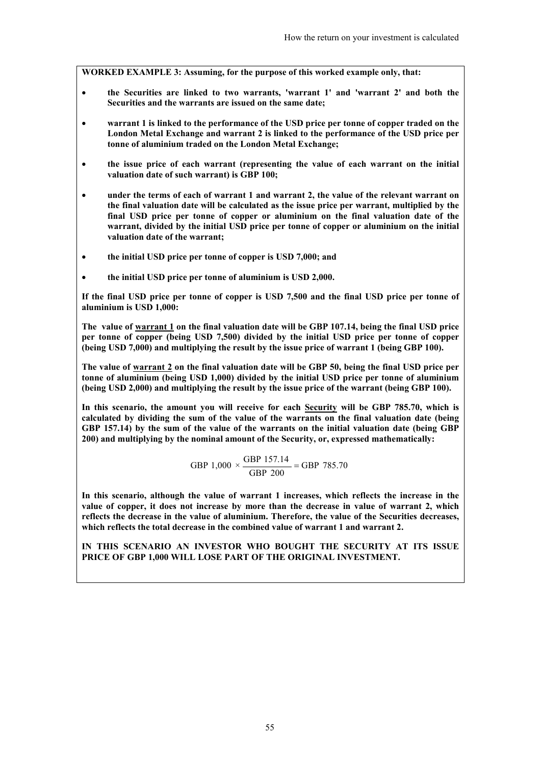**WORKED EXAMPLE 3: Assuming, for the purpose of this worked example only, that:**

- **the Securities are linked to two warrants, 'warrant 1' and 'warrant 2' and both the Securities and the warrants are issued on the same date;**
- **warrant 1 is linked to the performance of the USD price per tonne of copper traded on the London Metal Exchange and warrant 2 is linked to the performance of the USD price per tonne of aluminium traded on the London Metal Exchange;**
- **the issue price of each warrant (representing the value of each warrant on the initial valuation date of such warrant) is GBP 100;**
- **under the terms of each of warrant 1 and warrant 2, the value of the relevant warrant on the final valuation date will be calculated as the issue price per warrant, multiplied by the final USD price per tonne of copper or aluminium on the final valuation date of the warrant, divided by the initial USD price per tonne of copper or aluminium on the initial valuation date of the warrant;**
- **the initial USD price per tonne of copper is USD 7,000; and**
- **the initial USD price per tonne of aluminium is USD 2,000.**

**If the final USD price per tonne of copper is USD 7,500 and the final USD price per tonne of aluminium is USD 1,000:**

**The value of <u>warrant 1</u> on the final valuation date will be GBP 107.14, being the final USD price per tonne of copper (being USD 7,500) divided by the initial USD price per tonne of copper (being USD 7,000) and multiplying the result by the issue price of warrant 1 (being GBP 100).**

**The value of <u>warrant 2</u> on the final valuation date will be GBP 50, being the final USD price per tonne of aluminium (being USD 1,000) divided by the initial USD price per tonne of aluminium (being USD 2,000) and multiplying the result by the issue price of the warrant (being GBP 100).**

**In this scenario, the amount you will receive for each <u>Security</u> will be GBP 785.70, which is calculated by dividing the sum of the value of the warrants on the final valuation date (being GBP 157.14) by the sum of the value of the warrants on the initial valuation date (being GBP 200) and multiplying by the nominal amount of the Security, or, expressed mathematically:**

$$\text{GBP } 1{,}000 \times \frac{\text{GBP } 157.14}{\text{GBP } 200} = \text{GBP } 785.70$$

**In this scenario, although the value of warrant 1 increases, which reflects the increase in the value of copper, it does not increase by more than the decrease in value of warrant 2, which reflects the decrease in the value of aluminium. Therefore, the value of the Securities decreases, which reflects the total decrease in the combined value of warrant 1 and warrant 2.**

**IN THIS SCENARIO AN INVESTOR WHO BOUGHT THE SECURITY AT ITS ISSUE PRICE OF GBP 1,000 WILL LOSE PART OF THE ORIGINAL INVESTMENT.**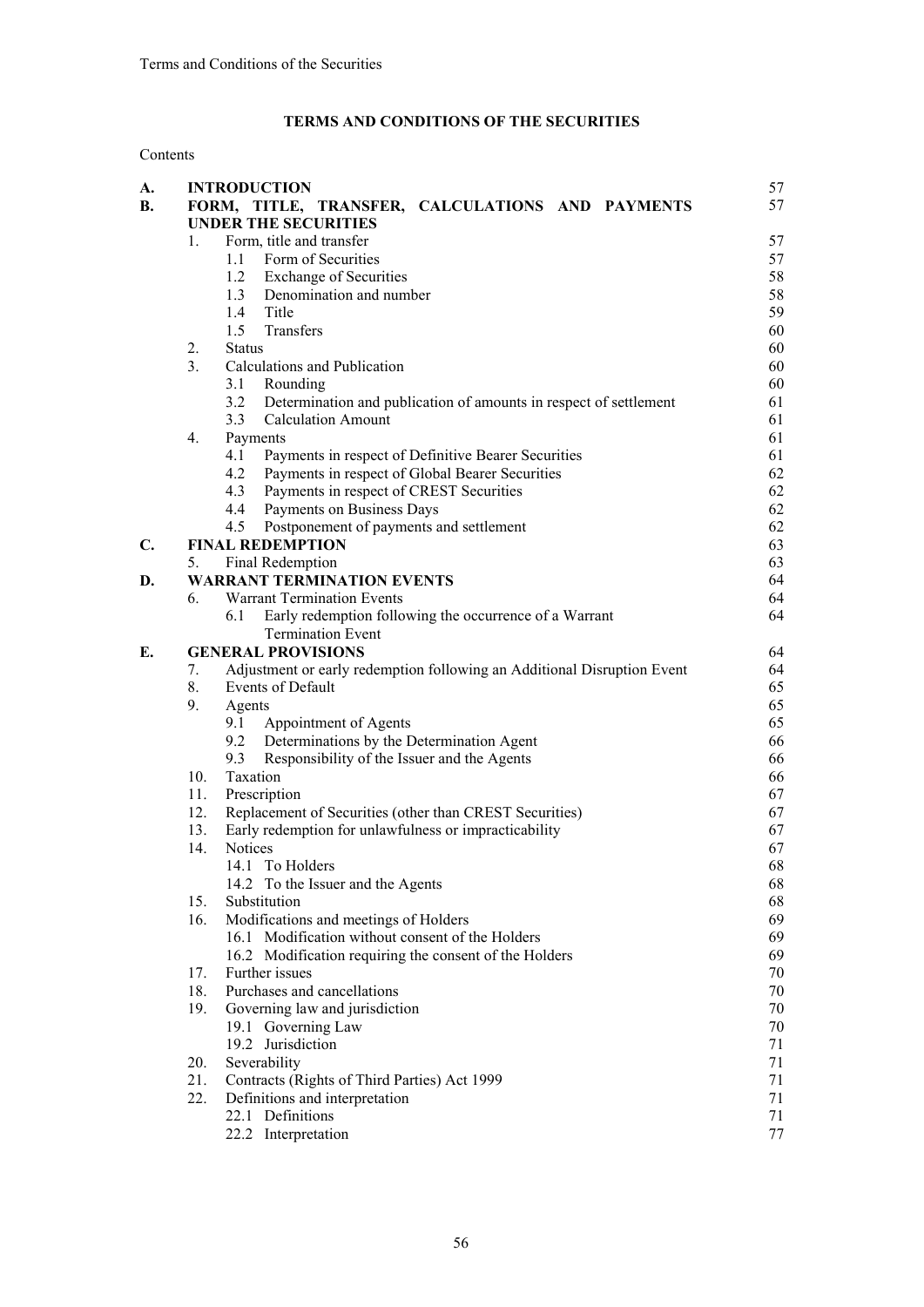# TERMS AND CONDITIONS OF THE SECURITIES

Contents

| | | | Page |
|---|---|---|---|
| **A.** | **INTRODUCTION** | | 57 |
| **B.** | **FORM, TITLE, TRANSFER, CALCULATIONS AND PAYMENTS UNDER THE SECURITIES** | | 57 |
| | 1. | Form, title and transfer | 57 |
| | | 1.1 Form of Securities | 57 |
| | | 1.2 Exchange of Securities | 58 |
| | | 1.3 Denomination and number | 58 |
| | | 1.4 Title | 59 |
| | | 1.5 Transfers | 60 |
| | 2. | Status | 60 |
| | 3. | Calculations and Publication | 60 |
| | | 3.1 Rounding | 60 |
| | | 3.2 Determination and publication of amounts in respect of settlement | 61 |
| | | 3.3 Calculation Amount | 61 |
| | 4. | Payments | 61 |
| | | 4.1 Payments in respect of Definitive Bearer Securities | 61 |
| | | 4.2 Payments in respect of Global Bearer Securities | 62 |
| | | 4.3 Payments in respect of CREST Securities | 62 |
| | | 4.4 Payments on Business Days | 62 |
| | | 4.5 Postponement of payments and settlement | 62 |
| **C.** | **FINAL REDEMPTION** | | 63 |
| | 5. | Final Redemption | 63 |
| **D.** | **WARRANT TERMINATION EVENTS** | | 64 |
| | 6. | Warrant Termination Events | 64 |
| | | 6.1 Early redemption following the occurrence of a Warrant Termination Event | 64 |
| **E.** | **GENERAL PROVISIONS** | | 64 |
| | 7. | Adjustment or early redemption following an Additional Disruption Event | 64 |
| | 8. | Events of Default | 65 |
| | 9. | Agents | 65 |
| | | 9.1 Appointment of Agents | 65 |
| | | 9.2 Determinations by the Determination Agent | 66 |
| | | 9.3 Responsibility of the Issuer and the Agents | 66 |
| | 10. | Taxation | 66 |
| | 11. | Prescription | 67 |
| | 12. | Replacement of Securities (other than CREST Securities) | 67 |
| | 13. | Early redemption for unlawfulness or impracticability | 67 |
| | 14. | Notices | 67 |
| | | 14.1 To Holders | 68 |
| | | 14.2 To the Issuer and the Agents | 68 |
| | 15. | Substitution | 68 |
| | 16. | Modifications and meetings of Holders | 69 |
| | | 16.1 Modification without consent of the Holders | 69 |
| | | 16.2 Modification requiring the consent of the Holders | 69 |
| | 17. | Further issues | 70 |
| | 18. | Purchases and cancellations | 70 |
| | 19. | Governing law and jurisdiction | 70 |
| | | 19.1 Governing Law | 70 |
| | | 19.2 Jurisdiction | 71 |
| | 20. | Severability | 71 |
| | 21. | Contracts (Rights of Third Parties) Act 1999 | 71 |
| | 22. | Definitions and interpretation | 71 |
| | | 22.1 Definitions | 71 |
| | | 22.2 Interpretation | 77 |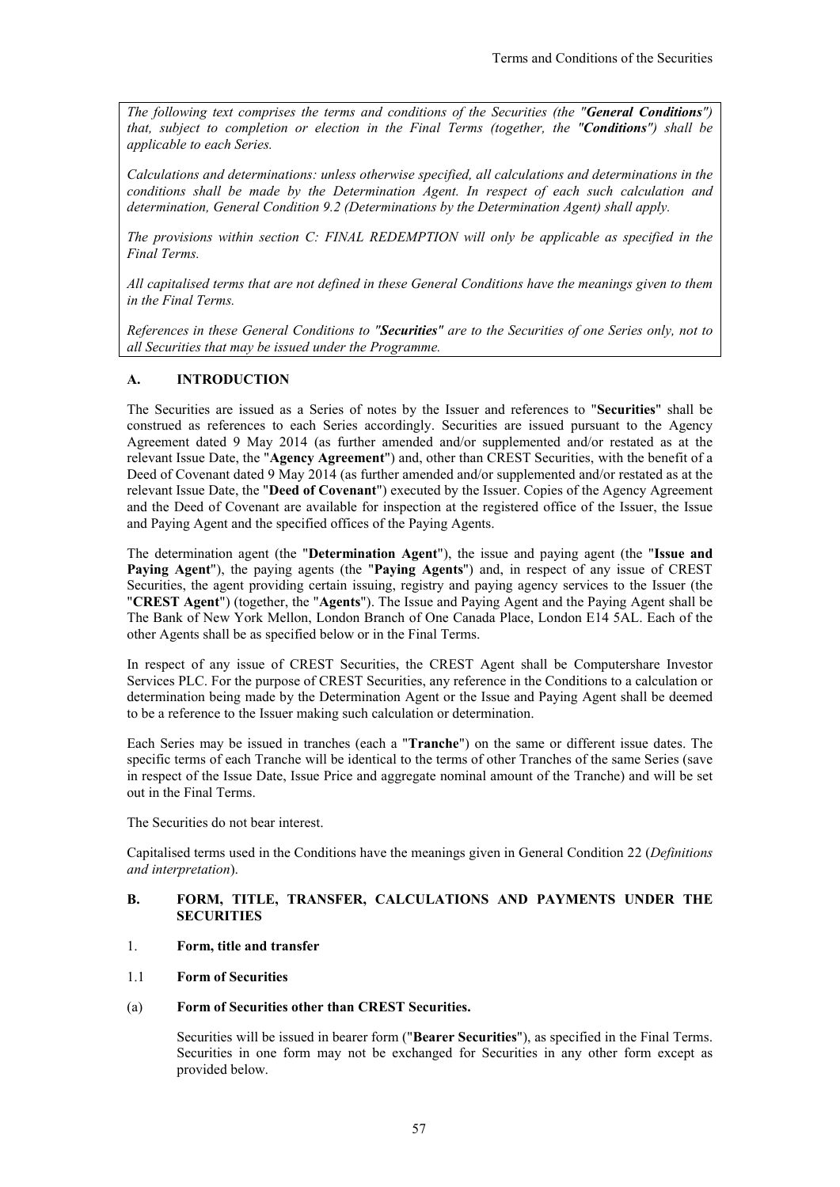*The following text comprises the terms and conditions of the Securities (the "**General Conditions**") that, subject to completion or election in the Final Terms (together, the "**Conditions**") shall be applicable to each Series.*

*Calculations and determinations: unless otherwise specified, all calculations and determinations in the conditions shall be made by the Determination Agent. In respect of each such calculation and determination, General Condition 9.2 (Determinations by the Determination Agent) shall apply.*

*The provisions within section C: FINAL REDEMPTION will only be applicable as specified in the Final Terms.*

*All capitalised terms that are not defined in these General Conditions have the meanings given to them in the Final Terms.*

*References in these General Conditions to "**Securities**" are to the Securities of one Series only, not to all Securities that may be issued under the Programme.*

## A. INTRODUCTION

The Securities are issued as a Series of notes by the Issuer and references to "**Securities**" shall be construed as references to each Series accordingly. Securities are issued pursuant to the Agency Agreement dated 9 May 2014 (as further amended and/or supplemented and/or restated as at the relevant Issue Date, the "**Agency Agreement**") and, other than CREST Securities, with the benefit of a Deed of Covenant dated 9 May 2014 (as further amended and/or supplemented and/or restated as at the relevant Issue Date, the "**Deed of Covenant**") executed by the Issuer. Copies of the Agency Agreement and the Deed of Covenant are available for inspection at the registered office of the Issuer, the Issue and Paying Agent and the specified offices of the Paying Agents.

The determination agent (the "**Determination Agent**"), the issue and paying agent (the "**Issue and Paying Agent**"), the paying agents (the "**Paying Agents**") and, in respect of any issue of CREST Securities, the agent providing certain issuing, registry and paying agency services to the Issuer (the "**CREST Agent**") (together, the "**Agents**"). The Issue and Paying Agent and the Paying Agent shall be The Bank of New York Mellon, London Branch of One Canada Place, London E14 5AL. Each of the other Agents shall be as specified below or in the Final Terms.

In respect of any issue of CREST Securities, the CREST Agent shall be Computershare Investor Services PLC. For the purpose of CREST Securities, any reference in the Conditions to a calculation or determination being made by the Determination Agent or the Issue and Paying Agent shall be deemed to be a reference to the Issuer making such calculation or determination.

Each Series may be issued in tranches (each a "**Tranche**") on the same or different issue dates. The specific terms of each Tranche will be identical to the terms of other Tranches of the same Series (save in respect of the Issue Date, Issue Price and aggregate nominal amount of the Tranche) and will be set out in the Final Terms.

The Securities do not bear interest.

Capitalised terms used in the Conditions have the meanings given in General Condition 22 (*Definitions and interpretation*).

## B. FORM, TITLE, TRANSFER, CALCULATIONS AND PAYMENTS UNDER THE SECURITIES

### 1. Form, title and transfer

#### 1.1 Form of Securities

**(a) Form of Securities other than CREST Securities.**

Securities will be issued in bearer form ("**Bearer Securities**"), as specified in the Final Terms. Securities in one form may not be exchanged for Securities in any other form except as provided below.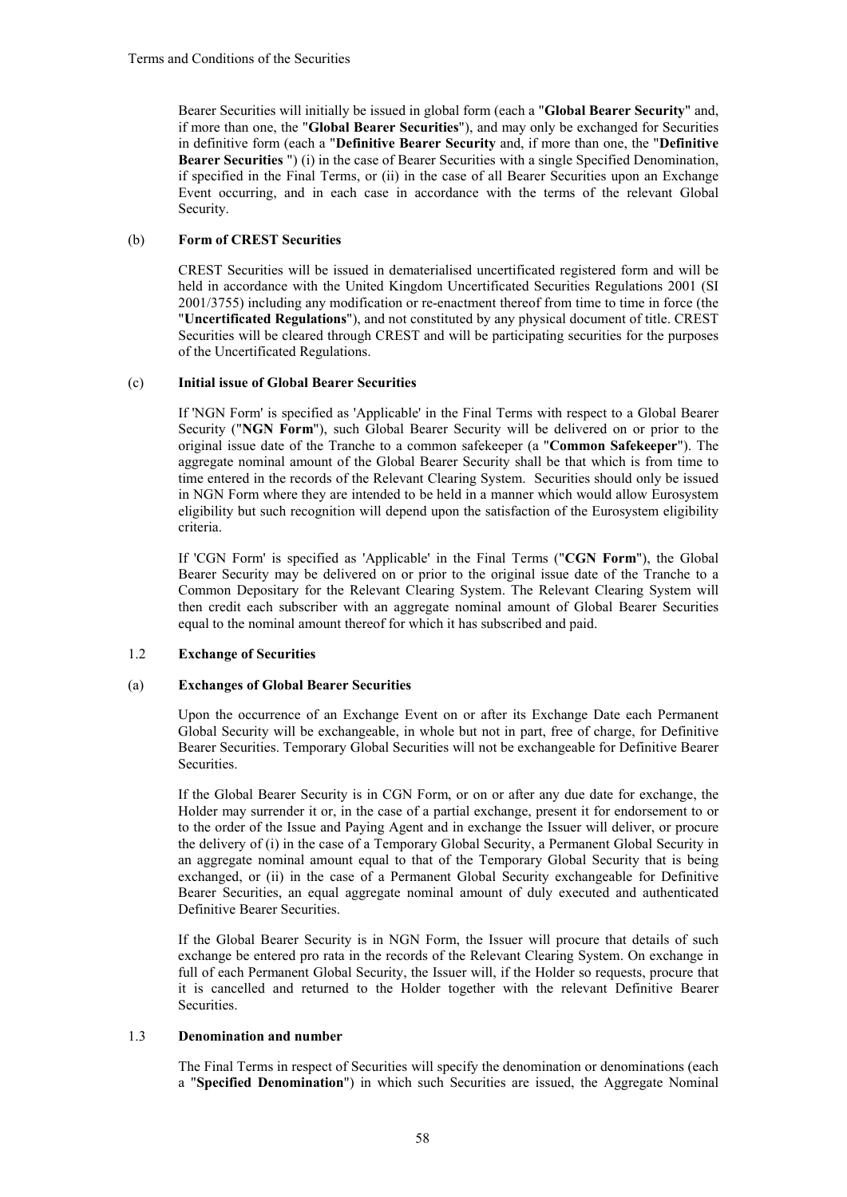Bearer Securities will initially be issued in global form (each a "**Global Bearer Security**" and, if more than one, the "**Global Bearer Securities**"), and may only be exchanged for Securities in definitive form (each a "**Definitive Bearer Security** and, if more than one, the "**Definitive Bearer Securities** ") (i) in the case of Bearer Securities with a single Specified Denomination, if specified in the Final Terms, or (ii) in the case of all Bearer Securities upon an Exchange Event occurring, and in each case in accordance with the terms of the relevant Global Security.

(b) **Form of CREST Securities**

CREST Securities will be issued in dematerialised uncertificated registered form and will be held in accordance with the United Kingdom Uncertificated Securities Regulations 2001 (SI 2001/3755) including any modification or re-enactment thereof from time to time in force (the "**Uncertificated Regulations**"), and not constituted by any physical document of title. CREST Securities will be cleared through CREST and will be participating securities for the purposes of the Uncertificated Regulations.

(c) **Initial issue of Global Bearer Securities**

If 'NGN Form' is specified as 'Applicable' in the Final Terms with respect to a Global Bearer Security ("**NGN Form**"), such Global Bearer Security will be delivered on or prior to the original issue date of the Tranche to a common safekeeper (a "**Common Safekeeper**"). The aggregate nominal amount of the Global Bearer Security shall be that which is from time to time entered in the records of the Relevant Clearing System. Securities should only be issued in NGN Form where they are intended to be held in a manner which would allow Eurosystem eligibility but such recognition will depend upon the satisfaction of the Eurosystem eligibility criteria.

If 'CGN Form' is specified as 'Applicable' in the Final Terms ("**CGN Form**"), the Global Bearer Security may be delivered on or prior to the original issue date of the Tranche to a Common Depositary for the Relevant Clearing System. The Relevant Clearing System will then credit each subscriber with an aggregate nominal amount of Global Bearer Securities equal to the nominal amount thereof for which it has subscribed and paid.

1.2 **Exchange of Securities**

(a) **Exchanges of Global Bearer Securities**

Upon the occurrence of an Exchange Event on or after its Exchange Date each Permanent Global Security will be exchangeable, in whole but not in part, free of charge, for Definitive Bearer Securities. Temporary Global Securities will not be exchangeable for Definitive Bearer Securities.

If the Global Bearer Security is in CGN Form, or on or after any due date for exchange, the Holder may surrender it or, in the case of a partial exchange, present it for endorsement to or to the order of the Issue and Paying Agent and in exchange the Issuer will deliver, or procure the delivery of (i) in the case of a Temporary Global Security, a Permanent Global Security in an aggregate nominal amount equal to that of the Temporary Global Security that is being exchanged, or (ii) in the case of a Permanent Global Security exchangeable for Definitive Bearer Securities, an equal aggregate nominal amount of duly executed and authenticated Definitive Bearer Securities.

If the Global Bearer Security is in NGN Form, the Issuer will procure that details of such exchange be entered pro rata in the records of the Relevant Clearing System. On exchange in full of each Permanent Global Security, the Issuer will, if the Holder so requests, procure that it is cancelled and returned to the Holder together with the relevant Definitive Bearer Securities.

1.3 **Denomination and number**

The Final Terms in respect of Securities will specify the denomination or denominations (each a "**Specified Denomination**") in which such Securities are issued, the Aggregate Nominal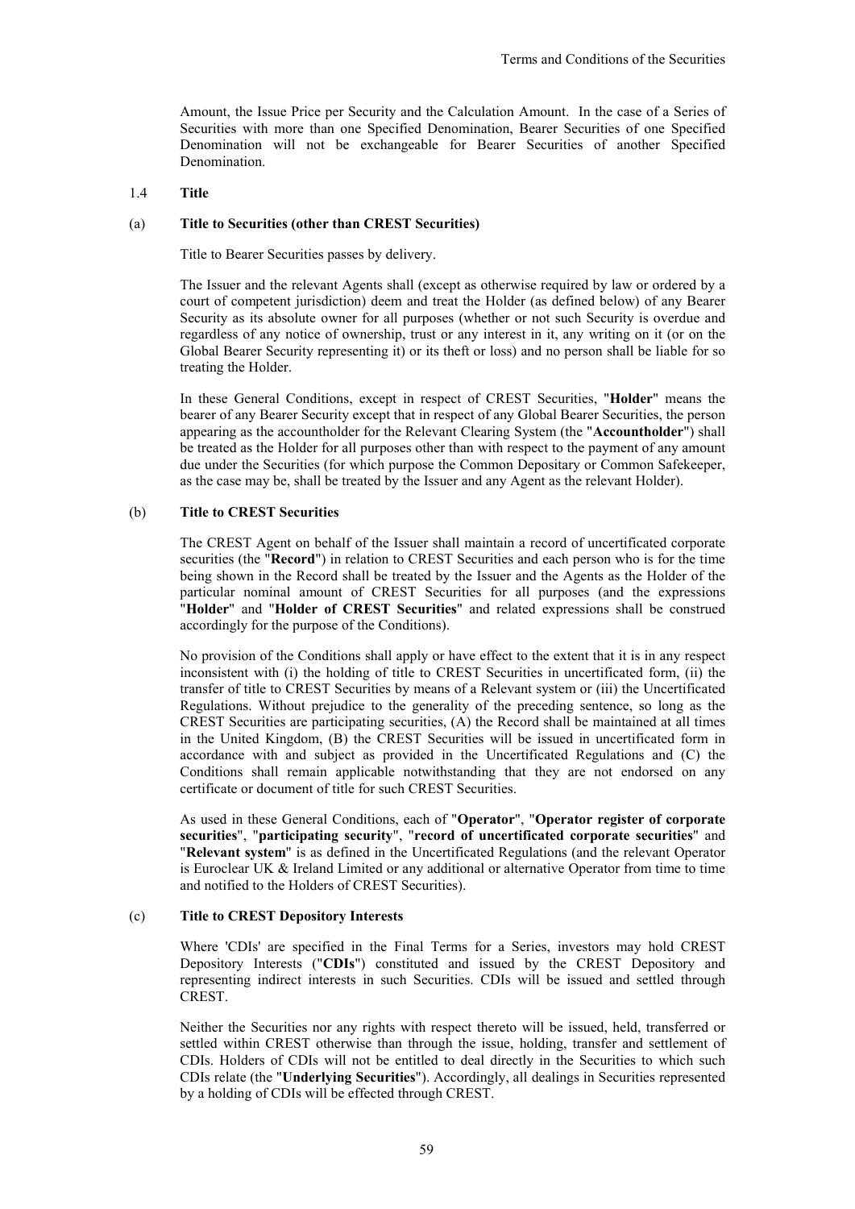Amount, the Issue Price per Security and the Calculation Amount. In the case of a Series of Securities with more than one Specified Denomination, Bearer Securities of one Specified Denomination will not be exchangeable for Bearer Securities of another Specified Denomination.

1.4 **Title**

(a) **Title to Securities (other than CREST Securities)**

Title to Bearer Securities passes by delivery.

The Issuer and the relevant Agents shall (except as otherwise required by law or ordered by a court of competent jurisdiction) deem and treat the Holder (as defined below) of any Bearer Security as its absolute owner for all purposes (whether or not such Security is overdue and regardless of any notice of ownership, trust or any interest in it, any writing on it (or on the Global Bearer Security representing it) or its theft or loss) and no person shall be liable for so treating the Holder.

In these General Conditions, except in respect of CREST Securities, "**Holder**" means the bearer of any Bearer Security except that in respect of any Global Bearer Securities, the person appearing as the accountholder for the Relevant Clearing System (the "**Accountholder**") shall be treated as the Holder for all purposes other than with respect to the payment of any amount due under the Securities (for which purpose the Common Depositary or Common Safekeeper, as the case may be, shall be treated by the Issuer and any Agent as the relevant Holder).

(b) **Title to CREST Securities**

The CREST Agent on behalf of the Issuer shall maintain a record of uncertificated corporate securities (the "**Record**") in relation to CREST Securities and each person who is for the time being shown in the Record shall be treated by the Issuer and the Agents as the Holder of the particular nominal amount of CREST Securities for all purposes (and the expressions "**Holder**" and "**Holder of CREST Securities**" and related expressions shall be construed accordingly for the purpose of the Conditions).

No provision of the Conditions shall apply or have effect to the extent that it is in any respect inconsistent with (i) the holding of title to CREST Securities in uncertificated form, (ii) the transfer of title to CREST Securities by means of a Relevant system or (iii) the Uncertificated Regulations. Without prejudice to the generality of the preceding sentence, so long as the CREST Securities are participating securities, (A) the Record shall be maintained at all times in the United Kingdom, (B) the CREST Securities will be issued in uncertificated form in accordance with and subject as provided in the Uncertificated Regulations and (C) the Conditions shall remain applicable notwithstanding that they are not endorsed on any certificate or document of title for such CREST Securities.

As used in these General Conditions, each of "**Operator**", "**Operator register of corporate securities**", "**participating security**", "**record of uncertificated corporate securities**" and "**Relevant system**" is as defined in the Uncertificated Regulations (and the relevant Operator is Euroclear UK & Ireland Limited or any additional or alternative Operator from time to time and notified to the Holders of CREST Securities).

(c) **Title to CREST Depository Interests**

Where 'CDIs' are specified in the Final Terms for a Series, investors may hold CREST Depository Interests ("**CDIs**") constituted and issued by the CREST Depository and representing indirect interests in such Securities. CDIs will be issued and settled through CREST.

Neither the Securities nor any rights with respect thereto will be issued, held, transferred or settled within CREST otherwise than through the issue, holding, transfer and settlement of CDIs. Holders of CDIs will not be entitled to deal directly in the Securities to which such CDIs relate (the "**Underlying Securities**"). Accordingly, all dealings in Securities represented by a holding of CDIs will be effected through CREST.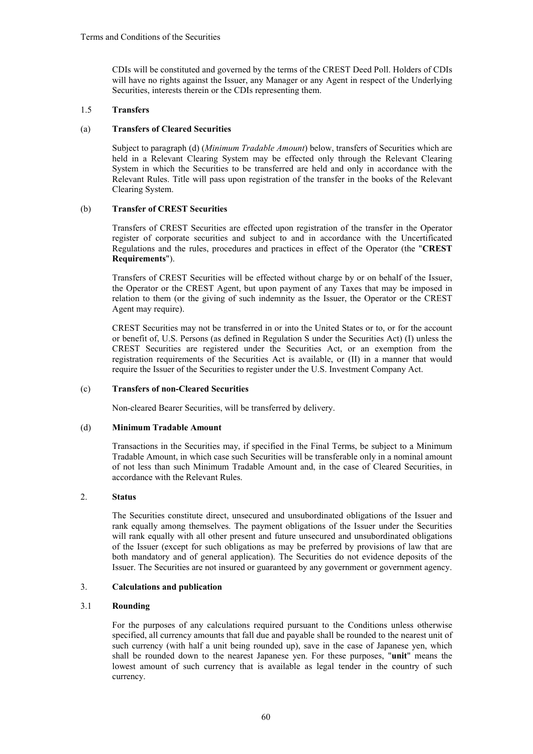CDIs will be constituted and governed by the terms of the CREST Deed Poll. Holders of CDIs will have no rights against the Issuer, any Manager or any Agent in respect of the Underlying Securities, interests therein or the CDIs representing them.

### 1.5 Transfers

#### (a) Transfers of Cleared Securities

Subject to paragraph (d) (*Minimum Tradable Amount*) below, transfers of Securities which are held in a Relevant Clearing System may be effected only through the Relevant Clearing System in which the Securities to be transferred are held and only in accordance with the Relevant Rules. Title will pass upon registration of the transfer in the books of the Relevant Clearing System.

#### (b) Transfer of CREST Securities

Transfers of CREST Securities are effected upon registration of the transfer in the Operator register of corporate securities and subject to and in accordance with the Uncertificated Regulations and the rules, procedures and practices in effect of the Operator (the "**CREST Requirements**").

Transfers of CREST Securities will be effected without charge by or on behalf of the Issuer, the Operator or the CREST Agent, but upon payment of any Taxes that may be imposed in relation to them (or the giving of such indemnity as the Issuer, the Operator or the CREST Agent may require).

CREST Securities may not be transferred in or into the United States or to, or for the account or benefit of, U.S. Persons (as defined in Regulation S under the Securities Act) (I) unless the CREST Securities are registered under the Securities Act, or an exemption from the registration requirements of the Securities Act is available, or (II) in a manner that would require the Issuer of the Securities to register under the U.S. Investment Company Act.

#### (c) Transfers of non-Cleared Securities

Non-cleared Bearer Securities, will be transferred by delivery.

#### (d) Minimum Tradable Amount

Transactions in the Securities may, if specified in the Final Terms, be subject to a Minimum Tradable Amount, in which case such Securities will be transferable only in a nominal amount of not less than such Minimum Tradable Amount and, in the case of Cleared Securities, in accordance with the Relevant Rules.

## 2. Status

The Securities constitute direct, unsecured and unsubordinated obligations of the Issuer and rank equally among themselves. The payment obligations of the Issuer under the Securities will rank equally with all other present and future unsecured and unsubordinated obligations of the Issuer (except for such obligations as may be preferred by provisions of law that are both mandatory and of general application). The Securities do not evidence deposits of the Issuer. The Securities are not insured or guaranteed by any government or government agency.

## 3. Calculations and publication

### 3.1 Rounding

For the purposes of any calculations required pursuant to the Conditions unless otherwise specified, all currency amounts that fall due and payable shall be rounded to the nearest unit of such currency (with half a unit being rounded up), save in the case of Japanese yen, which shall be rounded down to the nearest Japanese yen. For these purposes, "**unit**" means the lowest amount of such currency that is available as legal tender in the country of such currency.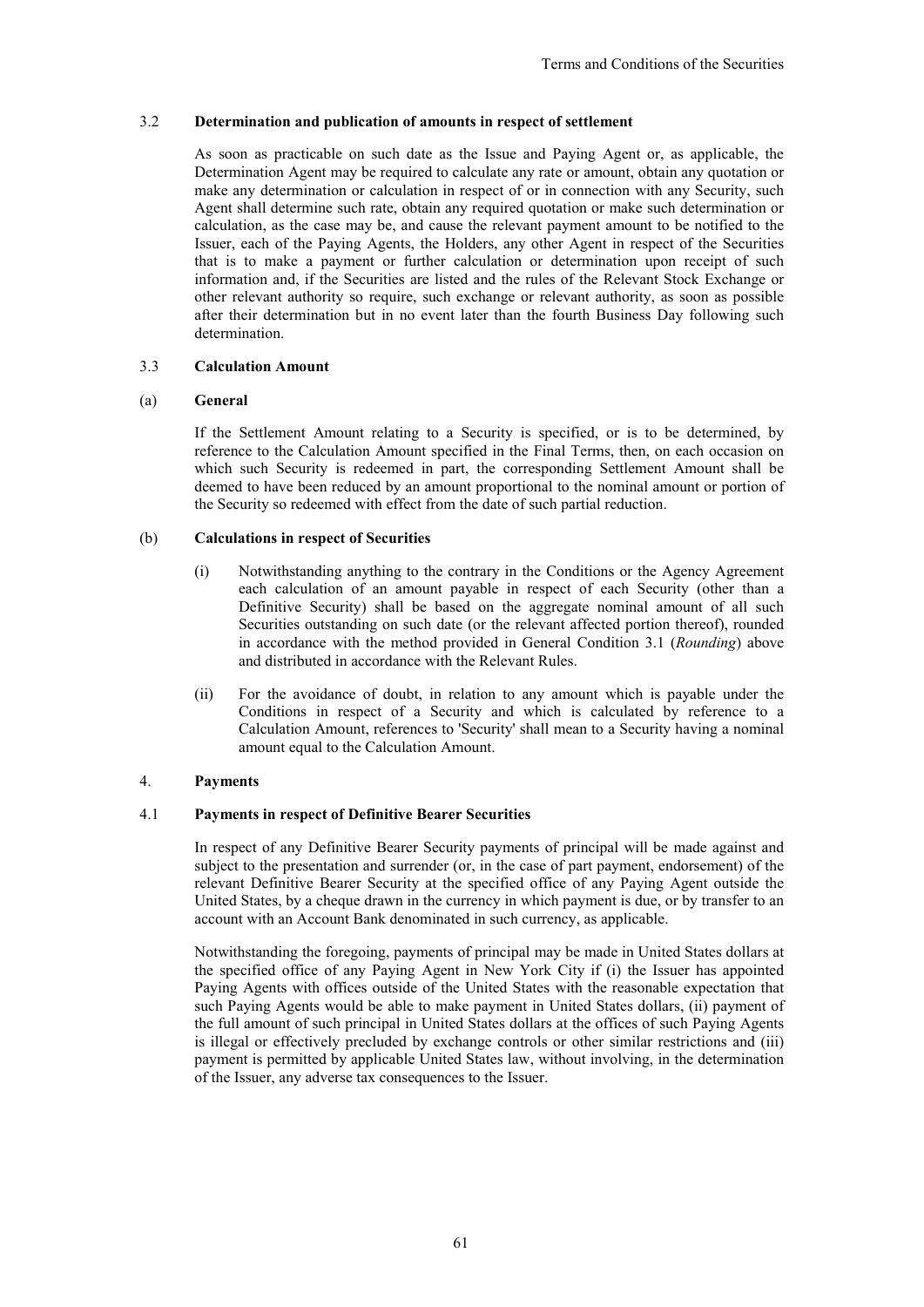### 3.2 Determination and publication of amounts in respect of settlement

As soon as practicable on such date as the Issue and Paying Agent or, as applicable, the Determination Agent may be required to calculate any rate or amount, obtain any quotation or make any determination or calculation in respect of or in connection with any Security, such Agent shall determine such rate, obtain any required quotation or make such determination or calculation, as the case may be, and cause the relevant payment amount to be notified to the Issuer, each of the Paying Agents, the Holders, any other Agent in respect of the Securities that is to make a payment or further calculation or determination upon receipt of such information and, if the Securities are listed and the rules of the Relevant Stock Exchange or other relevant authority so require, such exchange or relevant authority, as soon as possible after their determination but in no event later than the fourth Business Day following such determination.

### 3.3 Calculation Amount

#### (a) General

If the Settlement Amount relating to a Security is specified, or is to be determined, by reference to the Calculation Amount specified in the Final Terms, then, on each occasion on which such Security is redeemed in part, the corresponding Settlement Amount shall be deemed to have been reduced by an amount proportional to the nominal amount or portion of the Security so redeemed with effect from the date of such partial reduction.

#### (b) Calculations in respect of Securities

(i) Notwithstanding anything to the contrary in the Conditions or the Agency Agreement each calculation of an amount payable in respect of each Security (other than a Definitive Security) shall be based on the aggregate nominal amount of all such Securities outstanding on such date (or the relevant affected portion thereof), rounded in accordance with the method provided in General Condition 3.1 (*Rounding*) above and distributed in accordance with the Relevant Rules.

(ii) For the avoidance of doubt, in relation to any amount which is payable under the Conditions in respect of a Security and which is calculated by reference to a Calculation Amount, references to 'Security' shall mean to a Security having a nominal amount equal to the Calculation Amount.

## 4. Payments

### 4.1 Payments in respect of Definitive Bearer Securities

In respect of any Definitive Bearer Security payments of principal will be made against and subject to the presentation and surrender (or, in the case of part payment, endorsement) of the relevant Definitive Bearer Security at the specified office of any Paying Agent outside the United States, by a cheque drawn in the currency in which payment is due, or by transfer to an account with an Account Bank denominated in such currency, as applicable.

Notwithstanding the foregoing, payments of principal may be made in United States dollars at the specified office of any Paying Agent in New York City if (i) the Issuer has appointed Paying Agents with offices outside of the United States with the reasonable expectation that such Paying Agents would be able to make payment in United States dollars, (ii) payment of the full amount of such principal in United States dollars at the offices of such Paying Agents is illegal or effectively precluded by exchange controls or other similar restrictions and (iii) payment is permitted by applicable United States law, without involving, in the determination of the Issuer, any adverse tax consequences to the Issuer.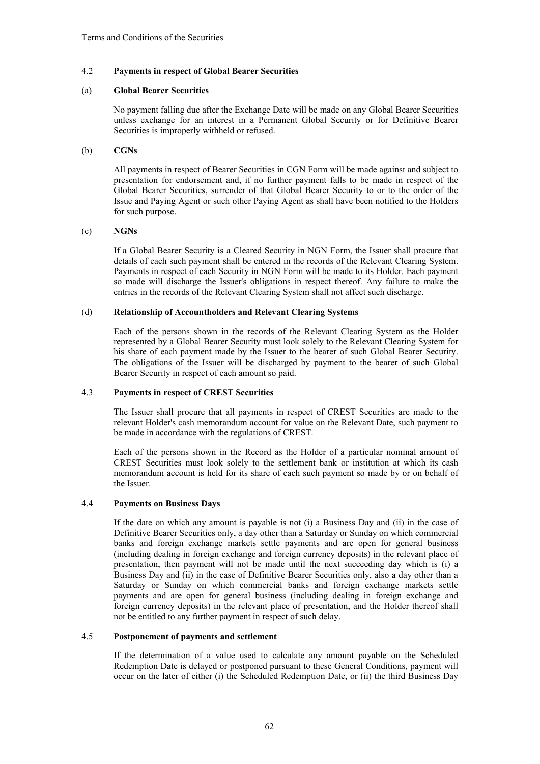### 4.2 Payments in respect of Global Bearer Securities

**(a) Global Bearer Securities**

No payment falling due after the Exchange Date will be made on any Global Bearer Securities unless exchange for an interest in a Permanent Global Security or for Definitive Bearer Securities is improperly withheld or refused.

**(b) CGNs**

All payments in respect of Bearer Securities in CGN Form will be made against and subject to presentation for endorsement and, if no further payment falls to be made in respect of the Global Bearer Securities, surrender of that Global Bearer Security to or to the order of the Issue and Paying Agent or such other Paying Agent as shall have been notified to the Holders for such purpose.

**(c) NGNs**

If a Global Bearer Security is a Cleared Security in NGN Form, the Issuer shall procure that details of each such payment shall be entered in the records of the Relevant Clearing System. Payments in respect of each Security in NGN Form will be made to its Holder. Each payment so made will discharge the Issuer's obligations in respect thereof. Any failure to make the entries in the records of the Relevant Clearing System shall not affect such discharge.

**(d) Relationship of Accountholders and Relevant Clearing Systems**

Each of the persons shown in the records of the Relevant Clearing System as the Holder represented by a Global Bearer Security must look solely to the Relevant Clearing System for his share of each payment made by the Issuer to the bearer of such Global Bearer Security. The obligations of the Issuer will be discharged by payment to the bearer of such Global Bearer Security in respect of each amount so paid.

### 4.3 Payments in respect of CREST Securities

The Issuer shall procure that all payments in respect of CREST Securities are made to the relevant Holder's cash memorandum account for value on the Relevant Date, such payment to be made in accordance with the regulations of CREST.

Each of the persons shown in the Record as the Holder of a particular nominal amount of CREST Securities must look solely to the settlement bank or institution at which its cash memorandum account is held for its share of each such payment so made by or on behalf of the Issuer.

### 4.4 Payments on Business Days

If the date on which any amount is payable is not (i) a Business Day and (ii) in the case of Definitive Bearer Securities only, a day other than a Saturday or Sunday on which commercial banks and foreign exchange markets settle payments and are open for general business (including dealing in foreign exchange and foreign currency deposits) in the relevant place of presentation, then payment will not be made until the next succeeding day which is (i) a Business Day and (ii) in the case of Definitive Bearer Securities only, also a day other than a Saturday or Sunday on which commercial banks and foreign exchange markets settle payments and are open for general business (including dealing in foreign exchange and foreign currency deposits) in the relevant place of presentation, and the Holder thereof shall not be entitled to any further payment in respect of such delay.

### 4.5 Postponement of payments and settlement

If the determination of a value used to calculate any amount payable on the Scheduled Redemption Date is delayed or postponed pursuant to these General Conditions, payment will occur on the later of either (i) the Scheduled Redemption Date, or (ii) the third Business Day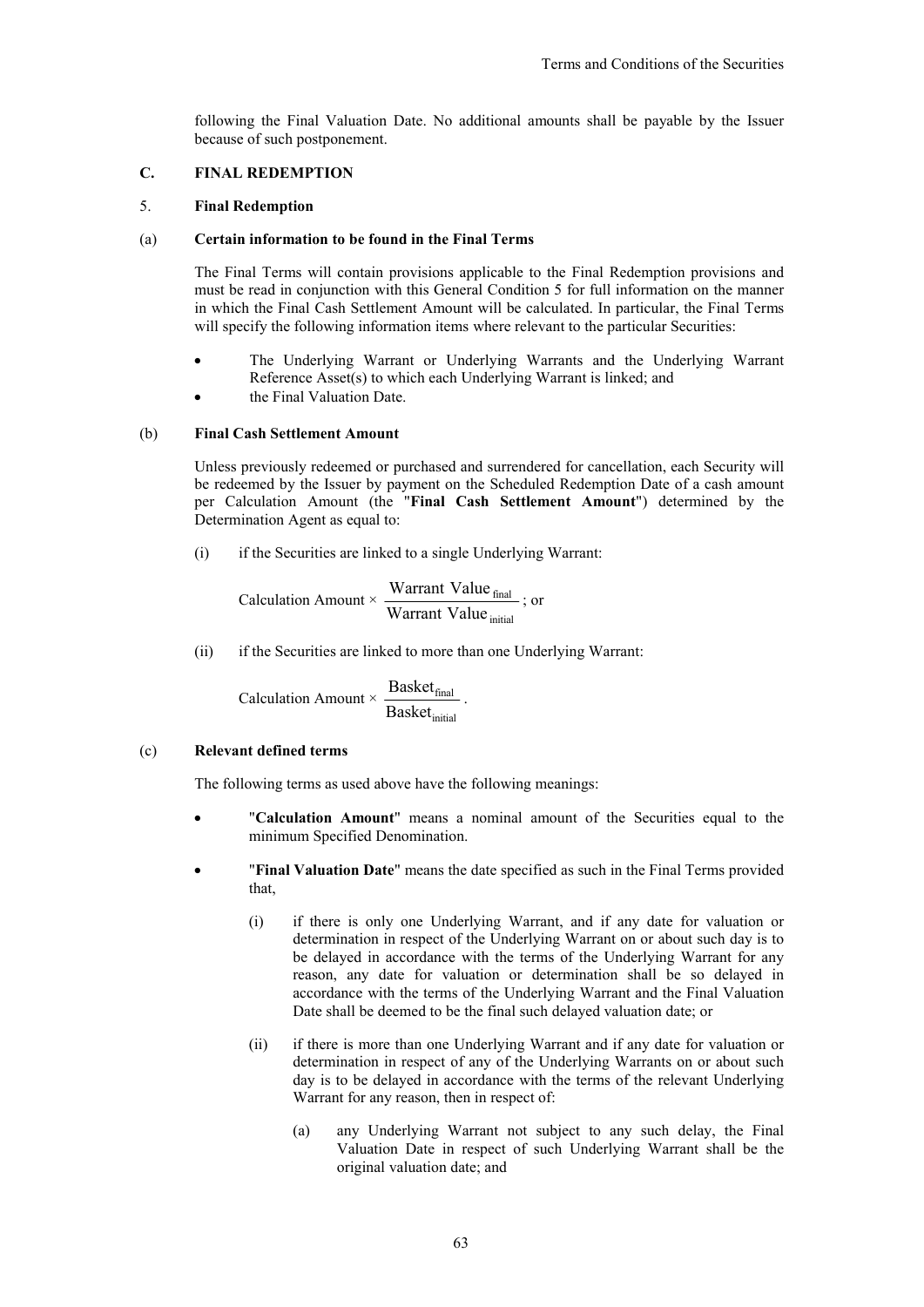following the Final Valuation Date. No additional amounts shall be payable by the Issuer because of such postponement.

## C. FINAL REDEMPTION

### 5. Final Redemption

#### (a) Certain information to be found in the Final Terms

The Final Terms will contain provisions applicable to the Final Redemption provisions and must be read in conjunction with this General Condition 5 for full information on the manner in which the Final Cash Settlement Amount will be calculated. In particular, the Final Terms will specify the following information items where relevant to the particular Securities:

- The Underlying Warrant or Underlying Warrants and the Underlying Warrant Reference Asset(s) to which each Underlying Warrant is linked; and
- the Final Valuation Date.

#### (b) Final Cash Settlement Amount

Unless previously redeemed or purchased and surrendered for cancellation, each Security will be redeemed by the Issuer by payment on the Scheduled Redemption Date of a cash amount per Calculation Amount (the "**Final Cash Settlement Amount**") determined by the Determination Agent as equal to:

(i) if the Securities are linked to a single Underlying Warrant:

$$\text{Calculation Amount} \times \frac{\text{Warrant Value}_{\text{final}}}{\text{Warrant Value}_{\text{initial}}}\text{; or}$$

(ii) if the Securities are linked to more than one Underlying Warrant:

$$\text{Calculation Amount} \times \frac{\text{Basket}_{\text{final}}}{\text{Basket}_{\text{initial}}}.$$

#### (c) Relevant defined terms

The following terms as used above have the following meanings:

- "**Calculation Amount**" means a nominal amount of the Securities equal to the minimum Specified Denomination.
- "**Final Valuation Date**" means the date specified as such in the Final Terms provided that,

  (i) if there is only one Underlying Warrant, and if any date for valuation or determination in respect of the Underlying Warrant on or about such day is to be delayed in accordance with the terms of the Underlying Warrant for any reason, any date for valuation or determination shall be so delayed in accordance with the terms of the Underlying Warrant and the Final Valuation Date shall be deemed to be the final such delayed valuation date; or

  (ii) if there is more than one Underlying Warrant and if any date for valuation or determination in respect of any of the Underlying Warrants on or about such day is to be delayed in accordance with the terms of the relevant Underlying Warrant for any reason, then in respect of:

    (a) any Underlying Warrant not subject to any such delay, the Final Valuation Date in respect of such Underlying Warrant shall be the original valuation date; and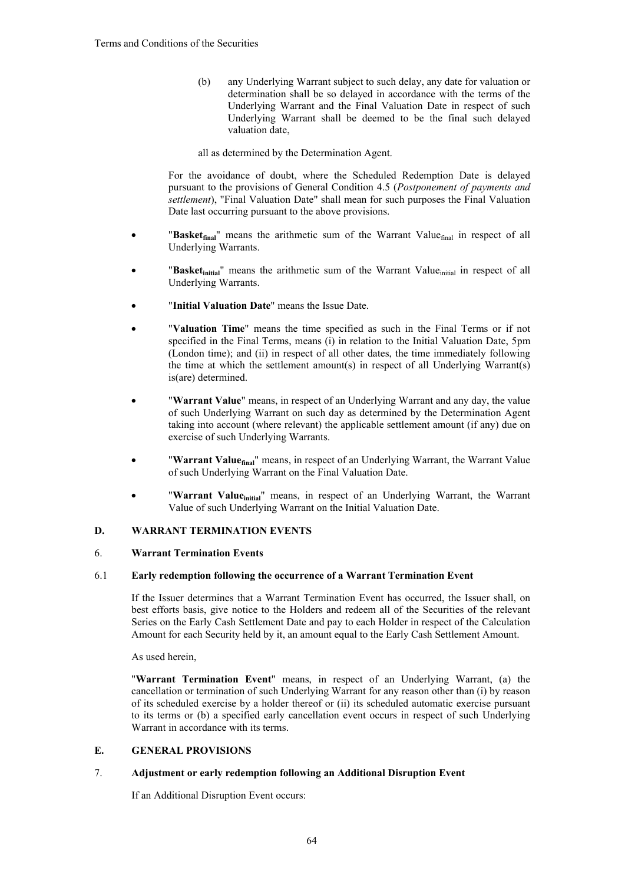(b) any Underlying Warrant subject to such delay, any date for valuation or determination shall be so delayed in accordance with the terms of the Underlying Warrant and the Final Valuation Date in respect of such Underlying Warrant shall be deemed to be the final such delayed valuation date,

all as determined by the Determination Agent.

For the avoidance of doubt, where the Scheduled Redemption Date is delayed pursuant to the provisions of General Condition 4.5 (*Postponement of payments and settlement*), "Final Valuation Date" shall mean for such purposes the Final Valuation Date last occurring pursuant to the above provisions.

- "**$\text{Basket}_{\text{final}}$**" means the arithmetic sum of the $\text{Warrant Value}_{\text{final}}$ in respect of all Underlying Warrants.
- "**$\text{Basket}_{\text{initial}}$**" means the arithmetic sum of the $\text{Warrant Value}_{\text{initial}}$ in respect of all Underlying Warrants.
- "**Initial Valuation Date**" means the Issue Date.
- "**Valuation Time**" means the time specified as such in the Final Terms or if not specified in the Final Terms, means (i) in relation to the Initial Valuation Date, 5pm (London time); and (ii) in respect of all other dates, the time immediately following the time at which the settlement amount(s) in respect of all Underlying Warrant(s) is(are) determined.
- "**Warrant Value**" means, in respect of an Underlying Warrant and any day, the value of such Underlying Warrant on such day as determined by the Determination Agent taking into account (where relevant) the applicable settlement amount (if any) due on exercise of such Underlying Warrants.
- "**$\text{Warrant Value}_{\text{final}}$**" means, in respect of an Underlying Warrant, the Warrant Value of such Underlying Warrant on the Final Valuation Date.
- "**$\text{Warrant Value}_{\text{initial}}$**" means, in respect of an Underlying Warrant, the Warrant Value of such Underlying Warrant on the Initial Valuation Date.

## D. WARRANT TERMINATION EVENTS

### 6. Warrant Termination Events

#### 6.1 Early redemption following the occurrence of a Warrant Termination Event

If the Issuer determines that a Warrant Termination Event has occurred, the Issuer shall, on best efforts basis, give notice to the Holders and redeem all of the Securities of the relevant Series on the Early Cash Settlement Date and pay to each Holder in respect of the Calculation Amount for each Security held by it, an amount equal to the Early Cash Settlement Amount.

As used herein,

"**Warrant Termination Event**" means, in respect of an Underlying Warrant, (a) the cancellation or termination of such Underlying Warrant for any reason other than (i) by reason of its scheduled exercise by a holder thereof or (ii) its scheduled automatic exercise pursuant to its terms or (b) a specified early cancellation event occurs in respect of such Underlying Warrant in accordance with its terms.

## E. GENERAL PROVISIONS

### 7. Adjustment or early redemption following an Additional Disruption Event

If an Additional Disruption Event occurs: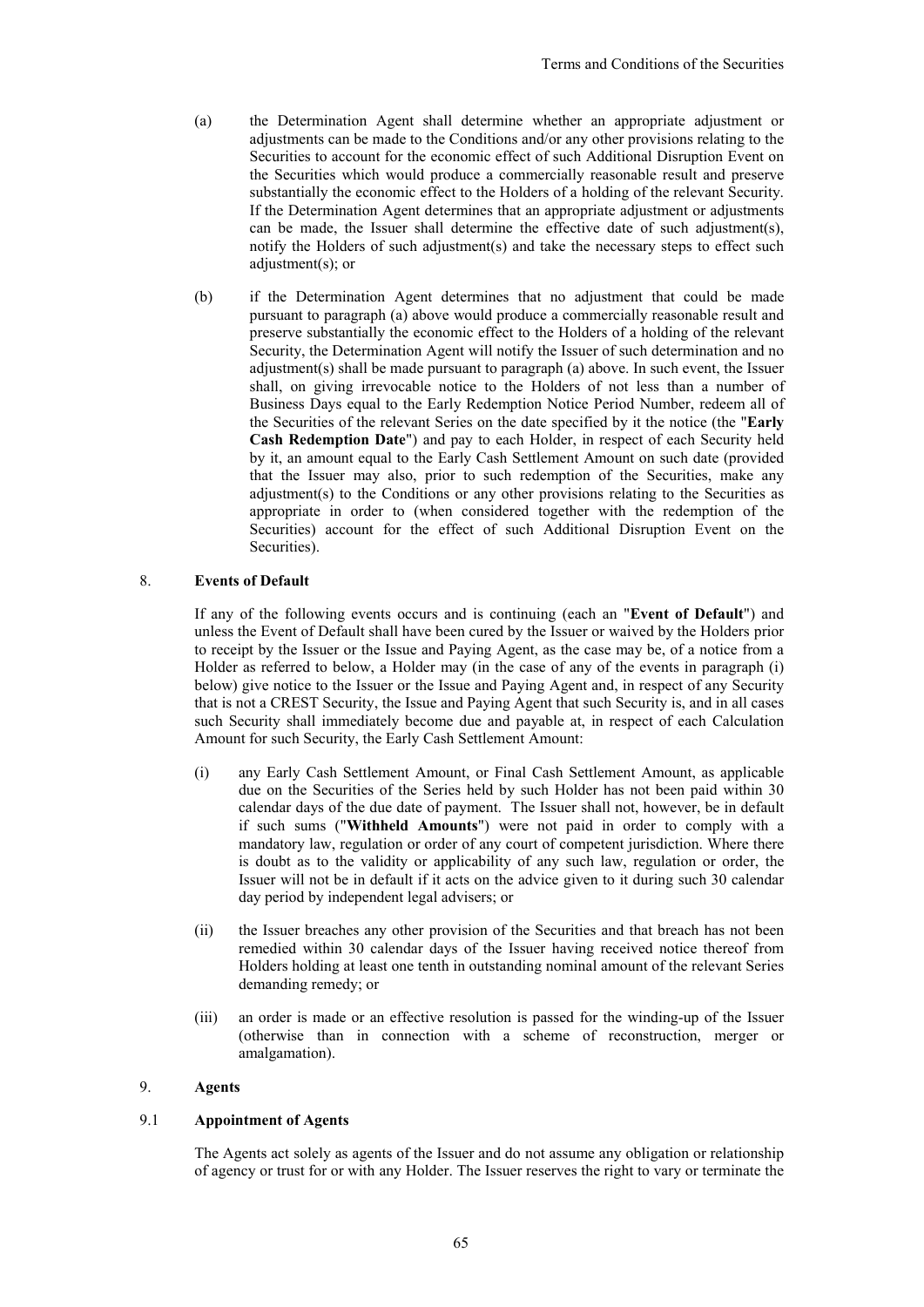(a) the Determination Agent shall determine whether an appropriate adjustment or adjustments can be made to the Conditions and/or any other provisions relating to the Securities to account for the economic effect of such Additional Disruption Event on the Securities which would produce a commercially reasonable result and preserve substantially the economic effect to the Holders of a holding of the relevant Security. If the Determination Agent determines that an appropriate adjustment or adjustments can be made, the Issuer shall determine the effective date of such adjustment(s), notify the Holders of such adjustment(s) and take the necessary steps to effect such adjustment(s); or

(b) if the Determination Agent determines that no adjustment that could be made pursuant to paragraph (a) above would produce a commercially reasonable result and preserve substantially the economic effect to the Holders of a holding of the relevant Security, the Determination Agent will notify the Issuer of such determination and no adjustment(s) shall be made pursuant to paragraph (a) above. In such event, the Issuer shall, on giving irrevocable notice to the Holders of not less than a number of Business Days equal to the Early Redemption Notice Period Number, redeem all of the Securities of the relevant Series on the date specified by it the notice (the "**Early Cash Redemption Date**") and pay to each Holder, in respect of each Security held by it, an amount equal to the Early Cash Settlement Amount on such date (provided that the Issuer may also, prior to such redemption of the Securities, make any adjustment(s) to the Conditions or any other provisions relating to the Securities as appropriate in order to (when considered together with the redemption of the Securities) account for the effect of such Additional Disruption Event on the Securities).

## 8. Events of Default

If any of the following events occurs and is continuing (each an "**Event of Default**") and unless the Event of Default shall have been cured by the Issuer or waived by the Holders prior to receipt by the Issuer or the Issue and Paying Agent, as the case may be, of a notice from a Holder as referred to below, a Holder may (in the case of any of the events in paragraph (i) below) give notice to the Issuer or the Issue and Paying Agent and, in respect of any Security that is not a CREST Security, the Issue and Paying Agent that such Security is, and in all cases such Security shall immediately become due and payable at, in respect of each Calculation Amount for such Security, the Early Cash Settlement Amount:

(i) any Early Cash Settlement Amount, or Final Cash Settlement Amount, as applicable due on the Securities of the Series held by such Holder has not been paid within 30 calendar days of the due date of payment. The Issuer shall not, however, be in default if such sums ("**Withheld Amounts**") were not paid in order to comply with a mandatory law, regulation or order of any court of competent jurisdiction. Where there is doubt as to the validity or applicability of any such law, regulation or order, the Issuer will not be in default if it acts on the advice given to it during such 30 calendar day period by independent legal advisers; or

(ii) the Issuer breaches any other provision of the Securities and that breach has not been remedied within 30 calendar days of the Issuer having received notice thereof from Holders holding at least one tenth in outstanding nominal amount of the relevant Series demanding remedy; or

(iii) an order is made or an effective resolution is passed for the winding-up of the Issuer (otherwise than in connection with a scheme of reconstruction, merger or amalgamation).

## 9. Agents

### 9.1 Appointment of Agents

The Agents act solely as agents of the Issuer and do not assume any obligation or relationship of agency or trust for or with any Holder. The Issuer reserves the right to vary or terminate the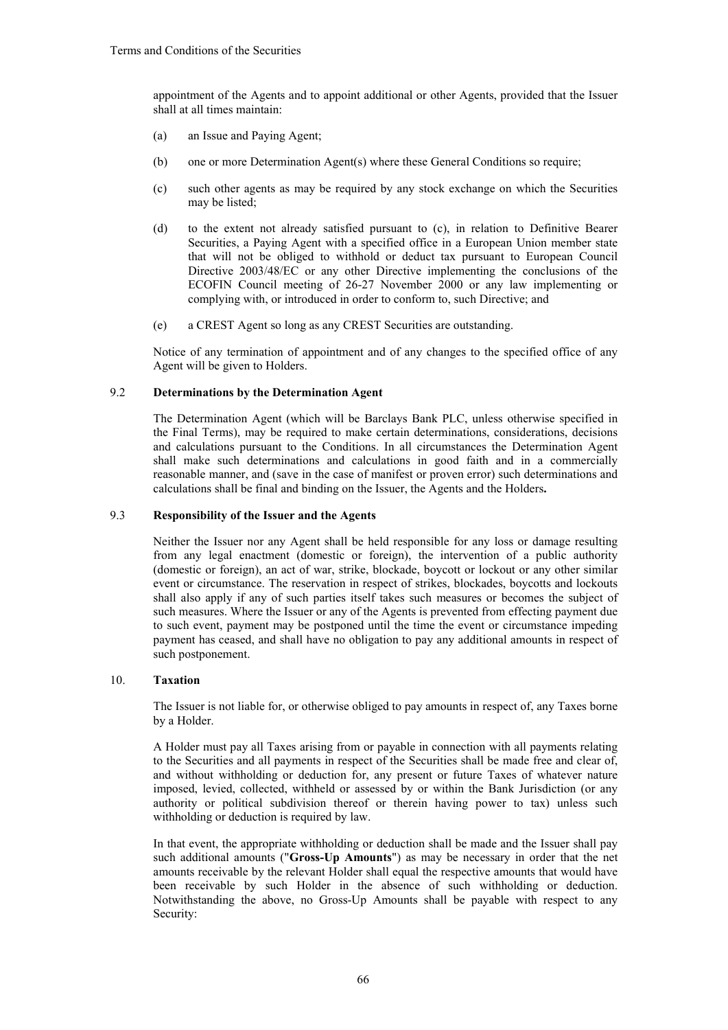appointment of the Agents and to appoint additional or other Agents, provided that the Issuer shall at all times maintain:

(a) an Issue and Paying Agent;

(b) one or more Determination Agent(s) where these General Conditions so require;

(c) such other agents as may be required by any stock exchange on which the Securities may be listed;

(d) to the extent not already satisfied pursuant to (c), in relation to Definitive Bearer Securities, a Paying Agent with a specified office in a European Union member state that will not be obliged to withhold or deduct tax pursuant to European Council Directive 2003/48/EC or any other Directive implementing the conclusions of the ECOFIN Council meeting of 26-27 November 2000 or any law implementing or complying with, or introduced in order to conform to, such Directive; and

(e) a CREST Agent so long as any CREST Securities are outstanding.

Notice of any termination of appointment and of any changes to the specified office of any Agent will be given to Holders.

### 9.2 Determinations by the Determination Agent

The Determination Agent (which will be Barclays Bank PLC, unless otherwise specified in the Final Terms), may be required to make certain determinations, considerations, decisions and calculations pursuant to the Conditions. In all circumstances the Determination Agent shall make such determinations and calculations in good faith and in a commercially reasonable manner, and (save in the case of manifest or proven error) such determinations and calculations shall be final and binding on the Issuer, the Agents and the Holders**.**

### 9.3 Responsibility of the Issuer and the Agents

Neither the Issuer nor any Agent shall be held responsible for any loss or damage resulting from any legal enactment (domestic or foreign), the intervention of a public authority (domestic or foreign), an act of war, strike, blockade, boycott or lockout or any other similar event or circumstance. The reservation in respect of strikes, blockades, boycotts and lockouts shall also apply if any of such parties itself takes such measures or becomes the subject of such measures. Where the Issuer or any of the Agents is prevented from effecting payment due to such event, payment may be postponed until the time the event or circumstance impeding payment has ceased, and shall have no obligation to pay any additional amounts in respect of such postponement.

## 10. Taxation

The Issuer is not liable for, or otherwise obliged to pay amounts in respect of, any Taxes borne by a Holder.

A Holder must pay all Taxes arising from or payable in connection with all payments relating to the Securities and all payments in respect of the Securities shall be made free and clear of, and without withholding or deduction for, any present or future Taxes of whatever nature imposed, levied, collected, withheld or assessed by or within the Bank Jurisdiction (or any authority or political subdivision thereof or therein having power to tax) unless such withholding or deduction is required by law.

In that event, the appropriate withholding or deduction shall be made and the Issuer shall pay such additional amounts ("**Gross-Up Amounts**") as may be necessary in order that the net amounts receivable by the relevant Holder shall equal the respective amounts that would have been receivable by such Holder in the absence of such withholding or deduction. Notwithstanding the above, no Gross-Up Amounts shall be payable with respect to any Security: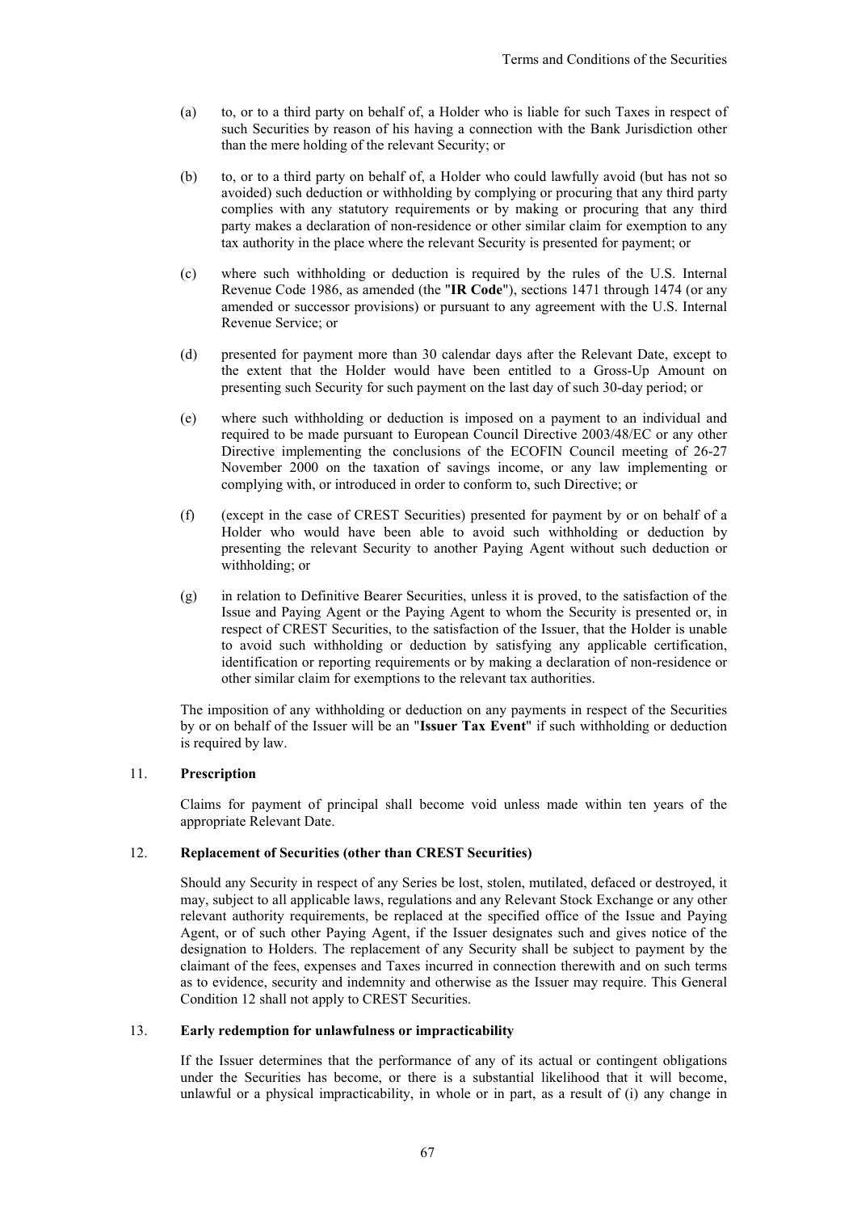(a) to, or to a third party on behalf of, a Holder who is liable for such Taxes in respect of such Securities by reason of his having a connection with the Bank Jurisdiction other than the mere holding of the relevant Security; or

(b) to, or to a third party on behalf of, a Holder who could lawfully avoid (but has not so avoided) such deduction or withholding by complying or procuring that any third party complies with any statutory requirements or by making or procuring that any third party makes a declaration of non-residence or other similar claim for exemption to any tax authority in the place where the relevant Security is presented for payment; or

(c) where such withholding or deduction is required by the rules of the U.S. Internal Revenue Code 1986, as amended (the "**IR Code**"), sections 1471 through 1474 (or any amended or successor provisions) or pursuant to any agreement with the U.S. Internal Revenue Service; or

(d) presented for payment more than 30 calendar days after the Relevant Date, except to the extent that the Holder would have been entitled to a Gross-Up Amount on presenting such Security for such payment on the last day of such 30-day period; or

(e) where such withholding or deduction is imposed on a payment to an individual and required to be made pursuant to European Council Directive 2003/48/EC or any other Directive implementing the conclusions of the ECOFIN Council meeting of 26-27 November 2000 on the taxation of savings income, or any law implementing or complying with, or introduced in order to conform to, such Directive; or

(f) (except in the case of CREST Securities) presented for payment by or on behalf of a Holder who would have been able to avoid such withholding or deduction by presenting the relevant Security to another Paying Agent without such deduction or withholding; or

(g) in relation to Definitive Bearer Securities, unless it is proved, to the satisfaction of the Issue and Paying Agent or the Paying Agent to whom the Security is presented or, in respect of CREST Securities, to the satisfaction of the Issuer, that the Holder is unable to avoid such withholding or deduction by satisfying any applicable certification, identification or reporting requirements or by making a declaration of non-residence or other similar claim for exemptions to the relevant tax authorities.

The imposition of any withholding or deduction on any payments in respect of the Securities by or on behalf of the Issuer will be an "**Issuer Tax Event**" if such withholding or deduction is required by law.

## 11. Prescription

Claims for payment of principal shall become void unless made within ten years of the appropriate Relevant Date.

## 12. Replacement of Securities (other than CREST Securities)

Should any Security in respect of any Series be lost, stolen, mutilated, defaced or destroyed, it may, subject to all applicable laws, regulations and any Relevant Stock Exchange or any other relevant authority requirements, be replaced at the specified office of the Issue and Paying Agent, or of such other Paying Agent, if the Issuer designates such and gives notice of the designation to Holders. The replacement of any Security shall be subject to payment by the claimant of the fees, expenses and Taxes incurred in connection therewith and on such terms as to evidence, security and indemnity and otherwise as the Issuer may require. This General Condition 12 shall not apply to CREST Securities.

## 13. Early redemption for unlawfulness or impracticability

If the Issuer determines that the performance of any of its actual or contingent obligations under the Securities has become, or there is a substantial likelihood that it will become, unlawful or a physical impracticability, in whole or in part, as a result of (i) any change in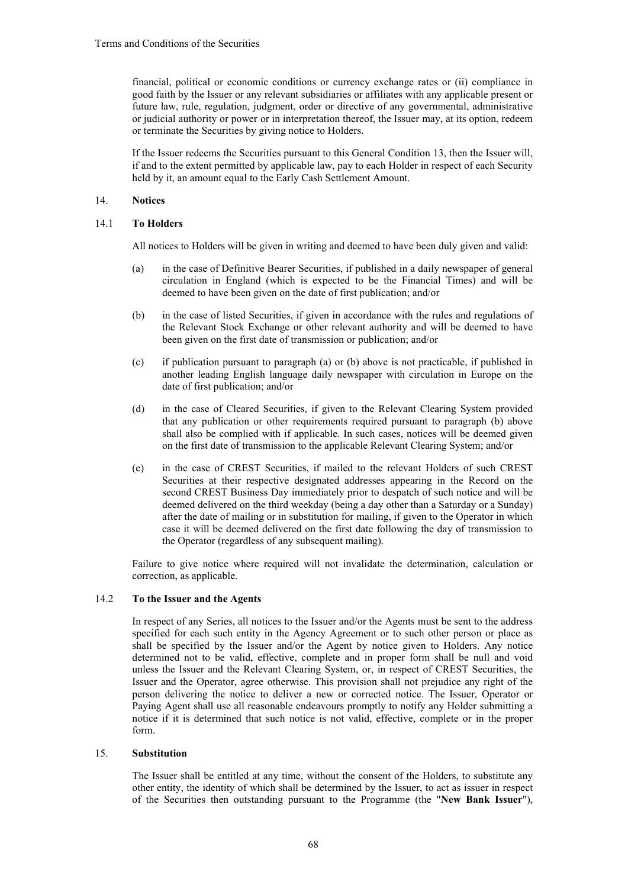financial, political or economic conditions or currency exchange rates or (ii) compliance in good faith by the Issuer or any relevant subsidiaries or affiliates with any applicable present or future law, rule, regulation, judgment, order or directive of any governmental, administrative or judicial authority or power or in interpretation thereof, the Issuer may, at its option, redeem or terminate the Securities by giving notice to Holders.

If the Issuer redeems the Securities pursuant to this General Condition 13, then the Issuer will, if and to the extent permitted by applicable law, pay to each Holder in respect of each Security held by it, an amount equal to the Early Cash Settlement Amount.

## 14. Notices

### 14.1 To Holders

All notices to Holders will be given in writing and deemed to have been duly given and valid:

(a) in the case of Definitive Bearer Securities, if published in a daily newspaper of general circulation in England (which is expected to be the Financial Times) and will be deemed to have been given on the date of first publication; and/or

(b) in the case of listed Securities, if given in accordance with the rules and regulations of the Relevant Stock Exchange or other relevant authority and will be deemed to have been given on the first date of transmission or publication; and/or

(c) if publication pursuant to paragraph (a) or (b) above is not practicable, if published in another leading English language daily newspaper with circulation in Europe on the date of first publication; and/or

(d) in the case of Cleared Securities, if given to the Relevant Clearing System provided that any publication or other requirements required pursuant to paragraph (b) above shall also be complied with if applicable. In such cases, notices will be deemed given on the first date of transmission to the applicable Relevant Clearing System; and/or

(e) in the case of CREST Securities, if mailed to the relevant Holders of such CREST Securities at their respective designated addresses appearing in the Record on the second CREST Business Day immediately prior to despatch of such notice and will be deemed delivered on the third weekday (being a day other than a Saturday or a Sunday) after the date of mailing or in substitution for mailing, if given to the Operator in which case it will be deemed delivered on the first date following the day of transmission to the Operator (regardless of any subsequent mailing).

Failure to give notice where required will not invalidate the determination, calculation or correction, as applicable.

### 14.2 To the Issuer and the Agents

In respect of any Series, all notices to the Issuer and/or the Agents must be sent to the address specified for each such entity in the Agency Agreement or to such other person or place as shall be specified by the Issuer and/or the Agent by notice given to Holders. Any notice determined not to be valid, effective, complete and in proper form shall be null and void unless the Issuer and the Relevant Clearing System, or, in respect of CREST Securities, the Issuer and the Operator, agree otherwise. This provision shall not prejudice any right of the person delivering the notice to deliver a new or corrected notice. The Issuer, Operator or Paying Agent shall use all reasonable endeavours promptly to notify any Holder submitting a notice if it is determined that such notice is not valid, effective, complete or in the proper form.

## 15. Substitution

The Issuer shall be entitled at any time, without the consent of the Holders, to substitute any other entity, the identity of which shall be determined by the Issuer, to act as issuer in respect of the Securities then outstanding pursuant to the Programme (the "**New Bank Issuer**"),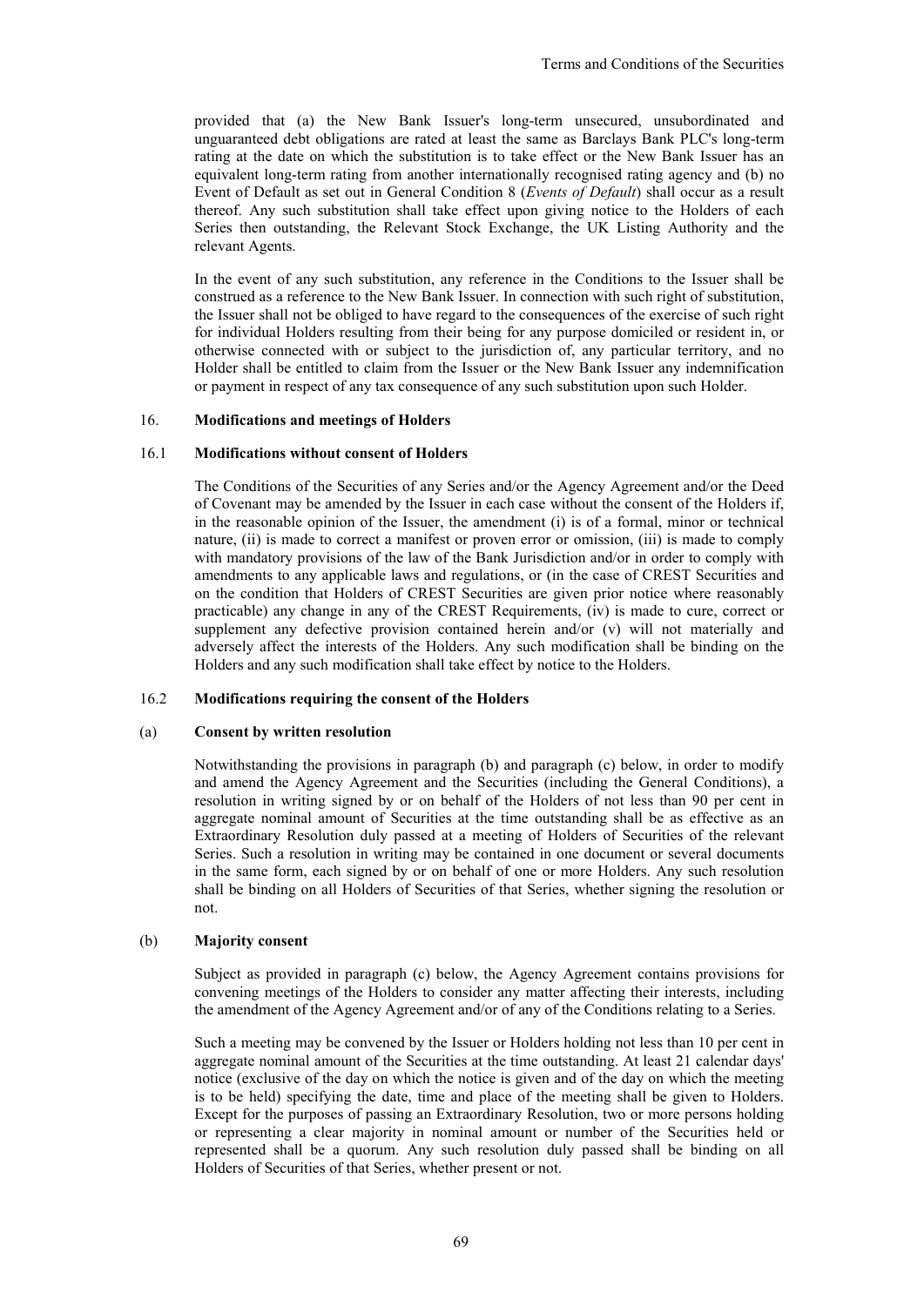provided that (a) the New Bank Issuer's long-term unsecured, unsubordinated and unguaranteed debt obligations are rated at least the same as Barclays Bank PLC's long-term rating at the date on which the substitution is to take effect or the New Bank Issuer has an equivalent long-term rating from another internationally recognised rating agency and (b) no Event of Default as set out in General Condition 8 (*Events of Default*) shall occur as a result thereof. Any such substitution shall take effect upon giving notice to the Holders of each Series then outstanding, the Relevant Stock Exchange, the UK Listing Authority and the relevant Agents.

In the event of any such substitution, any reference in the Conditions to the Issuer shall be construed as a reference to the New Bank Issuer. In connection with such right of substitution, the Issuer shall not be obliged to have regard to the consequences of the exercise of such right for individual Holders resulting from their being for any purpose domiciled or resident in, or otherwise connected with or subject to the jurisdiction of, any particular territory, and no Holder shall be entitled to claim from the Issuer or the New Bank Issuer any indemnification or payment in respect of any tax consequence of any such substitution upon such Holder.

## 16. Modifications and meetings of Holders

### 16.1 Modifications without consent of Holders

The Conditions of the Securities of any Series and/or the Agency Agreement and/or the Deed of Covenant may be amended by the Issuer in each case without the consent of the Holders if, in the reasonable opinion of the Issuer, the amendment (i) is of a formal, minor or technical nature, (ii) is made to correct a manifest or proven error or omission, (iii) is made to comply with mandatory provisions of the law of the Bank Jurisdiction and/or in order to comply with amendments to any applicable laws and regulations, or (in the case of CREST Securities and on the condition that Holders of CREST Securities are given prior notice where reasonably practicable) any change in any of the CREST Requirements, (iv) is made to cure, correct or supplement any defective provision contained herein and/or (v) will not materially and adversely affect the interests of the Holders. Any such modification shall be binding on the Holders and any such modification shall take effect by notice to the Holders.

### 16.2 Modifications requiring the consent of the Holders

#### (a) Consent by written resolution

Notwithstanding the provisions in paragraph (b) and paragraph (c) below, in order to modify and amend the Agency Agreement and the Securities (including the General Conditions), a resolution in writing signed by or on behalf of the Holders of not less than 90 per cent in aggregate nominal amount of Securities at the time outstanding shall be as effective as an Extraordinary Resolution duly passed at a meeting of Holders of Securities of the relevant Series. Such a resolution in writing may be contained in one document or several documents in the same form, each signed by or on behalf of one or more Holders. Any such resolution shall be binding on all Holders of Securities of that Series, whether signing the resolution or not.

#### (b) Majority consent

Subject as provided in paragraph (c) below, the Agency Agreement contains provisions for convening meetings of the Holders to consider any matter affecting their interests, including the amendment of the Agency Agreement and/or of any of the Conditions relating to a Series.

Such a meeting may be convened by the Issuer or Holders holding not less than 10 per cent in aggregate nominal amount of the Securities at the time outstanding. At least 21 calendar days' notice (exclusive of the day on which the notice is given and of the day on which the meeting is to be held) specifying the date, time and place of the meeting shall be given to Holders. Except for the purposes of passing an Extraordinary Resolution, two or more persons holding or representing a clear majority in nominal amount or number of the Securities held or represented shall be a quorum. Any such resolution duly passed shall be binding on all Holders of Securities of that Series, whether present or not.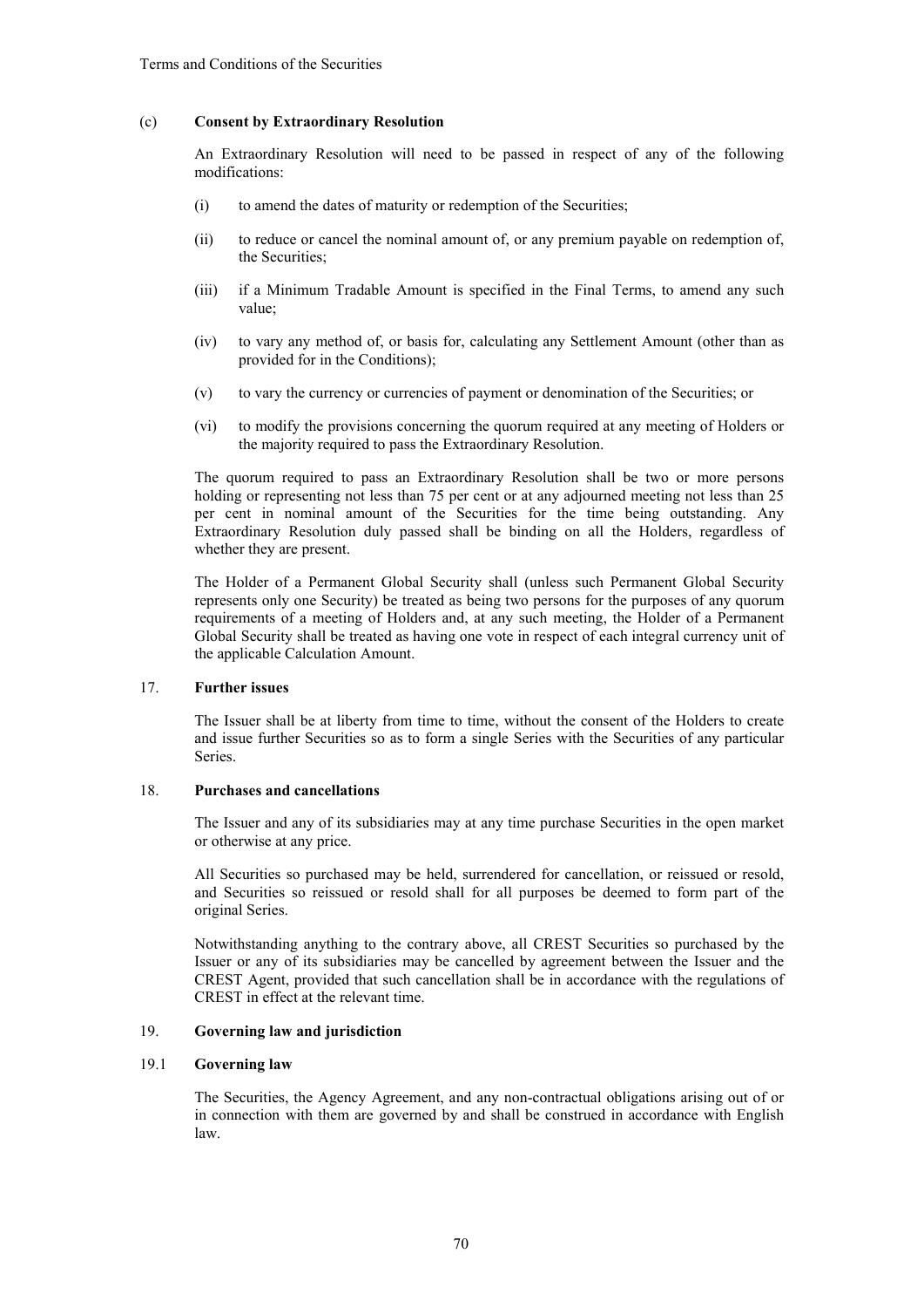(c) **Consent by Extraordinary Resolution**

An Extraordinary Resolution will need to be passed in respect of any of the following modifications:

(i) to amend the dates of maturity or redemption of the Securities;

(ii) to reduce or cancel the nominal amount of, or any premium payable on redemption of, the Securities;

(iii) if a Minimum Tradable Amount is specified in the Final Terms, to amend any such value;

(iv) to vary any method of, or basis for, calculating any Settlement Amount (other than as provided for in the Conditions);

(v) to vary the currency or currencies of payment or denomination of the Securities; or

(vi) to modify the provisions concerning the quorum required at any meeting of Holders or the majority required to pass the Extraordinary Resolution.

The quorum required to pass an Extraordinary Resolution shall be two or more persons holding or representing not less than 75 per cent or at any adjourned meeting not less than 25 per cent in nominal amount of the Securities for the time being outstanding. Any Extraordinary Resolution duly passed shall be binding on all the Holders, regardless of whether they are present.

The Holder of a Permanent Global Security shall (unless such Permanent Global Security represents only one Security) be treated as being two persons for the purposes of any quorum requirements of a meeting of Holders and, at any such meeting, the Holder of a Permanent Global Security shall be treated as having one vote in respect of each integral currency unit of the applicable Calculation Amount.

## 17. Further issues

The Issuer shall be at liberty from time to time, without the consent of the Holders to create and issue further Securities so as to form a single Series with the Securities of any particular Series.

## 18. Purchases and cancellations

The Issuer and any of its subsidiaries may at any time purchase Securities in the open market or otherwise at any price.

All Securities so purchased may be held, surrendered for cancellation, or reissued or resold, and Securities so reissued or resold shall for all purposes be deemed to form part of the original Series.

Notwithstanding anything to the contrary above, all CREST Securities so purchased by the Issuer or any of its subsidiaries may be cancelled by agreement between the Issuer and the CREST Agent, provided that such cancellation shall be in accordance with the regulations of CREST in effect at the relevant time.

## 19. Governing law and jurisdiction

### 19.1 Governing law

The Securities, the Agency Agreement, and any non-contractual obligations arising out of or in connection with them are governed by and shall be construed in accordance with English law.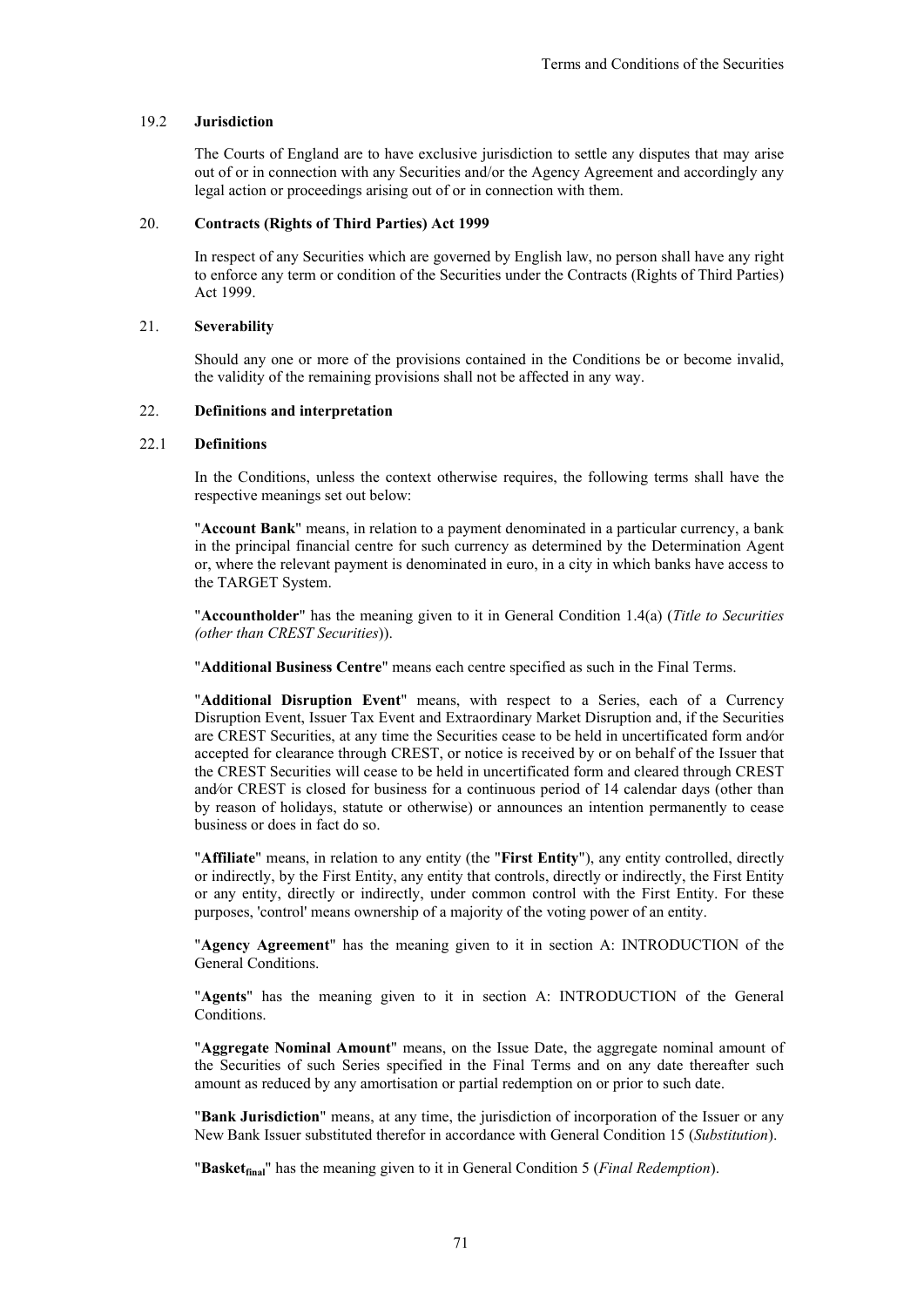### 19.2 Jurisdiction

The Courts of England are to have exclusive jurisdiction to settle any disputes that may arise out of or in connection with any Securities and/or the Agency Agreement and accordingly any legal action or proceedings arising out of or in connection with them.

## 20. Contracts (Rights of Third Parties) Act 1999

In respect of any Securities which are governed by English law, no person shall have any right to enforce any term or condition of the Securities under the Contracts (Rights of Third Parties) Act 1999.

## 21. Severability

Should any one or more of the provisions contained in the Conditions be or become invalid, the validity of the remaining provisions shall not be affected in any way.

## 22. Definitions and interpretation

### 22.1 Definitions

In the Conditions, unless the context otherwise requires, the following terms shall have the respective meanings set out below:

"**Account Bank**" means, in relation to a payment denominated in a particular currency, a bank in the principal financial centre for such currency as determined by the Determination Agent or, where the relevant payment is denominated in euro, in a city in which banks have access to the TARGET System.

"**Accountholder**" has the meaning given to it in General Condition 1.4(a) (*Title to Securities (other than CREST Securities)*).

"**Additional Business Centre**" means each centre specified as such in the Final Terms.

"**Additional Disruption Event**" means, with respect to a Series, each of a Currency Disruption Event, Issuer Tax Event and Extraordinary Market Disruption and, if the Securities are CREST Securities, at any time the Securities cease to be held in uncertificated form and/or accepted for clearance through CREST, or notice is received by or on behalf of the Issuer that the CREST Securities will cease to be held in uncertificated form and cleared through CREST and/or CREST is closed for business for a continuous period of 14 calendar days (other than by reason of holidays, statute or otherwise) or announces an intention permanently to cease business or does in fact do so.

"**Affiliate**" means, in relation to any entity (the "**First Entity**"), any entity controlled, directly or indirectly, by the First Entity, any entity that controls, directly or indirectly, the First Entity or any entity, directly or indirectly, under common control with the First Entity. For these purposes, 'control' means ownership of a majority of the voting power of an entity.

"**Agency Agreement**" has the meaning given to it in section A: INTRODUCTION of the General Conditions.

"**Agents**" has the meaning given to it in section A: INTRODUCTION of the General Conditions.

"**Aggregate Nominal Amount**" means, on the Issue Date, the aggregate nominal amount of the Securities of such Series specified in the Final Terms and on any date thereafter such amount as reduced by any amortisation or partial redemption on or prior to such date.

"**Bank Jurisdiction**" means, at any time, the jurisdiction of incorporation of the Issuer or any New Bank Issuer substituted therefor in accordance with General Condition 15 (*Substitution*).

"**$\text{Basket}_{\text{final}}$**" has the meaning given to it in General Condition 5 (*Final Redemption*).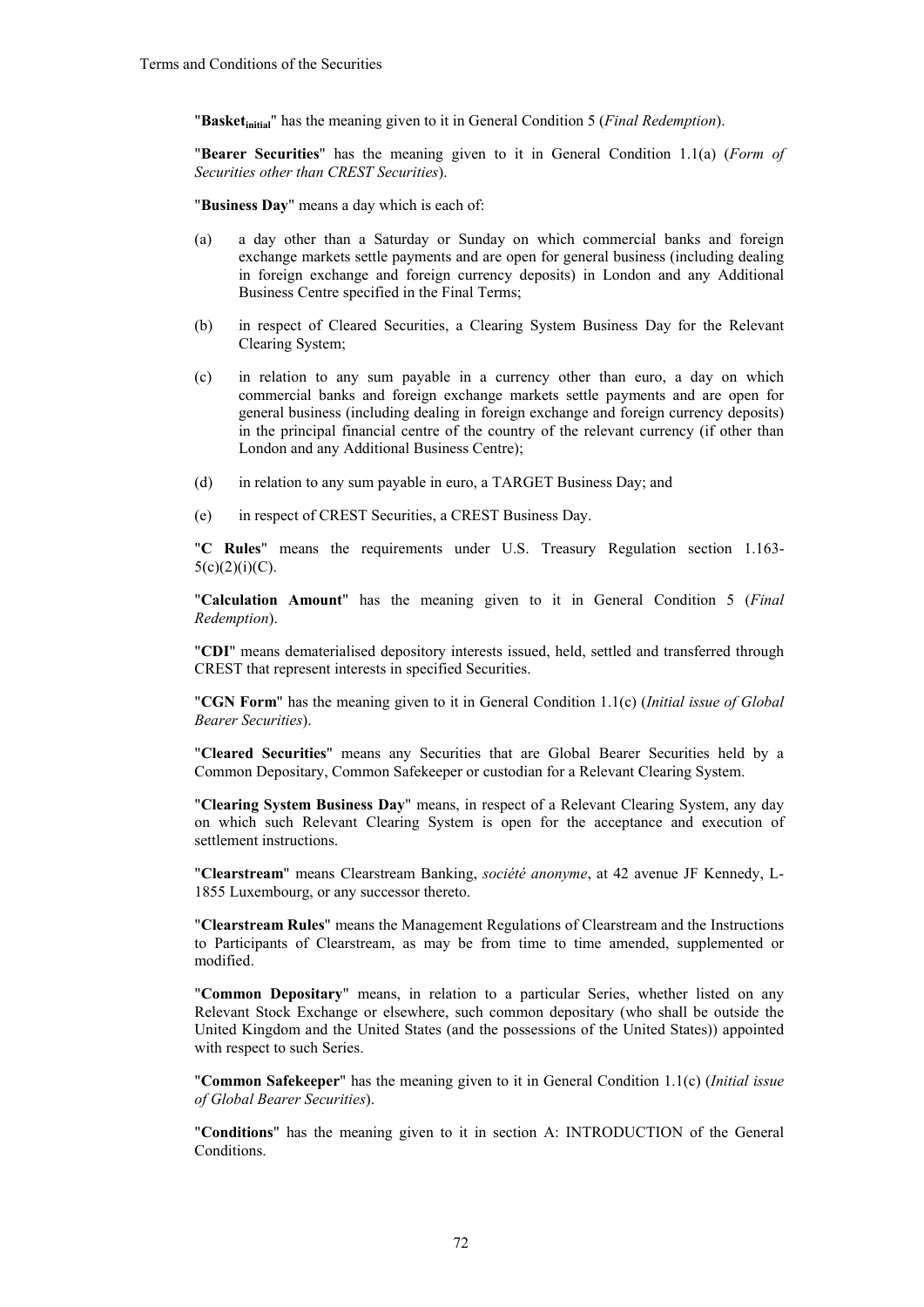"**Basket$_{initial}$**" has the meaning given to it in General Condition 5 (*Final Redemption*).

"**Bearer Securities**" has the meaning given to it in General Condition 1.1(a) (*Form of Securities other than CREST Securities*).

"**Business Day**" means a day which is each of:

(a) a day other than a Saturday or Sunday on which commercial banks and foreign exchange markets settle payments and are open for general business (including dealing in foreign exchange and foreign currency deposits) in London and any Additional Business Centre specified in the Final Terms;

(b) in respect of Cleared Securities, a Clearing System Business Day for the Relevant Clearing System;

(c) in relation to any sum payable in a currency other than euro, a day on which commercial banks and foreign exchange markets settle payments and are open for general business (including dealing in foreign exchange and foreign currency deposits) in the principal financial centre of the country of the relevant currency (if other than London and any Additional Business Centre);

(d) in relation to any sum payable in euro, a TARGET Business Day; and

(e) in respect of CREST Securities, a CREST Business Day.

"**C Rules**" means the requirements under U.S. Treasury Regulation section 1.163-5(c)(2)(i)(C).

"**Calculation Amount**" has the meaning given to it in General Condition 5 (*Final Redemption*).

"**CDI**" means dematerialised depository interests issued, held, settled and transferred through CREST that represent interests in specified Securities.

"**CGN Form**" has the meaning given to it in General Condition 1.1(c) (*Initial issue of Global Bearer Securities*).

"**Cleared Securities**" means any Securities that are Global Bearer Securities held by a Common Depositary, Common Safekeeper or custodian for a Relevant Clearing System.

"**Clearing System Business Day**" means, in respect of a Relevant Clearing System, any day on which such Relevant Clearing System is open for the acceptance and execution of settlement instructions.

"**Clearstream**" means Clearstream Banking, *société anonyme*, at 42 avenue JF Kennedy, L-1855 Luxembourg, or any successor thereto.

"**Clearstream Rules**" means the Management Regulations of Clearstream and the Instructions to Participants of Clearstream, as may be from time to time amended, supplemented or modified.

"**Common Depositary**" means, in relation to a particular Series, whether listed on any Relevant Stock Exchange or elsewhere, such common depositary (who shall be outside the United Kingdom and the United States (and the possessions of the United States)) appointed with respect to such Series.

"**Common Safekeeper**" has the meaning given to it in General Condition 1.1(c) (*Initial issue of Global Bearer Securities*).

"**Conditions**" has the meaning given to it in section A: INTRODUCTION of the General Conditions.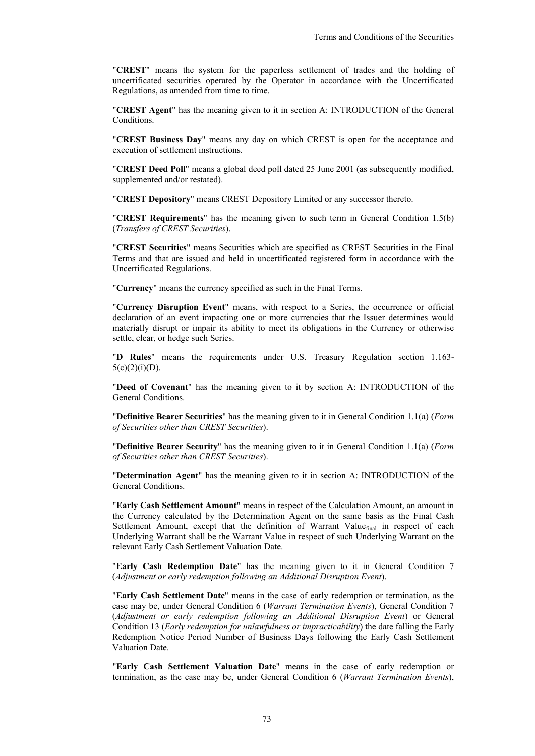"**CREST**" means the system for the paperless settlement of trades and the holding of uncertificated securities operated by the Operator in accordance with the Uncertificated Regulations, as amended from time to time.

"**CREST Agent**" has the meaning given to it in section A: INTRODUCTION of the General Conditions.

"**CREST Business Day**" means any day on which CREST is open for the acceptance and execution of settlement instructions.

"**CREST Deed Poll**" means a global deed poll dated 25 June 2001 (as subsequently modified, supplemented and/or restated).

"**CREST Depository**" means CREST Depository Limited or any successor thereto.

"**CREST Requirements**" has the meaning given to such term in General Condition 1.5(b) (*Transfers of CREST Securities*).

"**CREST Securities**" means Securities which are specified as CREST Securities in the Final Terms and that are issued and held in uncertificated registered form in accordance with the Uncertificated Regulations.

"**Currency**" means the currency specified as such in the Final Terms.

"**Currency Disruption Event**" means, with respect to a Series, the occurrence or official declaration of an event impacting one or more currencies that the Issuer determines would materially disrupt or impair its ability to meet its obligations in the Currency or otherwise settle, clear, or hedge such Series.

"**D Rules**" means the requirements under U.S. Treasury Regulation section 1.163-5(c)(2)(i)(D).

"**Deed of Covenant**" has the meaning given to it by section A: INTRODUCTION of the General Conditions.

"**Definitive Bearer Securities**" has the meaning given to it in General Condition 1.1(a) (*Form of Securities other than CREST Securities*).

"**Definitive Bearer Security**" has the meaning given to it in General Condition 1.1(a) (*Form of Securities other than CREST Securities*).

"**Determination Agent**" has the meaning given to it in section A: INTRODUCTION of the General Conditions.

"**Early Cash Settlement Amount**" means in respect of the Calculation Amount, an amount in the Currency calculated by the Determination Agent on the same basis as the Final Cash Settlement Amount, except that the definition of Warrant $\text{Value}_{\text{final}}$ in respect of each Underlying Warrant shall be the Warrant Value in respect of such Underlying Warrant on the relevant Early Cash Settlement Valuation Date.

"**Early Cash Redemption Date**" has the meaning given to it in General Condition 7 (*Adjustment or early redemption following an Additional Disruption Event*).

"**Early Cash Settlement Date**" means in the case of early redemption or termination, as the case may be, under General Condition 6 (*Warrant Termination Events*), General Condition 7 (*Adjustment or early redemption following an Additional Disruption Event*) or General Condition 13 (*Early redemption for unlawfulness or impracticability*) the date falling the Early Redemption Notice Period Number of Business Days following the Early Cash Settlement Valuation Date.

"**Early Cash Settlement Valuation Date**" means in the case of early redemption or termination, as the case may be, under General Condition 6 (*Warrant Termination Events*),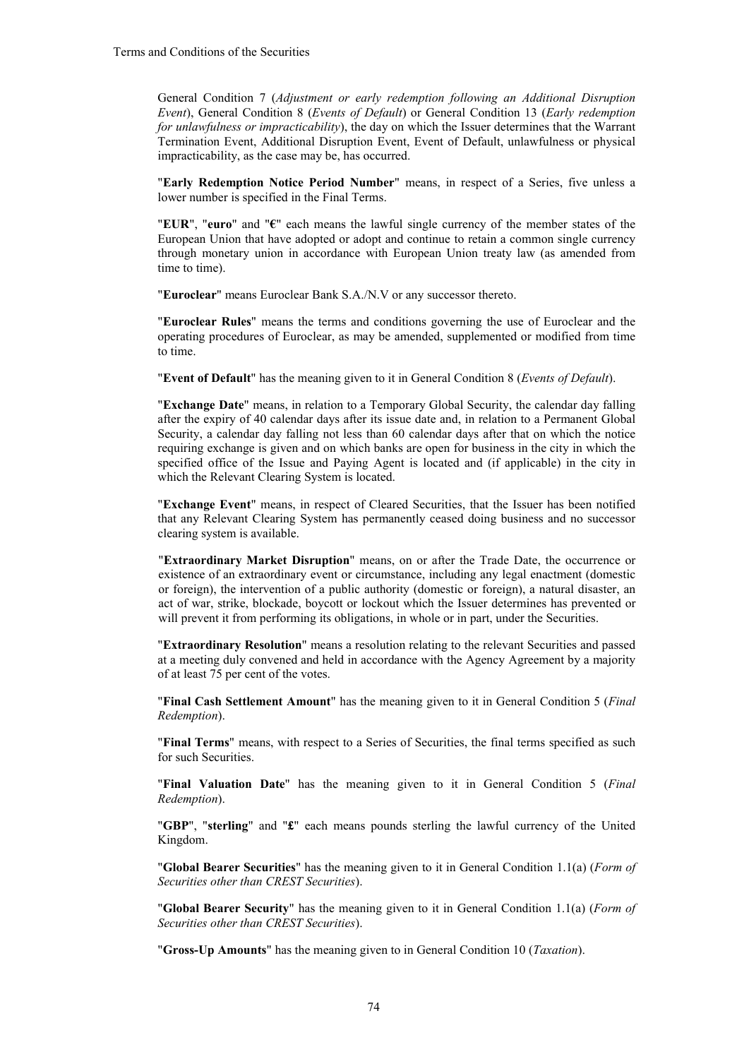General Condition 7 (*Adjustment or early redemption following an Additional Disruption Event*), General Condition 8 (*Events of Default*) or General Condition 13 (*Early redemption for unlawfulness or impracticability*), the day on which the Issuer determines that the Warrant Termination Event, Additional Disruption Event, Event of Default, unlawfulness or physical impracticability, as the case may be, has occurred.

"**Early Redemption Notice Period Number**" means, in respect of a Series, five unless a lower number is specified in the Final Terms.

"**EUR**", "**euro**" and "**€**" each means the lawful single currency of the member states of the European Union that have adopted or adopt and continue to retain a common single currency through monetary union in accordance with European Union treaty law (as amended from time to time).

"**Euroclear**" means Euroclear Bank S.A./N.V or any successor thereto.

"**Euroclear Rules**" means the terms and conditions governing the use of Euroclear and the operating procedures of Euroclear, as may be amended, supplemented or modified from time to time.

"**Event of Default**" has the meaning given to it in General Condition 8 (*Events of Default*).

"**Exchange Date**" means, in relation to a Temporary Global Security, the calendar day falling after the expiry of 40 calendar days after its issue date and, in relation to a Permanent Global Security, a calendar day falling not less than 60 calendar days after that on which the notice requiring exchange is given and on which banks are open for business in the city in which the specified office of the Issue and Paying Agent is located and (if applicable) in the city in which the Relevant Clearing System is located.

"**Exchange Event**" means, in respect of Cleared Securities, that the Issuer has been notified that any Relevant Clearing System has permanently ceased doing business and no successor clearing system is available.

"**Extraordinary Market Disruption**" means, on or after the Trade Date, the occurrence or existence of an extraordinary event or circumstance, including any legal enactment (domestic or foreign), the intervention of a public authority (domestic or foreign), a natural disaster, an act of war, strike, blockade, boycott or lockout which the Issuer determines has prevented or will prevent it from performing its obligations, in whole or in part, under the Securities.

"**Extraordinary Resolution**" means a resolution relating to the relevant Securities and passed at a meeting duly convened and held in accordance with the Agency Agreement by a majority of at least 75 per cent of the votes.

"**Final Cash Settlement Amount**" has the meaning given to it in General Condition 5 (*Final Redemption*).

"**Final Terms**" means, with respect to a Series of Securities, the final terms specified as such for such Securities.

"**Final Valuation Date**" has the meaning given to it in General Condition 5 (*Final Redemption*).

"**GBP**", "**sterling**" and "**£**" each means pounds sterling the lawful currency of the United Kingdom.

"**Global Bearer Securities**" has the meaning given to it in General Condition 1.1(a) (*Form of Securities other than CREST Securities*).

"**Global Bearer Security**" has the meaning given to it in General Condition 1.1(a) (*Form of Securities other than CREST Securities*).

"**Gross-Up Amounts**" has the meaning given to in General Condition 10 (*Taxation*).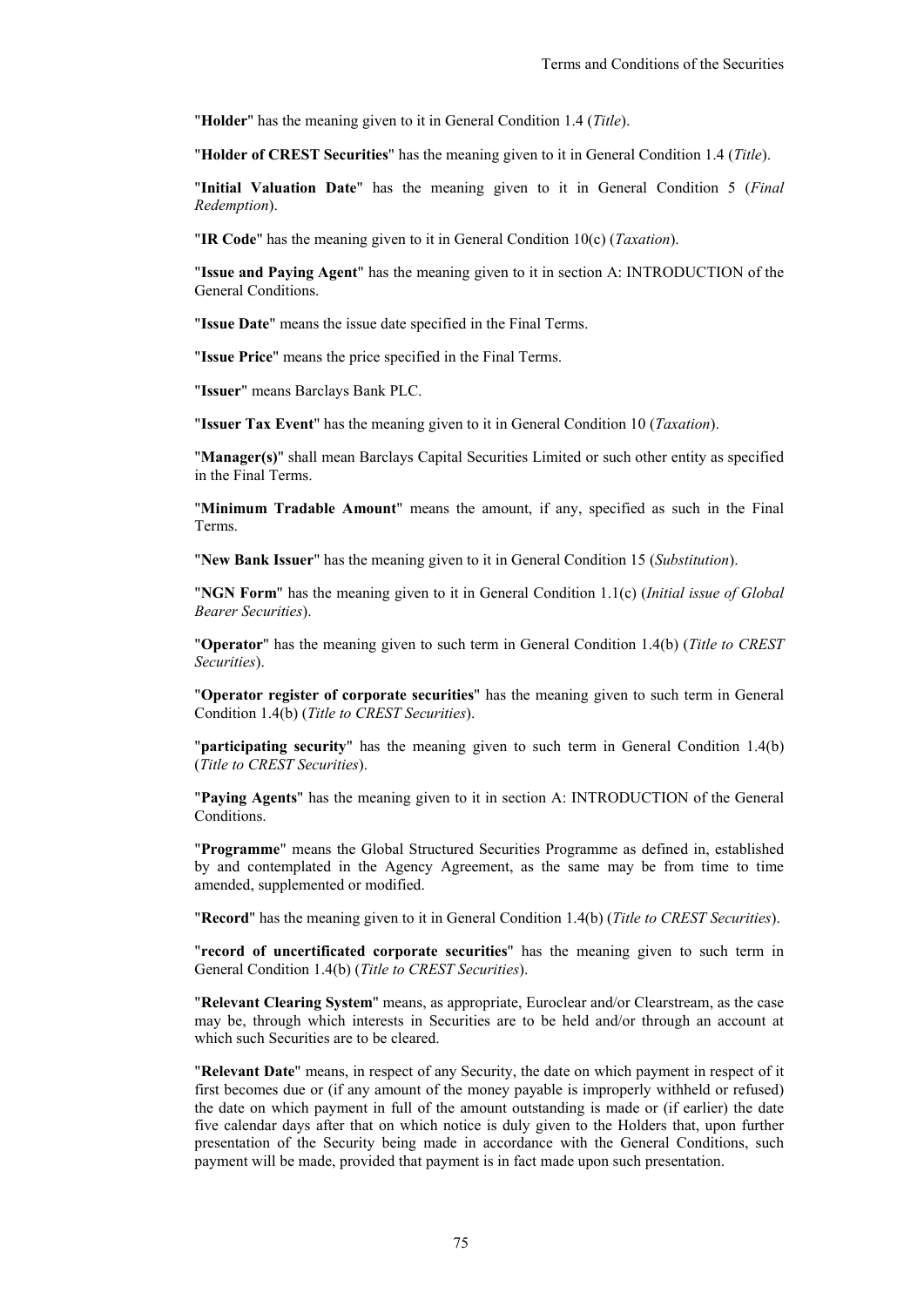"**Holder**" has the meaning given to it in General Condition 1.4 (*Title*).

"**Holder of CREST Securities**" has the meaning given to it in General Condition 1.4 (*Title*).

"**Initial Valuation Date**" has the meaning given to it in General Condition 5 (*Final Redemption*).

"**IR Code**" has the meaning given to it in General Condition 10(c) (*Taxation*).

"**Issue and Paying Agent**" has the meaning given to it in section A: INTRODUCTION of the General Conditions.

"**Issue Date**" means the issue date specified in the Final Terms.

"**Issue Price**" means the price specified in the Final Terms.

"**Issuer**" means Barclays Bank PLC.

"**Issuer Tax Event**" has the meaning given to it in General Condition 10 (*Taxation*).

"**Manager(s)**" shall mean Barclays Capital Securities Limited or such other entity as specified in the Final Terms.

"**Minimum Tradable Amount**" means the amount, if any, specified as such in the Final Terms.

"**New Bank Issuer**" has the meaning given to it in General Condition 15 (*Substitution*).

"**NGN Form**" has the meaning given to it in General Condition 1.1(c) (*Initial issue of Global Bearer Securities*).

"**Operator**" has the meaning given to such term in General Condition 1.4(b) (*Title to CREST Securities*).

"**Operator register of corporate securities**" has the meaning given to such term in General Condition 1.4(b) (*Title to CREST Securities*).

"**participating security**" has the meaning given to such term in General Condition 1.4(b) (*Title to CREST Securities*).

"**Paying Agents**" has the meaning given to it in section A: INTRODUCTION of the General Conditions.

"**Programme**" means the Global Structured Securities Programme as defined in, established by and contemplated in the Agency Agreement, as the same may be from time to time amended, supplemented or modified.

"**Record**" has the meaning given to it in General Condition 1.4(b) (*Title to CREST Securities*).

"**record of uncertificated corporate securities**" has the meaning given to such term in General Condition 1.4(b) (*Title to CREST Securities*).

"**Relevant Clearing System**" means, as appropriate, Euroclear and/or Clearstream, as the case may be, through which interests in Securities are to be held and/or through an account at which such Securities are to be cleared.

"**Relevant Date**" means, in respect of any Security, the date on which payment in respect of it first becomes due or (if any amount of the money payable is improperly withheld or refused) the date on which payment in full of the amount outstanding is made or (if earlier) the date five calendar days after that on which notice is duly given to the Holders that, upon further presentation of the Security being made in accordance with the General Conditions, such payment will be made, provided that payment is in fact made upon such presentation.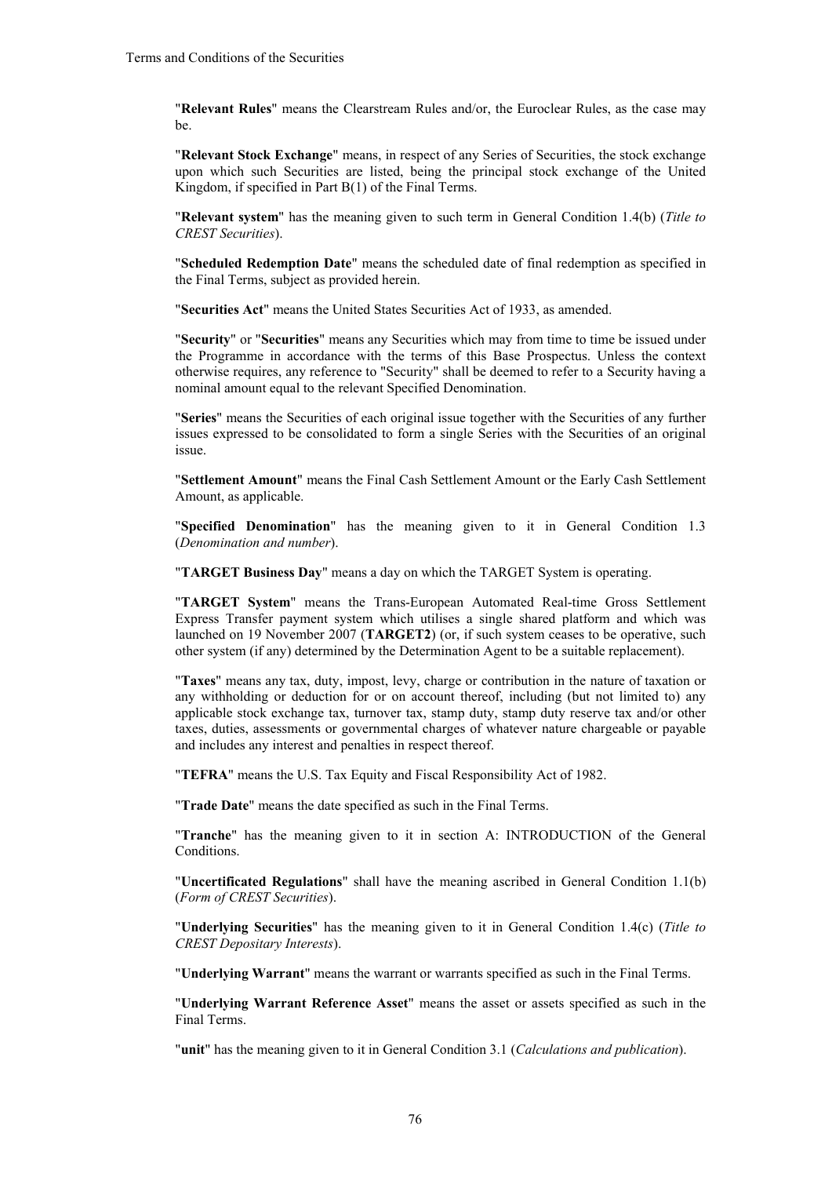"**Relevant Rules**" means the Clearstream Rules and/or, the Euroclear Rules, as the case may be.

"**Relevant Stock Exchange**" means, in respect of any Series of Securities, the stock exchange upon which such Securities are listed, being the principal stock exchange of the United Kingdom, if specified in Part B(1) of the Final Terms.

"**Relevant system**" has the meaning given to such term in General Condition 1.4(b) (*Title to CREST Securities*).

"**Scheduled Redemption Date**" means the scheduled date of final redemption as specified in the Final Terms, subject as provided herein.

"**Securities Act**" means the United States Securities Act of 1933, as amended.

"**Security**" or "**Securities**" means any Securities which may from time to time be issued under the Programme in accordance with the terms of this Base Prospectus. Unless the context otherwise requires, any reference to "Security" shall be deemed to refer to a Security having a nominal amount equal to the relevant Specified Denomination.

"**Series**" means the Securities of each original issue together with the Securities of any further issues expressed to be consolidated to form a single Series with the Securities of an original issue.

"**Settlement Amount**" means the Final Cash Settlement Amount or the Early Cash Settlement Amount, as applicable.

"**Specified Denomination**" has the meaning given to it in General Condition 1.3 (*Denomination and number*).

"**TARGET Business Day**" means a day on which the TARGET System is operating.

"**TARGET System**" means the Trans-European Automated Real-time Gross Settlement Express Transfer payment system which utilises a single shared platform and which was launched on 19 November 2007 (**TARGET2**) (or, if such system ceases to be operative, such other system (if any) determined by the Determination Agent to be a suitable replacement).

"**Taxes**" means any tax, duty, impost, levy, charge or contribution in the nature of taxation or any withholding or deduction for or on account thereof, including (but not limited to) any applicable stock exchange tax, turnover tax, stamp duty, stamp duty reserve tax and/or other taxes, duties, assessments or governmental charges of whatever nature chargeable or payable and includes any interest and penalties in respect thereof.

"**TEFRA**" means the U.S. Tax Equity and Fiscal Responsibility Act of 1982.

"**Trade Date**" means the date specified as such in the Final Terms.

"**Tranche**" has the meaning given to it in section A: INTRODUCTION of the General Conditions.

"**Uncertificated Regulations**" shall have the meaning ascribed in General Condition 1.1(b) (*Form of CREST Securities*).

"**Underlying Securities**" has the meaning given to it in General Condition 1.4(c) (*Title to CREST Depositary Interests*).

"**Underlying Warrant**" means the warrant or warrants specified as such in the Final Terms.

"**Underlying Warrant Reference Asset**" means the asset or assets specified as such in the Final Terms.

"**unit**" has the meaning given to it in General Condition 3.1 (*Calculations and publication*).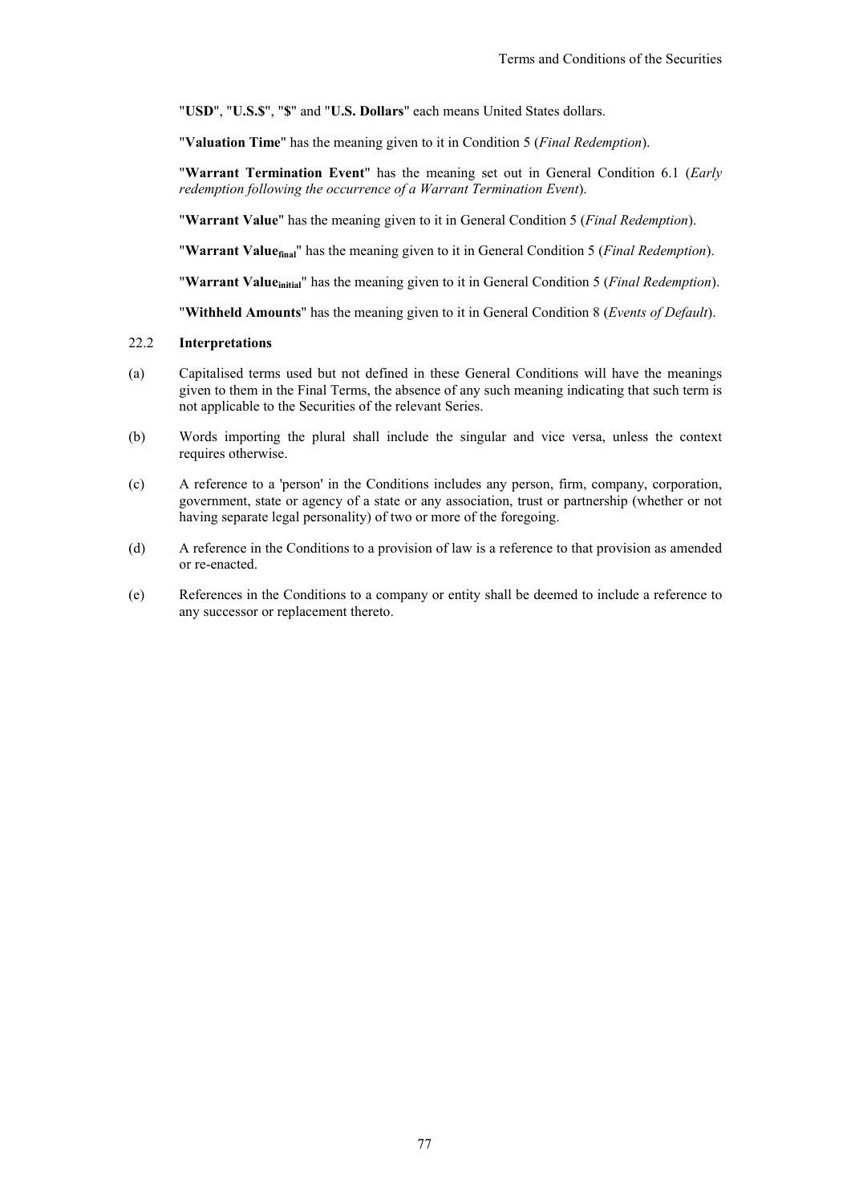"**USD**", "**U.S.$**", "**$**" and "**U.S. Dollars**" each means United States dollars.

"**Valuation Time**" has the meaning given to it in Condition 5 (*Final Redemption*).

"**Warrant Termination Event**" has the meaning set out in General Condition 6.1 (*Early redemption following the occurrence of a Warrant Termination Event*).

"**Warrant Value**" has the meaning given to it in General Condition 5 (*Final Redemption*).

"**Warrant Value$_{final}$**" has the meaning given to it in General Condition 5 (*Final Redemption*).

"**Warrant Value$_{initial}$**" has the meaning given to it in General Condition 5 (*Final Redemption*).

"**Withheld Amounts**" has the meaning given to it in General Condition 8 (*Events of Default*).

22.2 **Interpretations**

(a) Capitalised terms used but not defined in these General Conditions will have the meanings given to them in the Final Terms, the absence of any such meaning indicating that such term is not applicable to the Securities of the relevant Series.

(b) Words importing the plural shall include the singular and vice versa, unless the context requires otherwise.

(c) A reference to a 'person' in the Conditions includes any person, firm, company, corporation, government, state or agency of a state or any association, trust or partnership (whether or not having separate legal personality) of two or more of the foregoing.

(d) A reference in the Conditions to a provision of law is a reference to that provision as amended or re-enacted.

(e) References in the Conditions to a company or entity shall be deemed to include a reference to any successor or replacement thereto.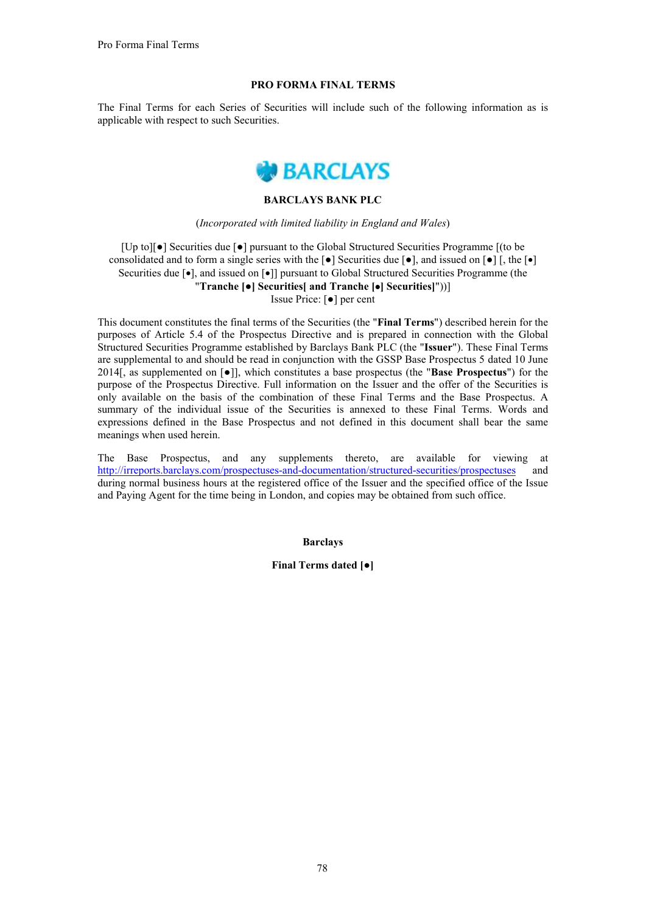# PRO FORMA FINAL TERMS

The Final Terms for each Series of Securities will include such of the following information as is applicable with respect to such Securities.

**BARCLAYS BANK PLC**

(*Incorporated with limited liability in England and Wales*)

[Up to][●] Securities due [●] pursuant to the Global Structured Securities Programme [(to be consolidated and to form a single series with the [●] Securities due [●], and issued on [●] [, the [●] Securities due [●], and issued on [•]] pursuant to Global Structured Securities Programme (the "**Tranche [●] Securities[ and Tranche [•] Securities]**"))]
Issue Price: [●] per cent

This document constitutes the final terms of the Securities (the "**Final Terms**") described herein for the purposes of Article 5.4 of the Prospectus Directive and is prepared in connection with the Global Structured Securities Programme established by Barclays Bank PLC (the "**Issuer**"). These Final Terms are supplemental to and should be read in conjunction with the GSSP Base Prospectus 5 dated 10 June 2014[, as supplemented on [●]], which constitutes a base prospectus (the "**Base Prospectus**") for the purpose of the Prospectus Directive. Full information on the Issuer and the offer of the Securities is only available on the basis of the combination of these Final Terms and the Base Prospectus. A summary of the individual issue of the Securities is annexed to these Final Terms. Words and expressions defined in the Base Prospectus and not defined in this document shall bear the same meanings when used herein.

The Base Prospectus, and any supplements thereto, are available for viewing at http://irreports.barclays.com/prospectuses-and-documentation/structured-securities/prospectuses and during normal business hours at the registered office of the Issuer and the specified office of the Issue and Paying Agent for the time being in London, and copies may be obtained from such office.

**Barclays**

**Final Terms dated [●]**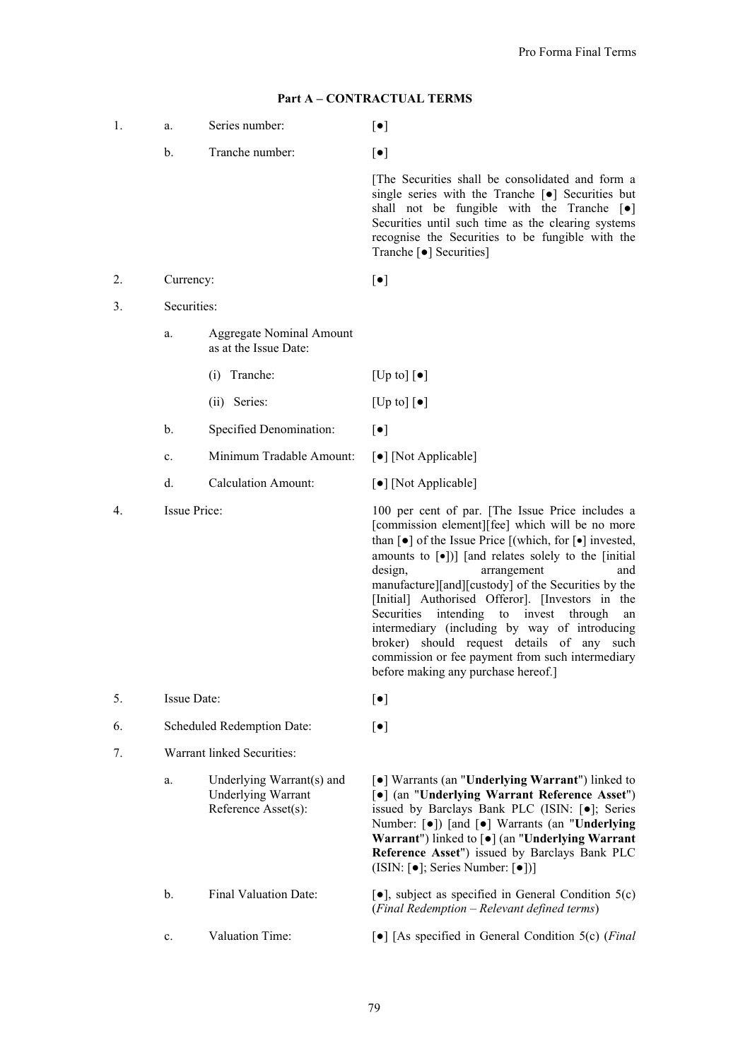## Part A – CONTRACTUAL TERMS

| | | | |
|---|---|---|---|
| 1. | a. | Series number: | [●] |
| | b. | Tranche number: | [●] |
| | | | [The Securities shall be consolidated and form a single series with the Tranche [●] Securities but shall not be fungible with the Tranche [●] Securities until such time as the clearing systems recognise the Securities to be fungible with the Tranche [●] Securities] |
| 2. | | Currency: | [●] |
| 3. | | Securities: | |
| | a. | Aggregate Nominal Amount as at the Issue Date: | |
| | | (i) Tranche: | [Up to] [●] |
| | | (ii) Series: | [Up to] [●] |
| | b. | Specified Denomination: | [●] |
| | c. | Minimum Tradable Amount: | [●] [Not Applicable] |
| | d. | Calculation Amount: | [●] [Not Applicable] |
| 4. | | Issue Price: | 100 per cent of par. [The Issue Price includes a [commission element][fee] which will be no more than [●] of the Issue Price [(which, for [●] invested, amounts to [●])] [and relates solely to the [initial design, arrangement and manufacture][and][custody] of the Securities by the [Initial] Authorised Offeror]. [Investors in the Securities intending to invest through an intermediary (including by way of introducing broker) should request details of any such commission or fee payment from such intermediary before making any purchase hereof.] |
| 5. | | Issue Date: | [●] |
| 6. | | Scheduled Redemption Date: | [●] |
| 7. | | Warrant linked Securities: | |
| | a. | Underlying Warrant(s) and Underlying Warrant Reference Asset(s): | [●] Warrants (an "**Underlying Warrant**") linked to [●] (an "**Underlying Warrant Reference Asset**") issued by Barclays Bank PLC (ISIN: [●]; Series Number: [●]) [and [●] Warrants (an "**Underlying Warrant**") linked to [●] (an "**Underlying Warrant Reference Asset**") issued by Barclays Bank PLC (ISIN: [●]; Series Number: [●])] |
| | b. | Final Valuation Date: | [●], subject as specified in General Condition 5(c) (*Final Redemption – Relevant defined terms*) |
| | c. | Valuation Time: | [●] [As specified in General Condition 5(c) (*Final* |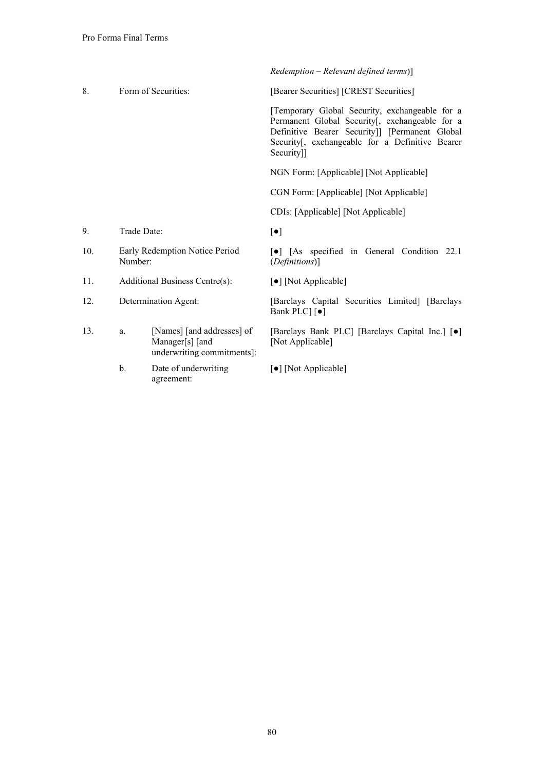| | | | |
|---|---|---|---|
| | | | *Redemption – Relevant defined terms*)] |
| 8. | Form of Securities: | | [Bearer Securities] [CREST Securities]<br><br>[Temporary Global Security, exchangeable for a Permanent Global Security[, exchangeable for a Definitive Bearer Security]] [Permanent Global Security[, exchangeable for a Definitive Bearer Security]]<br><br>NGN Form: [Applicable] [Not Applicable]<br><br>CGN Form: [Applicable] [Not Applicable]<br><br>CDIs: [Applicable] [Not Applicable] |
| 9. | Trade Date: | | [●] |
| 10. | Early Redemption Notice Period Number: | | [●] [As specified in General Condition 22.1 (*Definitions*)] |
| 11. | Additional Business Centre(s): | | [●] [Not Applicable] |
| 12. | Determination Agent: | | [Barclays Capital Securities Limited] [Barclays Bank PLC] [●] |
| 13. | a. | [Names] [and addresses] of Manager[s] [and underwriting commitments]: | [Barclays Bank PLC] [Barclays Capital Inc.] [●] [Not Applicable] |
| | b. | Date of underwriting agreement: | [●] [Not Applicable] |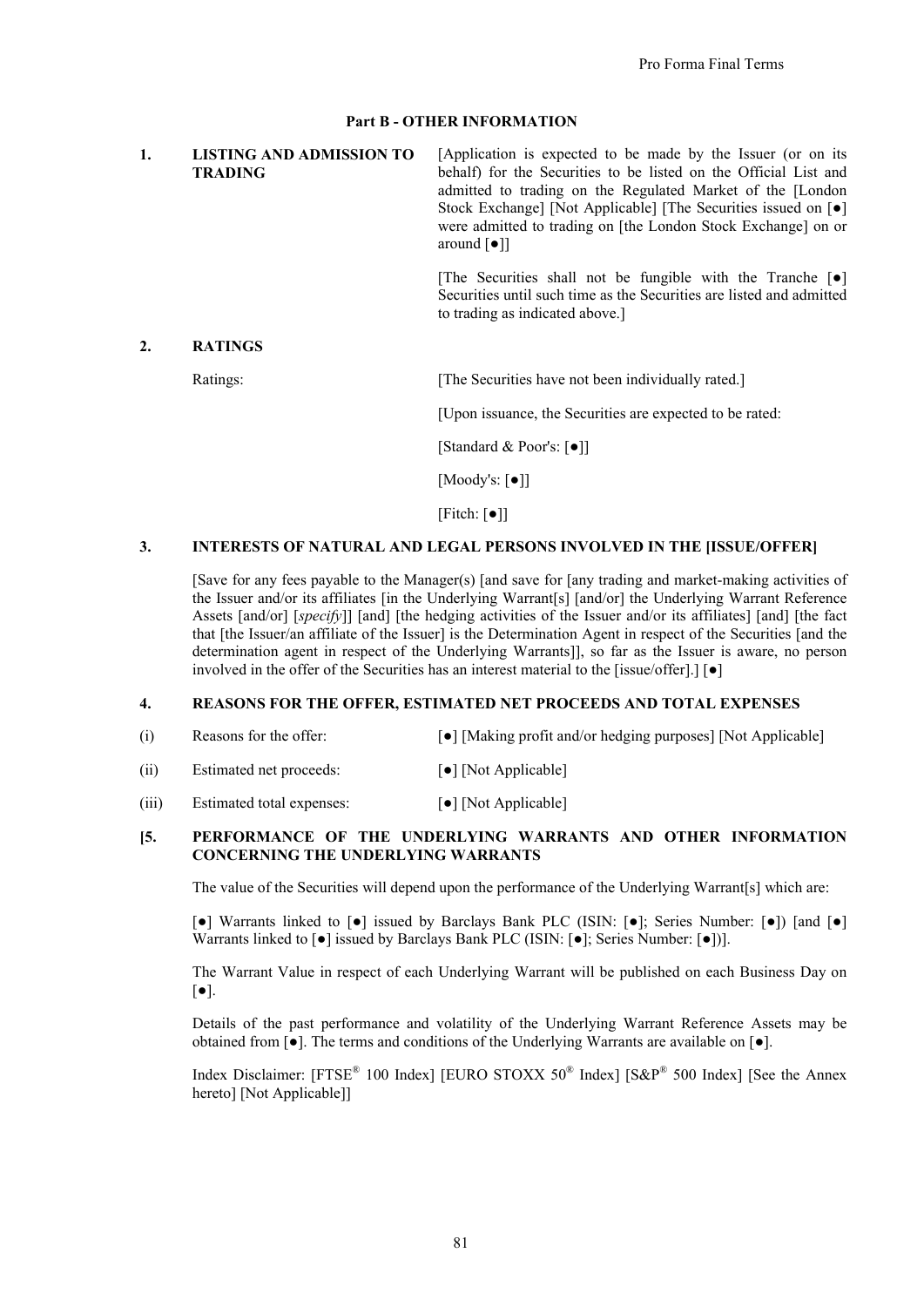### Part B - OTHER INFORMATION

**1. LISTING AND ADMISSION TO TRADING**

[Application is expected to be made by the Issuer (or on its behalf) for the Securities to be listed on the Official List and admitted to trading on the Regulated Market of the [London Stock Exchange] [Not Applicable] [The Securities issued on [●] were admitted to trading on [the London Stock Exchange] on or around [●]]

[The Securities shall not be fungible with the Tranche [●] Securities until such time as the Securities are listed and admitted to trading as indicated above.]

**2. RATINGS**

Ratings: [The Securities have not been individually rated.]

[Upon issuance, the Securities are expected to be rated:

[Standard & Poor's: [●]]

[Moody's: [●]]

[Fitch: [●]]

**3. INTERESTS OF NATURAL AND LEGAL PERSONS INVOLVED IN THE [ISSUE/OFFER]**

[Save for any fees payable to the Manager(s) [and save for [any trading and market-making activities of the Issuer and/or its affiliates [in the Underlying Warrant[s] [and/or] the Underlying Warrant Reference Assets [and/or] [*specify*]] [and] [the hedging activities of the Issuer and/or its affiliates] [and] [the fact that [the Issuer/an affiliate of the Issuer] is the Determination Agent in respect of the Securities [and the determination agent in respect of the Underlying Warrants]], so far as the Issuer is aware, no person involved in the offer of the Securities has an interest material to the [issue/offer].] [●]

**4. REASONS FOR THE OFFER, ESTIMATED NET PROCEEDS AND TOTAL EXPENSES**

(i) Reasons for the offer: [●] [Making profit and/or hedging purposes] [Not Applicable]

(ii) Estimated net proceeds: [●] [Not Applicable]

(iii) Estimated total expenses: [●] [Not Applicable]

**[5. PERFORMANCE OF THE UNDERLYING WARRANTS AND OTHER INFORMATION CONCERNING THE UNDERLYING WARRANTS**

The value of the Securities will depend upon the performance of the Underlying Warrant[s] which are:

[●] Warrants linked to [●] issued by Barclays Bank PLC (ISIN: [●]; Series Number: [●]) [and [●] Warrants linked to [●] issued by Barclays Bank PLC (ISIN: [●]; Series Number: [●])].

The Warrant Value in respect of each Underlying Warrant will be published on each Business Day on [●].

Details of the past performance and volatility of the Underlying Warrant Reference Assets may be obtained from [●]. The terms and conditions of the Underlying Warrants are available on [●].

Index Disclaimer: [FTSE® 100 Index] [EURO STOXX 50® Index] [S&P® 500 Index] [See the Annex hereto] [Not Applicable]]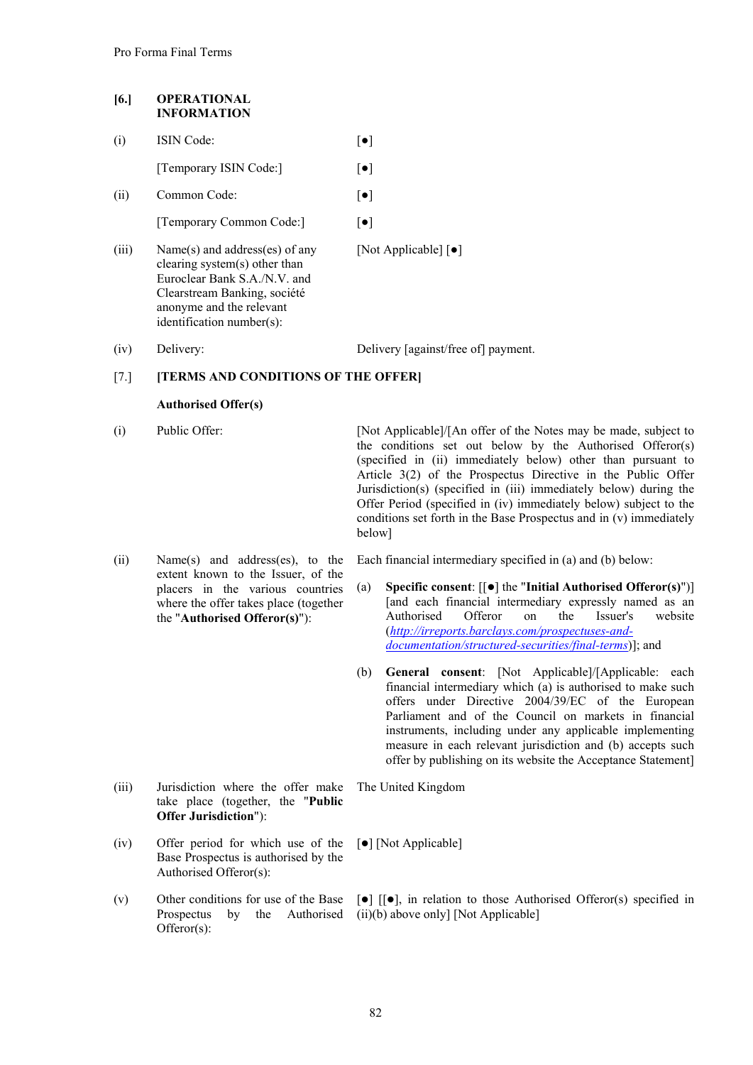## [6.] OPERATIONAL INFORMATION

| | | |
|---|---|---|
| (i) | ISIN Code: | [●] |
| | [Temporary ISIN Code:] | [●] |
| (ii) | Common Code: | [●] |
| | [Temporary Common Code:] | [●] |
| (iii) | Name(s) and address(es) of any clearing system(s) other than Euroclear Bank S.A./N.V. and Clearstream Banking, société anonyme and the relevant identification number(s): | [Not Applicable] [●] |
| (iv) | Delivery: | Delivery [against/free of] payment. |

## [7.] [TERMS AND CONDITIONS OF THE OFFER]

**Authorised Offer(s)**

| | | |
|---|---|---|
| (i) | Public Offer: | [Not Applicable]/[An offer of the Notes may be made, subject to the conditions set out below by the Authorised Offeror(s) (specified in (ii) immediately below) other than pursuant to Article 3(2) of the Prospectus Directive in the Public Offer Jurisdiction(s) (specified in (iii) immediately below) during the Offer Period (specified in (iv) immediately below) subject to the conditions set forth in the Base Prospectus and in (v) immediately below] |
| (ii) | Name(s) and address(es), to the extent known to the Issuer, of the placers in the various countries where the offer takes place (together the "**Authorised Offeror(s)**"): | Each financial intermediary specified in (a) and (b) below:<br><br>(a) **Specific consent**: [[●] the "**Initial Authorised Offeror(s)**")] [and each financial intermediary expressly named as an Authorised Offeror on the Issuer's website (http://irreports.barclays.com/prospectuses-and-documentation/structured-securities/final-terms)]; and<br><br>(b) **General consent**: [Not Applicable]/[Applicable: each financial intermediary which (a) is authorised to make such offers under Directive 2004/39/EC of the European Parliament and of the Council on markets in financial instruments, including under any applicable implementing measure in each relevant jurisdiction and (b) accepts such offer by publishing on its website the Acceptance Statement] |
| (iii) | Jurisdiction where the offer make take place (together, the "**Public Offer Jurisdiction**"): | The United Kingdom |
| (iv) | Offer period for which use of the Base Prospectus is authorised by the Authorised Offeror(s): | [●] [Not Applicable] |
| (v) | Other conditions for use of the Base Prospectus by the Authorised Offeror(s): | [●] [[●], in relation to those Authorised Offeror(s) specified in (ii)(b) above only] [Not Applicable] |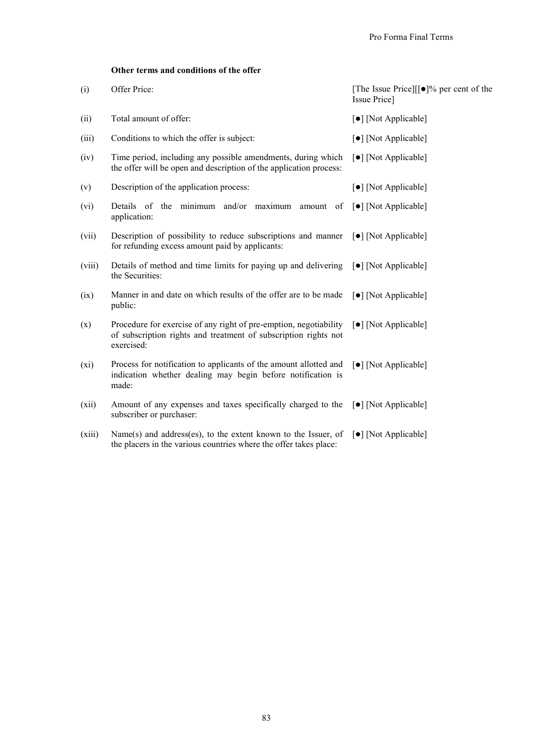**Other terms and conditions of the offer**

| | | |
|---|---|---|
| (i) | Offer Price: | [The Issue Price][[●]% per cent of the Issue Price] |
| (ii) | Total amount of offer: | [●] [Not Applicable] |
| (iii) | Conditions to which the offer is subject: | [●] [Not Applicable] |
| (iv) | Time period, including any possible amendments, during which the offer will be open and description of the application process: | [●] [Not Applicable] |
| (v) | Description of the application process: | [●] [Not Applicable] |
| (vi) | Details of the minimum and/or maximum amount of application: | [●] [Not Applicable] |
| (vii) | Description of possibility to reduce subscriptions and manner for refunding excess amount paid by applicants: | [●] [Not Applicable] |
| (viii) | Details of method and time limits for paying up and delivering the Securities: | [●] [Not Applicable] |
| (ix) | Manner in and date on which results of the offer are to be made public: | [●] [Not Applicable] |
| (x) | Procedure for exercise of any right of pre-emption, negotiability of subscription rights and treatment of subscription rights not exercised: | [●] [Not Applicable] |
| (xi) | Process for notification to applicants of the amount allotted and indication whether dealing may begin before notification is made: | [●] [Not Applicable] |
| (xii) | Amount of any expenses and taxes specifically charged to the subscriber or purchaser: | [●] [Not Applicable] |
| (xiii) | Name(s) and address(es), to the extent known to the Issuer, of the placers in the various countries where the offer takes place: | [●] [Not Applicable] |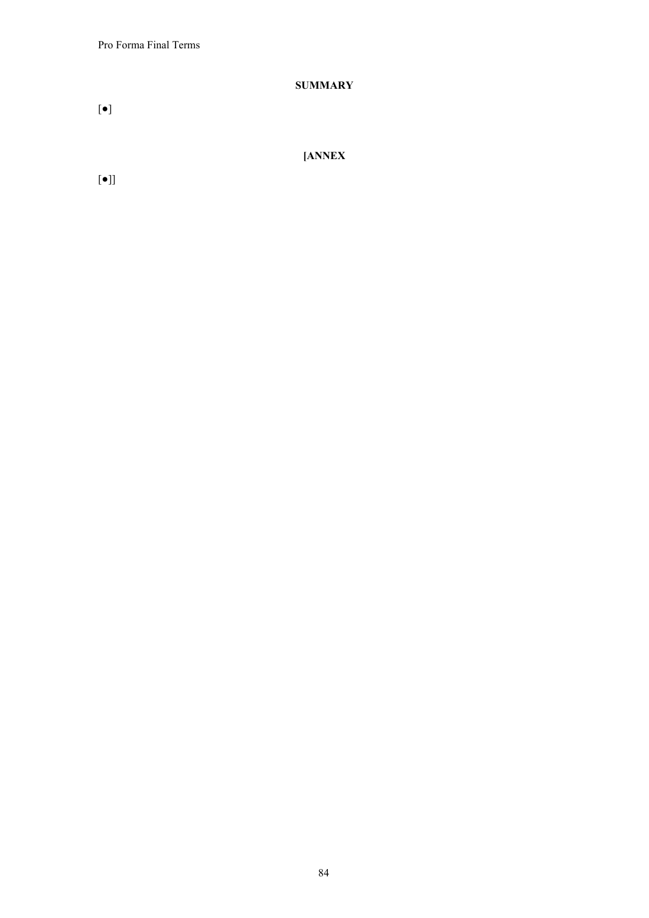## SUMMARY

[●]

## [ANNEX

[●]]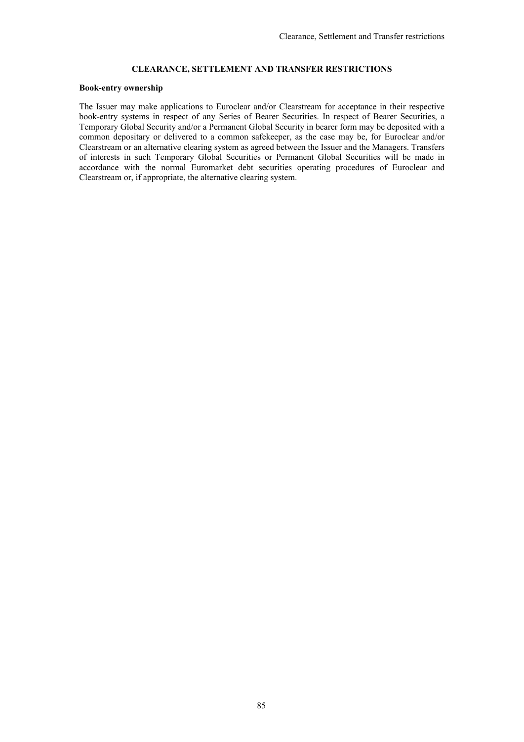# CLEARANCE, SETTLEMENT AND TRANSFER RESTRICTIONS

**Book-entry ownership**

The Issuer may make applications to Euroclear and/or Clearstream for acceptance in their respective book-entry systems in respect of any Series of Bearer Securities. In respect of Bearer Securities, a Temporary Global Security and/or a Permanent Global Security in bearer form may be deposited with a common depositary or delivered to a common safekeeper, as the case may be, for Euroclear and/or Clearstream or an alternative clearing system as agreed between the Issuer and the Managers. Transfers of interests in such Temporary Global Securities or Permanent Global Securities will be made in accordance with the normal Euromarket debt securities operating procedures of Euroclear and Clearstream or, if appropriate, the alternative clearing system.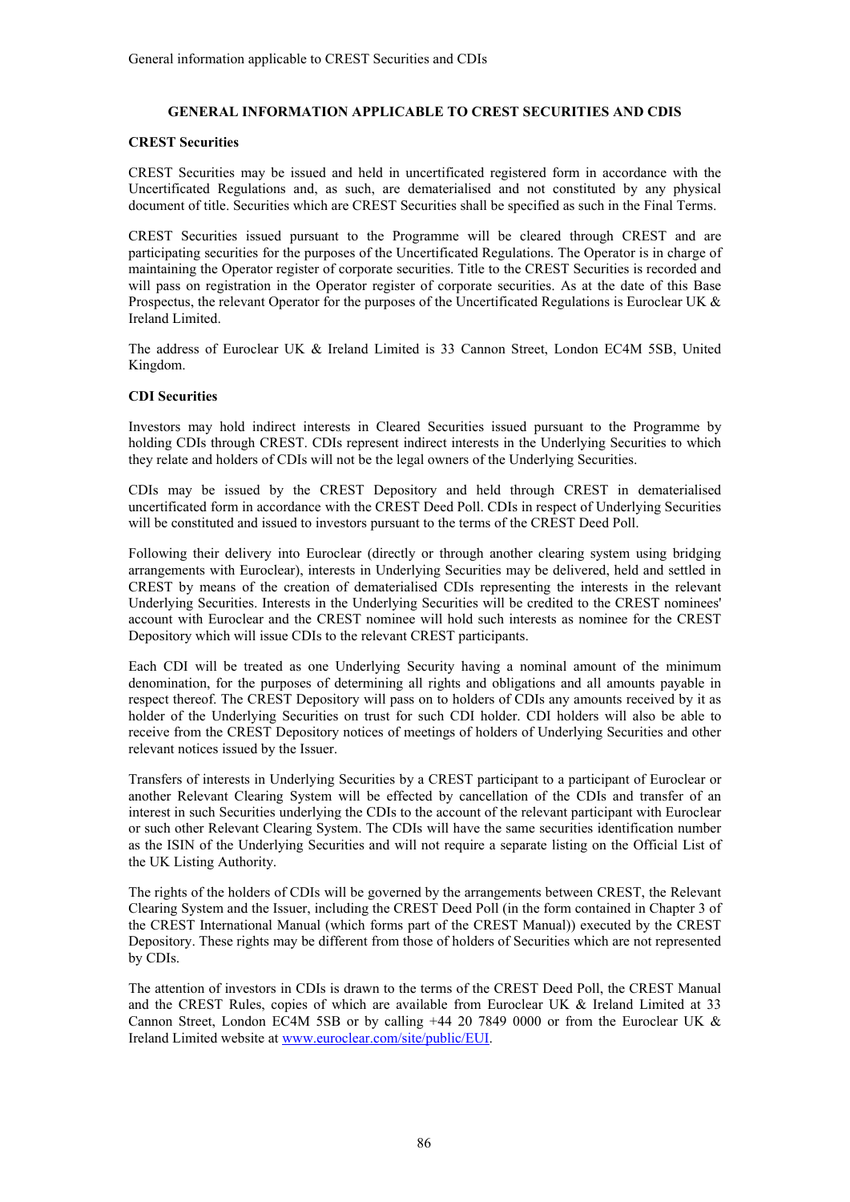## GENERAL INFORMATION APPLICABLE TO CREST SECURITIES AND CDIS

### CREST Securities

CREST Securities may be issued and held in uncertificated registered form in accordance with the Uncertificated Regulations and, as such, are dematerialised and not constituted by any physical document of title. Securities which are CREST Securities shall be specified as such in the Final Terms.

CREST Securities issued pursuant to the Programme will be cleared through CREST and are participating securities for the purposes of the Uncertificated Regulations. The Operator is in charge of maintaining the Operator register of corporate securities. Title to the CREST Securities is recorded and will pass on registration in the Operator register of corporate securities. As at the date of this Base Prospectus, the relevant Operator for the purposes of the Uncertificated Regulations is Euroclear UK & Ireland Limited.

The address of Euroclear UK & Ireland Limited is 33 Cannon Street, London EC4M 5SB, United Kingdom.

### CDI Securities

Investors may hold indirect interests in Cleared Securities issued pursuant to the Programme by holding CDIs through CREST. CDIs represent indirect interests in the Underlying Securities to which they relate and holders of CDIs will not be the legal owners of the Underlying Securities.

CDIs may be issued by the CREST Depository and held through CREST in dematerialised uncertificated form in accordance with the CREST Deed Poll. CDIs in respect of Underlying Securities will be constituted and issued to investors pursuant to the terms of the CREST Deed Poll.

Following their delivery into Euroclear (directly or through another clearing system using bridging arrangements with Euroclear), interests in Underlying Securities may be delivered, held and settled in CREST by means of the creation of dematerialised CDIs representing the interests in the relevant Underlying Securities. Interests in the Underlying Securities will be credited to the CREST nominees' account with Euroclear and the CREST nominee will hold such interests as nominee for the CREST Depository which will issue CDIs to the relevant CREST participants.

Each CDI will be treated as one Underlying Security having a nominal amount of the minimum denomination, for the purposes of determining all rights and obligations and all amounts payable in respect thereof. The CREST Depository will pass on to holders of CDIs any amounts received by it as holder of the Underlying Securities on trust for such CDI holder. CDI holders will also be able to receive from the CREST Depository notices of meetings of holders of Underlying Securities and other relevant notices issued by the Issuer.

Transfers of interests in Underlying Securities by a CREST participant to a participant of Euroclear or another Relevant Clearing System will be effected by cancellation of the CDIs and transfer of an interest in such Securities underlying the CDIs to the account of the relevant participant with Euroclear or such other Relevant Clearing System. The CDIs will have the same securities identification number as the ISIN of the Underlying Securities and will not require a separate listing on the Official List of the UK Listing Authority.

The rights of the holders of CDIs will be governed by the arrangements between CREST, the Relevant Clearing System and the Issuer, including the CREST Deed Poll (in the form contained in Chapter 3 of the CREST International Manual (which forms part of the CREST Manual)) executed by the CREST Depository. These rights may be different from those of holders of Securities which are not represented by CDIs.

The attention of investors in CDIs is drawn to the terms of the CREST Deed Poll, the CREST Manual and the CREST Rules, copies of which are available from Euroclear UK & Ireland Limited at 33 Cannon Street, London EC4M 5SB or by calling +44 20 7849 0000 or from the Euroclear UK & Ireland Limited website at www.euroclear.com/site/public/EUI.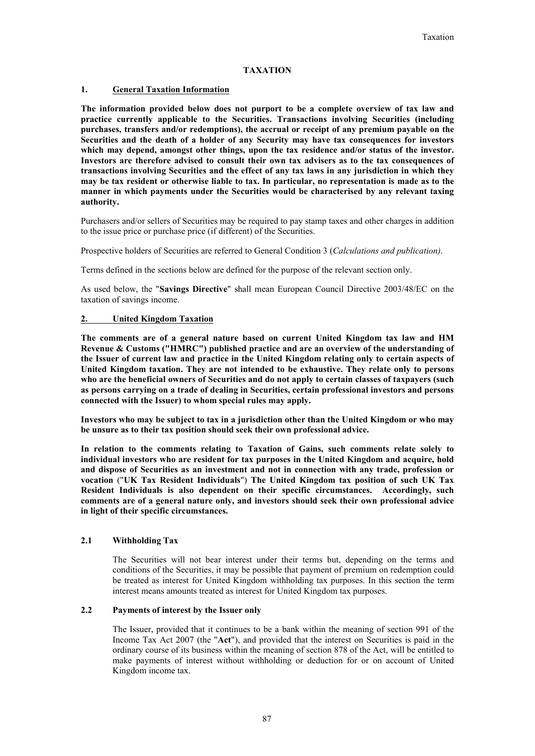# TAXATION

## 1. General Taxation Information

**The information provided below does not purport to be a complete overview of tax law and practice currently applicable to the Securities. Transactions involving Securities (including purchases, transfers and/or redemptions), the accrual or receipt of any premium payable on the Securities and the death of a holder of any Security may have tax consequences for investors which may depend, amongst other things, upon the tax residence and/or status of the investor. Investors are therefore advised to consult their own tax advisers as to the tax consequences of transactions involving Securities and the effect of any tax laws in any jurisdiction in which they may be tax resident or otherwise liable to tax. In particular, no representation is made as to the manner in which payments under the Securities would be characterised by any relevant taxing authority.**

Purchasers and/or sellers of Securities may be required to pay stamp taxes and other charges in addition to the issue price or purchase price (if different) of the Securities.

Prospective holders of Securities are referred to General Condition 3 (*Calculations and publication)*.

Terms defined in the sections below are defined for the purpose of the relevant section only.

As used below, the "**Savings Directive**" shall mean European Council Directive 2003/48/EC on the taxation of savings income.

## 2. United Kingdom Taxation

**The comments are of a general nature based on current United Kingdom tax law and HM Revenue & Customs ("HMRC") published practice and are an overview of the understanding of the Issuer of current law and practice in the United Kingdom relating only to certain aspects of United Kingdom taxation. They are not intended to be exhaustive. They relate only to persons who are the beneficial owners of Securities and do not apply to certain classes of taxpayers (such as persons carrying on a trade of dealing in Securities, certain professional investors and persons connected with the Issuer) to whom special rules may apply.**

**Investors who may be subject to tax in a jurisdiction other than the United Kingdom or who may be unsure as to their tax position should seek their own professional advice.**

**In relation to the comments relating to Taxation of Gains, such comments relate solely to individual investors who are resident for tax purposes in the United Kingdom and acquire, hold and dispose of Securities as an investment and not in connection with any trade, profession or vocation ("UK Tax Resident Individuals") The United Kingdom tax position of such UK Tax Resident Individuals is also dependent on their specific circumstances. Accordingly, such comments are of a general nature only, and investors should seek their own professional advice in light of their specific circumstances.**

### 2.1 Withholding Tax

The Securities will not bear interest under their terms but, depending on the terms and conditions of the Securities, it may be possible that payment of premium on redemption could be treated as interest for United Kingdom withholding tax purposes. In this section the term interest means amounts treated as interest for United Kingdom tax purposes.

### 2.2 Payments of interest by the Issuer only

The Issuer, provided that it continues to be a bank within the meaning of section 991 of the Income Tax Act 2007 (the "**Act**"), and provided that the interest on Securities is paid in the ordinary course of its business within the meaning of section 878 of the Act, will be entitled to make payments of interest without withholding or deduction for or on account of United Kingdom income tax.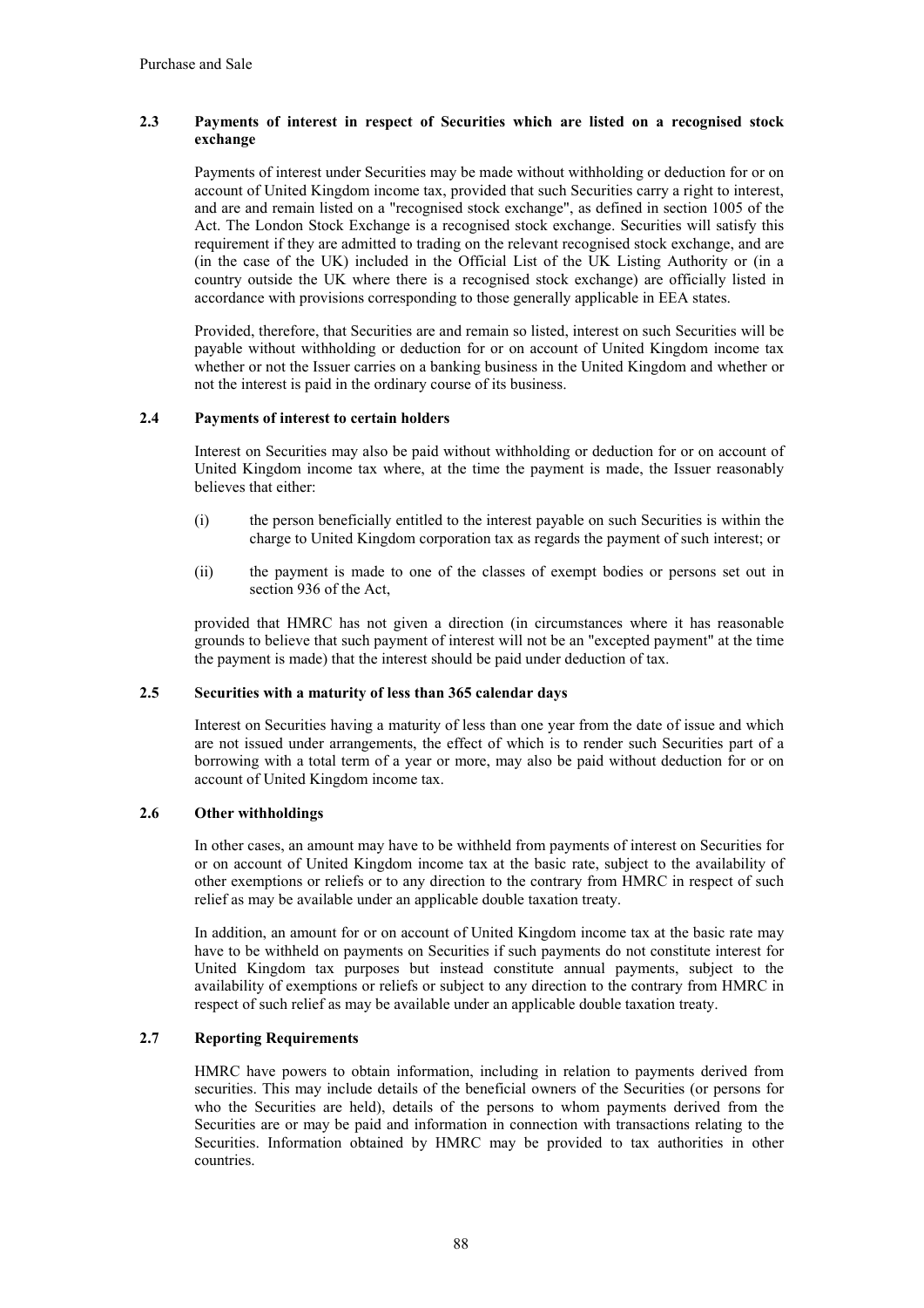### 2.3 Payments of interest in respect of Securities which are listed on a recognised stock exchange

Payments of interest under Securities may be made without withholding or deduction for or on account of United Kingdom income tax, provided that such Securities carry a right to interest, and are and remain listed on a "recognised stock exchange", as defined in section 1005 of the Act. The London Stock Exchange is a recognised stock exchange. Securities will satisfy this requirement if they are admitted to trading on the relevant recognised stock exchange, and are (in the case of the UK) included in the Official List of the UK Listing Authority or (in a country outside the UK where there is a recognised stock exchange) are officially listed in accordance with provisions corresponding to those generally applicable in EEA states.

Provided, therefore, that Securities are and remain so listed, interest on such Securities will be payable without withholding or deduction for or on account of United Kingdom income tax whether or not the Issuer carries on a banking business in the United Kingdom and whether or not the interest is paid in the ordinary course of its business.

### 2.4 Payments of interest to certain holders

Interest on Securities may also be paid without withholding or deduction for or on account of United Kingdom income tax where, at the time the payment is made, the Issuer reasonably believes that either:

(i) the person beneficially entitled to the interest payable on such Securities is within the charge to United Kingdom corporation tax as regards the payment of such interest; or

(ii) the payment is made to one of the classes of exempt bodies or persons set out in section 936 of the Act,

provided that HMRC has not given a direction (in circumstances where it has reasonable grounds to believe that such payment of interest will not be an "excepted payment" at the time the payment is made) that the interest should be paid under deduction of tax.

### 2.5 Securities with a maturity of less than 365 calendar days

Interest on Securities having a maturity of less than one year from the date of issue and which are not issued under arrangements, the effect of which is to render such Securities part of a borrowing with a total term of a year or more, may also be paid without deduction for or on account of United Kingdom income tax.

### 2.6 Other withholdings

In other cases, an amount may have to be withheld from payments of interest on Securities for or on account of United Kingdom income tax at the basic rate, subject to the availability of other exemptions or reliefs or to any direction to the contrary from HMRC in respect of such relief as may be available under an applicable double taxation treaty.

In addition, an amount for or on account of United Kingdom income tax at the basic rate may have to be withheld on payments on Securities if such payments do not constitute interest for United Kingdom tax purposes but instead constitute annual payments, subject to the availability of exemptions or reliefs or subject to any direction to the contrary from HMRC in respect of such relief as may be available under an applicable double taxation treaty.

### 2.7 Reporting Requirements

HMRC have powers to obtain information, including in relation to payments derived from securities. This may include details of the beneficial owners of the Securities (or persons for who the Securities are held), details of the persons to whom payments derived from the Securities are or may be paid and information in connection with transactions relating to the Securities. Information obtained by HMRC may be provided to tax authorities in other countries.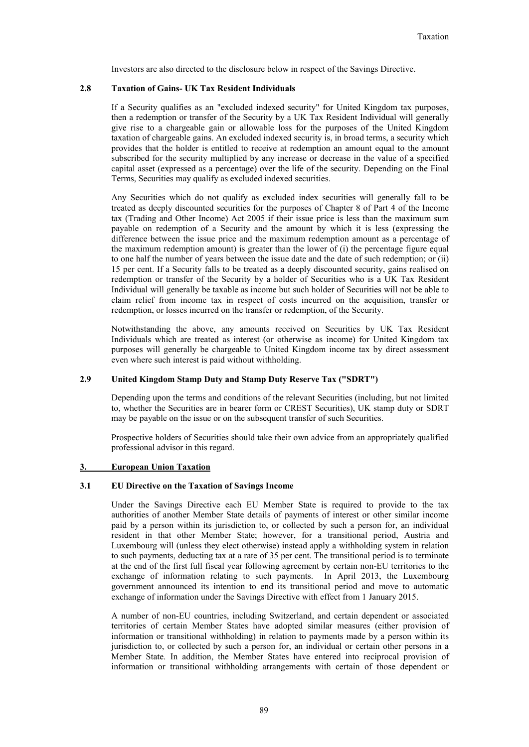Investors are also directed to the disclosure below in respect of the Savings Directive.

### 2.8 Taxation of Gains- UK Tax Resident Individuals

If a Security qualifies as an "excluded indexed security" for United Kingdom tax purposes, then a redemption or transfer of the Security by a UK Tax Resident Individual will generally give rise to a chargeable gain or allowable loss for the purposes of the United Kingdom taxation of chargeable gains. An excluded indexed security is, in broad terms, a security which provides that the holder is entitled to receive at redemption an amount equal to the amount subscribed for the security multiplied by any increase or decrease in the value of a specified capital asset (expressed as a percentage) over the life of the security. Depending on the Final Terms, Securities may qualify as excluded indexed securities.

Any Securities which do not qualify as excluded index securities will generally fall to be treated as deeply discounted securities for the purposes of Chapter 8 of Part 4 of the Income tax (Trading and Other Income) Act 2005 if their issue price is less than the maximum sum payable on redemption of a Security and the amount by which it is less (expressing the difference between the issue price and the maximum redemption amount as a percentage of the maximum redemption amount) is greater than the lower of (i) the percentage figure equal to one half the number of years between the issue date and the date of such redemption; or (ii) 15 per cent. If a Security falls to be treated as a deeply discounted security, gains realised on redemption or transfer of the Security by a holder of Securities who is a UK Tax Resident Individual will generally be taxable as income but such holder of Securities will not be able to claim relief from income tax in respect of costs incurred on the acquisition, transfer or redemption, or losses incurred on the transfer or redemption, of the Security.

Notwithstanding the above, any amounts received on Securities by UK Tax Resident Individuals which are treated as interest (or otherwise as income) for United Kingdom tax purposes will generally be chargeable to United Kingdom income tax by direct assessment even where such interest is paid without withholding.

### 2.9 United Kingdom Stamp Duty and Stamp Duty Reserve Tax ("SDRT")

Depending upon the terms and conditions of the relevant Securities (including, but not limited to, whether the Securities are in bearer form or CREST Securities), UK stamp duty or SDRT may be payable on the issue or on the subsequent transfer of such Securities.

Prospective holders of Securities should take their own advice from an appropriately qualified professional advisor in this regard.

## 3. European Union Taxation

### 3.1 EU Directive on the Taxation of Savings Income

Under the Savings Directive each EU Member State is required to provide to the tax authorities of another Member State details of payments of interest or other similar income paid by a person within its jurisdiction to, or collected by such a person for, an individual resident in that other Member State; however, for a transitional period, Austria and Luxembourg will (unless they elect otherwise) instead apply a withholding system in relation to such payments, deducting tax at a rate of 35 per cent. The transitional period is to terminate at the end of the first full fiscal year following agreement by certain non-EU territories to the exchange of information relating to such payments. In April 2013, the Luxembourg government announced its intention to end its transitional period and move to automatic exchange of information under the Savings Directive with effect from 1 January 2015.

A number of non-EU countries, including Switzerland, and certain dependent or associated territories of certain Member States have adopted similar measures (either provision of information or transitional withholding) in relation to payments made by a person within its jurisdiction to, or collected by such a person for, an individual or certain other persons in a Member State. In addition, the Member States have entered into reciprocal provision of information or transitional withholding arrangements with certain of those dependent or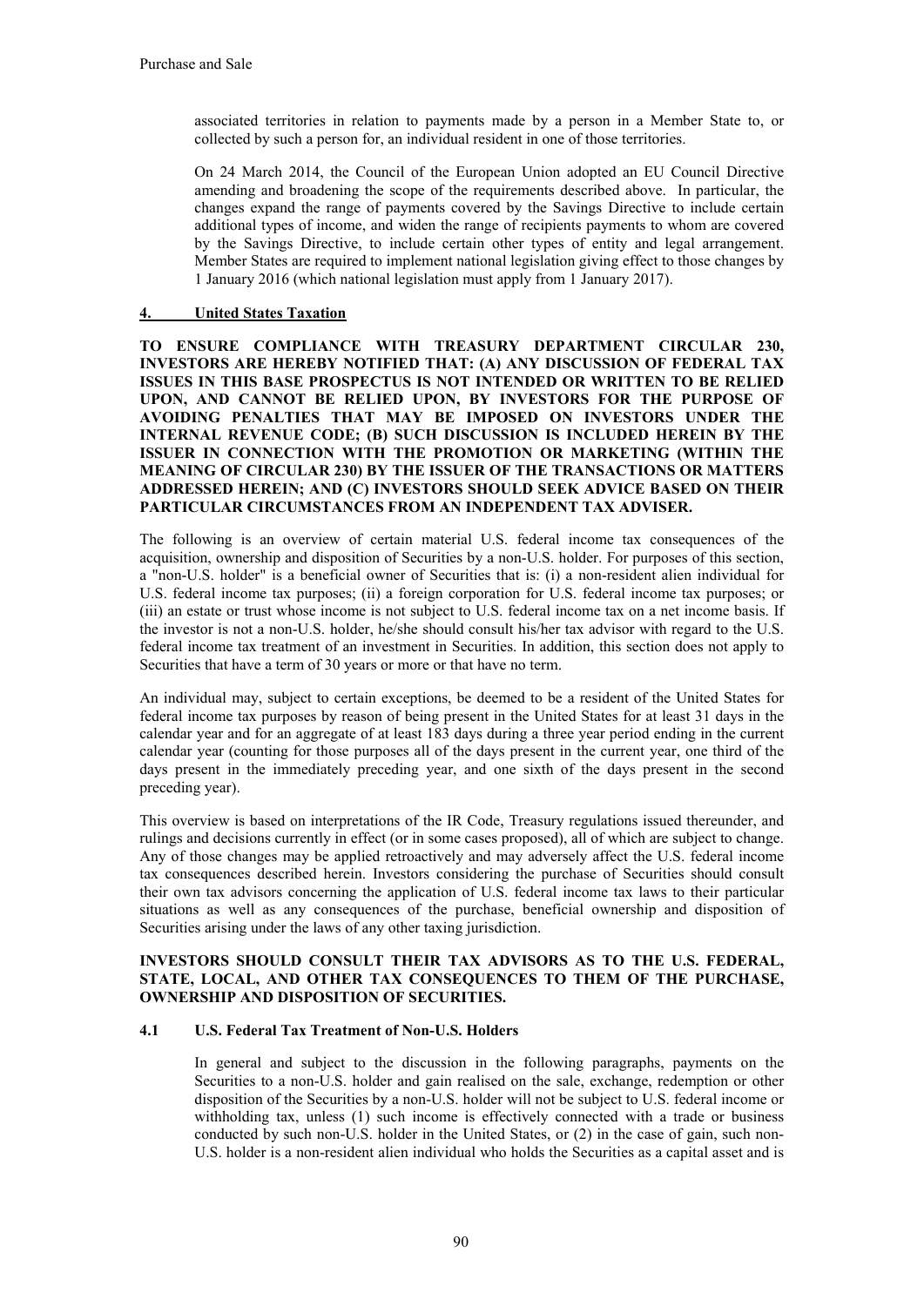associated territories in relation to payments made by a person in a Member State to, or collected by such a person for, an individual resident in one of those territories.

On 24 March 2014, the Council of the European Union adopted an EU Council Directive amending and broadening the scope of the requirements described above. In particular, the changes expand the range of payments covered by the Savings Directive to include certain additional types of income, and widen the range of recipients payments to whom are covered by the Savings Directive, to include certain other types of entity and legal arrangement. Member States are required to implement national legislation giving effect to those changes by 1 January 2016 (which national legislation must apply from 1 January 2017).

## 4. United States Taxation

**TO ENSURE COMPLIANCE WITH TREASURY DEPARTMENT CIRCULAR 230, INVESTORS ARE HEREBY NOTIFIED THAT: (A) ANY DISCUSSION OF FEDERAL TAX ISSUES IN THIS BASE PROSPECTUS IS NOT INTENDED OR WRITTEN TO BE RELIED UPON, AND CANNOT BE RELIED UPON, BY INVESTORS FOR THE PURPOSE OF AVOIDING PENALTIES THAT MAY BE IMPOSED ON INVESTORS UNDER THE INTERNAL REVENUE CODE; (B) SUCH DISCUSSION IS INCLUDED HEREIN BY THE ISSUER IN CONNECTION WITH THE PROMOTION OR MARKETING (WITHIN THE MEANING OF CIRCULAR 230) BY THE ISSUER OF THE TRANSACTIONS OR MATTERS ADDRESSED HEREIN; AND (C) INVESTORS SHOULD SEEK ADVICE BASED ON THEIR PARTICULAR CIRCUMSTANCES FROM AN INDEPENDENT TAX ADVISER.**

The following is an overview of certain material U.S. federal income tax consequences of the acquisition, ownership and disposition of Securities by a non-U.S. holder. For purposes of this section, a "non-U.S. holder" is a beneficial owner of Securities that is: (i) a non-resident alien individual for U.S. federal income tax purposes; (ii) a foreign corporation for U.S. federal income tax purposes; or (iii) an estate or trust whose income is not subject to U.S. federal income tax on a net income basis. If the investor is not a non-U.S. holder, he/she should consult his/her tax advisor with regard to the U.S. federal income tax treatment of an investment in Securities. In addition, this section does not apply to Securities that have a term of 30 years or more or that have no term.

An individual may, subject to certain exceptions, be deemed to be a resident of the United States for federal income tax purposes by reason of being present in the United States for at least 31 days in the calendar year and for an aggregate of at least 183 days during a three year period ending in the current calendar year (counting for those purposes all of the days present in the current year, one third of the days present in the immediately preceding year, and one sixth of the days present in the second preceding year).

This overview is based on interpretations of the IR Code, Treasury regulations issued thereunder, and rulings and decisions currently in effect (or in some cases proposed), all of which are subject to change. Any of those changes may be applied retroactively and may adversely affect the U.S. federal income tax consequences described herein. Investors considering the purchase of Securities should consult their own tax advisors concerning the application of U.S. federal income tax laws to their particular situations as well as any consequences of the purchase, beneficial ownership and disposition of Securities arising under the laws of any other taxing jurisdiction.

**INVESTORS SHOULD CONSULT THEIR TAX ADVISORS AS TO THE U.S. FEDERAL, STATE, LOCAL, AND OTHER TAX CONSEQUENCES TO THEM OF THE PURCHASE, OWNERSHIP AND DISPOSITION OF SECURITIES.**

### 4.1 U.S. Federal Tax Treatment of Non-U.S. Holders

In general and subject to the discussion in the following paragraphs, payments on the Securities to a non-U.S. holder and gain realised on the sale, exchange, redemption or other disposition of the Securities by a non-U.S. holder will not be subject to U.S. federal income or withholding tax, unless (1) such income is effectively connected with a trade or business conducted by such non-U.S. holder in the United States, or (2) in the case of gain, such non-U.S. holder is a non-resident alien individual who holds the Securities as a capital asset and is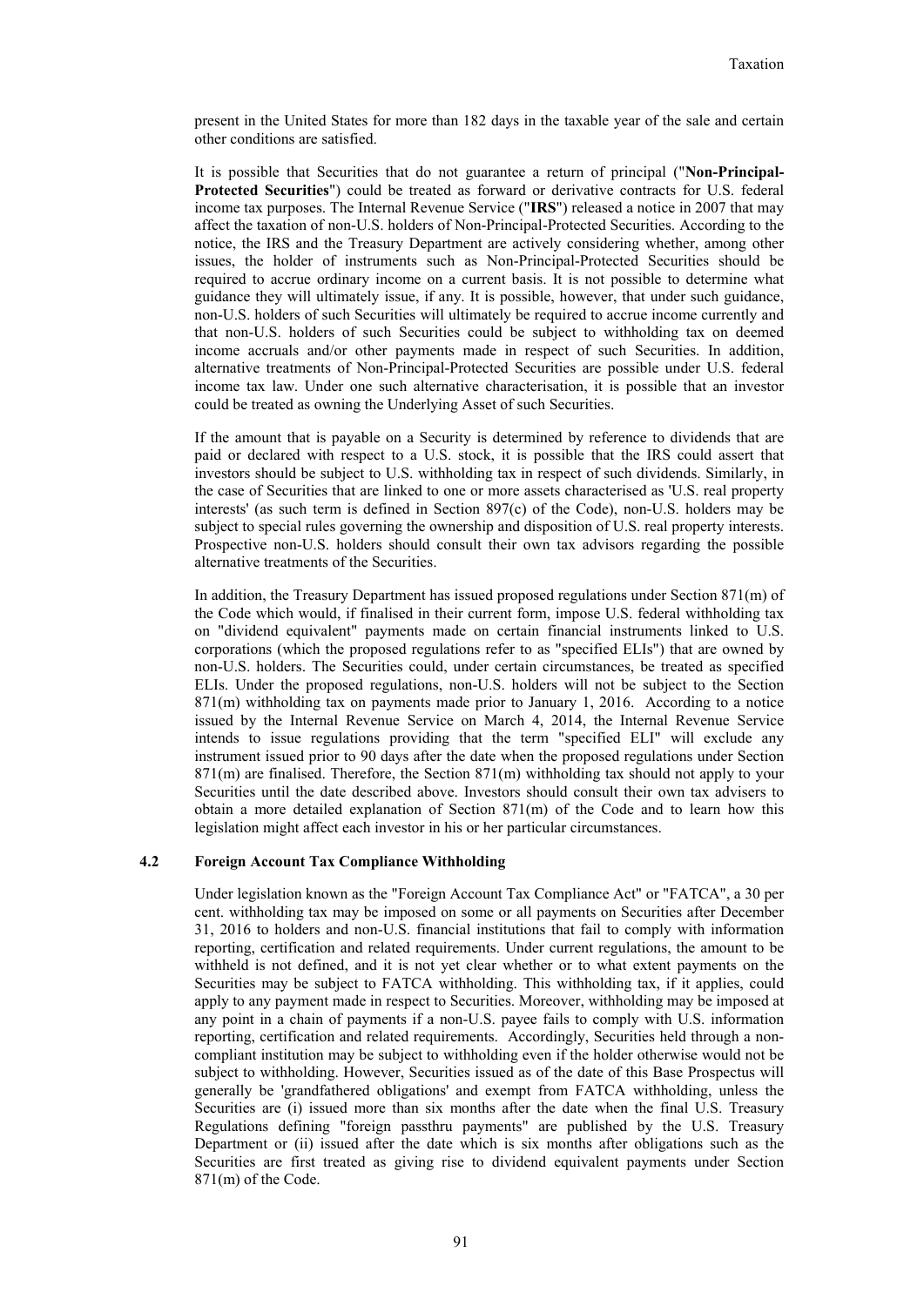present in the United States for more than 182 days in the taxable year of the sale and certain other conditions are satisfied.

It is possible that Securities that do not guarantee a return of principal ("**Non-Principal-Protected Securities**") could be treated as forward or derivative contracts for U.S. federal income tax purposes. The Internal Revenue Service ("**IRS**") released a notice in 2007 that may affect the taxation of non-U.S. holders of Non-Principal-Protected Securities. According to the notice, the IRS and the Treasury Department are actively considering whether, among other issues, the holder of instruments such as Non-Principal-Protected Securities should be required to accrue ordinary income on a current basis. It is not possible to determine what guidance they will ultimately issue, if any. It is possible, however, that under such guidance, non-U.S. holders of such Securities will ultimately be required to accrue income currently and that non-U.S. holders of such Securities could be subject to withholding tax on deemed income accruals and/or other payments made in respect of such Securities. In addition, alternative treatments of Non-Principal-Protected Securities are possible under U.S. federal income tax law. Under one such alternative characterisation, it is possible that an investor could be treated as owning the Underlying Asset of such Securities.

If the amount that is payable on a Security is determined by reference to dividends that are paid or declared with respect to a U.S. stock, it is possible that the IRS could assert that investors should be subject to U.S. withholding tax in respect of such dividends. Similarly, in the case of Securities that are linked to one or more assets characterised as 'U.S. real property interests' (as such term is defined in Section 897(c) of the Code), non-U.S. holders may be subject to special rules governing the ownership and disposition of U.S. real property interests. Prospective non-U.S. holders should consult their own tax advisors regarding the possible alternative treatments of the Securities.

In addition, the Treasury Department has issued proposed regulations under Section 871(m) of the Code which would, if finalised in their current form, impose U.S. federal withholding tax on "dividend equivalent" payments made on certain financial instruments linked to U.S. corporations (which the proposed regulations refer to as "specified ELIs") that are owned by non-U.S. holders. The Securities could, under certain circumstances, be treated as specified ELIs. Under the proposed regulations, non-U.S. holders will not be subject to the Section 871(m) withholding tax on payments made prior to January 1, 2016. According to a notice issued by the Internal Revenue Service on March 4, 2014, the Internal Revenue Service intends to issue regulations providing that the term "specified ELI" will exclude any instrument issued prior to 90 days after the date when the proposed regulations under Section 871(m) are finalised. Therefore, the Section 871(m) withholding tax should not apply to your Securities until the date described above. Investors should consult their own tax advisers to obtain a more detailed explanation of Section 871(m) of the Code and to learn how this legislation might affect each investor in his or her particular circumstances.

### 4.2 Foreign Account Tax Compliance Withholding

Under legislation known as the "Foreign Account Tax Compliance Act" or "FATCA", a 30 per cent. withholding tax may be imposed on some or all payments on Securities after December 31, 2016 to holders and non-U.S. financial institutions that fail to comply with information reporting, certification and related requirements. Under current regulations, the amount to be withheld is not defined, and it is not yet clear whether or to what extent payments on the Securities may be subject to FATCA withholding. This withholding tax, if it applies, could apply to any payment made in respect to Securities. Moreover, withholding may be imposed at any point in a chain of payments if a non-U.S. payee fails to comply with U.S. information reporting, certification and related requirements. Accordingly, Securities held through a non-compliant institution may be subject to withholding even if the holder otherwise would not be subject to withholding. However, Securities issued as of the date of this Base Prospectus will generally be 'grandfathered obligations' and exempt from FATCA withholding, unless the Securities are (i) issued more than six months after the date when the final U.S. Treasury Regulations defining "foreign passthru payments" are published by the U.S. Treasury Department or (ii) issued after the date which is six months after obligations such as the Securities are first treated as giving rise to dividend equivalent payments under Section 871(m) of the Code.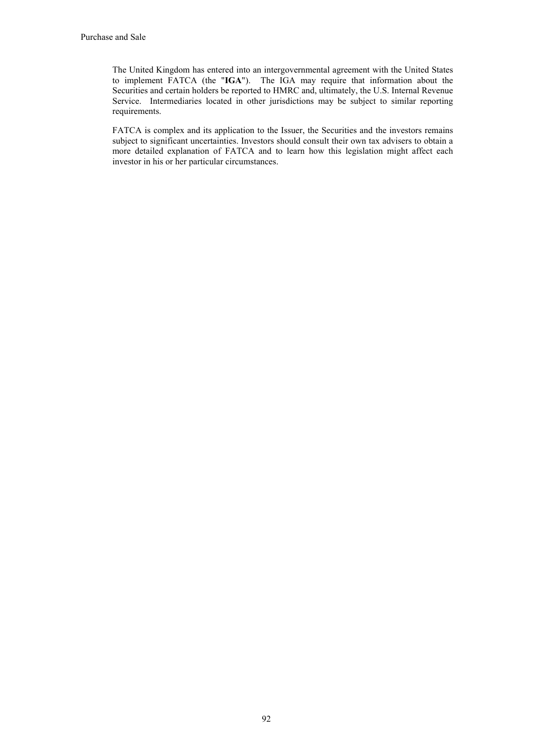The United Kingdom has entered into an intergovernmental agreement with the United States to implement FATCA (the "**IGA**"). The IGA may require that information about the Securities and certain holders be reported to HMRC and, ultimately, the U.S. Internal Revenue Service. Intermediaries located in other jurisdictions may be subject to similar reporting requirements.

FATCA is complex and its application to the Issuer, the Securities and the investors remains subject to significant uncertainties. Investors should consult their own tax advisers to obtain a more detailed explanation of FATCA and to learn how this legislation might affect each investor in his or her particular circumstances.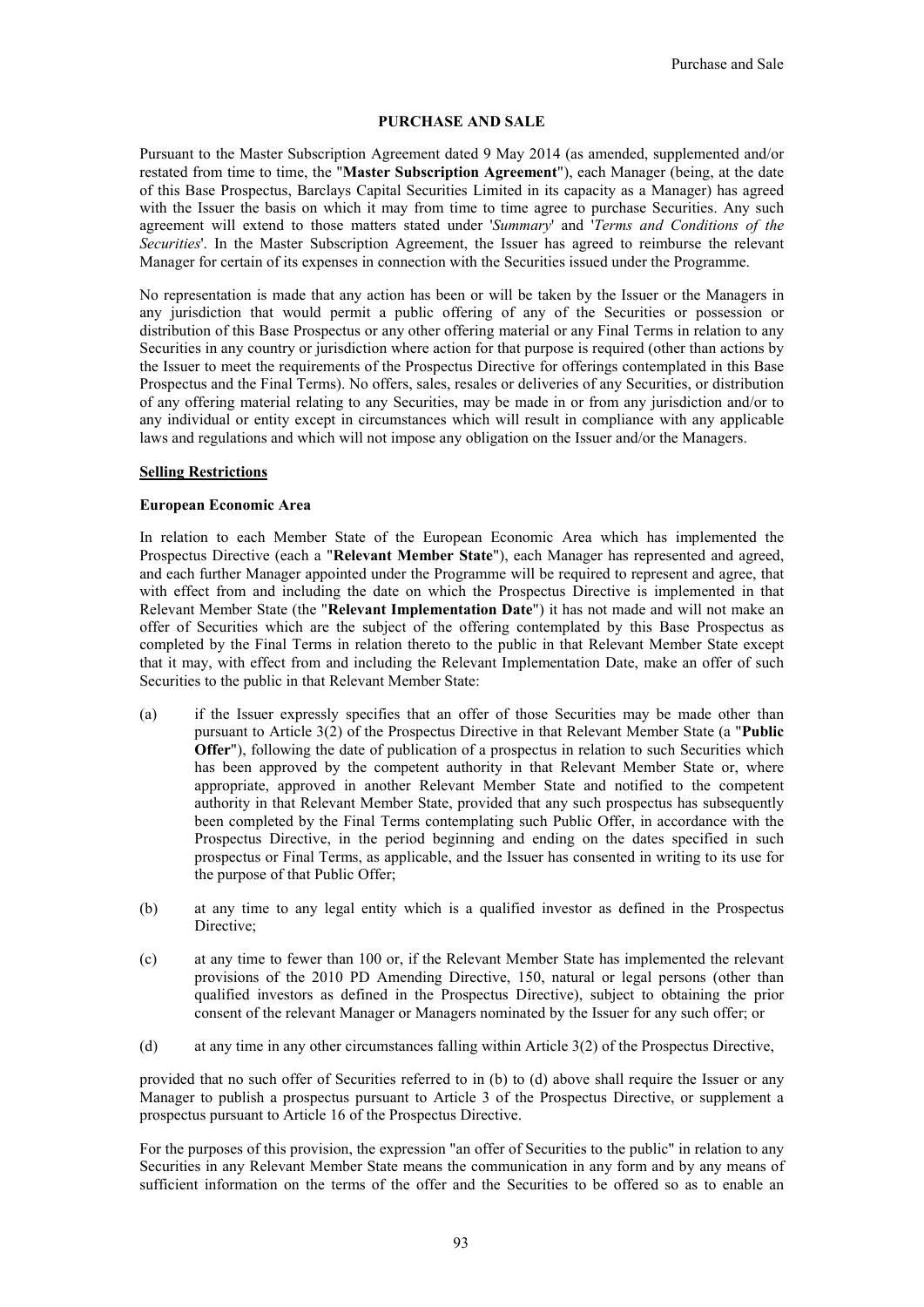# PURCHASE AND SALE

Pursuant to the Master Subscription Agreement dated 9 May 2014 (as amended, supplemented and/or restated from time to time, the "**Master Subscription Agreement**"), each Manager (being, at the date of this Base Prospectus, Barclays Capital Securities Limited in its capacity as a Manager) has agreed with the Issuer the basis on which it may from time to time agree to purchase Securities. Any such agreement will extend to those matters stated under '*Summary*' and '*Terms and Conditions of the Securities*'. In the Master Subscription Agreement, the Issuer has agreed to reimburse the relevant Manager for certain of its expenses in connection with the Securities issued under the Programme.

No representation is made that any action has been or will be taken by the Issuer or the Managers in any jurisdiction that would permit a public offering of any of the Securities or possession or distribution of this Base Prospectus or any other offering material or any Final Terms in relation to any Securities in any country or jurisdiction where action for that purpose is required (other than actions by the Issuer to meet the requirements of the Prospectus Directive for offerings contemplated in this Base Prospectus and the Final Terms). No offers, sales, resales or deliveries of any Securities, or distribution of any offering material relating to any Securities, may be made in or from any jurisdiction and/or to any individual or entity except in circumstances which will result in compliance with any applicable laws and regulations and which will not impose any obligation on the Issuer and/or the Managers.

## Selling Restrictions

### European Economic Area

In relation to each Member State of the European Economic Area which has implemented the Prospectus Directive (each a "**Relevant Member State**"), each Manager has represented and agreed, and each further Manager appointed under the Programme will be required to represent and agree, that with effect from and including the date on which the Prospectus Directive is implemented in that Relevant Member State (the "**Relevant Implementation Date**") it has not made and will not make an offer of Securities which are the subject of the offering contemplated by this Base Prospectus as completed by the Final Terms in relation thereto to the public in that Relevant Member State except that it may, with effect from and including the Relevant Implementation Date, make an offer of such Securities to the public in that Relevant Member State:

(a) if the Issuer expressly specifies that an offer of those Securities may be made other than pursuant to Article 3(2) of the Prospectus Directive in that Relevant Member State (a "**Public Offer**"), following the date of publication of a prospectus in relation to such Securities which has been approved by the competent authority in that Relevant Member State or, where appropriate, approved in another Relevant Member State and notified to the competent authority in that Relevant Member State, provided that any such prospectus has subsequently been completed by the Final Terms contemplating such Public Offer, in accordance with the Prospectus Directive, in the period beginning and ending on the dates specified in such prospectus or Final Terms, as applicable, and the Issuer has consented in writing to its use for the purpose of that Public Offer;

(b) at any time to any legal entity which is a qualified investor as defined in the Prospectus Directive;

(c) at any time to fewer than 100 or, if the Relevant Member State has implemented the relevant provisions of the 2010 PD Amending Directive, 150, natural or legal persons (other than qualified investors as defined in the Prospectus Directive), subject to obtaining the prior consent of the relevant Manager or Managers nominated by the Issuer for any such offer; or

(d) at any time in any other circumstances falling within Article 3(2) of the Prospectus Directive,

provided that no such offer of Securities referred to in (b) to (d) above shall require the Issuer or any Manager to publish a prospectus pursuant to Article 3 of the Prospectus Directive, or supplement a prospectus pursuant to Article 16 of the Prospectus Directive.

For the purposes of this provision, the expression "an offer of Securities to the public" in relation to any Securities in any Relevant Member State means the communication in any form and by any means of sufficient information on the terms of the offer and the Securities to be offered so as to enable an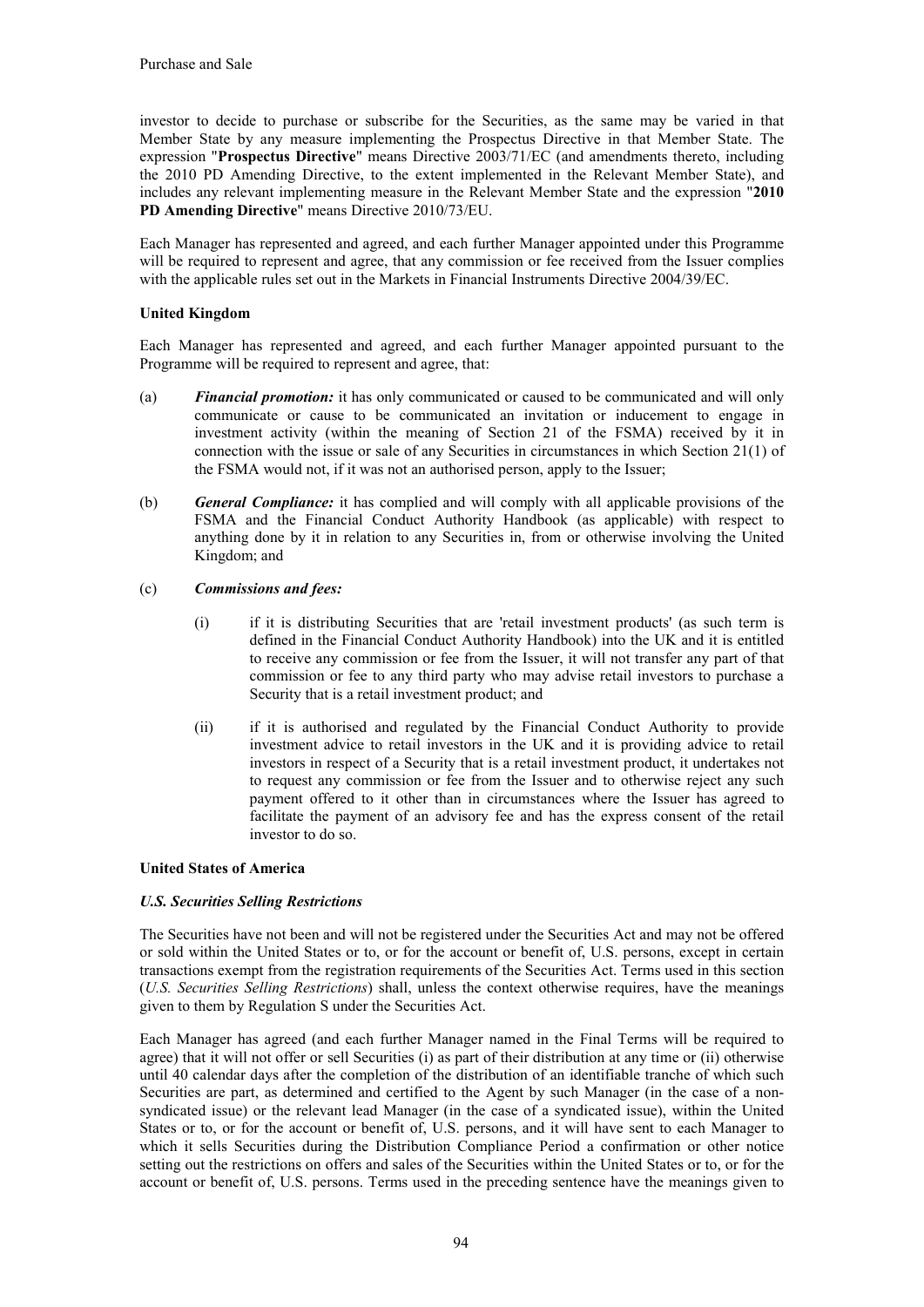investor to decide to purchase or subscribe for the Securities, as the same may be varied in that Member State by any measure implementing the Prospectus Directive in that Member State. The expression "**Prospectus Directive**" means Directive 2003/71/EC (and amendments thereto, including the 2010 PD Amending Directive, to the extent implemented in the Relevant Member State), and includes any relevant implementing measure in the Relevant Member State and the expression "**2010 PD Amending Directive**" means Directive 2010/73/EU.

Each Manager has represented and agreed, and each further Manager appointed under this Programme will be required to represent and agree, that any commission or fee received from the Issuer complies with the applicable rules set out in the Markets in Financial Instruments Directive 2004/39/EC.

**United Kingdom**

Each Manager has represented and agreed, and each further Manager appointed pursuant to the Programme will be required to represent and agree, that:

(a) ***Financial promotion:*** it has only communicated or caused to be communicated and will only communicate or cause to be communicated an invitation or inducement to engage in investment activity (within the meaning of Section 21 of the FSMA) received by it in connection with the issue or sale of any Securities in circumstances in which Section 21(1) of the FSMA would not, if it was not an authorised person, apply to the Issuer;

(b) ***General Compliance:*** it has complied and will comply with all applicable provisions of the FSMA and the Financial Conduct Authority Handbook (as applicable) with respect to anything done by it in relation to any Securities in, from or otherwise involving the United Kingdom; and

(c) ***Commissions and fees:***

   (i) if it is distributing Securities that are 'retail investment products' (as such term is defined in the Financial Conduct Authority Handbook) into the UK and it is entitled to receive any commission or fee from the Issuer, it will not transfer any part of that commission or fee to any third party who may advise retail investors to purchase a Security that is a retail investment product; and

   (ii) if it is authorised and regulated by the Financial Conduct Authority to provide investment advice to retail investors in the UK and it is providing advice to retail investors in respect of a Security that is a retail investment product, it undertakes not to request any commission or fee from the Issuer and to otherwise reject any such payment offered to it other than in circumstances where the Issuer has agreed to facilitate the payment of an advisory fee and has the express consent of the retail investor to do so.

**United States of America**

***U.S. Securities Selling Restrictions***

The Securities have not been and will not be registered under the Securities Act and may not be offered or sold within the United States or to, or for the account or benefit of, U.S. persons, except in certain transactions exempt from the registration requirements of the Securities Act. Terms used in this section (*U.S. Securities Selling Restrictions*) shall, unless the context otherwise requires, have the meanings given to them by Regulation S under the Securities Act.

Each Manager has agreed (and each further Manager named in the Final Terms will be required to agree) that it will not offer or sell Securities (i) as part of their distribution at any time or (ii) otherwise until 40 calendar days after the completion of the distribution of an identifiable tranche of which such Securities are part, as determined and certified to the Agent by such Manager (in the case of a non-syndicated issue) or the relevant lead Manager (in the case of a syndicated issue), within the United States or to, or for the account or benefit of, U.S. persons, and it will have sent to each Manager to which it sells Securities during the Distribution Compliance Period a confirmation or other notice setting out the restrictions on offers and sales of the Securities within the United States or to, or for the account or benefit of, U.S. persons. Terms used in the preceding sentence have the meanings given to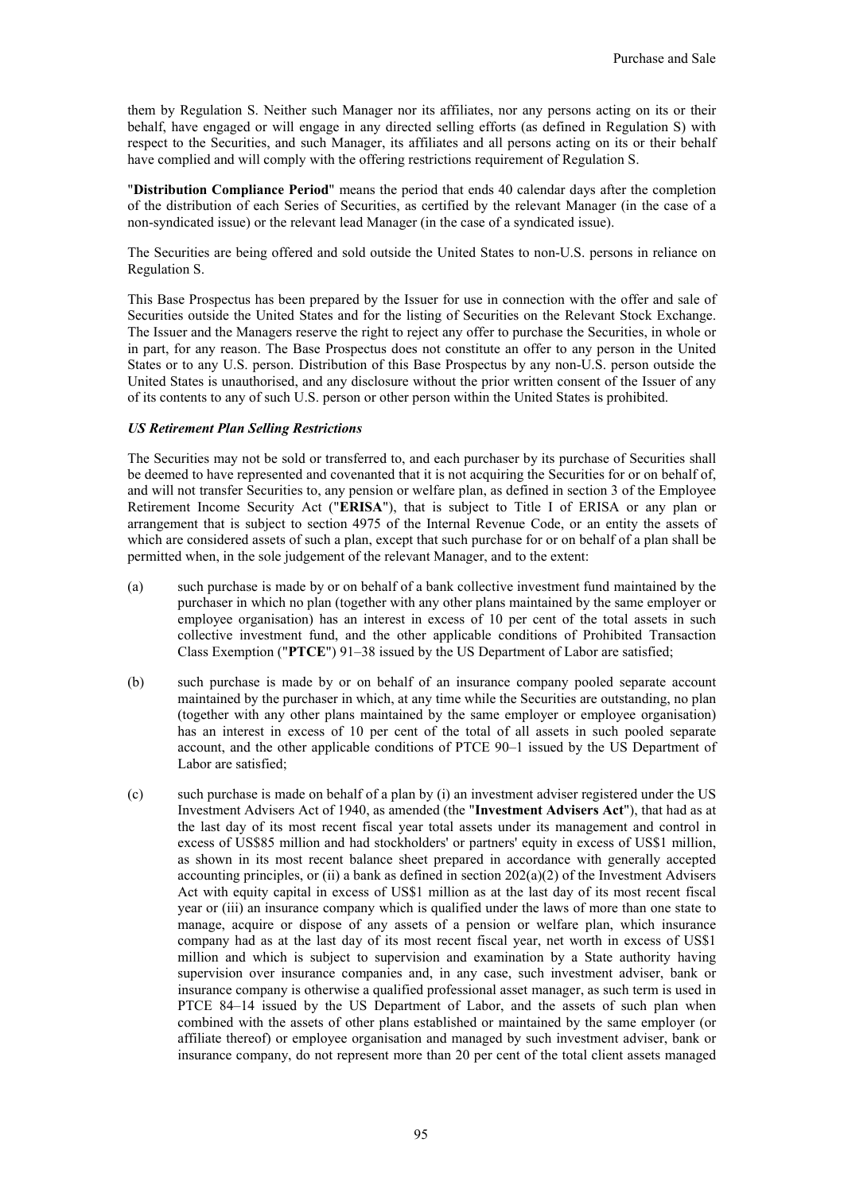them by Regulation S. Neither such Manager nor its affiliates, nor any persons acting on its or their behalf, have engaged or will engage in any directed selling efforts (as defined in Regulation S) with respect to the Securities, and such Manager, its affiliates and all persons acting on its or their behalf have complied and will comply with the offering restrictions requirement of Regulation S.

"**Distribution Compliance Period**" means the period that ends 40 calendar days after the completion of the distribution of each Series of Securities, as certified by the relevant Manager (in the case of a non-syndicated issue) or the relevant lead Manager (in the case of a syndicated issue).

The Securities are being offered and sold outside the United States to non-U.S. persons in reliance on Regulation S.

This Base Prospectus has been prepared by the Issuer for use in connection with the offer and sale of Securities outside the United States and for the listing of Securities on the Relevant Stock Exchange. The Issuer and the Managers reserve the right to reject any offer to purchase the Securities, in whole or in part, for any reason. The Base Prospectus does not constitute an offer to any person in the United States or to any U.S. person. Distribution of this Base Prospectus by any non-U.S. person outside the United States is unauthorised, and any disclosure without the prior written consent of the Issuer of any of its contents to any of such U.S. person or other person within the United States is prohibited.

***US Retirement Plan Selling Restrictions***

The Securities may not be sold or transferred to, and each purchaser by its purchase of Securities shall be deemed to have represented and covenanted that it is not acquiring the Securities for or on behalf of, and will not transfer Securities to, any pension or welfare plan, as defined in section 3 of the Employee Retirement Income Security Act ("**ERISA**"), that is subject to Title I of ERISA or any plan or arrangement that is subject to section 4975 of the Internal Revenue Code, or an entity the assets of which are considered assets of such a plan, except that such purchase for or on behalf of a plan shall be permitted when, in the sole judgement of the relevant Manager, and to the extent:

(a) such purchase is made by or on behalf of a bank collective investment fund maintained by the purchaser in which no plan (together with any other plans maintained by the same employer or employee organisation) has an interest in excess of 10 per cent of the total assets in such collective investment fund, and the other applicable conditions of Prohibited Transaction Class Exemption ("**PTCE**") 91–38 issued by the US Department of Labor are satisfied;

(b) such purchase is made by or on behalf of an insurance company pooled separate account maintained by the purchaser in which, at any time while the Securities are outstanding, no plan (together with any other plans maintained by the same employer or employee organisation) has an interest in excess of 10 per cent of the total of all assets in such pooled separate account, and the other applicable conditions of PTCE 90–1 issued by the US Department of Labor are satisfied;

(c) such purchase is made on behalf of a plan by (i) an investment adviser registered under the US Investment Advisers Act of 1940, as amended (the "**Investment Advisers Act**"), that had as at the last day of its most recent fiscal year total assets under its management and control in excess of US$85 million and had stockholders' or partners' equity in excess of US$1 million, as shown in its most recent balance sheet prepared in accordance with generally accepted accounting principles, or (ii) a bank as defined in section 202(a)(2) of the Investment Advisers Act with equity capital in excess of US$1 million as at the last day of its most recent fiscal year or (iii) an insurance company which is qualified under the laws of more than one state to manage, acquire or dispose of any assets of a pension or welfare plan, which insurance company had as at the last day of its most recent fiscal year, net worth in excess of US$1 million and which is subject to supervision and examination by a State authority having supervision over insurance companies and, in any case, such investment adviser, bank or insurance company is otherwise a qualified professional asset manager, as such term is used in PTCE 84–14 issued by the US Department of Labor, and the assets of such plan when combined with the assets of other plans established or maintained by the same employer (or affiliate thereof) or employee organisation and managed by such investment adviser, bank or insurance company, do not represent more than 20 per cent of the total client assets managed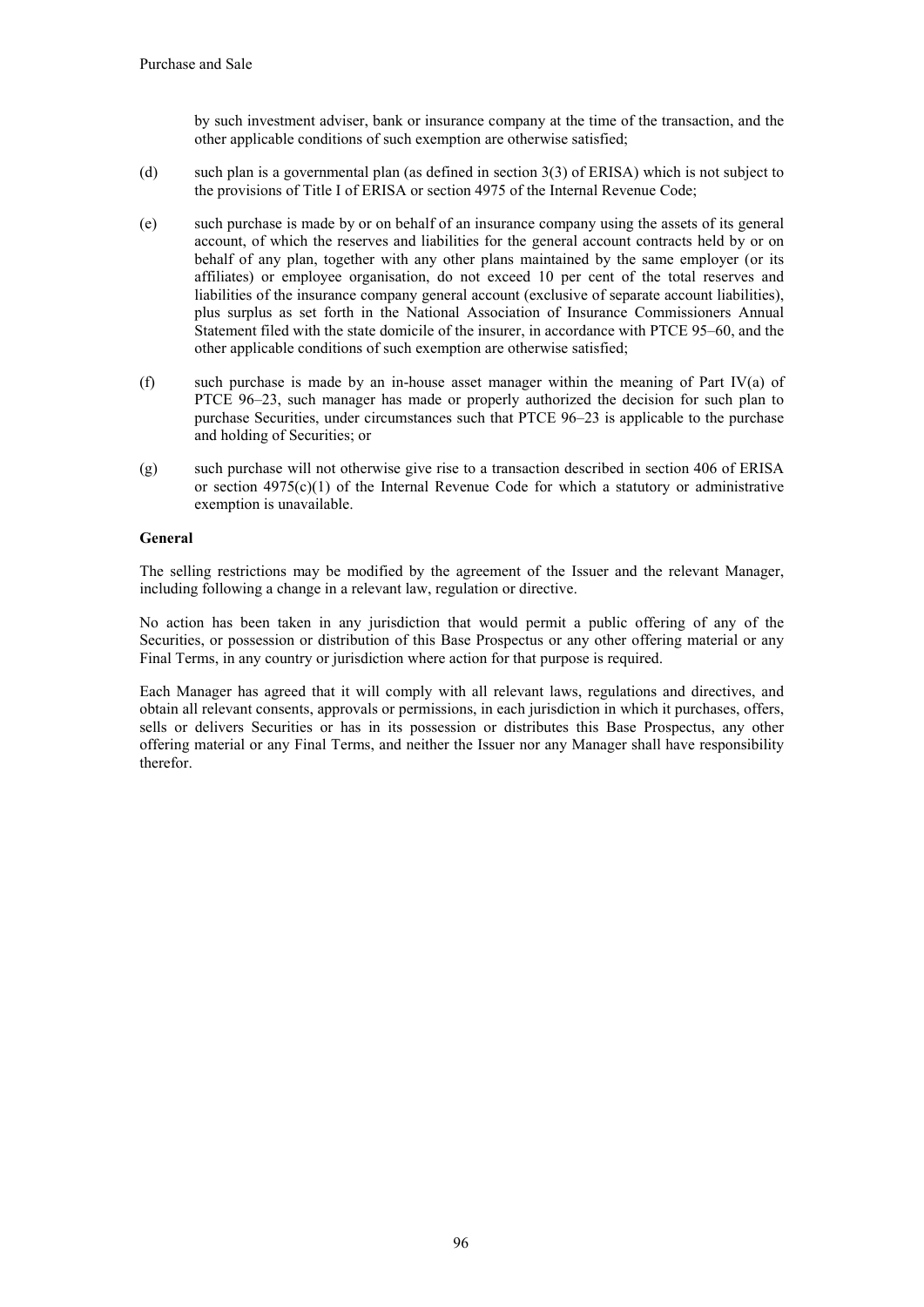by such investment adviser, bank or insurance company at the time of the transaction, and the other applicable conditions of such exemption are otherwise satisfied;

(d) such plan is a governmental plan (as defined in section 3(3) of ERISA) which is not subject to the provisions of Title I of ERISA or section 4975 of the Internal Revenue Code;

(e) such purchase is made by or on behalf of an insurance company using the assets of its general account, of which the reserves and liabilities for the general account contracts held by or on behalf of any plan, together with any other plans maintained by the same employer (or its affiliates) or employee organisation, do not exceed 10 per cent of the total reserves and liabilities of the insurance company general account (exclusive of separate account liabilities), plus surplus as set forth in the National Association of Insurance Commissioners Annual Statement filed with the state domicile of the insurer, in accordance with PTCE 95–60, and the other applicable conditions of such exemption are otherwise satisfied;

(f) such purchase is made by an in-house asset manager within the meaning of Part IV(a) of PTCE 96–23, such manager has made or properly authorized the decision for such plan to purchase Securities, under circumstances such that PTCE 96–23 is applicable to the purchase and holding of Securities; or

(g) such purchase will not otherwise give rise to a transaction described in section 406 of ERISA or section 4975(c)(1) of the Internal Revenue Code for which a statutory or administrative exemption is unavailable.

**General**

The selling restrictions may be modified by the agreement of the Issuer and the relevant Manager, including following a change in a relevant law, regulation or directive.

No action has been taken in any jurisdiction that would permit a public offering of any of the Securities, or possession or distribution of this Base Prospectus or any other offering material or any Final Terms, in any country or jurisdiction where action for that purpose is required.

Each Manager has agreed that it will comply with all relevant laws, regulations and directives, and obtain all relevant consents, approvals or permissions, in each jurisdiction in which it purchases, offers, sells or delivers Securities or has in its possession or distributes this Base Prospectus, any other offering material or any Final Terms, and neither the Issuer nor any Manager shall have responsibility therefor.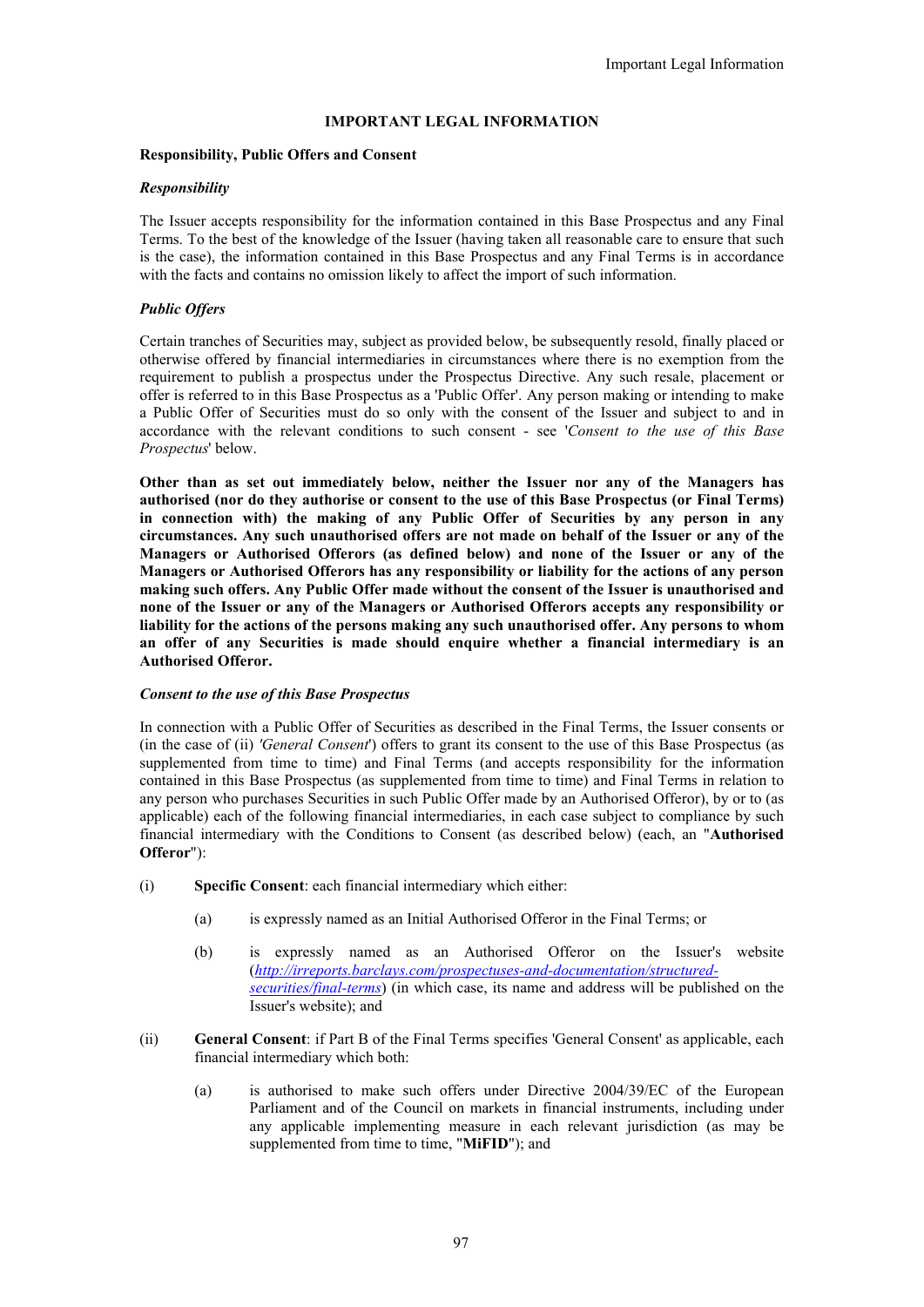# IMPORTANT LEGAL INFORMATION

**Responsibility, Public Offers and Consent**

***Responsibility***

The Issuer accepts responsibility for the information contained in this Base Prospectus and any Final Terms. To the best of the knowledge of the Issuer (having taken all reasonable care to ensure that such is the case), the information contained in this Base Prospectus and any Final Terms is in accordance with the facts and contains no omission likely to affect the import of such information.

***Public Offers***

Certain tranches of Securities may, subject as provided below, be subsequently resold, finally placed or otherwise offered by financial intermediaries in circumstances where there is no exemption from the requirement to publish a prospectus under the Prospectus Directive. Any such resale, placement or offer is referred to in this Base Prospectus as a 'Public Offer'. Any person making or intending to make a Public Offer of Securities must do so only with the consent of the Issuer and subject to and in accordance with the relevant conditions to such consent - see '*Consent to the use of this Base Prospectus*' below.

**Other than as set out immediately below, neither the Issuer nor any of the Managers has authorised (nor do they authorise or consent to the use of this Base Prospectus (or Final Terms) in connection with) the making of any Public Offer of Securities by any person in any circumstances. Any such unauthorised offers are not made on behalf of the Issuer or any of the Managers or Authorised Offerors (as defined below) and none of the Issuer or any of the Managers or Authorised Offerors has any responsibility or liability for the actions of any person making such offers. Any Public Offer made without the consent of the Issuer is unauthorised and none of the Issuer or any of the Managers or Authorised Offerors accepts any responsibility or liability for the actions of the persons making any such unauthorised offer. Any persons to whom an offer of any Securities is made should enquire whether a financial intermediary is an Authorised Offeror.**

***Consent to the use of this Base Prospectus***

In connection with a Public Offer of Securities as described in the Final Terms, the Issuer consents or (in the case of (ii) *'General Consent'*) offers to grant its consent to the use of this Base Prospectus (as supplemented from time to time) and Final Terms (and accepts responsibility for the information contained in this Base Prospectus (as supplemented from time to time) and Final Terms in relation to any person who purchases Securities in such Public Offer made by an Authorised Offeror), by or to (as applicable) each of the following financial intermediaries, in each case subject to compliance by such financial intermediary with the Conditions to Consent (as described below) (each, an "**Authorised Offeror**"):

(i) **Specific Consent**: each financial intermediary which either:

  (a) is expressly named as an Initial Authorised Offeror in the Final Terms; or

  (b) is expressly named as an Authorised Offeror on the Issuer's website (*http://irreports.barclays.com/prospectuses-and-documentation/structured-securities/final-terms*) (in which case, its name and address will be published on the Issuer's website); and

(ii) **General Consent**: if Part B of the Final Terms specifies 'General Consent' as applicable, each financial intermediary which both:

  (a) is authorised to make such offers under Directive 2004/39/EC of the European Parliament and of the Council on markets in financial instruments, including under any applicable implementing measure in each relevant jurisdiction (as may be supplemented from time to time, "**MiFID**"); and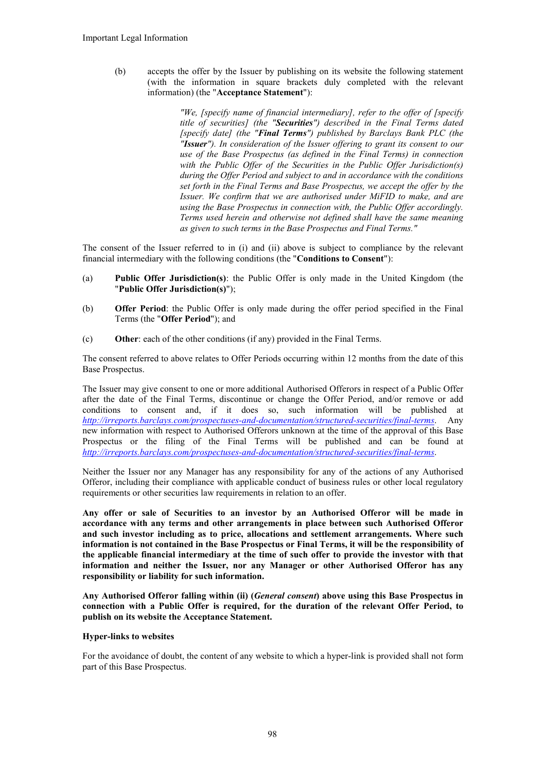(b) accepts the offer by the Issuer by publishing on its website the following statement (with the information in square brackets duly completed with the relevant information) (the "**Acceptance Statement**"):

> *"We, [specify name of financial intermediary], refer to the offer of [specify title of securities] (the "**Securities**") described in the Final Terms dated [specify date] (the "**Final Terms**") published by Barclays Bank PLC (the "**Issuer**"). In consideration of the Issuer offering to grant its consent to our use of the Base Prospectus (as defined in the Final Terms) in connection with the Public Offer of the Securities in the Public Offer Jurisdiction(s) during the Offer Period and subject to and in accordance with the conditions set forth in the Final Terms and Base Prospectus, we accept the offer by the Issuer. We confirm that we are authorised under MiFID to make, and are using the Base Prospectus in connection with, the Public Offer accordingly. Terms used herein and otherwise not defined shall have the same meaning as given to such terms in the Base Prospectus and Final Terms."*

The consent of the Issuer referred to in (i) and (ii) above is subject to compliance by the relevant financial intermediary with the following conditions (the "**Conditions to Consent**"):

(a) **Public Offer Jurisdiction(s)**: the Public Offer is only made in the United Kingdom (the "**Public Offer Jurisdiction(s)**");

(b) **Offer Period**: the Public Offer is only made during the offer period specified in the Final Terms (the "**Offer Period**"); and

(c) **Other**: each of the other conditions (if any) provided in the Final Terms.

The consent referred to above relates to Offer Periods occurring within 12 months from the date of this Base Prospectus.

The Issuer may give consent to one or more additional Authorised Offerors in respect of a Public Offer after the date of the Final Terms, discontinue or change the Offer Period, and/or remove or add conditions to consent and, if it does so, such information will be published at *http://irreports.barclays.com/prospectuses-and-documentation/structured-securities/final-terms*. Any new information with respect to Authorised Offerors unknown at the time of the approval of this Base Prospectus or the filing of the Final Terms will be published and can be found at *http://irreports.barclays.com/prospectuses-and-documentation/structured-securities/final-terms*.

Neither the Issuer nor any Manager has any responsibility for any of the actions of any Authorised Offeror, including their compliance with applicable conduct of business rules or other local regulatory requirements or other securities law requirements in relation to an offer.

**Any offer or sale of Securities to an investor by an Authorised Offeror will be made in accordance with any terms and other arrangements in place between such Authorised Offeror and such investor including as to price, allocations and settlement arrangements. Where such information is not contained in the Base Prospectus or Final Terms, it will be the responsibility of the applicable financial intermediary at the time of such offer to provide the investor with that information and neither the Issuer, nor any Manager or other Authorised Offeror has any responsibility or liability for such information.**

**Any Authorised Offeror falling within (ii) (*General consent*) above using this Base Prospectus in connection with a Public Offer is required, for the duration of the relevant Offer Period, to publish on its website the Acceptance Statement.**

**Hyper-links to websites**

For the avoidance of doubt, the content of any website to which a hyper-link is provided shall not form part of this Base Prospectus.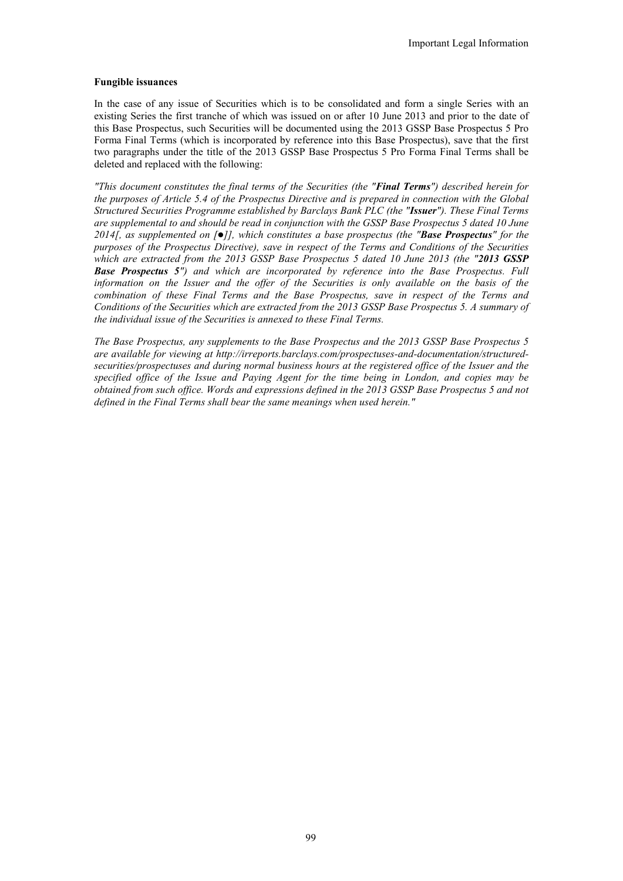**Fungible issuances**

In the case of any issue of Securities which is to be consolidated and form a single Series with an existing Series the first tranche of which was issued on or after 10 June 2013 and prior to the date of this Base Prospectus, such Securities will be documented using the 2013 GSSP Base Prospectus 5 Pro Forma Final Terms (which is incorporated by reference into this Base Prospectus), save that the first two paragraphs under the title of the 2013 GSSP Base Prospectus 5 Pro Forma Final Terms shall be deleted and replaced with the following:

*"This document constitutes the final terms of the Securities (the "**Final Terms**") described herein for the purposes of Article 5.4 of the Prospectus Directive and is prepared in connection with the Global Structured Securities Programme established by Barclays Bank PLC (the "**Issuer**"). These Final Terms are supplemental to and should be read in conjunction with the GSSP Base Prospectus 5 dated 10 June 2014[, as supplemented on [●]], which constitutes a base prospectus (the "**Base Prospectus**" for the purposes of the Prospectus Directive), save in respect of the Terms and Conditions of the Securities which are extracted from the 2013 GSSP Base Prospectus 5 dated 10 June 2013 (the "**2013 GSSP Base Prospectus 5**") and which are incorporated by reference into the Base Prospectus. Full information on the Issuer and the offer of the Securities is only available on the basis of the combination of these Final Terms and the Base Prospectus, save in respect of the Terms and Conditions of the Securities which are extracted from the 2013 GSSP Base Prospectus 5. A summary of the individual issue of the Securities is annexed to these Final Terms.*

*The Base Prospectus, any supplements to the Base Prospectus and the 2013 GSSP Base Prospectus 5 are available for viewing at http://irreports.barclays.com/prospectuses-and-documentation/structured-securities/prospectuses and during normal business hours at the registered office of the Issuer and the specified office of the Issue and Paying Agent for the time being in London, and copies may be obtained from such office. Words and expressions defined in the 2013 GSSP Base Prospectus 5 and not defined in the Final Terms shall bear the same meanings when used herein."*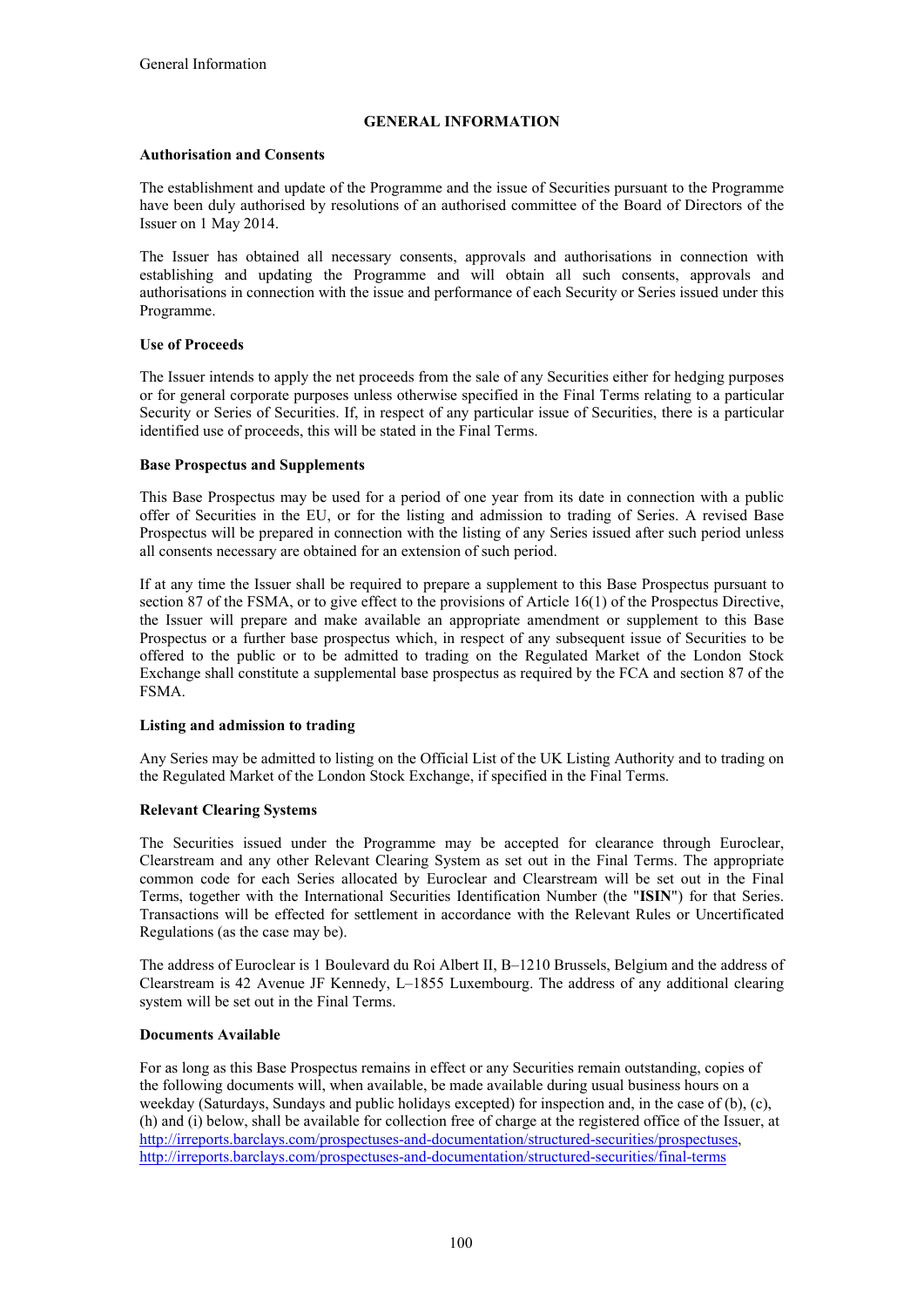# GENERAL INFORMATION

## Authorisation and Consents

The establishment and update of the Programme and the issue of Securities pursuant to the Programme have been duly authorised by resolutions of an authorised committee of the Board of Directors of the Issuer on 1 May 2014.

The Issuer has obtained all necessary consents, approvals and authorisations in connection with establishing and updating the Programme and will obtain all such consents, approvals and authorisations in connection with the issue and performance of each Security or Series issued under this Programme.

## Use of Proceeds

The Issuer intends to apply the net proceeds from the sale of any Securities either for hedging purposes or for general corporate purposes unless otherwise specified in the Final Terms relating to a particular Security or Series of Securities. If, in respect of any particular issue of Securities, there is a particular identified use of proceeds, this will be stated in the Final Terms.

## Base Prospectus and Supplements

This Base Prospectus may be used for a period of one year from its date in connection with a public offer of Securities in the EU, or for the listing and admission to trading of Series. A revised Base Prospectus will be prepared in connection with the listing of any Series issued after such period unless all consents necessary are obtained for an extension of such period.

If at any time the Issuer shall be required to prepare a supplement to this Base Prospectus pursuant to section 87 of the FSMA, or to give effect to the provisions of Article 16(1) of the Prospectus Directive, the Issuer will prepare and make available an appropriate amendment or supplement to this Base Prospectus or a further base prospectus which, in respect of any subsequent issue of Securities to be offered to the public or to be admitted to trading on the Regulated Market of the London Stock Exchange shall constitute a supplemental base prospectus as required by the FCA and section 87 of the FSMA.

## Listing and admission to trading

Any Series may be admitted to listing on the Official List of the UK Listing Authority and to trading on the Regulated Market of the London Stock Exchange, if specified in the Final Terms.

## Relevant Clearing Systems

The Securities issued under the Programme may be accepted for clearance through Euroclear, Clearstream and any other Relevant Clearing System as set out in the Final Terms. The appropriate common code for each Series allocated by Euroclear and Clearstream will be set out in the Final Terms, together with the International Securities Identification Number (the "**ISIN**") for that Series. Transactions will be effected for settlement in accordance with the Relevant Rules or Uncertificated Regulations (as the case may be).

The address of Euroclear is 1 Boulevard du Roi Albert II, B–1210 Brussels, Belgium and the address of Clearstream is 42 Avenue JF Kennedy, L–1855 Luxembourg. The address of any additional clearing system will be set out in the Final Terms.

## Documents Available

For as long as this Base Prospectus remains in effect or any Securities remain outstanding, copies of the following documents will, when available, be made available during usual business hours on a weekday (Saturdays, Sundays and public holidays excepted) for inspection and, in the case of (b), (c), (h) and (i) below, shall be available for collection free of charge at the registered office of the Issuer, at http://irreports.barclays.com/prospectuses-and-documentation/structured-securities/prospectuses, http://irreports.barclays.com/prospectuses-and-documentation/structured-securities/final-terms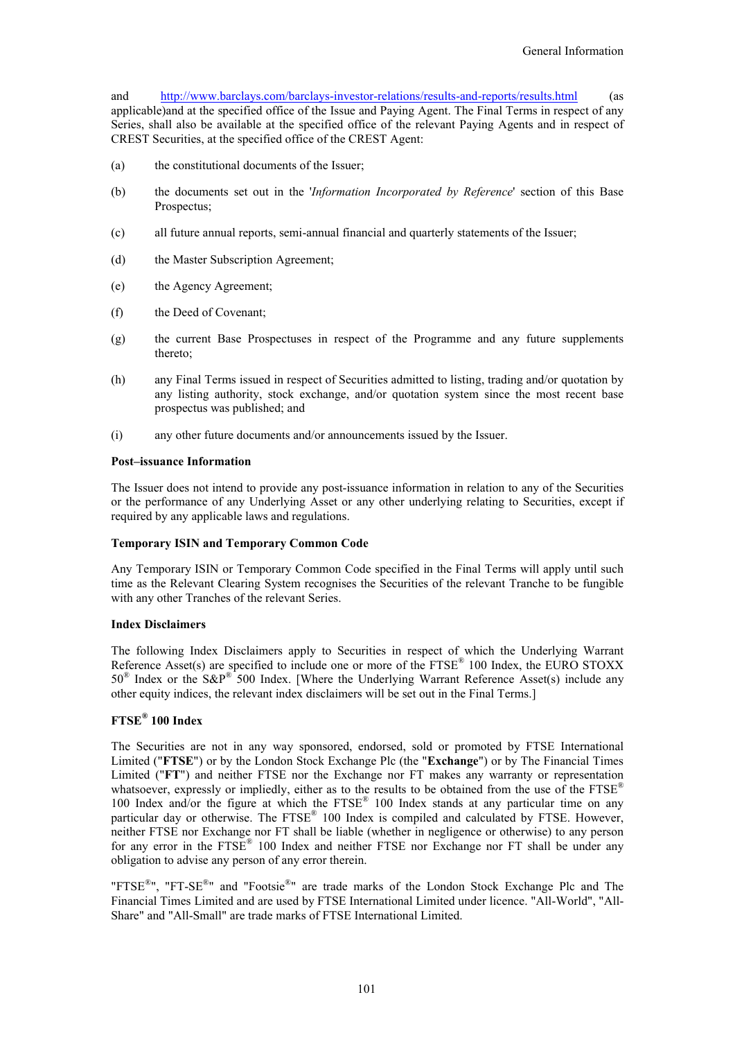and http://www.barclays.com/barclays-investor-relations/results-and-reports/results.html (as applicable)and at the specified office of the Issue and Paying Agent. The Final Terms in respect of any Series, shall also be available at the specified office of the relevant Paying Agents and in respect of CREST Securities, at the specified office of the CREST Agent:

(a) the constitutional documents of the Issuer;

(b) the documents set out in the '*Information Incorporated by Reference*' section of this Base Prospectus;

(c) all future annual reports, semi-annual financial and quarterly statements of the Issuer;

(d) the Master Subscription Agreement;

(e) the Agency Agreement;

(f) the Deed of Covenant;

(g) the current Base Prospectuses in respect of the Programme and any future supplements thereto;

(h) any Final Terms issued in respect of Securities admitted to listing, trading and/or quotation by any listing authority, stock exchange, and/or quotation system since the most recent base prospectus was published; and

(i) any other future documents and/or announcements issued by the Issuer.

**Post–issuance Information**

The Issuer does not intend to provide any post-issuance information in relation to any of the Securities or the performance of any Underlying Asset or any other underlying relating to Securities, except if required by any applicable laws and regulations.

**Temporary ISIN and Temporary Common Code**

Any Temporary ISIN or Temporary Common Code specified in the Final Terms will apply until such time as the Relevant Clearing System recognises the Securities of the relevant Tranche to be fungible with any other Tranches of the relevant Series.

**Index Disclaimers**

The following Index Disclaimers apply to Securities in respect of which the Underlying Warrant Reference Asset(s) are specified to include one or more of the FTSE® 100 Index, the EURO STOXX 50® Index or the S&P® 500 Index. [Where the Underlying Warrant Reference Asset(s) include any other equity indices, the relevant index disclaimers will be set out in the Final Terms.]

**FTSE® 100 Index**

The Securities are not in any way sponsored, endorsed, sold or promoted by FTSE International Limited ("**FTSE**") or by the London Stock Exchange Plc (the "**Exchange**") or by The Financial Times Limited ("**FT**") and neither FTSE nor the Exchange nor FT makes any warranty or representation whatsoever, expressly or impliedly, either as to the results to be obtained from the use of the FTSE® 100 Index and/or the figure at which the FTSE® 100 Index stands at any particular time on any particular day or otherwise. The FTSE® 100 Index is compiled and calculated by FTSE. However, neither FTSE nor Exchange nor FT shall be liable (whether in negligence or otherwise) to any person for any error in the FTSE® 100 Index and neither FTSE nor Exchange nor FT shall be under any obligation to advise any person of any error therein.

"FTSE®", "FT-SE®" and "Footsie®" are trade marks of the London Stock Exchange Plc and The Financial Times Limited and are used by FTSE International Limited under licence. "All-World", "All-Share" and "All-Small" are trade marks of FTSE International Limited.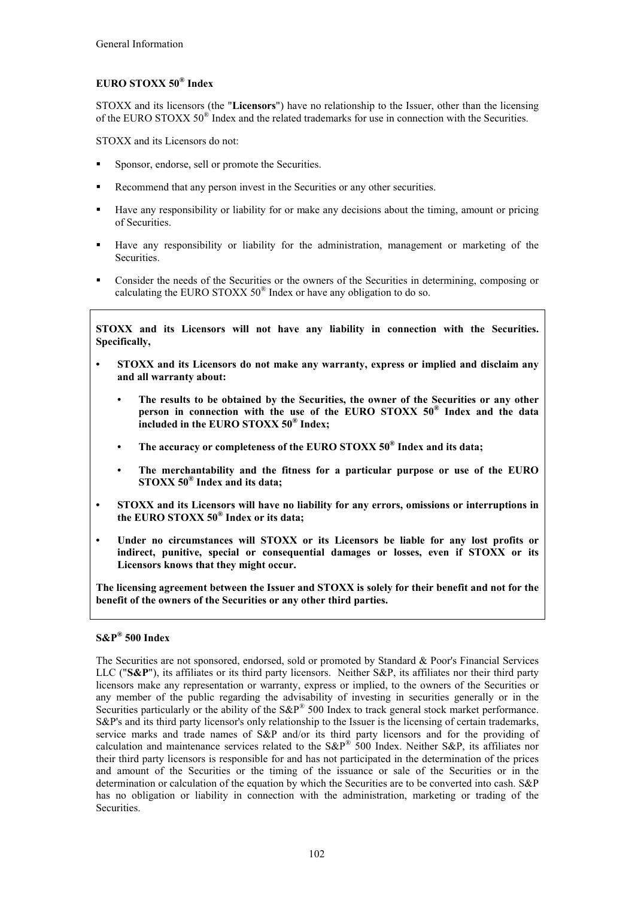**EURO STOXX 50® Index**

STOXX and its licensors (the "**Licensors**") have no relationship to the Issuer, other than the licensing of the EURO STOXX 50® Index and the related trademarks for use in connection with the Securities.

STOXX and its Licensors do not:

- Sponsor, endorse, sell or promote the Securities.
- Recommend that any person invest in the Securities or any other securities.
- Have any responsibility or liability for or make any decisions about the timing, amount or pricing of Securities.
- Have any responsibility or liability for the administration, management or marketing of the Securities.
- Consider the needs of the Securities or the owners of the Securities in determining, composing or calculating the EURO STOXX 50® Index or have any obligation to do so.

**STOXX and its Licensors will not have any liability in connection with the Securities. Specifically,**

- **STOXX and its Licensors do not make any warranty, express or implied and disclaim any and all warranty about:**
  - **The results to be obtained by the Securities, the owner of the Securities or any other person in connection with the use of the EURO STOXX 50® Index and the data included in the EURO STOXX 50® Index;**
  - **The accuracy or completeness of the EURO STOXX 50® Index and its data;**
  - **The merchantability and the fitness for a particular purpose or use of the EURO STOXX 50® Index and its data;**
- **STOXX and its Licensors will have no liability for any errors, omissions or interruptions in the EURO STOXX 50® Index or its data;**
- **Under no circumstances will STOXX or its Licensors be liable for any lost profits or indirect, punitive, special or consequential damages or losses, even if STOXX or its Licensors knows that they might occur.**

**The licensing agreement between the Issuer and STOXX is solely for their benefit and not for the benefit of the owners of the Securities or any other third parties.**

**S&P® 500 Index**

The Securities are not sponsored, endorsed, sold or promoted by Standard & Poor's Financial Services LLC ("**S&P**"), its affiliates or its third party licensors. Neither S&P, its affiliates nor their third party licensors make any representation or warranty, express or implied, to the owners of the Securities or any member of the public regarding the advisability of investing in securities generally or in the Securities particularly or the ability of the S&P® 500 Index to track general stock market performance. S&P's and its third party licensor's only relationship to the Issuer is the licensing of certain trademarks, service marks and trade names of S&P and/or its third party licensors and for the providing of calculation and maintenance services related to the S&P® 500 Index. Neither S&P, its affiliates nor their third party licensors is responsible for and has not participated in the determination of the prices and amount of the Securities or the timing of the issuance or sale of the Securities or in the determination or calculation of the equation by which the Securities are to be converted into cash. S&P has no obligation or liability in connection with the administration, marketing or trading of the Securities.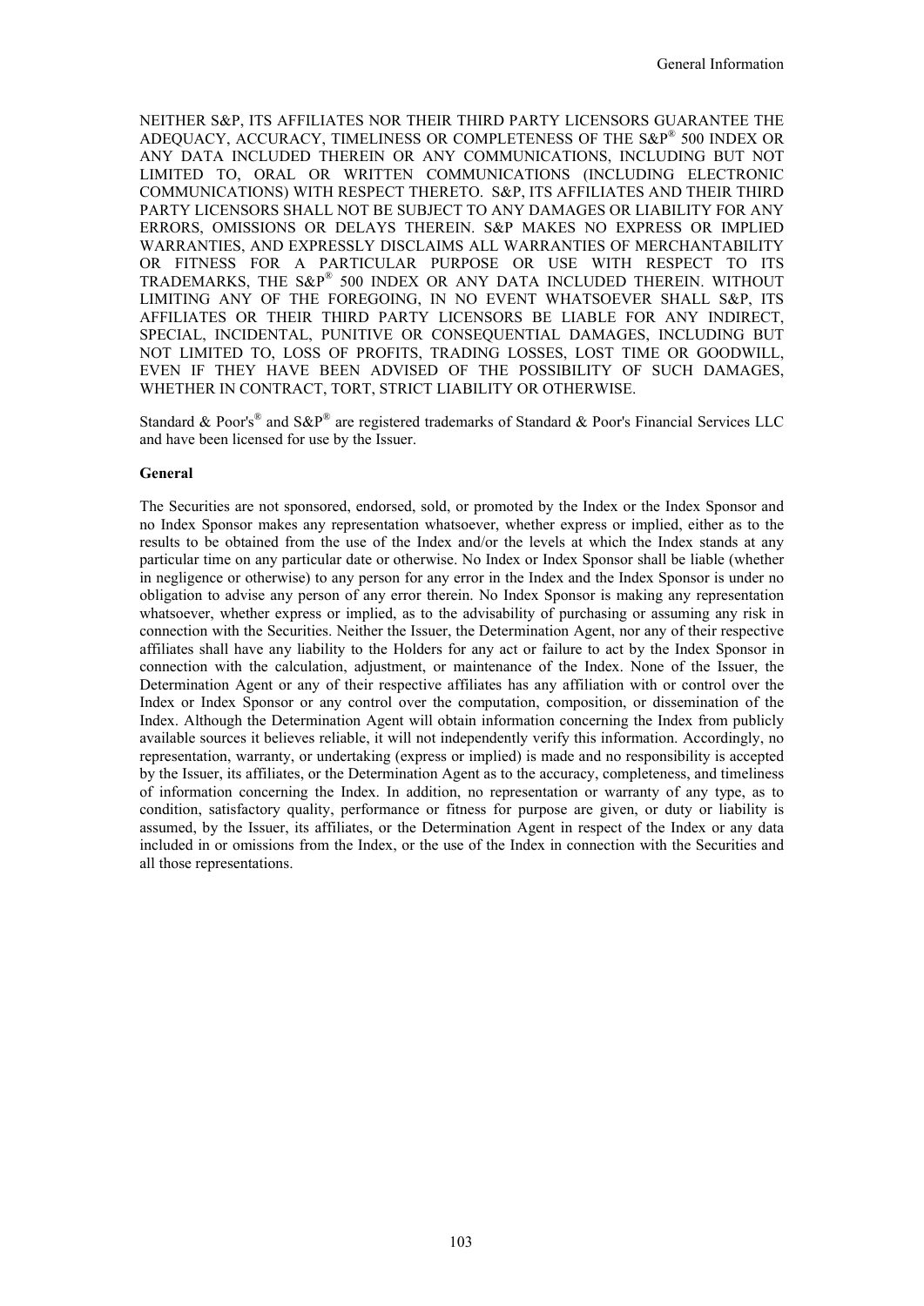NEITHER S&P, ITS AFFILIATES NOR THEIR THIRD PARTY LICENSORS GUARANTEE THE ADEQUACY, ACCURACY, TIMELINESS OR COMPLETENESS OF THE S&P® 500 INDEX OR ANY DATA INCLUDED THEREIN OR ANY COMMUNICATIONS, INCLUDING BUT NOT LIMITED TO, ORAL OR WRITTEN COMMUNICATIONS (INCLUDING ELECTRONIC COMMUNICATIONS) WITH RESPECT THERETO. S&P, ITS AFFILIATES AND THEIR THIRD PARTY LICENSORS SHALL NOT BE SUBJECT TO ANY DAMAGES OR LIABILITY FOR ANY ERRORS, OMISSIONS OR DELAYS THEREIN. S&P MAKES NO EXPRESS OR IMPLIED WARRANTIES, AND EXPRESSLY DISCLAIMS ALL WARRANTIES OF MERCHANTABILITY OR FITNESS FOR A PARTICULAR PURPOSE OR USE WITH RESPECT TO ITS TRADEMARKS, THE S&P® 500 INDEX OR ANY DATA INCLUDED THEREIN. WITHOUT LIMITING ANY OF THE FOREGOING, IN NO EVENT WHATSOEVER SHALL S&P, ITS AFFILIATES OR THEIR THIRD PARTY LICENSORS BE LIABLE FOR ANY INDIRECT, SPECIAL, INCIDENTAL, PUNITIVE OR CONSEQUENTIAL DAMAGES, INCLUDING BUT NOT LIMITED TO, LOSS OF PROFITS, TRADING LOSSES, LOST TIME OR GOODWILL, EVEN IF THEY HAVE BEEN ADVISED OF THE POSSIBILITY OF SUCH DAMAGES, WHETHER IN CONTRACT, TORT, STRICT LIABILITY OR OTHERWISE.

Standard & Poor's® and S&P® are registered trademarks of Standard & Poor's Financial Services LLC and have been licensed for use by the Issuer.

**General**

The Securities are not sponsored, endorsed, sold, or promoted by the Index or the Index Sponsor and no Index Sponsor makes any representation whatsoever, whether express or implied, either as to the results to be obtained from the use of the Index and/or the levels at which the Index stands at any particular time on any particular date or otherwise. No Index or Index Sponsor shall be liable (whether in negligence or otherwise) to any person for any error in the Index and the Index Sponsor is under no obligation to advise any person of any error therein. No Index Sponsor is making any representation whatsoever, whether express or implied, as to the advisability of purchasing or assuming any risk in connection with the Securities. Neither the Issuer, the Determination Agent, nor any of their respective affiliates shall have any liability to the Holders for any act or failure to act by the Index Sponsor in connection with the calculation, adjustment, or maintenance of the Index. None of the Issuer, the Determination Agent or any of their respective affiliates has any affiliation with or control over the Index or Index Sponsor or any control over the computation, composition, or dissemination of the Index. Although the Determination Agent will obtain information concerning the Index from publicly available sources it believes reliable, it will not independently verify this information. Accordingly, no representation, warranty, or undertaking (express or implied) is made and no responsibility is accepted by the Issuer, its affiliates, or the Determination Agent as to the accuracy, completeness, and timeliness of information concerning the Index. In addition, no representation or warranty of any type, as to condition, satisfactory quality, performance or fitness for purpose are given, or duty or liability is assumed, by the Issuer, its affiliates, or the Determination Agent in respect of the Index or any data included in or omissions from the Index, or the use of the Index in connection with the Securities and all those representations.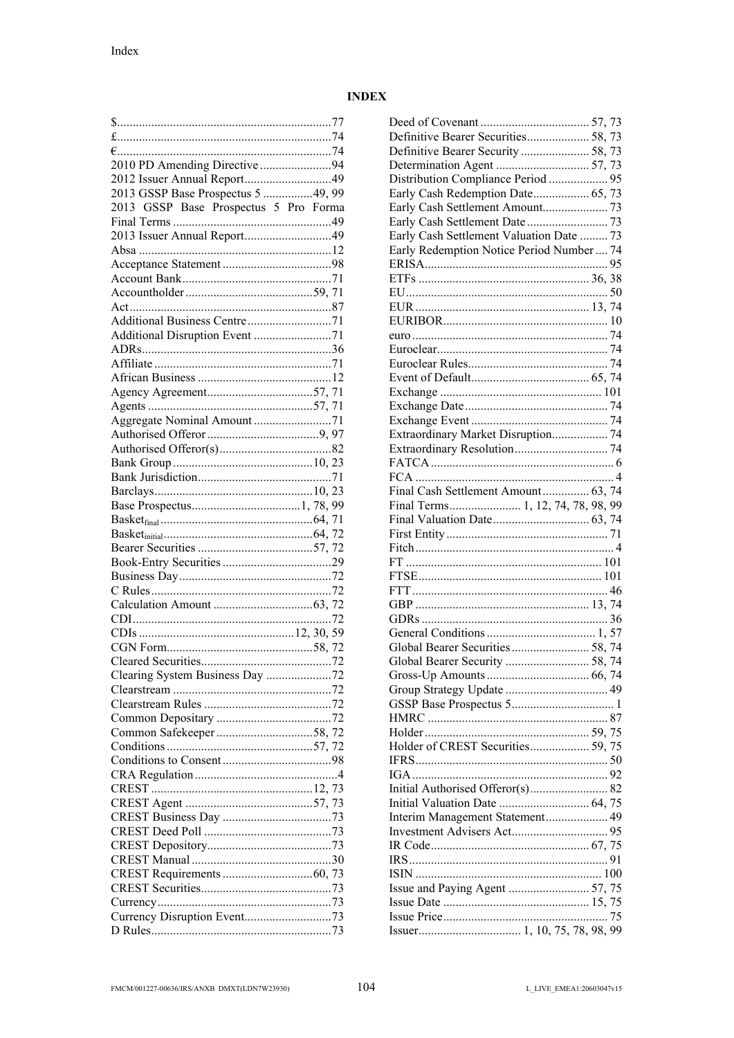## INDEX

$.....77
£.....74
€.....74
2010 PD Amending Directive.....94
2012 Issuer Annual Report.....49
2013 GSSP Base Prospectus 5.....49, 99
2013 GSSP Base Prospectus 5 Pro Forma Final Terms.....49
2013 Issuer Annual Report.....49
Absa.....12
Acceptance Statement.....98
Account Bank.....71
Accountholder.....59, 71
Act.....87
Additional Business Centre.....71
Additional Disruption Event.....71
ADRs.....36
Affiliate.....71
African Business.....12
Agency Agreement.....57, 71
Agents.....57, 71
Aggregate Nominal Amount.....71
Authorised Offeror.....9, 97
Authorised Offeror(s).....82
Bank Group.....10, 23
Bank Jurisdiction.....71
Barclays.....10, 23
Base Prospectus.....1, 78, 99
$Basket_{final}$.....64, 71
$Basket_{initial}$.....64, 72
Bearer Securities.....57, 72
Book-Entry Securities.....29
Business Day.....72
C Rules.....72
Calculation Amount.....63, 72
CDI.....72
CDIs.....12, 30, 59
CGN Form.....58, 72
Cleared Securities.....72
Clearing System Business Day.....72
Clearstream.....72
Clearstream Rules.....72
Common Depositary.....72
Common Safekeeper.....58, 72
Conditions.....57, 72
Conditions to Consent.....98
CRA Regulation.....4
CREST.....12, 73
CREST Agent.....57, 73
CREST Business Day.....73
CREST Deed Poll.....73
CREST Depository.....73
CREST Manual.....30
CREST Requirements.....60, 73
CREST Securities.....73
Currency.....73
Currency Disruption Event.....73
D Rules.....73
Deed of Covenant.....57, 73
Definitive Bearer Securities.....58, 73
Definitive Bearer Security.....58, 73
Determination Agent.....57, 73
Distribution Compliance Period.....95
Early Cash Redemption Date.....65, 73
Early Cash Settlement Amount.....73
Early Cash Settlement Date.....73
Early Cash Settlement Valuation Date.....73
Early Redemption Notice Period Number.....74
ERISA.....95
ETFs.....36, 38
EU.....50
EUR.....13, 74
EURIBOR.....10
euro.....74
Euroclear.....74
Euroclear Rules.....74
Event of Default.....65, 74
Exchange.....101
Exchange Date.....74
Exchange Event.....74
Extraordinary Market Disruption.....74
Extraordinary Resolution.....74
FATCA.....6
FCA.....4
Final Cash Settlement Amount.....63, 74
Final Terms.....1, 12, 74, 78, 98, 99
Final Valuation Date.....63, 74
First Entity.....71
Fitch.....4
FT.....101
FTSE.....101
FTT.....46
GBP.....13, 74
GDRs.....36
General Conditions.....1, 57
Global Bearer Securities.....58, 74
Global Bearer Security.....58, 74
Gross-Up Amounts.....66, 74
Group Strategy Update.....49
GSSP Base Prospectus 5.....1
HMRC.....87
Holder.....59, 75
Holder of CREST Securities.....59, 75
IFRS.....50
IGA.....92
Initial Authorised Offeror(s).....82
Initial Valuation Date.....64, 75
Interim Management Statement.....49
Investment Advisers Act.....95
IR Code.....67, 75
IRS.....91
ISIN.....100
Issue and Paying Agent.....57, 75
Issue Date.....15, 75
Issue Price.....75
Issuer.....1, 10, 75, 78, 98, 99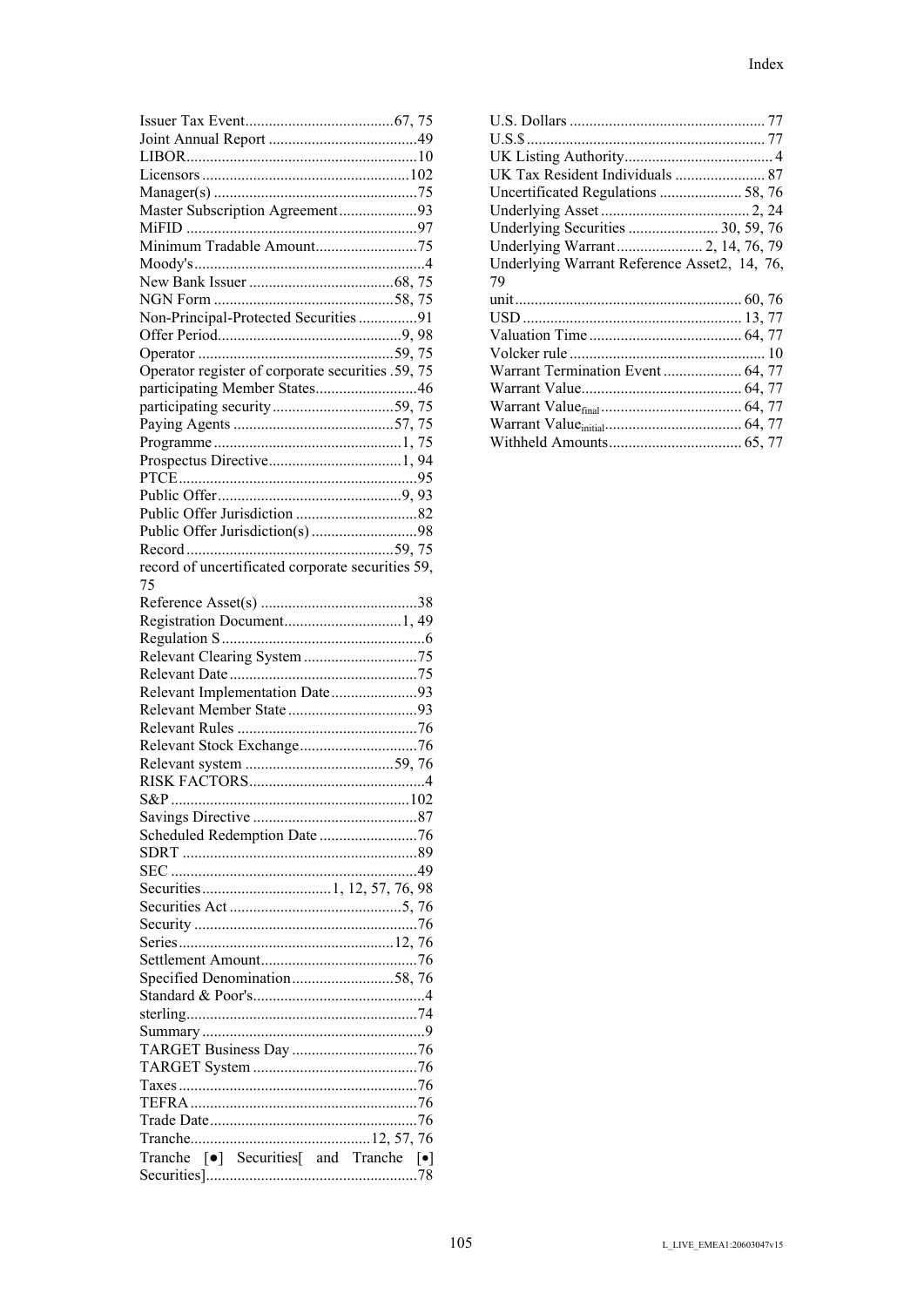Issuer Tax Event....................................67, 75
Joint Annual Report ....................................49
LIBOR....................................................10
Licensors ..............................................102
Manager(s) ...............................................75
Master Subscription Agreement....................93
MiFID .....................................................97
Minimum Tradable Amount..........................75
Moody's......................................................4
New Bank Issuer ....................................68, 75
NGN Form .............................................58, 75
Non-Principal-Protected Securities ...............91
Offer Period..............................................9, 98
Operator ................................................59, 75
Operator register of corporate securities .59, 75
participating Member States..........................46
participating security...............................59, 75
Paying Agents .........................................57, 75
Programme ...............................................1, 75
Prospectus Directive..................................1, 94
PTCE.........................................................95
Public Offer..............................................9, 93
Public Offer Jurisdiction ...............................82
Public Offer Jurisdiction(s) ...........................98
Record ....................................................59, 75
record of uncertificated corporate securities 59, 75
Reference Asset(s) ........................................38
Registration Document..............................1, 49
Regulation S..................................................6
Relevant Clearing System .............................75
Relevant Date ...............................................75
Relevant Implementation Date......................93
Relevant Member State .................................93
Relevant Rules ..............................................76
Relevant Stock Exchange..............................76
Relevant system ......................................59, 76
RISK FACTORS............................................4
S&P ............................................................102
Savings Directive ..........................................87
Scheduled Redemption Date .........................76
SDRT ...........................................................89
SEC ..............................................................49
Securities.................................1, 12, 57, 76, 98
Securities Act ............................................5, 76
Security ........................................................76
Series......................................................12, 76
Settlement Amount........................................76
Specified Denomination..........................58, 76
Standard & Poor's............................................4
sterling..........................................................74
Summary ........................................................9
TARGET Business Day ................................76
TARGET System ..........................................76
Taxes ............................................................76
TEFRA ..........................................................76
Trade Date.....................................................76
Tranche.............................................12, 57, 76
Tranche [●] Securities[ and Tranche [•] Securities]......................................................78

U.S. Dollars .................................................. 77
U.S.$ ............................................................ 77
UK Listing Authority..................................... 4
UK Tax Resident Individuals ....................... 87
Uncertificated Regulations ..................... 58, 76
Underlying Asset ...................................... 2, 24
Underlying Securities ....................... 30, 59, 76
Underlying Warrant...................... 2, 14, 76, 79
Underlying Warrant Reference Asset2, 14, 76, 79
unit......................................................... 60, 76
USD ....................................................... 13, 77
Valuation Time ....................................... 64, 77
Volcker rule ................................................. 10
Warrant Termination Event .................... 64, 77
Warrant Value......................................... 64, 77
Warrant Value$_{final}$ .................................... 64, 77
Warrant Value$_{initial}$ .................................. 64, 77
Withheld Amounts.................................. 65, 77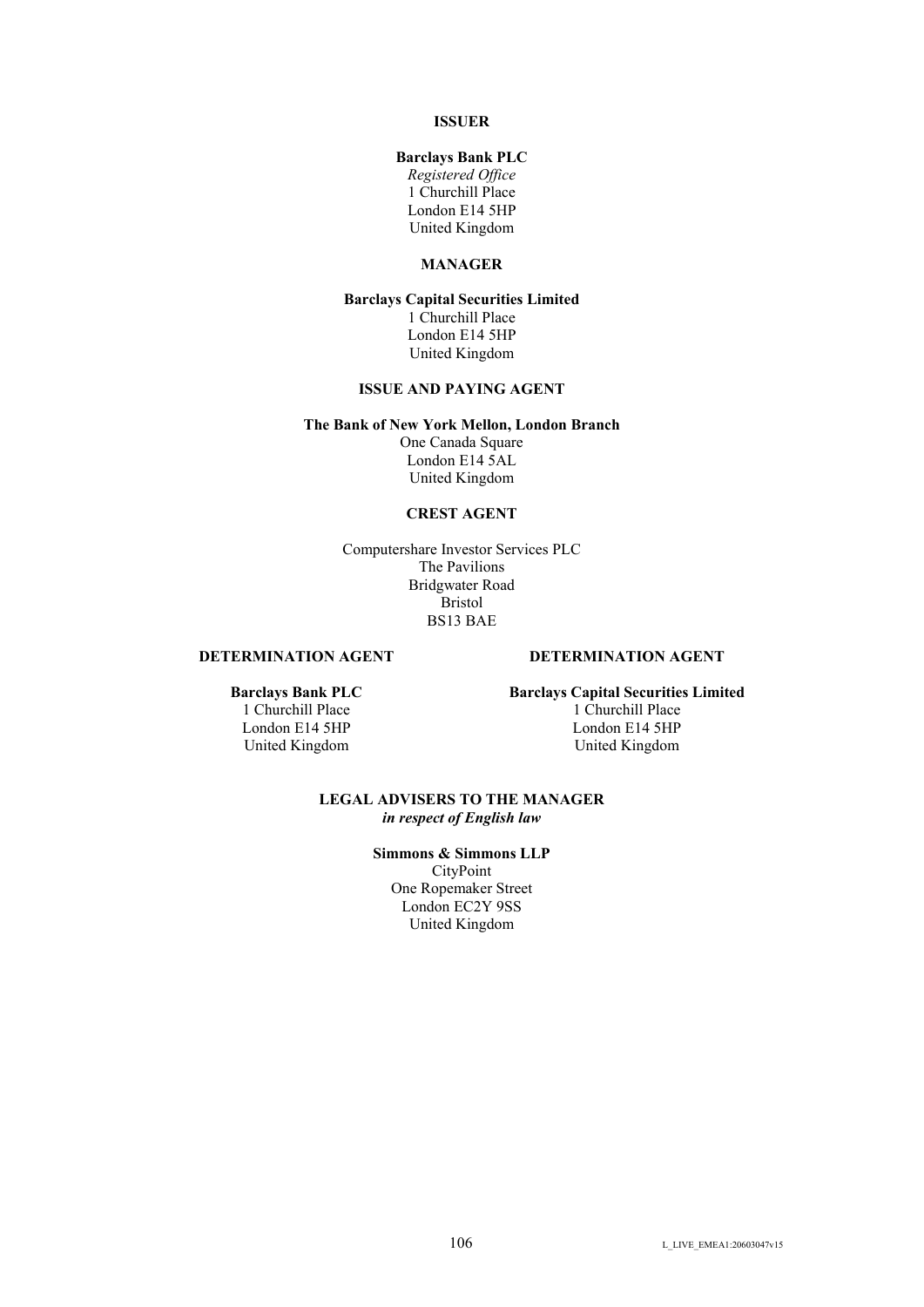**ISSUER**

**Barclays Bank PLC**
*Registered Office*
1 Churchill Place
London E14 5HP
United Kingdom

**MANAGER**

**Barclays Capital Securities Limited**
1 Churchill Place
London E14 5HP
United Kingdom

**ISSUE AND PAYING AGENT**

**The Bank of New York Mellon, London Branch**
One Canada Square
London E14 5AL
United Kingdom

**CREST AGENT**

Computershare Investor Services PLC
The Pavilions
Bridgwater Road
Bristol
BS13 BAE

**DETERMINATION AGENT**

**Barclays Bank PLC**
1 Churchill Place
London E14 5HP
United Kingdom

**DETERMINATION AGENT**

**Barclays Capital Securities Limited**
1 Churchill Place
London E14 5HP
United Kingdom

**LEGAL ADVISERS TO THE MANAGER**
***in respect of English law***

**Simmons & Simmons LLP**
CityPoint
One Ropemaker Street
London EC2Y 9SS
United Kingdom

L_LIVE_EMEA1:20603047v15